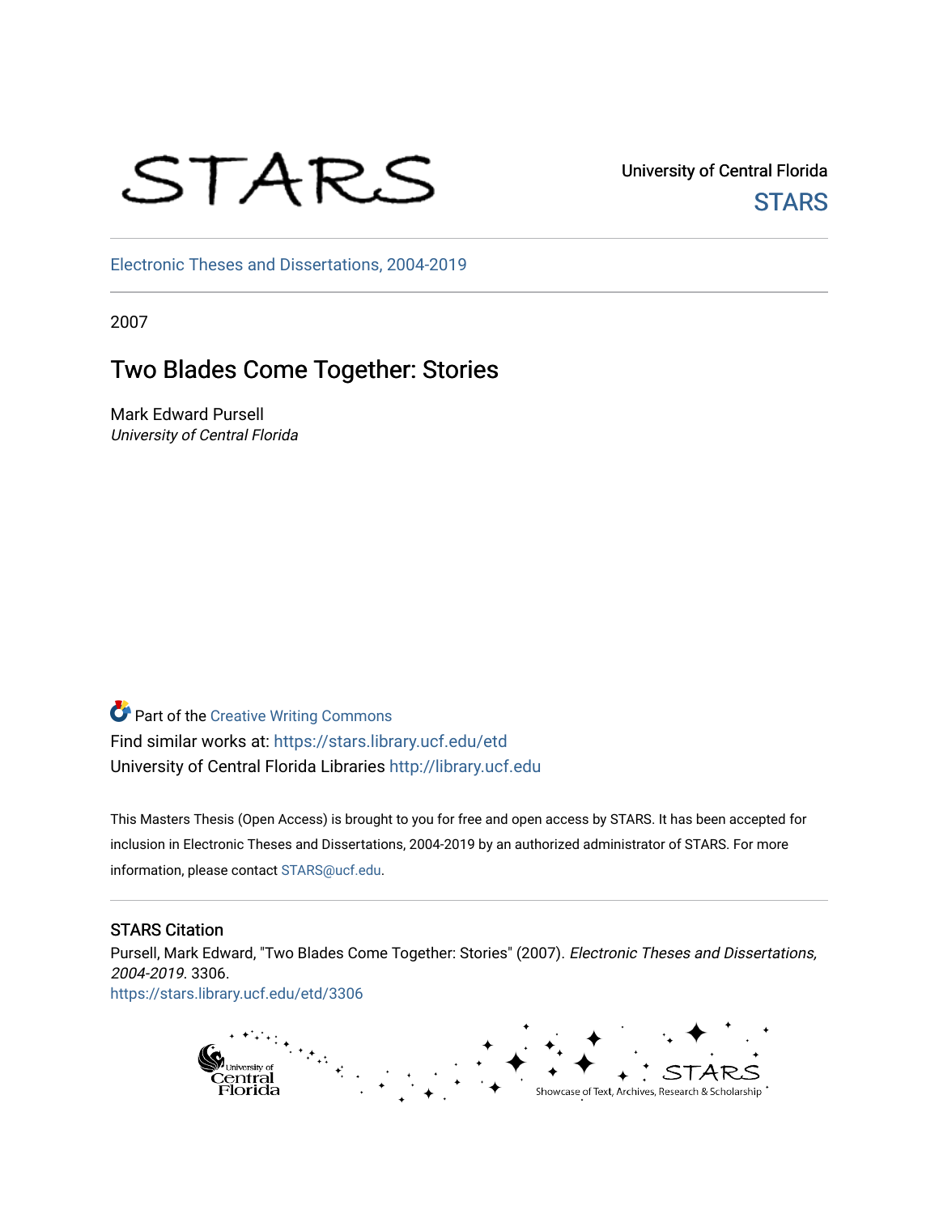STARS

University of Central Florida

STARS

Electronic Theses and Dissertations, 2004-2019

2007

# Two Blades Come Together: Stories

Mark Edward Pursell
*University of Central Florida*

Part of the Creative Writing Commons
Find similar works at: https://stars.library.ucf.edu/etd
University of Central Florida Libraries http://library.ucf.edu

This Masters Thesis (Open Access) is brought to you for free and open access by STARS. It has been accepted for inclusion in Electronic Theses and Dissertations, 2004-2019 by an authorized administrator of STARS. For more information, please contact STARS@ucf.edu.

## STARS Citation

Pursell, Mark Edward, "Two Blades Come Together: Stories" (2007). *Electronic Theses and Dissertations, 2004-2019*. 3306.
https://stars.library.ucf.edu/etd/3306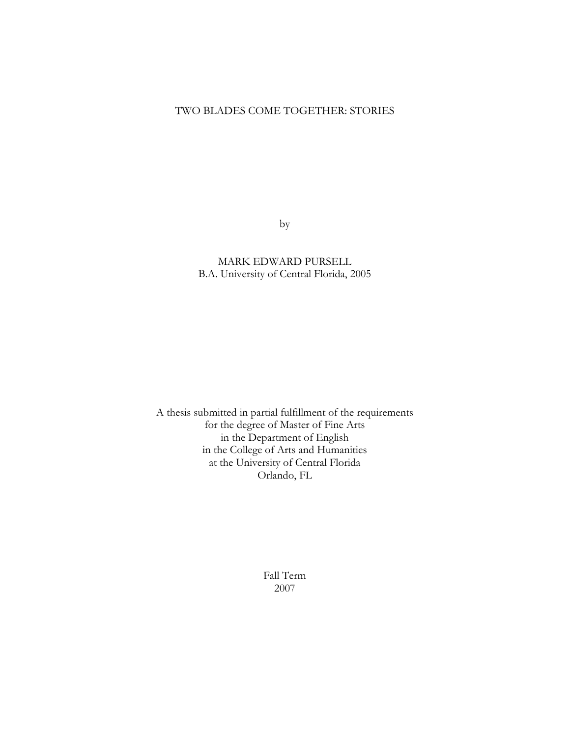# TWO BLADES COME TOGETHER: STORIES

by

MARK EDWARD PURSELL
B.A. University of Central Florida, 2005

A thesis submitted in partial fulfillment of the requirements
for the degree of Master of Fine Arts
in the Department of English
in the College of Arts and Humanities
at the University of Central Florida
Orlando, FL

Fall Term
2007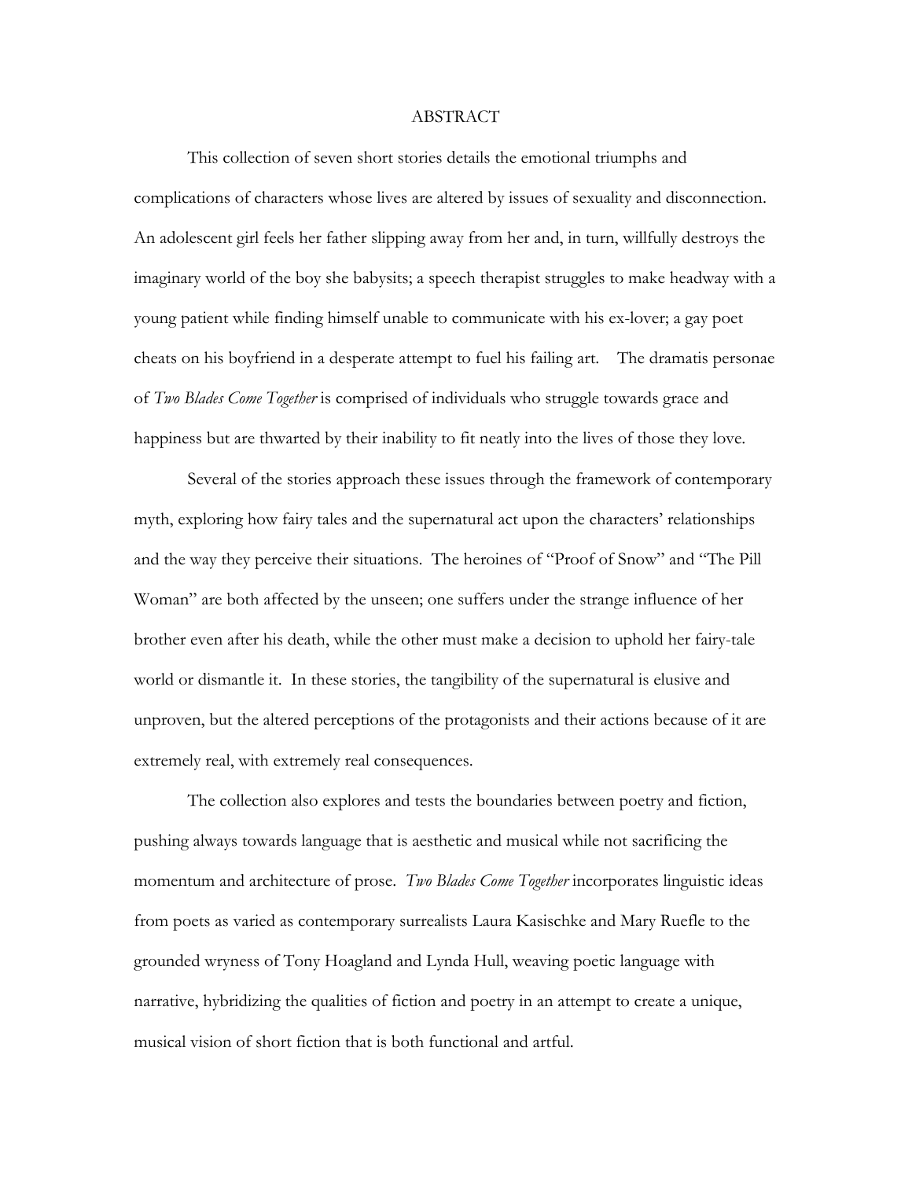# ABSTRACT

This collection of seven short stories details the emotional triumphs and complications of characters whose lives are altered by issues of sexuality and disconnection. An adolescent girl feels her father slipping away from her and, in turn, willfully destroys the imaginary world of the boy she babysits; a speech therapist struggles to make headway with a young patient while finding himself unable to communicate with his ex-lover; a gay poet cheats on his boyfriend in a desperate attempt to fuel his failing art. The dramatis personae of *Two Blades Come Together* is comprised of individuals who struggle towards grace and happiness but are thwarted by their inability to fit neatly into the lives of those they love.

Several of the stories approach these issues through the framework of contemporary myth, exploring how fairy tales and the supernatural act upon the characters' relationships and the way they perceive their situations. The heroines of "Proof of Snow" and "The Pill Woman" are both affected by the unseen; one suffers under the strange influence of her brother even after his death, while the other must make a decision to uphold her fairy-tale world or dismantle it. In these stories, the tangibility of the supernatural is elusive and unproven, but the altered perceptions of the protagonists and their actions because of it are extremely real, with extremely real consequences.

The collection also explores and tests the boundaries between poetry and fiction, pushing always towards language that is aesthetic and musical while not sacrificing the momentum and architecture of prose. *Two Blades Come Together* incorporates linguistic ideas from poets as varied as contemporary surrealists Laura Kasischke and Mary Ruefle to the grounded wryness of Tony Hoagland and Lynda Hull, weaving poetic language with narrative, hybridizing the qualities of fiction and poetry in an attempt to create a unique, musical vision of short fiction that is both functional and artful.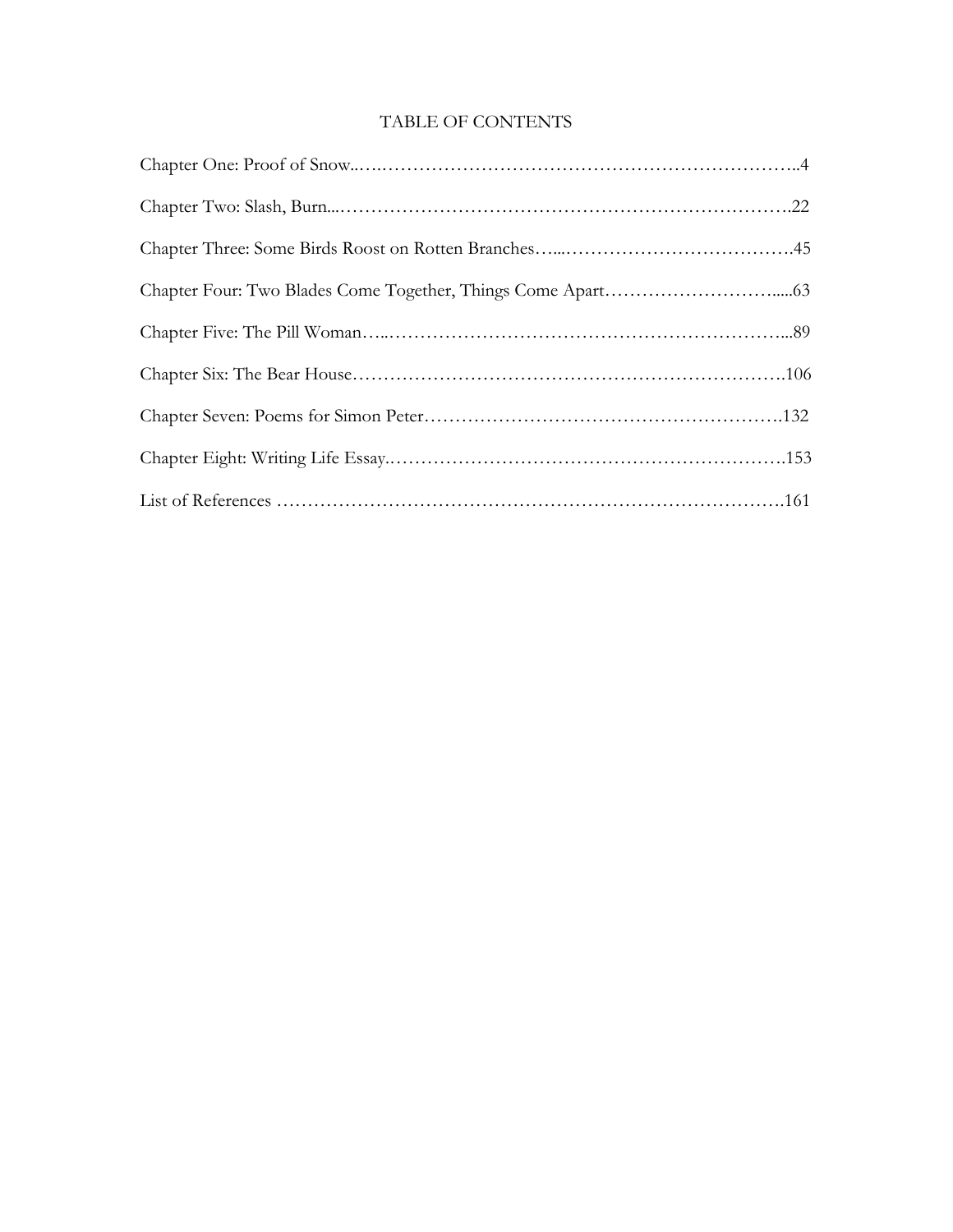# TABLE OF CONTENTS

Chapter One: Proof of Snow......................................................................4

Chapter Two: Slash, Burn......................................................................22

Chapter Three: Some Birds Roost on Rotten Branches......................................45

Chapter Four: Two Blades Come Together, Things Come Apart..........................63

Chapter Five: The Pill Woman......................................................................89

Chapter Six: The Bear House......................................................................106

Chapter Seven: Poems for Simon Peter..........................................................132

Chapter Eight: Writing Life Essay..................................................................153

List of References..........................................................................................161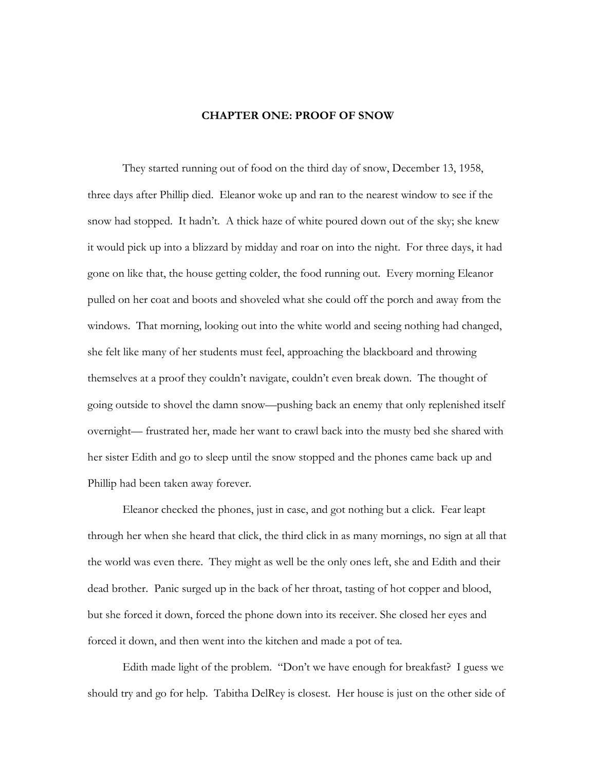# CHAPTER ONE: PROOF OF SNOW

They started running out of food on the third day of snow, December 13, 1958, three days after Phillip died. Eleanor woke up and ran to the nearest window to see if the snow had stopped. It hadn't. A thick haze of white poured down out of the sky; she knew it would pick up into a blizzard by midday and roar on into the night. For three days, it had gone on like that, the house getting colder, the food running out. Every morning Eleanor pulled on her coat and boots and shoveled what she could off the porch and away from the windows. That morning, looking out into the white world and seeing nothing had changed, she felt like many of her students must feel, approaching the blackboard and throwing themselves at a proof they couldn't navigate, couldn't even break down. The thought of going outside to shovel the damn snow—pushing back an enemy that only replenished itself overnight— frustrated her, made her want to crawl back into the musty bed she shared with her sister Edith and go to sleep until the snow stopped and the phones came back up and Phillip had been taken away forever.

Eleanor checked the phones, just in case, and got nothing but a click. Fear leapt through her when she heard that click, the third click in as many mornings, no sign at all that the world was even there. They might as well be the only ones left, she and Edith and their dead brother. Panic surged up in the back of her throat, tasting of hot copper and blood, but she forced it down, forced the phone down into its receiver. She closed her eyes and forced it down, and then went into the kitchen and made a pot of tea.

Edith made light of the problem. "Don't we have enough for breakfast? I guess we should try and go for help. Tabitha DelRey is closest. Her house is just on the other side of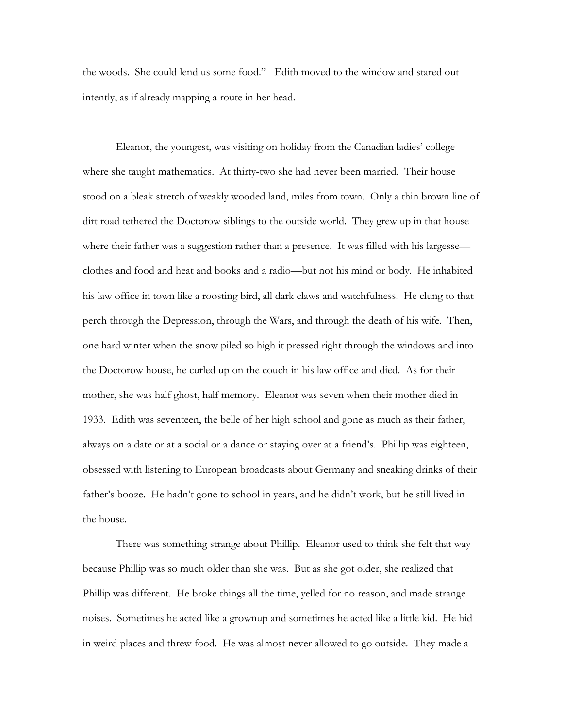the woods. She could lend us some food." Edith moved to the window and stared out intently, as if already mapping a route in her head.

Eleanor, the youngest, was visiting on holiday from the Canadian ladies' college where she taught mathematics. At thirty-two she had never been married. Their house stood on a bleak stretch of weakly wooded land, miles from town. Only a thin brown line of dirt road tethered the Doctorow siblings to the outside world. They grew up in that house where their father was a suggestion rather than a presence. It was filled with his largesse—clothes and food and heat and books and a radio—but not his mind or body. He inhabited his law office in town like a roosting bird, all dark claws and watchfulness. He clung to that perch through the Depression, through the Wars, and through the death of his wife. Then, one hard winter when the snow piled so high it pressed right through the windows and into the Doctorow house, he curled up on the couch in his law office and died. As for their mother, she was half ghost, half memory. Eleanor was seven when their mother died in 1933. Edith was seventeen, the belle of her high school and gone as much as their father, always on a date or at a social or a dance or staying over at a friend's. Phillip was eighteen, obsessed with listening to European broadcasts about Germany and sneaking drinks of their father's booze. He hadn't gone to school in years, and he didn't work, but he still lived in the house.

There was something strange about Phillip. Eleanor used to think she felt that way because Phillip was so much older than she was. But as she got older, she realized that Phillip was different. He broke things all the time, yelled for no reason, and made strange noises. Sometimes he acted like a grownup and sometimes he acted like a little kid. He hid in weird places and threw food. He was almost never allowed to go outside. They made a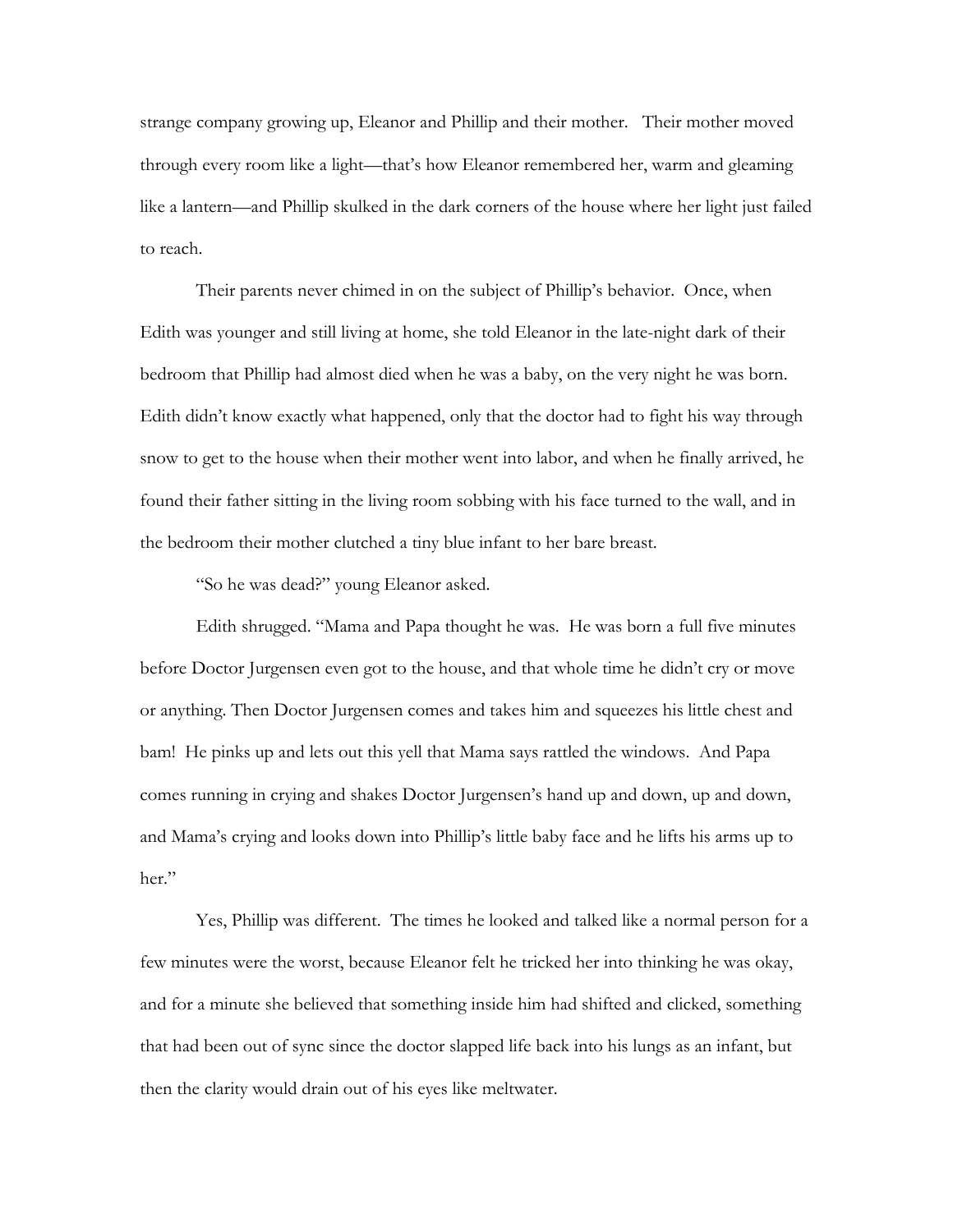strange company growing up, Eleanor and Phillip and their mother. Their mother moved through every room like a light—that's how Eleanor remembered her, warm and gleaming like a lantern—and Phillip skulked in the dark corners of the house where her light just failed to reach.

Their parents never chimed in on the subject of Phillip's behavior. Once, when Edith was younger and still living at home, she told Eleanor in the late-night dark of their bedroom that Phillip had almost died when he was a baby, on the very night he was born. Edith didn't know exactly what happened, only that the doctor had to fight his way through snow to get to the house when their mother went into labor, and when he finally arrived, he found their father sitting in the living room sobbing with his face turned to the wall, and in the bedroom their mother clutched a tiny blue infant to her bare breast.

"So he was dead?" young Eleanor asked.

Edith shrugged. "Mama and Papa thought he was. He was born a full five minutes before Doctor Jurgensen even got to the house, and that whole time he didn't cry or move or anything. Then Doctor Jurgensen comes and takes him and squeezes his little chest and bam! He pinks up and lets out this yell that Mama says rattled the windows. And Papa comes running in crying and shakes Doctor Jurgensen's hand up and down, up and down, and Mama's crying and looks down into Phillip's little baby face and he lifts his arms up to her."

Yes, Phillip was different. The times he looked and talked like a normal person for a few minutes were the worst, because Eleanor felt he tricked her into thinking he was okay, and for a minute she believed that something inside him had shifted and clicked, something that had been out of sync since the doctor slapped life back into his lungs as an infant, but then the clarity would drain out of his eyes like meltwater.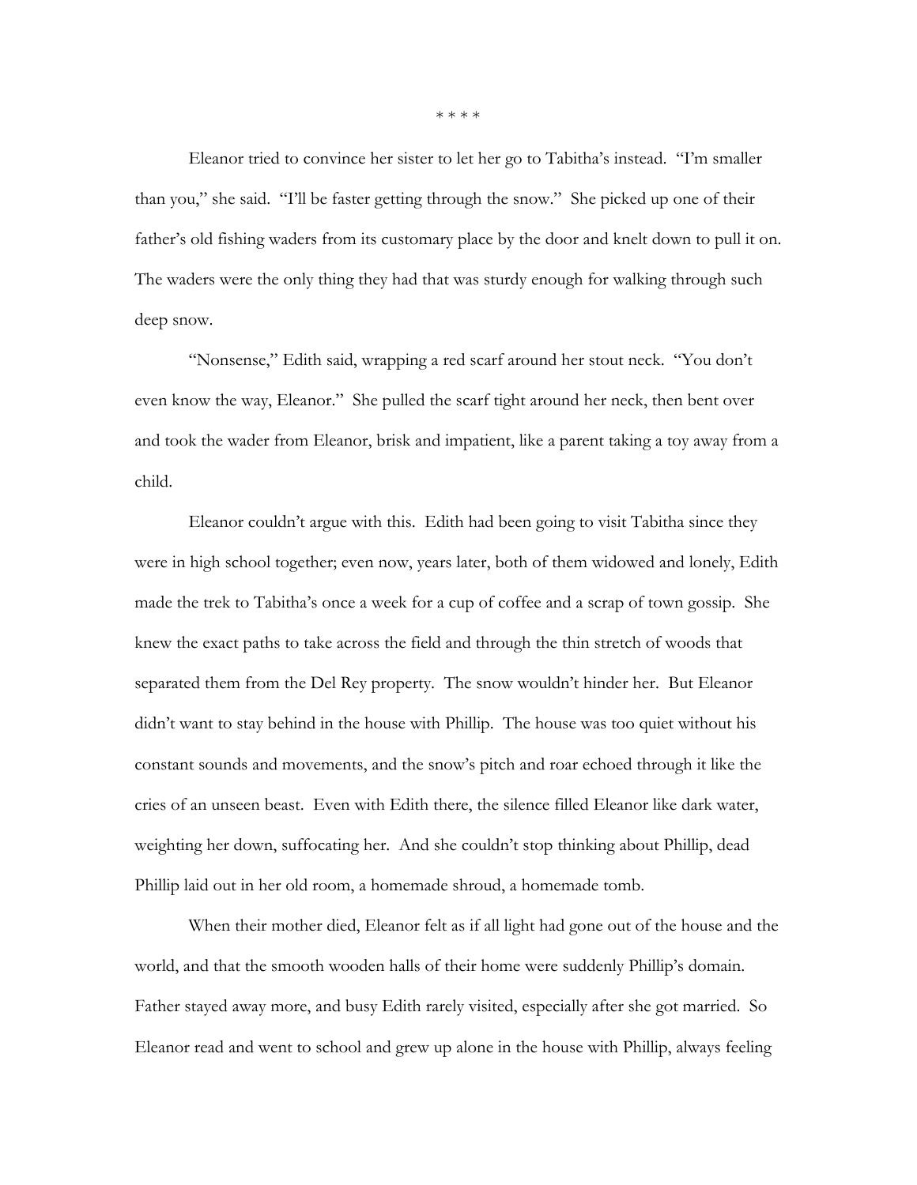* * * *

Eleanor tried to convince her sister to let her go to Tabitha's instead. "I'm smaller than you," she said. "I'll be faster getting through the snow." She picked up one of their father's old fishing waders from its customary place by the door and knelt down to pull it on. The waders were the only thing they had that was sturdy enough for walking through such deep snow.

"Nonsense," Edith said, wrapping a red scarf around her stout neck. "You don't even know the way, Eleanor." She pulled the scarf tight around her neck, then bent over and took the wader from Eleanor, brisk and impatient, like a parent taking a toy away from a child.

Eleanor couldn't argue with this. Edith had been going to visit Tabitha since they were in high school together; even now, years later, both of them widowed and lonely, Edith made the trek to Tabitha's once a week for a cup of coffee and a scrap of town gossip. She knew the exact paths to take across the field and through the thin stretch of woods that separated them from the Del Rey property. The snow wouldn't hinder her. But Eleanor didn't want to stay behind in the house with Phillip. The house was too quiet without his constant sounds and movements, and the snow's pitch and roar echoed through it like the cries of an unseen beast. Even with Edith there, the silence filled Eleanor like dark water, weighting her down, suffocating her. And she couldn't stop thinking about Phillip, dead Phillip laid out in her old room, a homemade shroud, a homemade tomb.

When their mother died, Eleanor felt as if all light had gone out of the house and the world, and that the smooth wooden halls of their home were suddenly Phillip's domain. Father stayed away more, and busy Edith rarely visited, especially after she got married. So Eleanor read and went to school and grew up alone in the house with Phillip, always feeling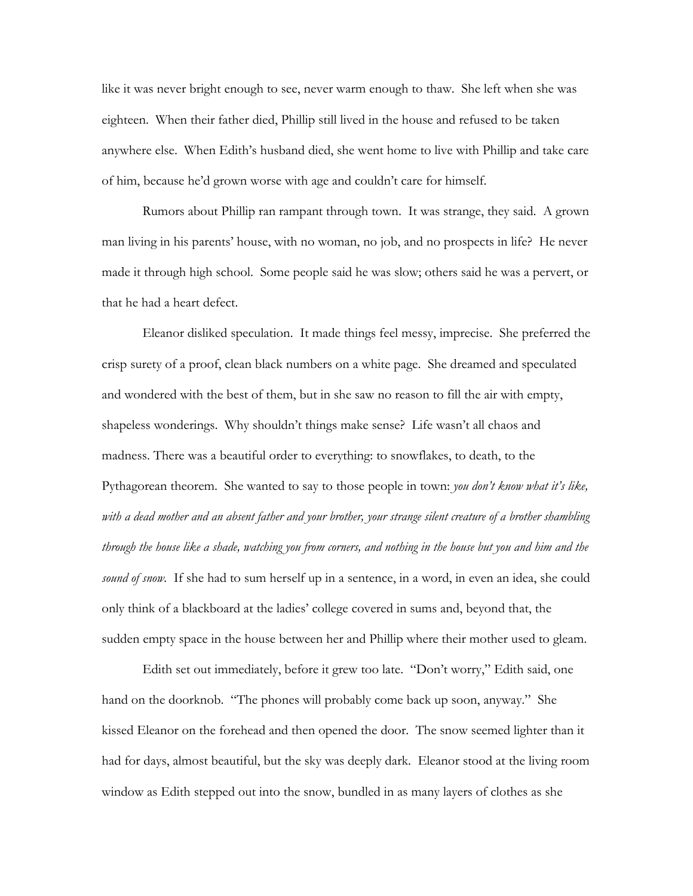like it was never bright enough to see, never warm enough to thaw. She left when she was eighteen. When their father died, Phillip still lived in the house and refused to be taken anywhere else. When Edith's husband died, she went home to live with Phillip and take care of him, because he'd grown worse with age and couldn't care for himself.

Rumors about Phillip ran rampant through town. It was strange, they said. A grown man living in his parents' house, with no woman, no job, and no prospects in life? He never made it through high school. Some people said he was slow; others said he was a pervert, or that he had a heart defect.

Eleanor disliked speculation. It made things feel messy, imprecise. She preferred the crisp surety of a proof, clean black numbers on a white page. She dreamed and speculated and wondered with the best of them, but in she saw no reason to fill the air with empty, shapeless wonderings. Why shouldn't things make sense? Life wasn't all chaos and madness. There was a beautiful order to everything: to snowflakes, to death, to the Pythagorean theorem. She wanted to say to those people in town: *you don't know what it's like, with a dead mother and an absent father and your brother, your strange silent creature of a brother shambling through the house like a shade, watching you from corners, and nothing in the house but you and him and the sound of snow*. If she had to sum herself up in a sentence, in a word, in even an idea, she could only think of a blackboard at the ladies' college covered in sums and, beyond that, the sudden empty space in the house between her and Phillip where their mother used to gleam.

Edith set out immediately, before it grew too late. "Don't worry," Edith said, one hand on the doorknob. "The phones will probably come back up soon, anyway." She kissed Eleanor on the forehead and then opened the door. The snow seemed lighter than it had for days, almost beautiful, but the sky was deeply dark. Eleanor stood at the living room window as Edith stepped out into the snow, bundled in as many layers of clothes as she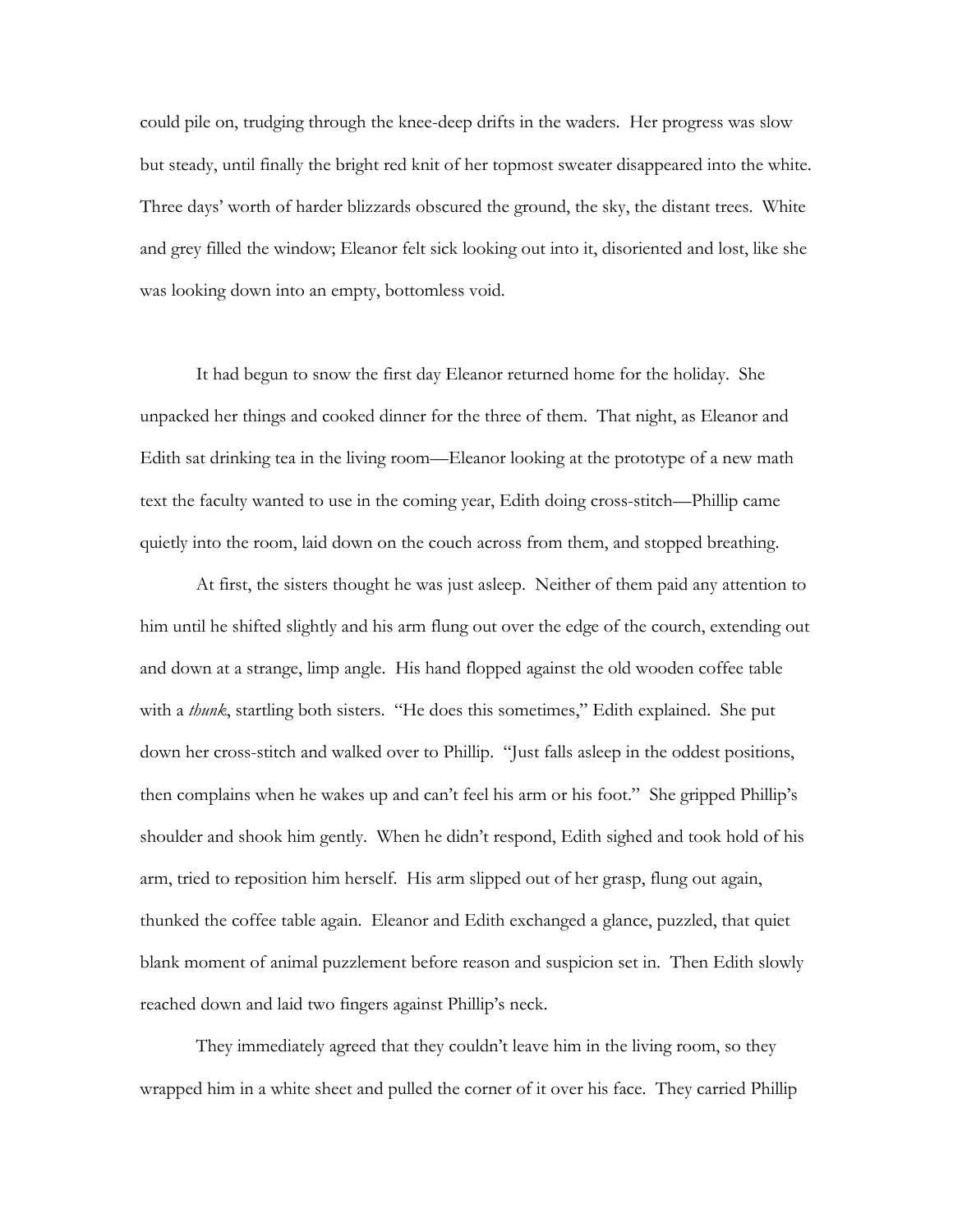could pile on, trudging through the knee-deep drifts in the waders. Her progress was slow but steady, until finally the bright red knit of her topmost sweater disappeared into the white. Three days' worth of harder blizzards obscured the ground, the sky, the distant trees. White and grey filled the window; Eleanor felt sick looking out into it, disoriented and lost, like she was looking down into an empty, bottomless void.

It had begun to snow the first day Eleanor returned home for the holiday. She unpacked her things and cooked dinner for the three of them. That night, as Eleanor and Edith sat drinking tea in the living room—Eleanor looking at the prototype of a new math text the faculty wanted to use in the coming year, Edith doing cross-stitch—Phillip came quietly into the room, laid down on the couch across from them, and stopped breathing.

At first, the sisters thought he was just asleep. Neither of them paid any attention to him until he shifted slightly and his arm flung out over the edge of the courch, extending out and down at a strange, limp angle. His hand flopped against the old wooden coffee table with a *thunk*, startling both sisters. "He does this sometimes," Edith explained. She put down her cross-stitch and walked over to Phillip. "Just falls asleep in the oddest positions, then complains when he wakes up and can't feel his arm or his foot." She gripped Phillip's shoulder and shook him gently. When he didn't respond, Edith sighed and took hold of his arm, tried to reposition him herself. His arm slipped out of her grasp, flung out again, thunked the coffee table again. Eleanor and Edith exchanged a glance, puzzled, that quiet blank moment of animal puzzlement before reason and suspicion set in. Then Edith slowly reached down and laid two fingers against Phillip's neck.

They immediately agreed that they couldn't leave him in the living room, so they wrapped him in a white sheet and pulled the corner of it over his face. They carried Phillip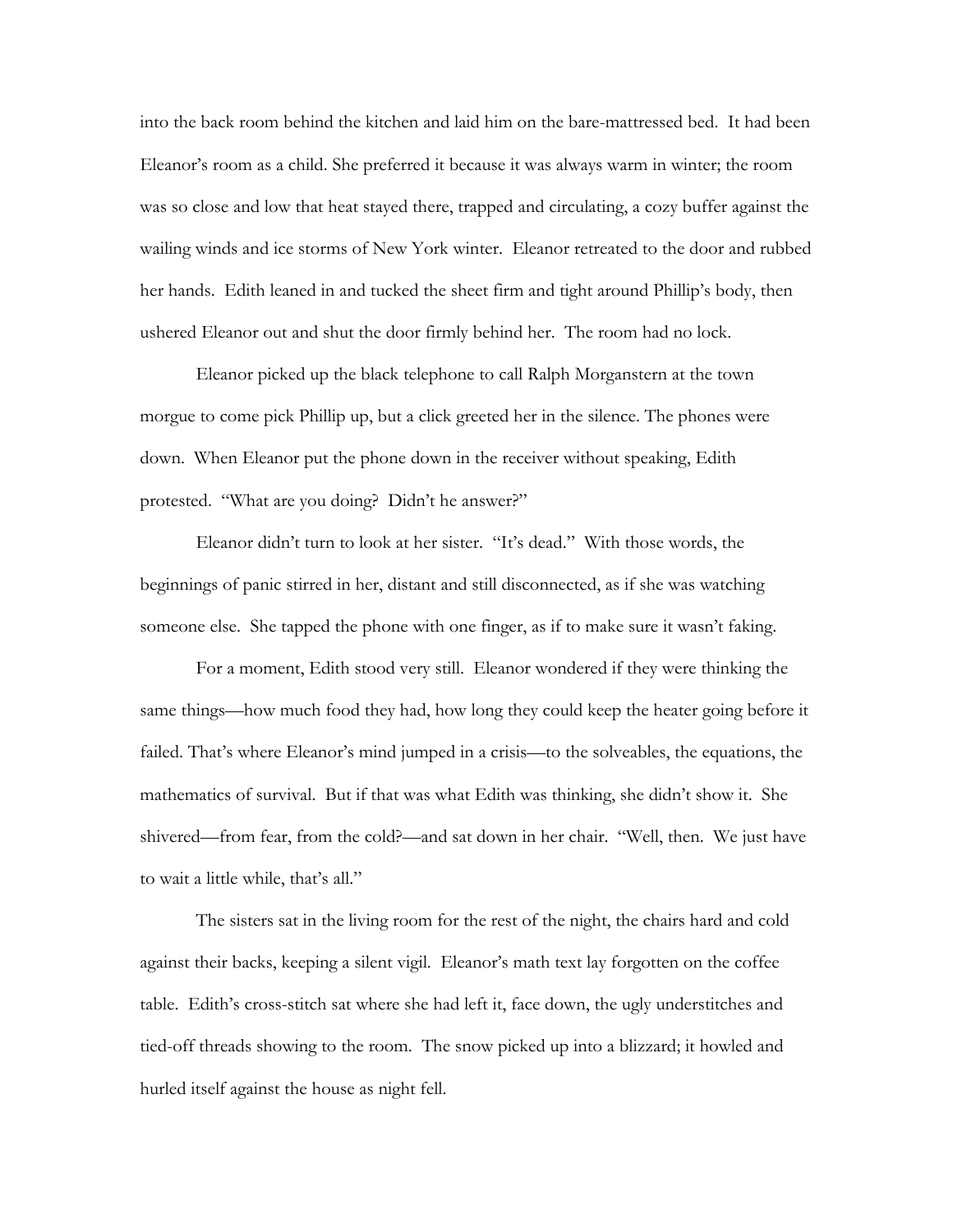into the back room behind the kitchen and laid him on the bare-mattressed bed. It had been Eleanor's room as a child. She preferred it because it was always warm in winter; the room was so close and low that heat stayed there, trapped and circulating, a cozy buffer against the wailing winds and ice storms of New York winter. Eleanor retreated to the door and rubbed her hands. Edith leaned in and tucked the sheet firm and tight around Phillip's body, then ushered Eleanor out and shut the door firmly behind her. The room had no lock.

Eleanor picked up the black telephone to call Ralph Morganstern at the town morgue to come pick Phillip up, but a click greeted her in the silence. The phones were down. When Eleanor put the phone down in the receiver without speaking, Edith protested. "What are you doing? Didn't he answer?"

Eleanor didn't turn to look at her sister. "It's dead." With those words, the beginnings of panic stirred in her, distant and still disconnected, as if she was watching someone else. She tapped the phone with one finger, as if to make sure it wasn't faking.

For a moment, Edith stood very still. Eleanor wondered if they were thinking the same things—how much food they had, how long they could keep the heater going before it failed. That's where Eleanor's mind jumped in a crisis—to the solveables, the equations, the mathematics of survival. But if that was what Edith was thinking, she didn't show it. She shivered—from fear, from the cold?—and sat down in her chair. "Well, then. We just have to wait a little while, that's all."

The sisters sat in the living room for the rest of the night, the chairs hard and cold against their backs, keeping a silent vigil. Eleanor's math text lay forgotten on the coffee table. Edith's cross-stitch sat where she had left it, face down, the ugly understitches and tied-off threads showing to the room. The snow picked up into a blizzard; it howled and hurled itself against the house as night fell.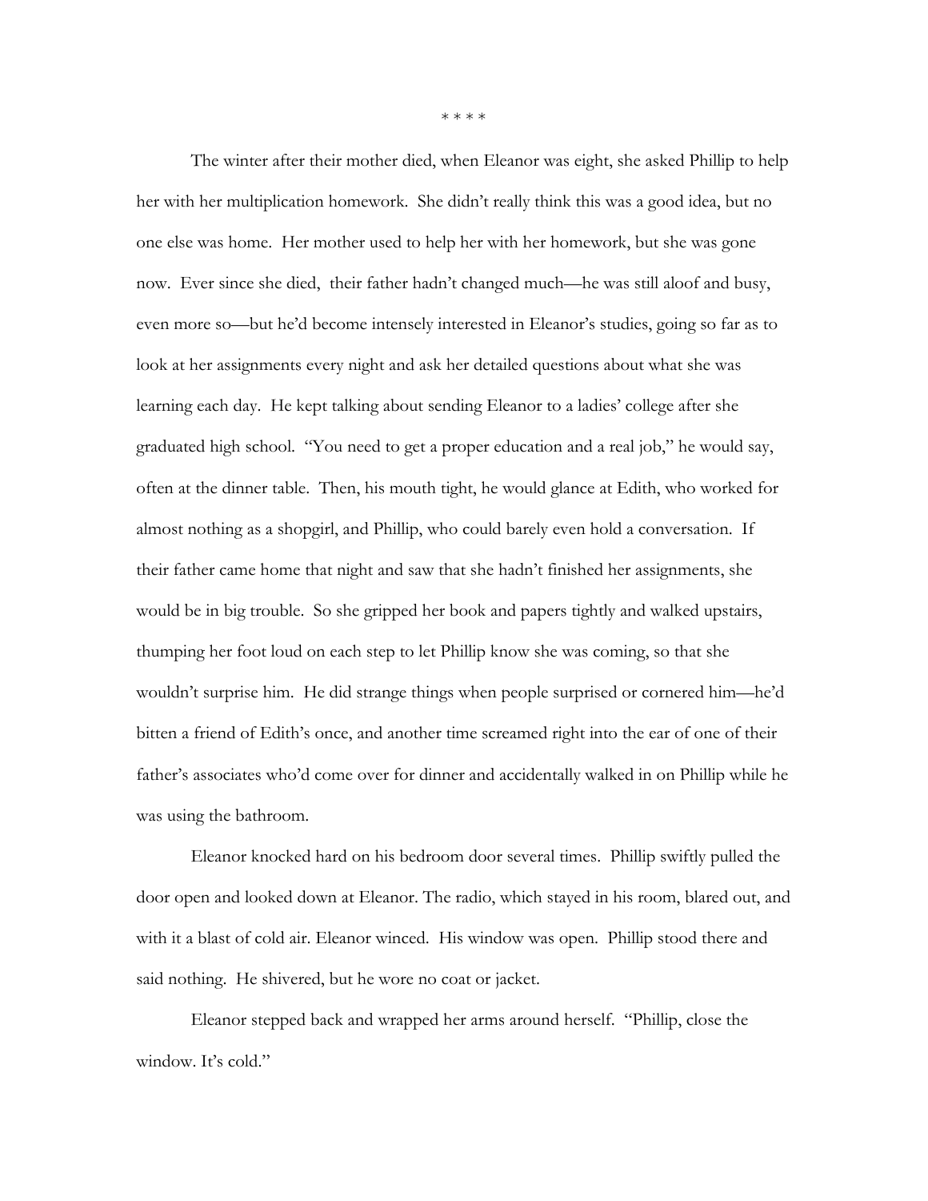\* \* \* \*

The winter after their mother died, when Eleanor was eight, she asked Phillip to help her with her multiplication homework. She didn't really think this was a good idea, but no one else was home. Her mother used to help her with her homework, but she was gone now. Ever since she died, their father hadn't changed much—he was still aloof and busy, even more so—but he'd become intensely interested in Eleanor's studies, going so far as to look at her assignments every night and ask her detailed questions about what she was learning each day. He kept talking about sending Eleanor to a ladies' college after she graduated high school. "You need to get a proper education and a real job," he would say, often at the dinner table. Then, his mouth tight, he would glance at Edith, who worked for almost nothing as a shopgirl, and Phillip, who could barely even hold a conversation. If their father came home that night and saw that she hadn't finished her assignments, she would be in big trouble. So she gripped her book and papers tightly and walked upstairs, thumping her foot loud on each step to let Phillip know she was coming, so that she wouldn't surprise him. He did strange things when people surprised or cornered him—he'd bitten a friend of Edith's once, and another time screamed right into the ear of one of their father's associates who'd come over for dinner and accidentally walked in on Phillip while he was using the bathroom.

Eleanor knocked hard on his bedroom door several times. Phillip swiftly pulled the door open and looked down at Eleanor. The radio, which stayed in his room, blared out, and with it a blast of cold air. Eleanor winced. His window was open. Phillip stood there and said nothing. He shivered, but he wore no coat or jacket.

Eleanor stepped back and wrapped her arms around herself. "Phillip, close the window. It's cold."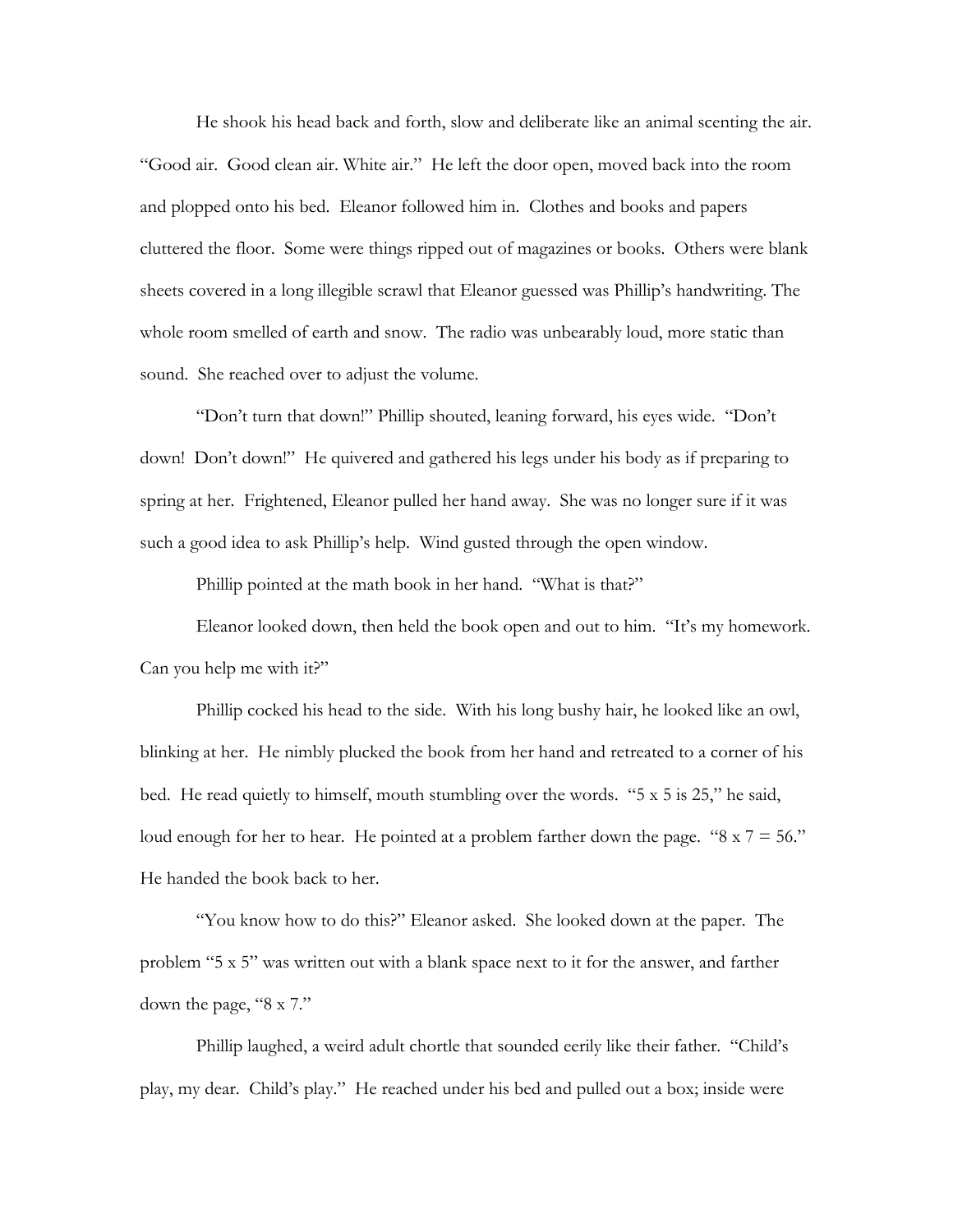He shook his head back and forth, slow and deliberate like an animal scenting the air. "Good air. Good clean air. White air." He left the door open, moved back into the room and plopped onto his bed. Eleanor followed him in. Clothes and books and papers cluttered the floor. Some were things ripped out of magazines or books. Others were blank sheets covered in a long illegible scrawl that Eleanor guessed was Phillip's handwriting. The whole room smelled of earth and snow. The radio was unbearably loud, more static than sound. She reached over to adjust the volume.

"Don't turn that down!" Phillip shouted, leaning forward, his eyes wide. "Don't down! Don't down!" He quivered and gathered his legs under his body as if preparing to spring at her. Frightened, Eleanor pulled her hand away. She was no longer sure if it was such a good idea to ask Phillip's help. Wind gusted through the open window.

Phillip pointed at the math book in her hand. "What is that?"

Eleanor looked down, then held the book open and out to him. "It's my homework. Can you help me with it?"

Phillip cocked his head to the side. With his long bushy hair, he looked like an owl, blinking at her. He nimbly plucked the book from her hand and retreated to a corner of his bed. He read quietly to himself, mouth stumbling over the words. "5 x 5 is 25," he said, loud enough for her to hear. He pointed at a problem farther down the page. "8 x 7 = 56." He handed the book back to her.

"You know how to do this?" Eleanor asked. She looked down at the paper. The problem "5 x 5" was written out with a blank space next to it for the answer, and farther down the page, "8 x 7."

Phillip laughed, a weird adult chortle that sounded eerily like their father. "Child's play, my dear. Child's play." He reached under his bed and pulled out a box; inside were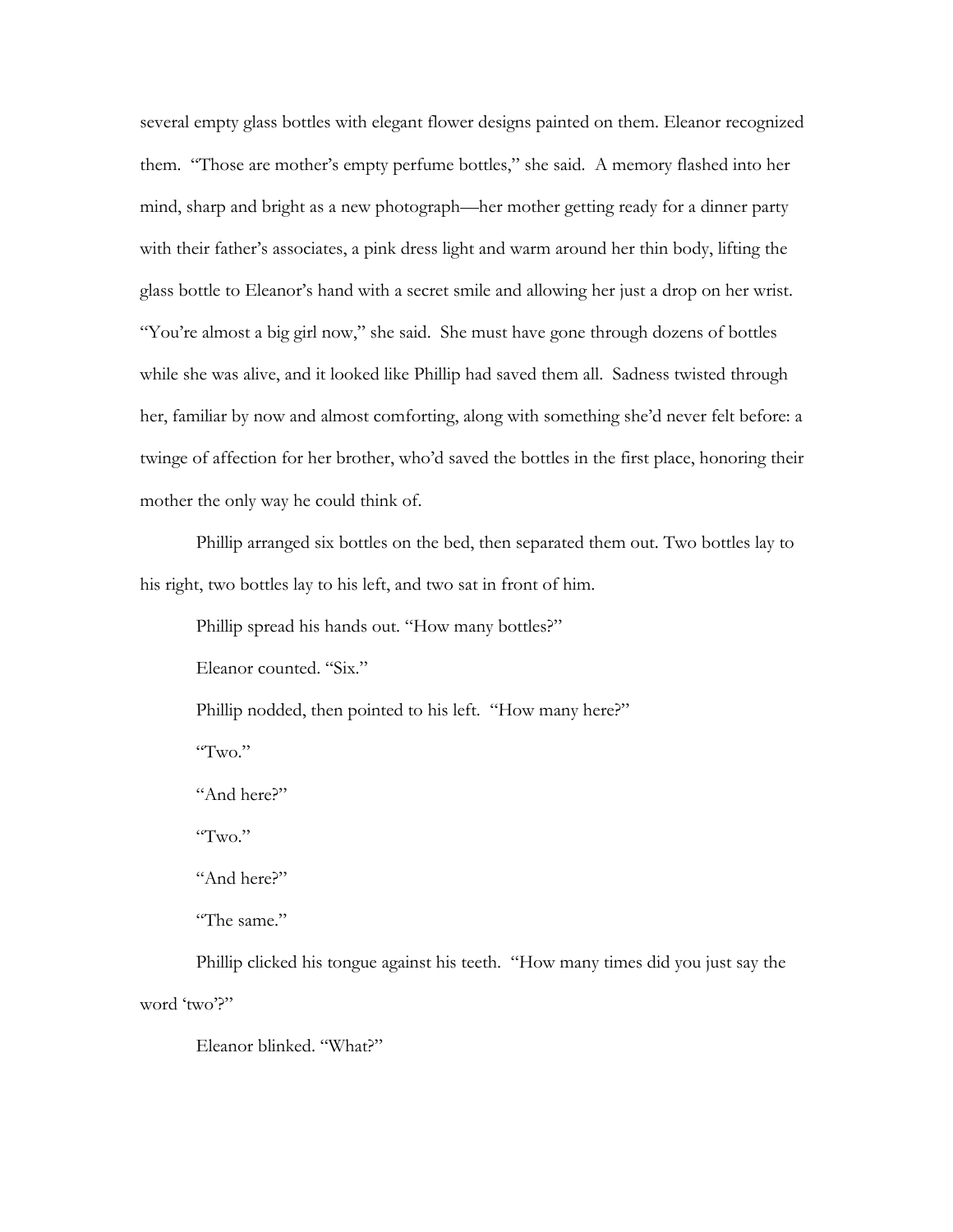several empty glass bottles with elegant flower designs painted on them. Eleanor recognized them. "Those are mother's empty perfume bottles," she said. A memory flashed into her mind, sharp and bright as a new photograph—her mother getting ready for a dinner party with their father's associates, a pink dress light and warm around her thin body, lifting the glass bottle to Eleanor's hand with a secret smile and allowing her just a drop on her wrist. "You're almost a big girl now," she said. She must have gone through dozens of bottles while she was alive, and it looked like Phillip had saved them all. Sadness twisted through her, familiar by now and almost comforting, along with something she'd never felt before: a twinge of affection for her brother, who'd saved the bottles in the first place, honoring their mother the only way he could think of.

Phillip arranged six bottles on the bed, then separated them out. Two bottles lay to his right, two bottles lay to his left, and two sat in front of him.

Phillip spread his hands out. "How many bottles?"

Eleanor counted. "Six."

Phillip nodded, then pointed to his left. "How many here?"

"Two."

"And here?"

"Two."

"And here?"

"The same."

Phillip clicked his tongue against his teeth. "How many times did you just say the word 'two'?"

Eleanor blinked. "What?"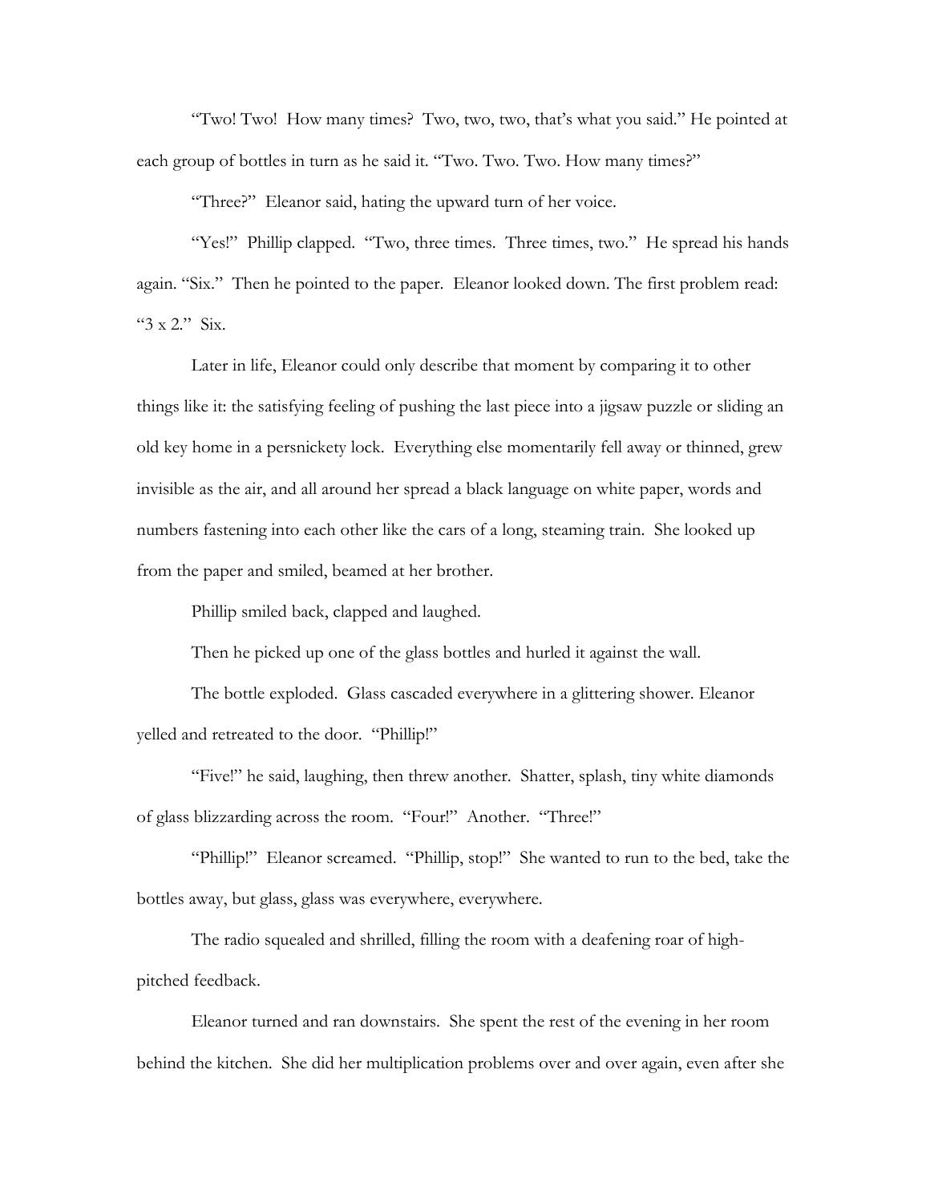"Two! Two! How many times? Two, two, two, that's what you said." He pointed at each group of bottles in turn as he said it. "Two. Two. Two. How many times?"

"Three?" Eleanor said, hating the upward turn of her voice.

"Yes!" Phillip clapped. "Two, three times. Three times, two." He spread his hands again. "Six." Then he pointed to the paper. Eleanor looked down. The first problem read: "3 x 2." Six.

Later in life, Eleanor could only describe that moment by comparing it to other things like it: the satisfying feeling of pushing the last piece into a jigsaw puzzle or sliding an old key home in a persnickety lock. Everything else momentarily fell away or thinned, grew invisible as the air, and all around her spread a black language on white paper, words and numbers fastening into each other like the cars of a long, steaming train. She looked up from the paper and smiled, beamed at her brother.

Phillip smiled back, clapped and laughed.

Then he picked up one of the glass bottles and hurled it against the wall.

The bottle exploded. Glass cascaded everywhere in a glittering shower. Eleanor yelled and retreated to the door. "Phillip!"

"Five!" he said, laughing, then threw another. Shatter, splash, tiny white diamonds of glass blizzarding across the room. "Four!" Another. "Three!"

"Phillip!" Eleanor screamed. "Phillip, stop!" She wanted to run to the bed, take the bottles away, but glass, glass was everywhere, everywhere.

The radio squealed and shrilled, filling the room with a deafening roar of high-pitched feedback.

Eleanor turned and ran downstairs. She spent the rest of the evening in her room behind the kitchen. She did her multiplication problems over and over again, even after she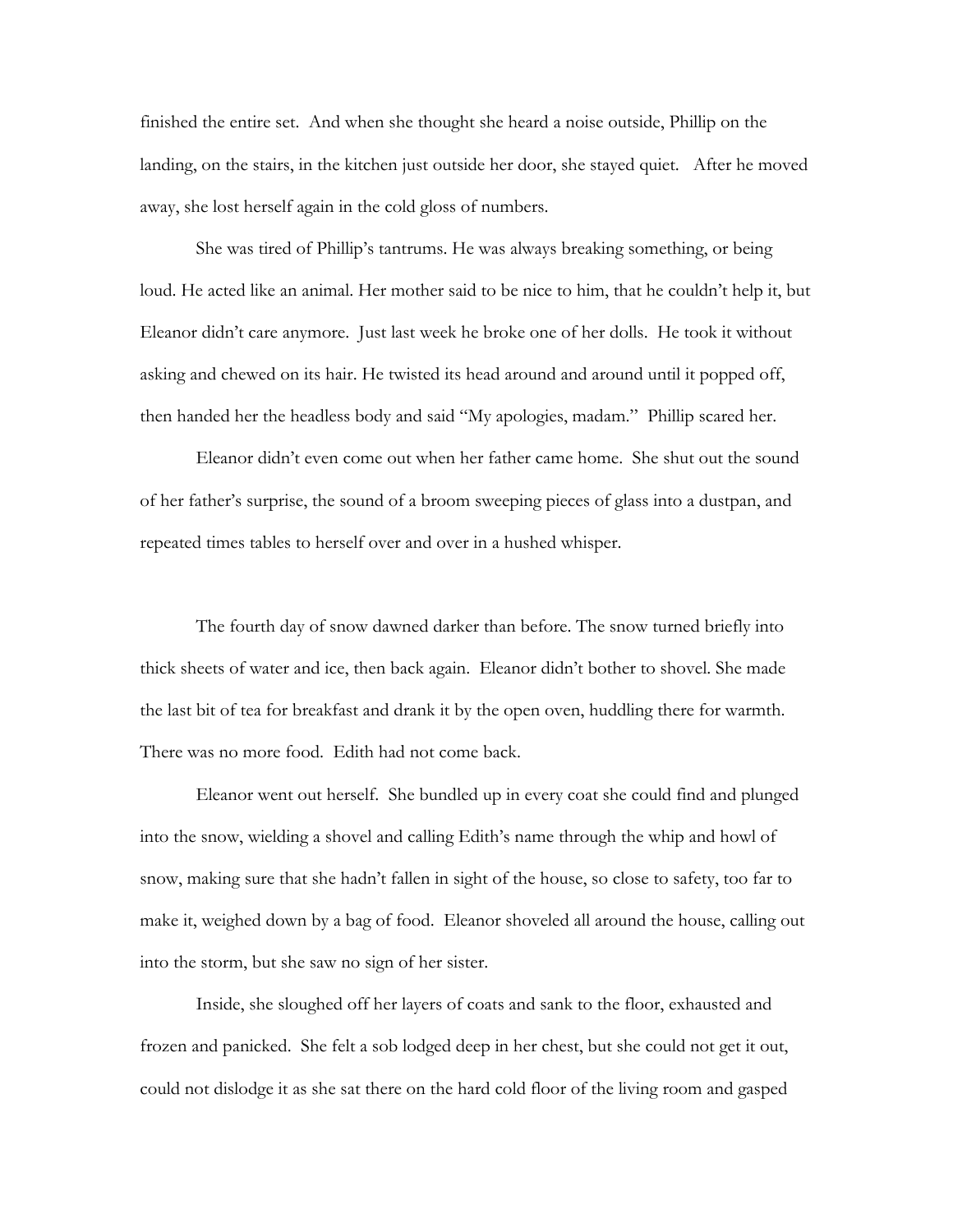finished the entire set. And when she thought she heard a noise outside, Phillip on the landing, on the stairs, in the kitchen just outside her door, she stayed quiet. After he moved away, she lost herself again in the cold gloss of numbers.

She was tired of Phillip's tantrums. He was always breaking something, or being loud. He acted like an animal. Her mother said to be nice to him, that he couldn't help it, but Eleanor didn't care anymore. Just last week he broke one of her dolls. He took it without asking and chewed on its hair. He twisted its head around and around until it popped off, then handed her the headless body and said "My apologies, madam." Phillip scared her.

Eleanor didn't even come out when her father came home. She shut out the sound of her father's surprise, the sound of a broom sweeping pieces of glass into a dustpan, and repeated times tables to herself over and over in a hushed whisper.

The fourth day of snow dawned darker than before. The snow turned briefly into thick sheets of water and ice, then back again. Eleanor didn't bother to shovel. She made the last bit of tea for breakfast and drank it by the open oven, huddling there for warmth. There was no more food. Edith had not come back.

Eleanor went out herself. She bundled up in every coat she could find and plunged into the snow, wielding a shovel and calling Edith's name through the whip and howl of snow, making sure that she hadn't fallen in sight of the house, so close to safety, too far to make it, weighed down by a bag of food. Eleanor shoveled all around the house, calling out into the storm, but she saw no sign of her sister.

Inside, she sloughed off her layers of coats and sank to the floor, exhausted and frozen and panicked. She felt a sob lodged deep in her chest, but she could not get it out, could not dislodge it as she sat there on the hard cold floor of the living room and gasped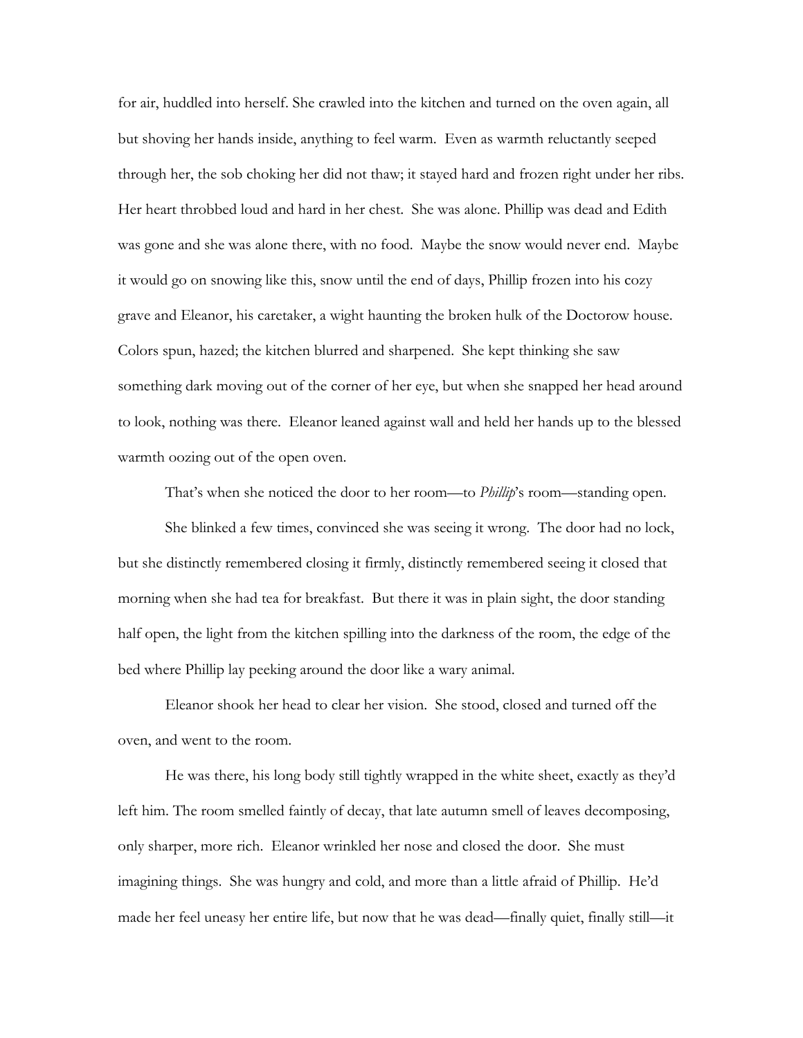for air, huddled into herself. She crawled into the kitchen and turned on the oven again, all but shoving her hands inside, anything to feel warm. Even as warmth reluctantly seeped through her, the sob choking her did not thaw; it stayed hard and frozen right under her ribs. Her heart throbbed loud and hard in her chest. She was alone. Phillip was dead and Edith was gone and she was alone there, with no food. Maybe the snow would never end. Maybe it would go on snowing like this, snow until the end of days, Phillip frozen into his cozy grave and Eleanor, his caretaker, a wight haunting the broken hulk of the Doctorow house. Colors spun, hazed; the kitchen blurred and sharpened. She kept thinking she saw something dark moving out of the corner of her eye, but when she snapped her head around to look, nothing was there. Eleanor leaned against wall and held her hands up to the blessed warmth oozing out of the open oven.

That's when she noticed the door to her room—to *Phillip*'s room—standing open.

She blinked a few times, convinced she was seeing it wrong. The door had no lock, but she distinctly remembered closing it firmly, distinctly remembered seeing it closed that morning when she had tea for breakfast. But there it was in plain sight, the door standing half open, the light from the kitchen spilling into the darkness of the room, the edge of the bed where Phillip lay peeking around the door like a wary animal.

Eleanor shook her head to clear her vision. She stood, closed and turned off the oven, and went to the room.

He was there, his long body still tightly wrapped in the white sheet, exactly as they'd left him. The room smelled faintly of decay, that late autumn smell of leaves decomposing, only sharper, more rich. Eleanor wrinkled her nose and closed the door. She must imagining things. She was hungry and cold, and more than a little afraid of Phillip. He'd made her feel uneasy her entire life, but now that he was dead—finally quiet, finally still—it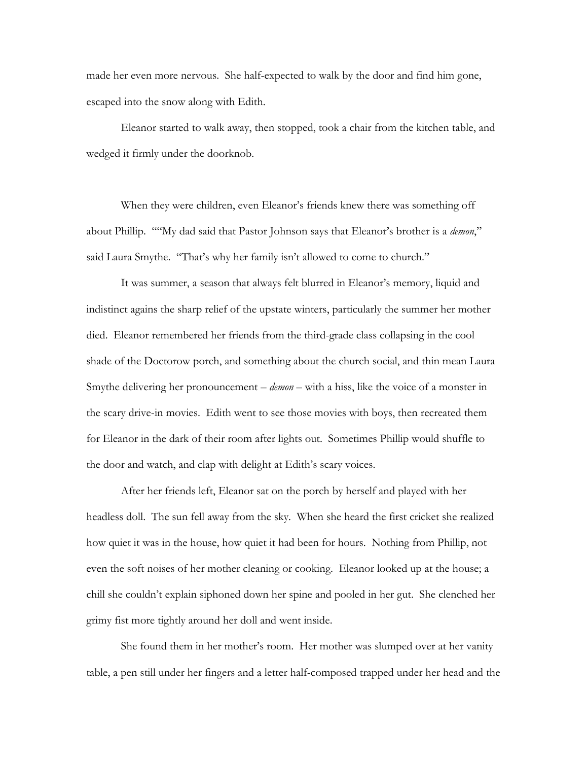made her even more nervous. She half-expected to walk by the door and find him gone, escaped into the snow along with Edith.

Eleanor started to walk away, then stopped, took a chair from the kitchen table, and wedged it firmly under the doorknob.

When they were children, even Eleanor's friends knew there was something off about Phillip. ""My dad said that Pastor Johnson says that Eleanor's brother is a *demon*," said Laura Smythe. "That's why her family isn't allowed to come to church."

It was summer, a season that always felt blurred in Eleanor's memory, liquid and indistinct agains the sharp relief of the upstate winters, particularly the summer her mother died. Eleanor remembered her friends from the third-grade class collapsing in the cool shade of the Doctorow porch, and something about the church social, and thin mean Laura Smythe delivering her pronouncement – *demon* – with a hiss, like the voice of a monster in the scary drive-in movies. Edith went to see those movies with boys, then recreated them for Eleanor in the dark of their room after lights out. Sometimes Phillip would shuffle to the door and watch, and clap with delight at Edith's scary voices.

After her friends left, Eleanor sat on the porch by herself and played with her headless doll. The sun fell away from the sky. When she heard the first cricket she realized how quiet it was in the house, how quiet it had been for hours. Nothing from Phillip, not even the soft noises of her mother cleaning or cooking. Eleanor looked up at the house; a chill she couldn't explain siphoned down her spine and pooled in her gut. She clenched her grimy fist more tightly around her doll and went inside.

She found them in her mother's room. Her mother was slumped over at her vanity table, a pen still under her fingers and a letter half-composed trapped under her head and the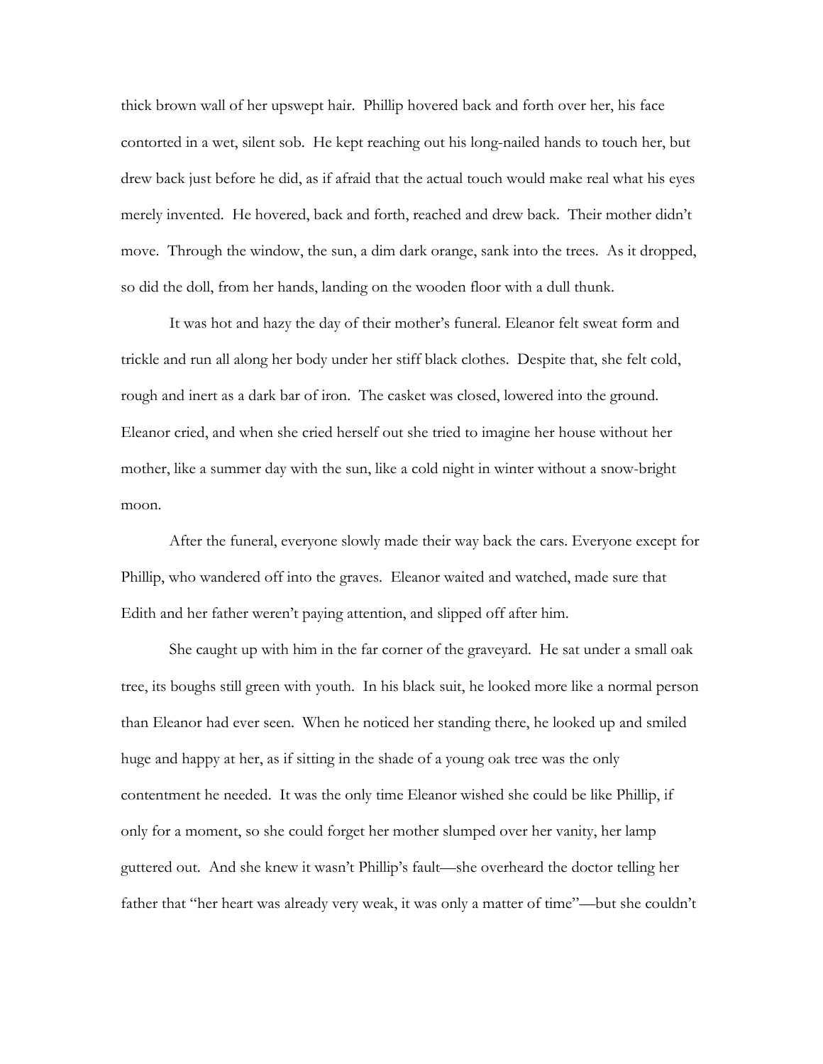thick brown wall of her upswept hair. Phillip hovered back and forth over her, his face contorted in a wet, silent sob. He kept reaching out his long-nailed hands to touch her, but drew back just before he did, as if afraid that the actual touch would make real what his eyes merely invented. He hovered, back and forth, reached and drew back. Their mother didn't move. Through the window, the sun, a dim dark orange, sank into the trees. As it dropped, so did the doll, from her hands, landing on the wooden floor with a dull thunk.

It was hot and hazy the day of their mother's funeral. Eleanor felt sweat form and trickle and run all along her body under her stiff black clothes. Despite that, she felt cold, rough and inert as a dark bar of iron. The casket was closed, lowered into the ground. Eleanor cried, and when she cried herself out she tried to imagine her house without her mother, like a summer day with the sun, like a cold night in winter without a snow-bright moon.

After the funeral, everyone slowly made their way back the cars. Everyone except for Phillip, who wandered off into the graves. Eleanor waited and watched, made sure that Edith and her father weren't paying attention, and slipped off after him.

She caught up with him in the far corner of the graveyard. He sat under a small oak tree, its boughs still green with youth. In his black suit, he looked more like a normal person than Eleanor had ever seen. When he noticed her standing there, he looked up and smiled huge and happy at her, as if sitting in the shade of a young oak tree was the only contentment he needed. It was the only time Eleanor wished she could be like Phillip, if only for a moment, so she could forget her mother slumped over her vanity, her lamp guttered out. And she knew it wasn't Phillip's fault—she overheard the doctor telling her father that "her heart was already very weak, it was only a matter of time"—but she couldn't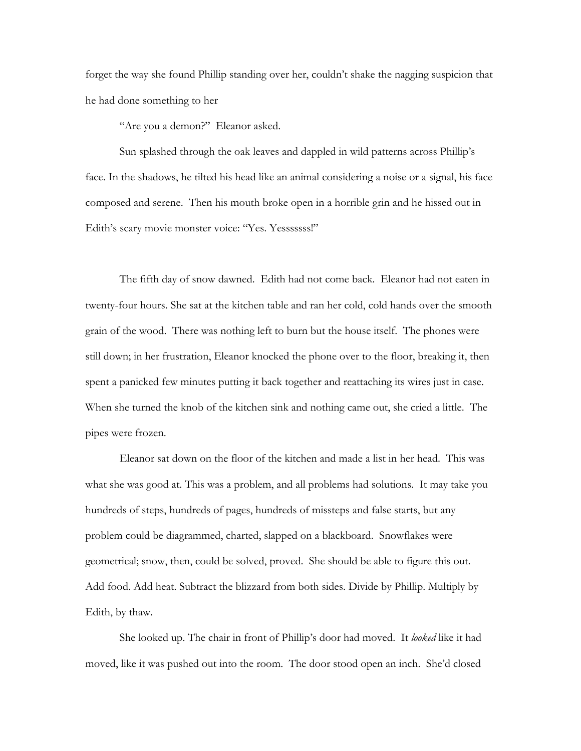forget the way she found Phillip standing over her, couldn't shake the nagging suspicion that he had done something to her

"Are you a demon?" Eleanor asked.

Sun splashed through the oak leaves and dappled in wild patterns across Phillip's face. In the shadows, he tilted his head like an animal considering a noise or a signal, his face composed and serene. Then his mouth broke open in a horrible grin and he hissed out in Edith's scary movie monster voice: "Yes. Yesssssss!"

The fifth day of snow dawned. Edith had not come back. Eleanor had not eaten in twenty-four hours. She sat at the kitchen table and ran her cold, cold hands over the smooth grain of the wood. There was nothing left to burn but the house itself. The phones were still down; in her frustration, Eleanor knocked the phone over to the floor, breaking it, then spent a panicked few minutes putting it back together and reattaching its wires just in case. When she turned the knob of the kitchen sink and nothing came out, she cried a little. The pipes were frozen.

Eleanor sat down on the floor of the kitchen and made a list in her head. This was what she was good at. This was a problem, and all problems had solutions. It may take you hundreds of steps, hundreds of pages, hundreds of missteps and false starts, but any problem could be diagrammed, charted, slapped on a blackboard. Snowflakes were geometrical; snow, then, could be solved, proved. She should be able to figure this out. Add food. Add heat. Subtract the blizzard from both sides. Divide by Phillip. Multiply by Edith, by thaw.

She looked up. The chair in front of Phillip's door had moved. It *looked* like it had moved, like it was pushed out into the room. The door stood open an inch. She'd closed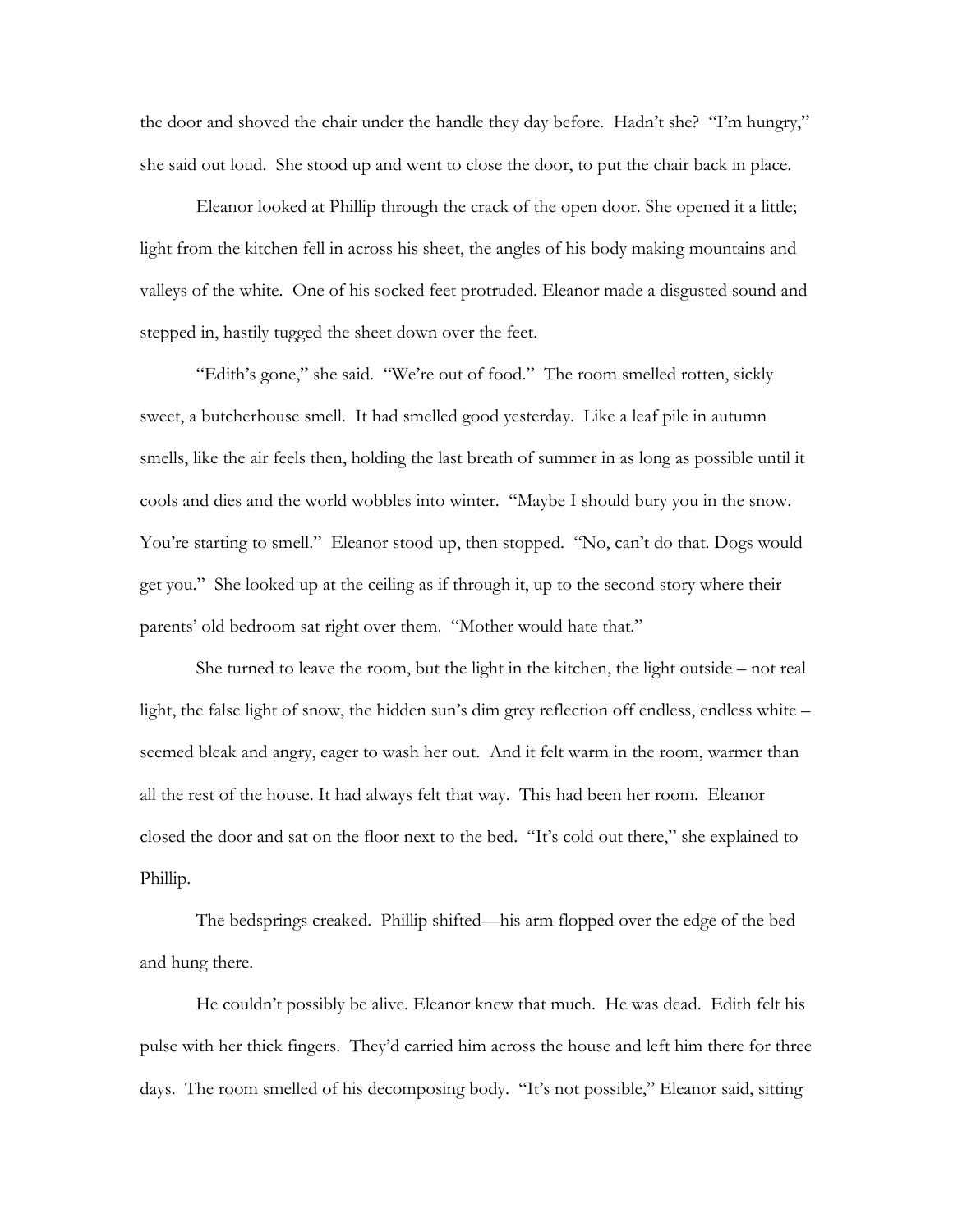the door and shoved the chair under the handle they day before. Hadn't she? "I'm hungry," she said out loud. She stood up and went to close the door, to put the chair back in place.

Eleanor looked at Phillip through the crack of the open door. She opened it a little; light from the kitchen fell in across his sheet, the angles of his body making mountains and valleys of the white. One of his socked feet protruded. Eleanor made a disgusted sound and stepped in, hastily tugged the sheet down over the feet.

"Edith's gone," she said. "We're out of food." The room smelled rotten, sickly sweet, a butcherhouse smell. It had smelled good yesterday. Like a leaf pile in autumn smells, like the air feels then, holding the last breath of summer in as long as possible until it cools and dies and the world wobbles into winter. "Maybe I should bury you in the snow. You're starting to smell." Eleanor stood up, then stopped. "No, can't do that. Dogs would get you." She looked up at the ceiling as if through it, up to the second story where their parents' old bedroom sat right over them. "Mother would hate that."

She turned to leave the room, but the light in the kitchen, the light outside – not real light, the false light of snow, the hidden sun's dim grey reflection off endless, endless white – seemed bleak and angry, eager to wash her out. And it felt warm in the room, warmer than all the rest of the house. It had always felt that way. This had been her room. Eleanor closed the door and sat on the floor next to the bed. "It's cold out there," she explained to Phillip.

The bedsprings creaked. Phillip shifted—his arm flopped over the edge of the bed and hung there.

He couldn't possibly be alive. Eleanor knew that much. He was dead. Edith felt his pulse with her thick fingers. They'd carried him across the house and left him there for three days. The room smelled of his decomposing body. "It's not possible," Eleanor said, sitting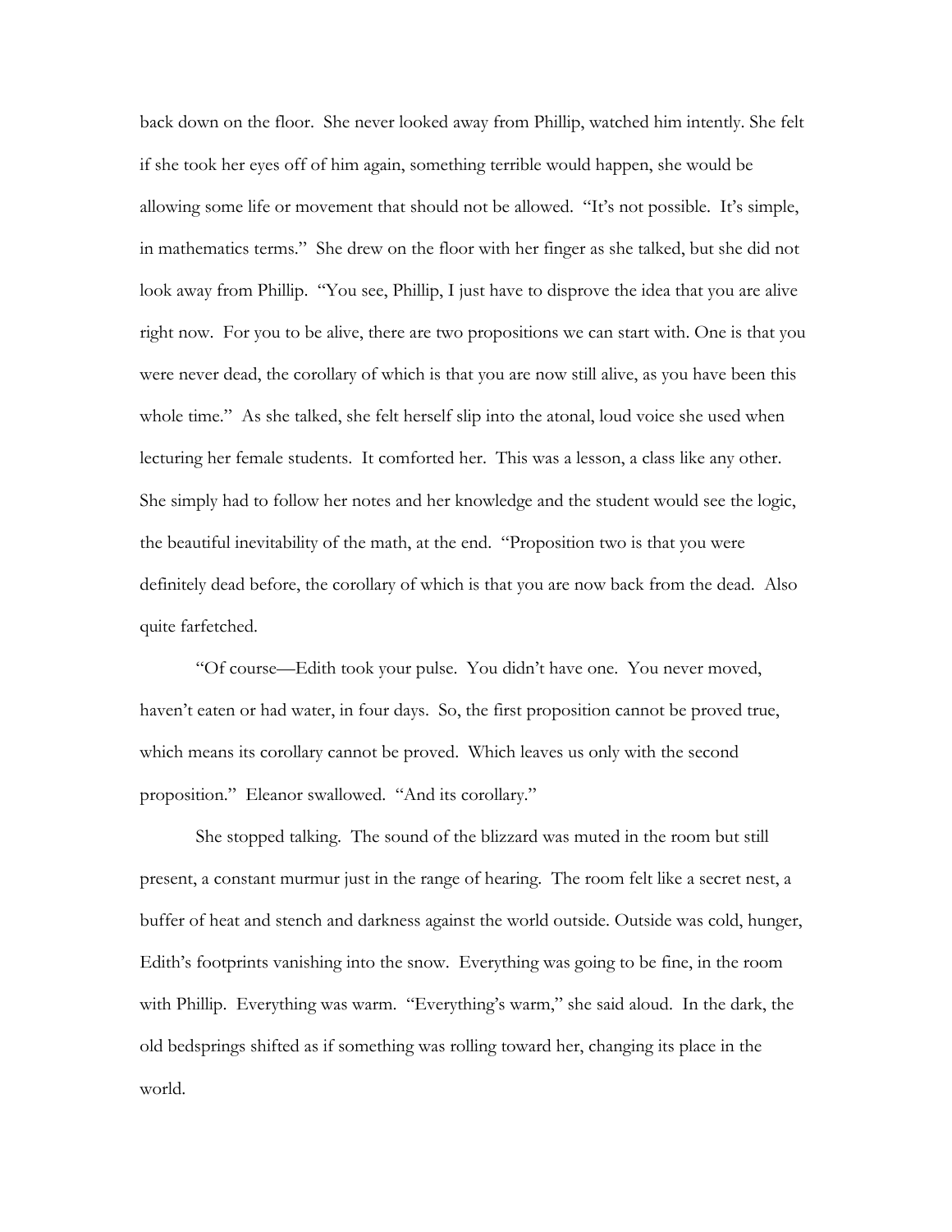back down on the floor. She never looked away from Phillip, watched him intently. She felt if she took her eyes off of him again, something terrible would happen, she would be allowing some life or movement that should not be allowed. "It's not possible. It's simple, in mathematics terms." She drew on the floor with her finger as she talked, but she did not look away from Phillip. "You see, Phillip, I just have to disprove the idea that you are alive right now. For you to be alive, there are two propositions we can start with. One is that you were never dead, the corollary of which is that you are now still alive, as you have been this whole time." As she talked, she felt herself slip into the atonal, loud voice she used when lecturing her female students. It comforted her. This was a lesson, a class like any other. She simply had to follow her notes and her knowledge and the student would see the logic, the beautiful inevitability of the math, at the end. "Proposition two is that you were definitely dead before, the corollary of which is that you are now back from the dead. Also quite farfetched.

"Of course—Edith took your pulse. You didn't have one. You never moved, haven't eaten or had water, in four days. So, the first proposition cannot be proved true, which means its corollary cannot be proved. Which leaves us only with the second proposition." Eleanor swallowed. "And its corollary."

She stopped talking. The sound of the blizzard was muted in the room but still present, a constant murmur just in the range of hearing. The room felt like a secret nest, a buffer of heat and stench and darkness against the world outside. Outside was cold, hunger, Edith's footprints vanishing into the snow. Everything was going to be fine, in the room with Phillip. Everything was warm. "Everything's warm," she said aloud. In the dark, the old bedsprings shifted as if something was rolling toward her, changing its place in the world.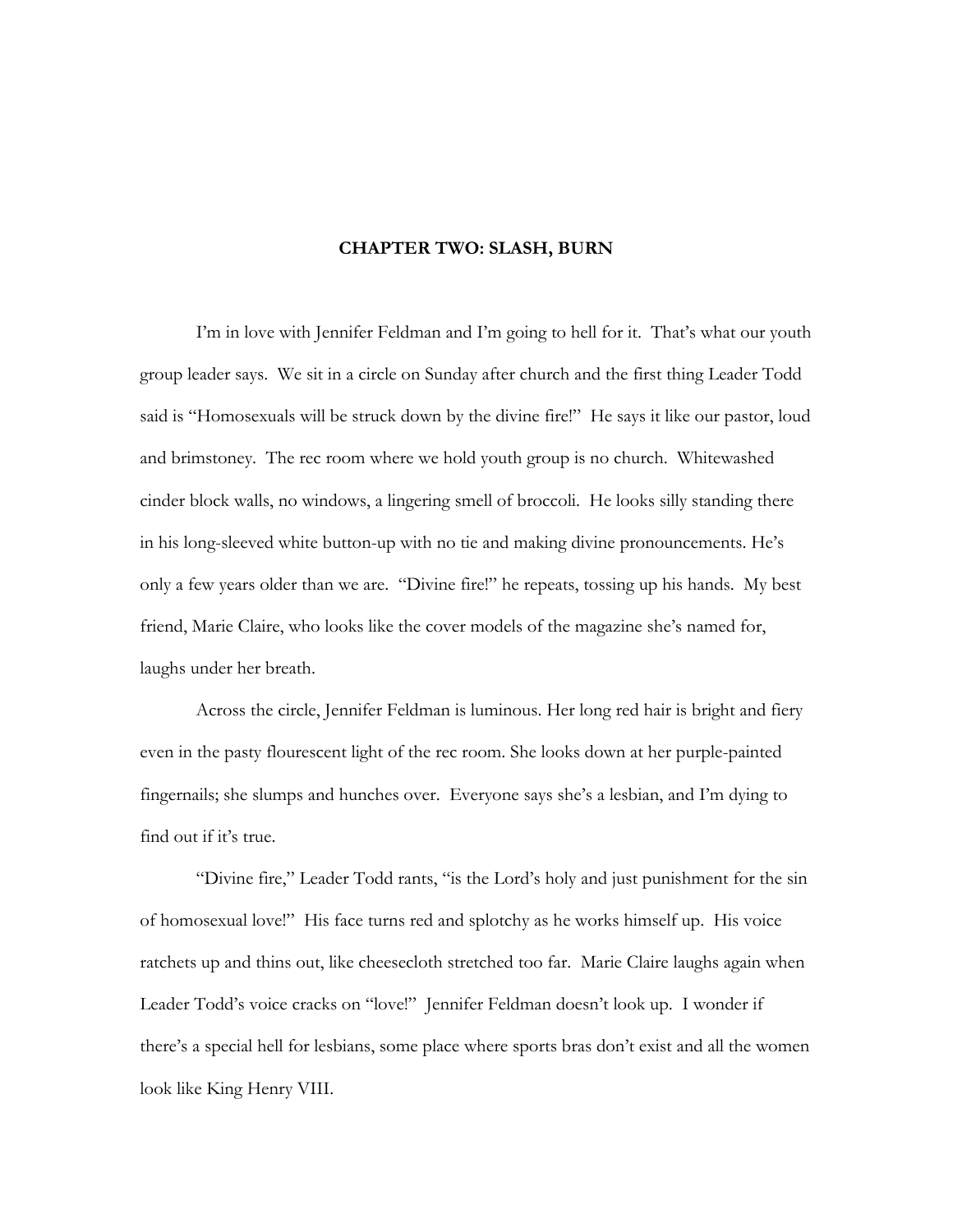## CHAPTER TWO: SLASH, BURN

I'm in love with Jennifer Feldman and I'm going to hell for it. That's what our youth group leader says. We sit in a circle on Sunday after church and the first thing Leader Todd said is "Homosexuals will be struck down by the divine fire!" He says it like our pastor, loud and brimstoney. The rec room where we hold youth group is no church. Whitewashed cinder block walls, no windows, a lingering smell of broccoli. He looks silly standing there in his long-sleeved white button-up with no tie and making divine pronouncements. He's only a few years older than we are. "Divine fire!" he repeats, tossing up his hands. My best friend, Marie Claire, who looks like the cover models of the magazine she's named for, laughs under her breath.

Across the circle, Jennifer Feldman is luminous. Her long red hair is bright and fiery even in the pasty flourescent light of the rec room. She looks down at her purple-painted fingernails; she slumps and hunches over. Everyone says she's a lesbian, and I'm dying to find out if it's true.

"Divine fire," Leader Todd rants, "is the Lord's holy and just punishment for the sin of homosexual love!" His face turns red and splotchy as he works himself up. His voice ratchets up and thins out, like cheesecloth stretched too far. Marie Claire laughs again when Leader Todd's voice cracks on "love!" Jennifer Feldman doesn't look up. I wonder if there's a special hell for lesbians, some place where sports bras don't exist and all the women look like King Henry VIII.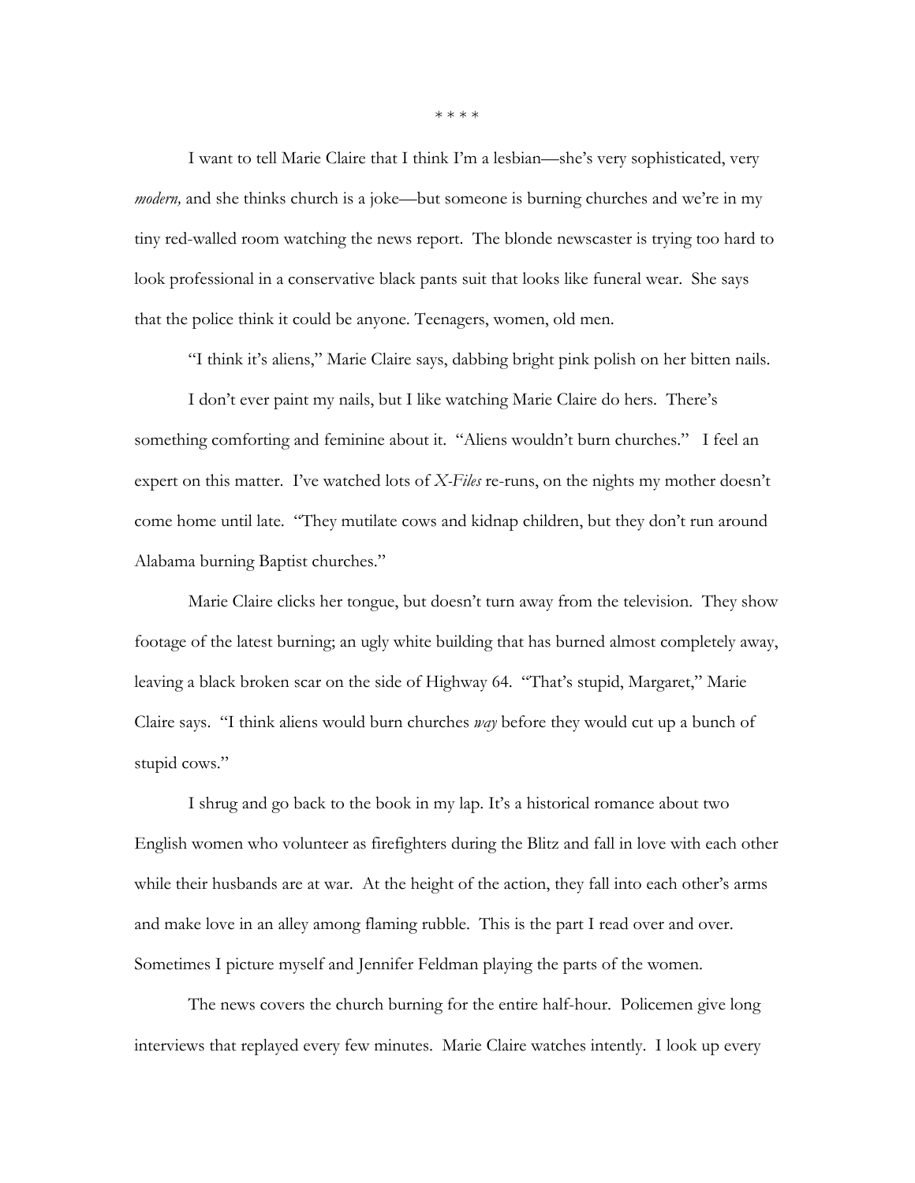\* \* \* \*

I want to tell Marie Claire that I think I'm a lesbian—she's very sophisticated, very *modern,* and she thinks church is a joke—but someone is burning churches and we're in my tiny red-walled room watching the news report. The blonde newscaster is trying too hard to look professional in a conservative black pants suit that looks like funeral wear. She says that the police think it could be anyone. Teenagers, women, old men.

"I think it's aliens," Marie Claire says, dabbing bright pink polish on her bitten nails.

I don't ever paint my nails, but I like watching Marie Claire do hers. There's something comforting and feminine about it. "Aliens wouldn't burn churches." I feel an expert on this matter. I've watched lots of *X-Files* re-runs, on the nights my mother doesn't come home until late. "They mutilate cows and kidnap children, but they don't run around Alabama burning Baptist churches."

Marie Claire clicks her tongue, but doesn't turn away from the television. They show footage of the latest burning; an ugly white building that has burned almost completely away, leaving a black broken scar on the side of Highway 64. "That's stupid, Margaret," Marie Claire says. "I think aliens would burn churches *way* before they would cut up a bunch of stupid cows."

I shrug and go back to the book in my lap. It's a historical romance about two English women who volunteer as firefighters during the Blitz and fall in love with each other while their husbands are at war. At the height of the action, they fall into each other's arms and make love in an alley among flaming rubble. This is the part I read over and over. Sometimes I picture myself and Jennifer Feldman playing the parts of the women.

The news covers the church burning for the entire half-hour. Policemen give long interviews that replayed every few minutes. Marie Claire watches intently. I look up every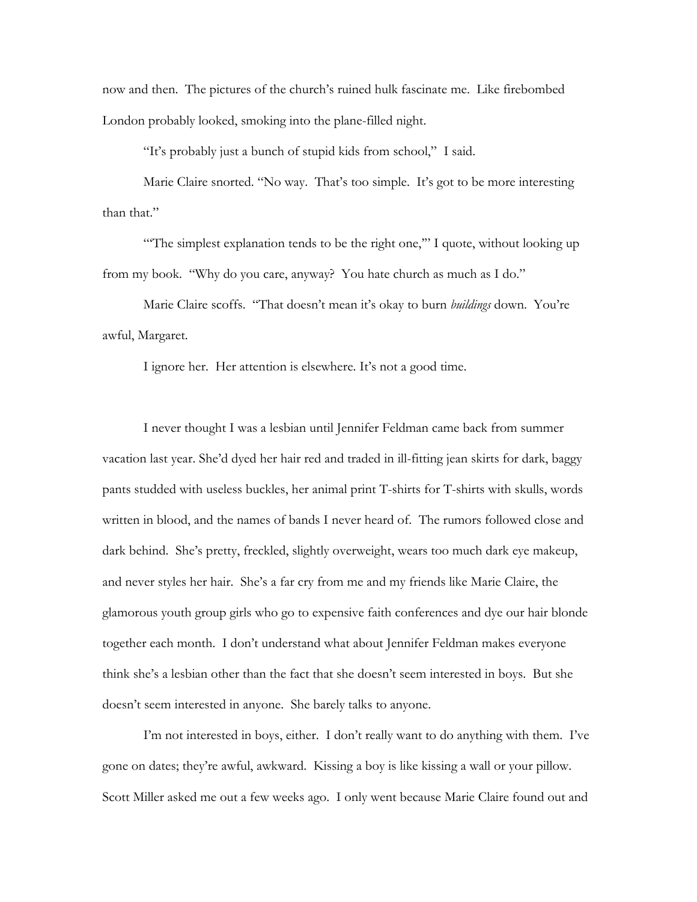now and then. The pictures of the church's ruined hulk fascinate me. Like firebombed London probably looked, smoking into the plane-filled night.

"It's probably just a bunch of stupid kids from school," I said.

Marie Claire snorted. "No way. That's too simple. It's got to be more interesting than that."

"'The simplest explanation tends to be the right one,'" I quote, without looking up from my book. "Why do you care, anyway? You hate church as much as I do."

Marie Claire scoffs. "That doesn't mean it's okay to burn *buildings* down. You're awful, Margaret.

I ignore her. Her attention is elsewhere. It's not a good time.

I never thought I was a lesbian until Jennifer Feldman came back from summer vacation last year. She'd dyed her hair red and traded in ill-fitting jean skirts for dark, baggy pants studded with useless buckles, her animal print T-shirts for T-shirts with skulls, words written in blood, and the names of bands I never heard of. The rumors followed close and dark behind. She's pretty, freckled, slightly overweight, wears too much dark eye makeup, and never styles her hair. She's a far cry from me and my friends like Marie Claire, the glamorous youth group girls who go to expensive faith conferences and dye our hair blonde together each month. I don't understand what about Jennifer Feldman makes everyone think she's a lesbian other than the fact that she doesn't seem interested in boys. But she doesn't seem interested in anyone. She barely talks to anyone.

I'm not interested in boys, either. I don't really want to do anything with them. I've gone on dates; they're awful, awkward. Kissing a boy is like kissing a wall or your pillow. Scott Miller asked me out a few weeks ago. I only went because Marie Claire found out and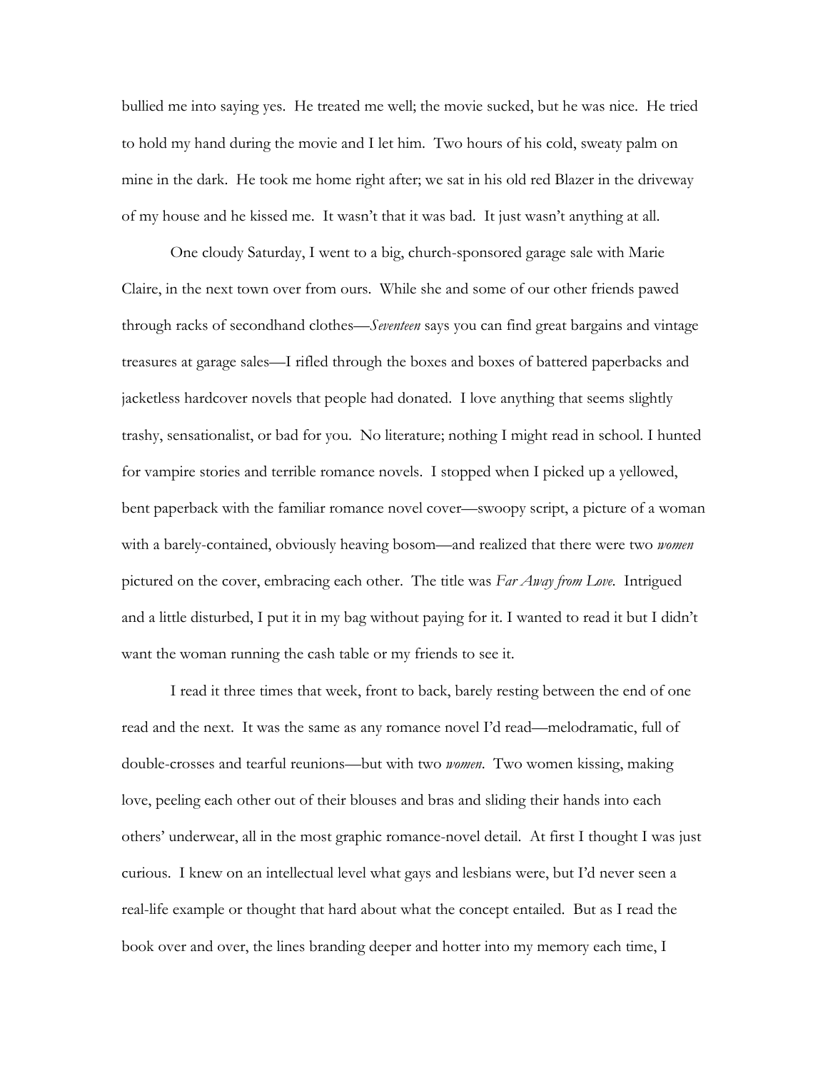bullied me into saying yes. He treated me well; the movie sucked, but he was nice. He tried to hold my hand during the movie and I let him. Two hours of his cold, sweaty palm on mine in the dark. He took me home right after; we sat in his old red Blazer in the driveway of my house and he kissed me. It wasn't that it was bad. It just wasn't anything at all.

One cloudy Saturday, I went to a big, church-sponsored garage sale with Marie Claire, in the next town over from ours. While she and some of our other friends pawed through racks of secondhand clothes—*Seventeen* says you can find great bargains and vintage treasures at garage sales—I rifled through the boxes and boxes of battered paperbacks and jacketless hardcover novels that people had donated. I love anything that seems slightly trashy, sensationalist, or bad for you. No literature; nothing I might read in school. I hunted for vampire stories and terrible romance novels. I stopped when I picked up a yellowed, bent paperback with the familiar romance novel cover—swoopy script, a picture of a woman with a barely-contained, obviously heaving bosom—and realized that there were two *women* pictured on the cover, embracing each other. The title was *Far Away from Love*. Intrigued and a little disturbed, I put it in my bag without paying for it. I wanted to read it but I didn't want the woman running the cash table or my friends to see it.

I read it three times that week, front to back, barely resting between the end of one read and the next. It was the same as any romance novel I'd read—melodramatic, full of double-crosses and tearful reunions—but with two *women*. Two women kissing, making love, peeling each other out of their blouses and bras and sliding their hands into each others' underwear, all in the most graphic romance-novel detail. At first I thought I was just curious. I knew on an intellectual level what gays and lesbians were, but I'd never seen a real-life example or thought that hard about what the concept entailed. But as I read the book over and over, the lines branding deeper and hotter into my memory each time, I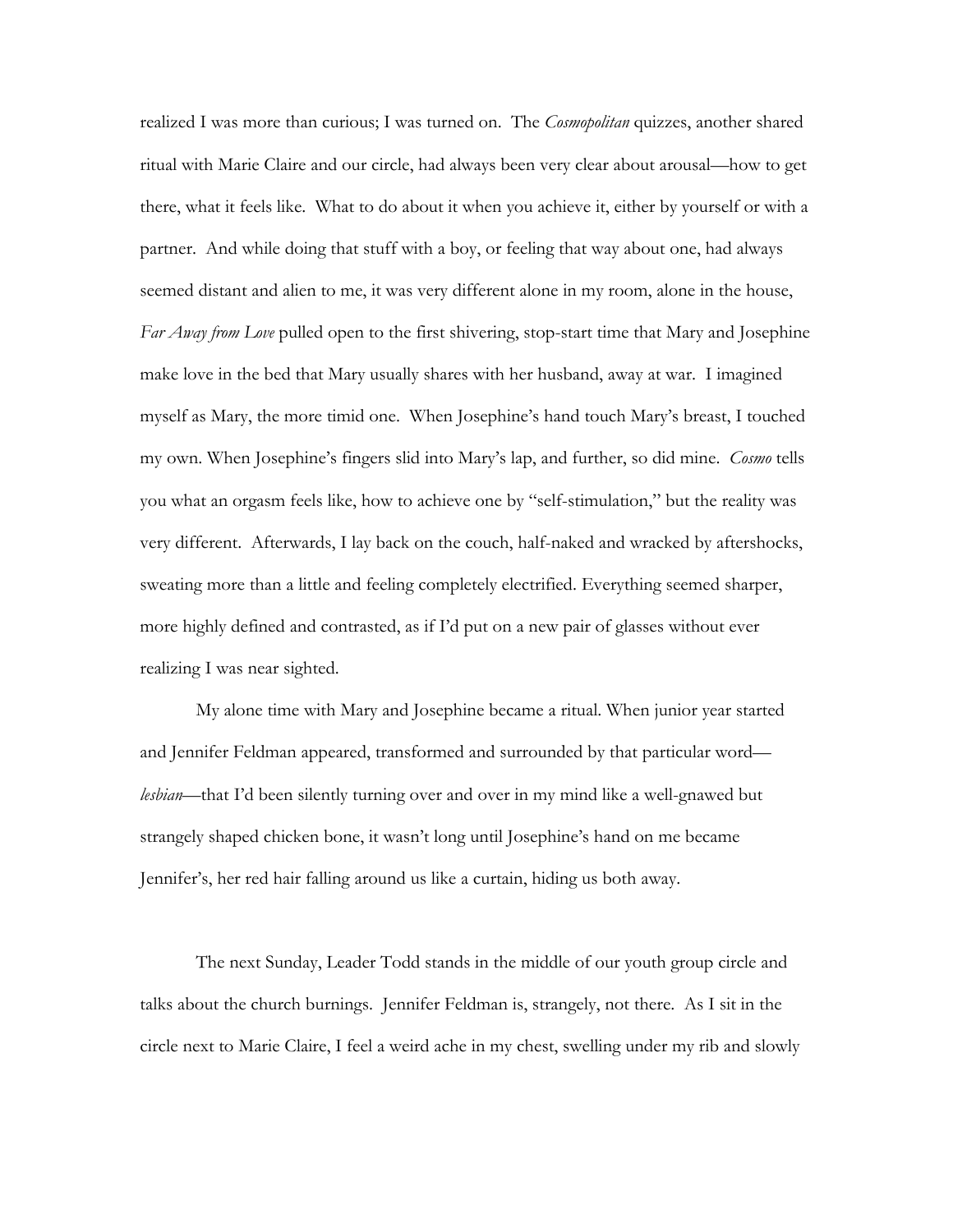realized I was more than curious; I was turned on. The *Cosmopolitan* quizzes, another shared ritual with Marie Claire and our circle, had always been very clear about arousal—how to get there, what it feels like. What to do about it when you achieve it, either by yourself or with a partner. And while doing that stuff with a boy, or feeling that way about one, had always seemed distant and alien to me, it was very different alone in my room, alone in the house, *Far Away from Love* pulled open to the first shivering, stop-start time that Mary and Josephine make love in the bed that Mary usually shares with her husband, away at war. I imagined myself as Mary, the more timid one. When Josephine's hand touch Mary's breast, I touched my own. When Josephine's fingers slid into Mary's lap, and further, so did mine. *Cosmo* tells you what an orgasm feels like, how to achieve one by "self-stimulation," but the reality was very different. Afterwards, I lay back on the couch, half-naked and wracked by aftershocks, sweating more than a little and feeling completely electrified. Everything seemed sharper, more highly defined and contrasted, as if I'd put on a new pair of glasses without ever realizing I was near sighted.

My alone time with Mary and Josephine became a ritual. When junior year started and Jennifer Feldman appeared, transformed and surrounded by that particular word—*lesbian*—that I'd been silently turning over and over in my mind like a well-gnawed but strangely shaped chicken bone, it wasn't long until Josephine's hand on me became Jennifer's, her red hair falling around us like a curtain, hiding us both away.

The next Sunday, Leader Todd stands in the middle of our youth group circle and talks about the church burnings. Jennifer Feldman is, strangely, not there. As I sit in the circle next to Marie Claire, I feel a weird ache in my chest, swelling under my rib and slowly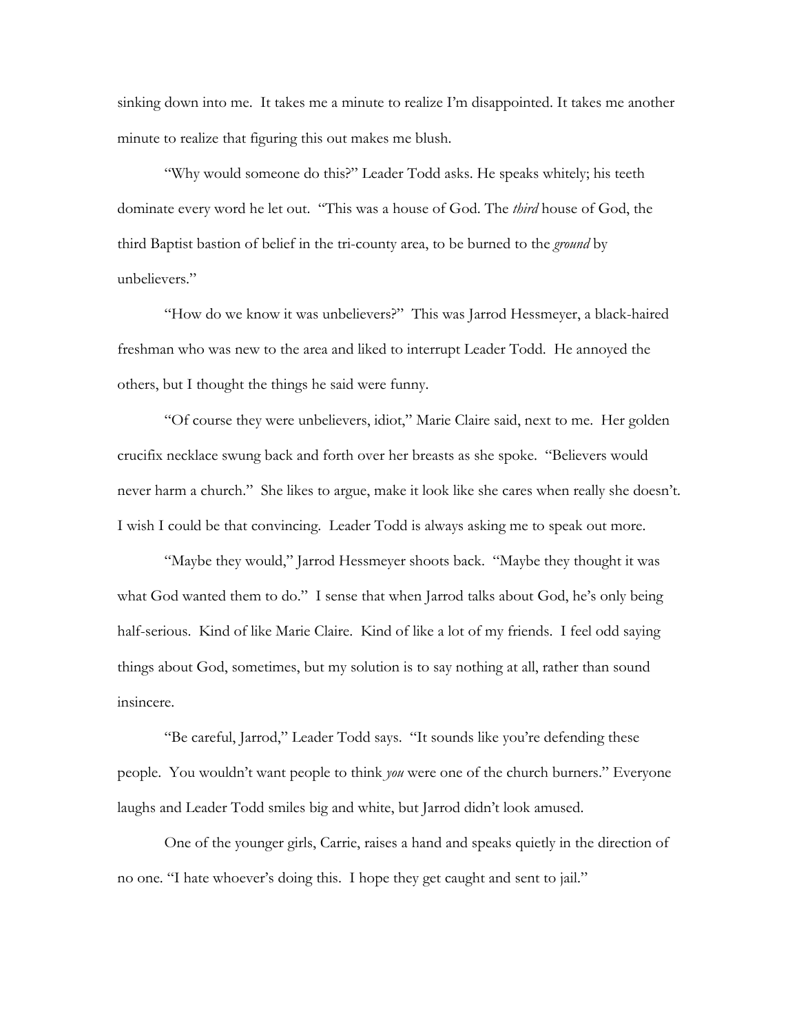sinking down into me. It takes me a minute to realize I'm disappointed. It takes me another minute to realize that figuring this out makes me blush.

"Why would someone do this?" Leader Todd asks. He speaks whitely; his teeth dominate every word he let out. "This was a house of God. The *third* house of God, the third Baptist bastion of belief in the tri-county area, to be burned to the *ground* by unbelievers."

"How do we know it was unbelievers?" This was Jarrod Hessmeyer, a black-haired freshman who was new to the area and liked to interrupt Leader Todd. He annoyed the others, but I thought the things he said were funny.

"Of course they were unbelievers, idiot," Marie Claire said, next to me. Her golden crucifix necklace swung back and forth over her breasts as she spoke. "Believers would never harm a church." She likes to argue, make it look like she cares when really she doesn't. I wish I could be that convincing. Leader Todd is always asking me to speak out more.

"Maybe they would," Jarrod Hessmeyer shoots back. "Maybe they thought it was what God wanted them to do." I sense that when Jarrod talks about God, he's only being half-serious. Kind of like Marie Claire. Kind of like a lot of my friends. I feel odd saying things about God, sometimes, but my solution is to say nothing at all, rather than sound insincere.

"Be careful, Jarrod," Leader Todd says. "It sounds like you're defending these people. You wouldn't want people to think *you* were one of the church burners." Everyone laughs and Leader Todd smiles big and white, but Jarrod didn't look amused.

One of the younger girls, Carrie, raises a hand and speaks quietly in the direction of no one. "I hate whoever's doing this. I hope they get caught and sent to jail."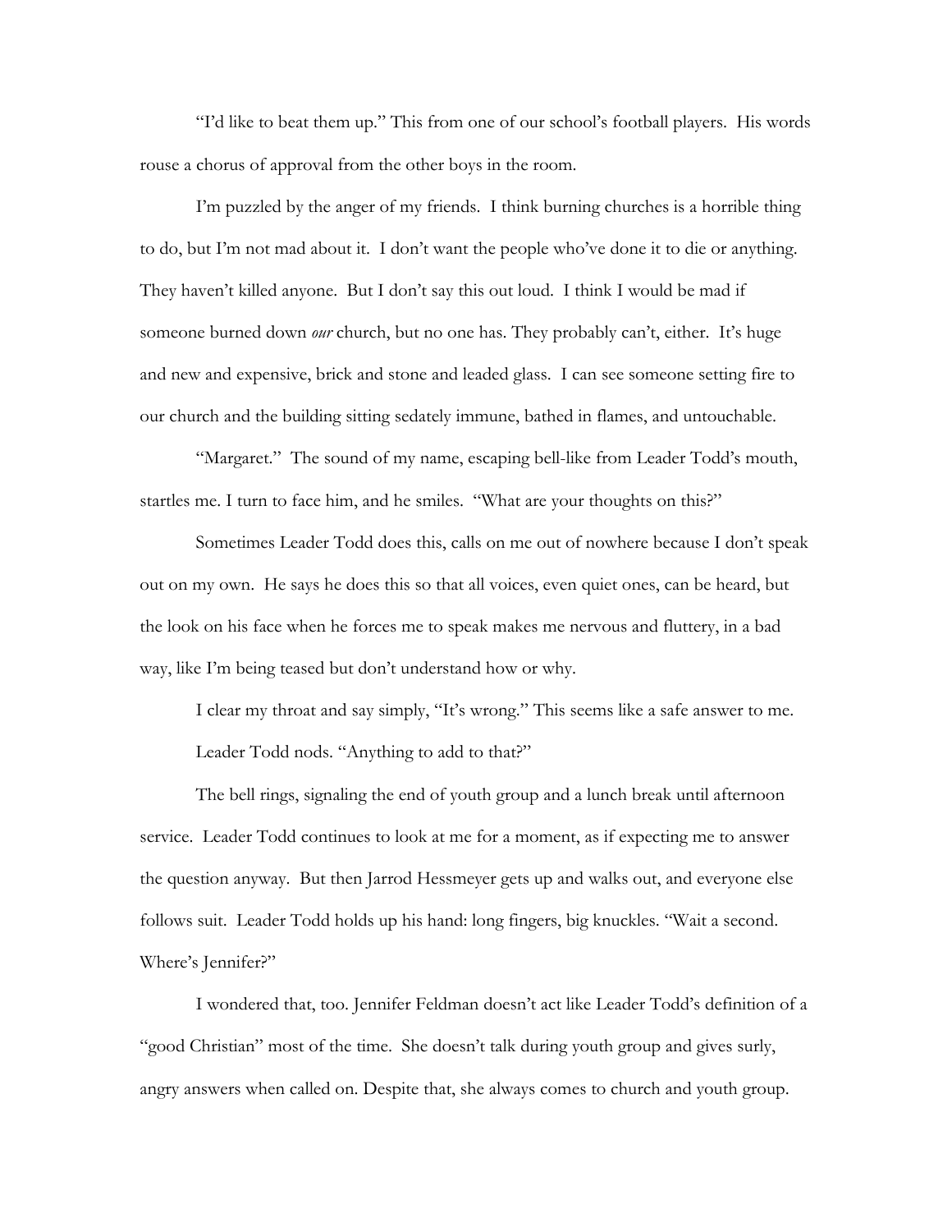"I'd like to beat them up." This from one of our school's football players. His words rouse a chorus of approval from the other boys in the room.

I'm puzzled by the anger of my friends. I think burning churches is a horrible thing to do, but I'm not mad about it. I don't want the people who've done it to die or anything. They haven't killed anyone. But I don't say this out loud. I think I would be mad if someone burned down *our* church, but no one has. They probably can't, either. It's huge and new and expensive, brick and stone and leaded glass. I can see someone setting fire to our church and the building sitting sedately immune, bathed in flames, and untouchable.

"Margaret." The sound of my name, escaping bell-like from Leader Todd's mouth, startles me. I turn to face him, and he smiles. "What are your thoughts on this?"

Sometimes Leader Todd does this, calls on me out of nowhere because I don't speak out on my own. He says he does this so that all voices, even quiet ones, can be heard, but the look on his face when he forces me to speak makes me nervous and fluttery, in a bad way, like I'm being teased but don't understand how or why.

I clear my throat and say simply, "It's wrong." This seems like a safe answer to me.

Leader Todd nods. "Anything to add to that?"

The bell rings, signaling the end of youth group and a lunch break until afternoon service. Leader Todd continues to look at me for a moment, as if expecting me to answer the question anyway. But then Jarrod Hessmeyer gets up and walks out, and everyone else follows suit. Leader Todd holds up his hand: long fingers, big knuckles. "Wait a second. Where's Jennifer?"

I wondered that, too. Jennifer Feldman doesn't act like Leader Todd's definition of a "good Christian" most of the time. She doesn't talk during youth group and gives surly, angry answers when called on. Despite that, she always comes to church and youth group.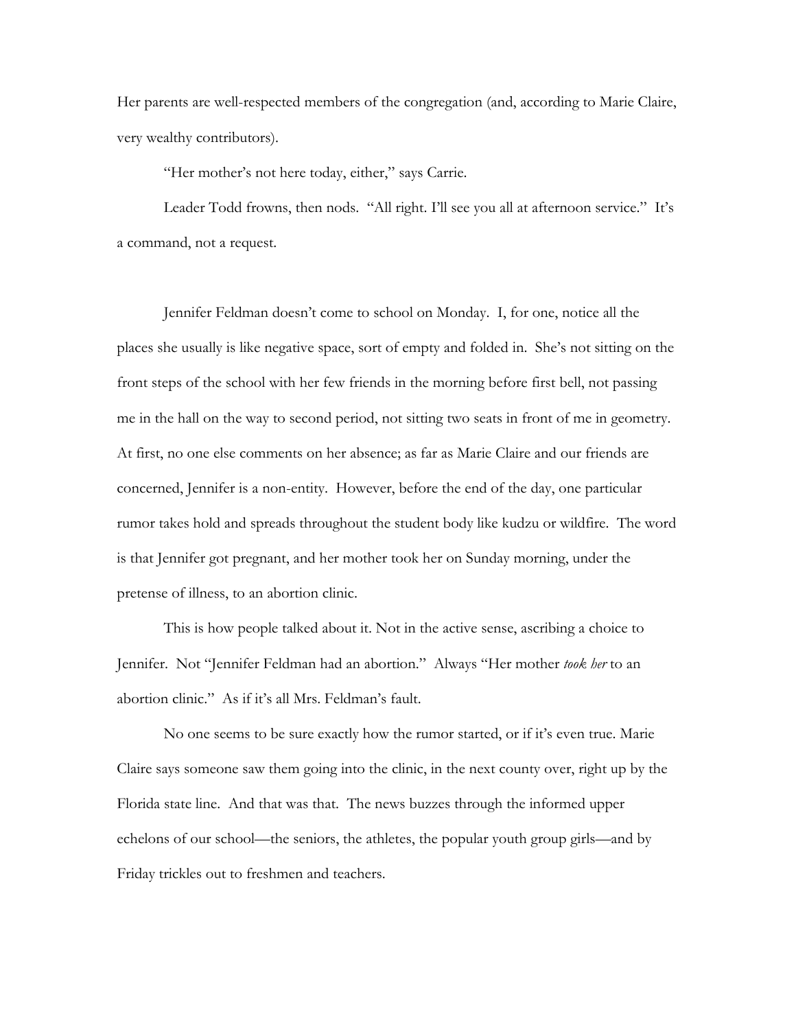Her parents are well-respected members of the congregation (and, according to Marie Claire, very wealthy contributors).

"Her mother's not here today, either," says Carrie.

Leader Todd frowns, then nods. "All right. I'll see you all at afternoon service." It's a command, not a request.

Jennifer Feldman doesn't come to school on Monday. I, for one, notice all the places she usually is like negative space, sort of empty and folded in. She's not sitting on the front steps of the school with her few friends in the morning before first bell, not passing me in the hall on the way to second period, not sitting two seats in front of me in geometry. At first, no one else comments on her absence; as far as Marie Claire and our friends are concerned, Jennifer is a non-entity. However, before the end of the day, one particular rumor takes hold and spreads throughout the student body like kudzu or wildfire. The word is that Jennifer got pregnant, and her mother took her on Sunday morning, under the pretense of illness, to an abortion clinic.

This is how people talked about it. Not in the active sense, ascribing a choice to Jennifer. Not "Jennifer Feldman had an abortion." Always "Her mother *took her* to an abortion clinic." As if it's all Mrs. Feldman's fault.

No one seems to be sure exactly how the rumor started, or if it's even true. Marie Claire says someone saw them going into the clinic, in the next county over, right up by the Florida state line. And that was that. The news buzzes through the informed upper echelons of our school—the seniors, the athletes, the popular youth group girls—and by Friday trickles out to freshmen and teachers.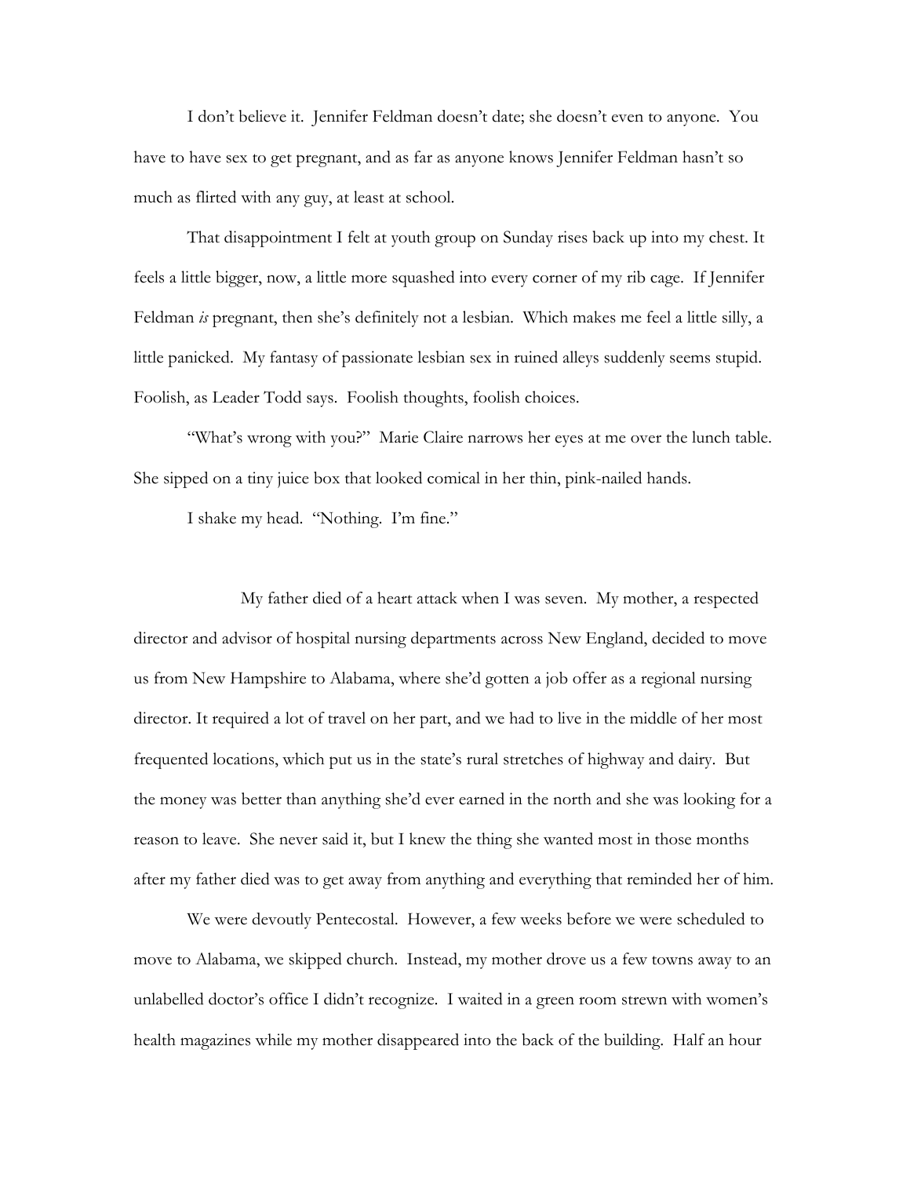I don't believe it. Jennifer Feldman doesn't date; she doesn't even to anyone. You have to have sex to get pregnant, and as far as anyone knows Jennifer Feldman hasn't so much as flirted with any guy, at least at school.

That disappointment I felt at youth group on Sunday rises back up into my chest. It feels a little bigger, now, a little more squashed into every corner of my rib cage. If Jennifer Feldman *is* pregnant, then she's definitely not a lesbian. Which makes me feel a little silly, a little panicked. My fantasy of passionate lesbian sex in ruined alleys suddenly seems stupid. Foolish, as Leader Todd says. Foolish thoughts, foolish choices.

"What's wrong with you?" Marie Claire narrows her eyes at me over the lunch table. She sipped on a tiny juice box that looked comical in her thin, pink-nailed hands.

I shake my head. "Nothing. I'm fine."

My father died of a heart attack when I was seven. My mother, a respected director and advisor of hospital nursing departments across New England, decided to move us from New Hampshire to Alabama, where she'd gotten a job offer as a regional nursing director. It required a lot of travel on her part, and we had to live in the middle of her most frequented locations, which put us in the state's rural stretches of highway and dairy. But the money was better than anything she'd ever earned in the north and she was looking for a reason to leave. She never said it, but I knew the thing she wanted most in those months after my father died was to get away from anything and everything that reminded her of him.

We were devoutly Pentecostal. However, a few weeks before we were scheduled to move to Alabama, we skipped church. Instead, my mother drove us a few towns away to an unlabelled doctor's office I didn't recognize. I waited in a green room strewn with women's health magazines while my mother disappeared into the back of the building. Half an hour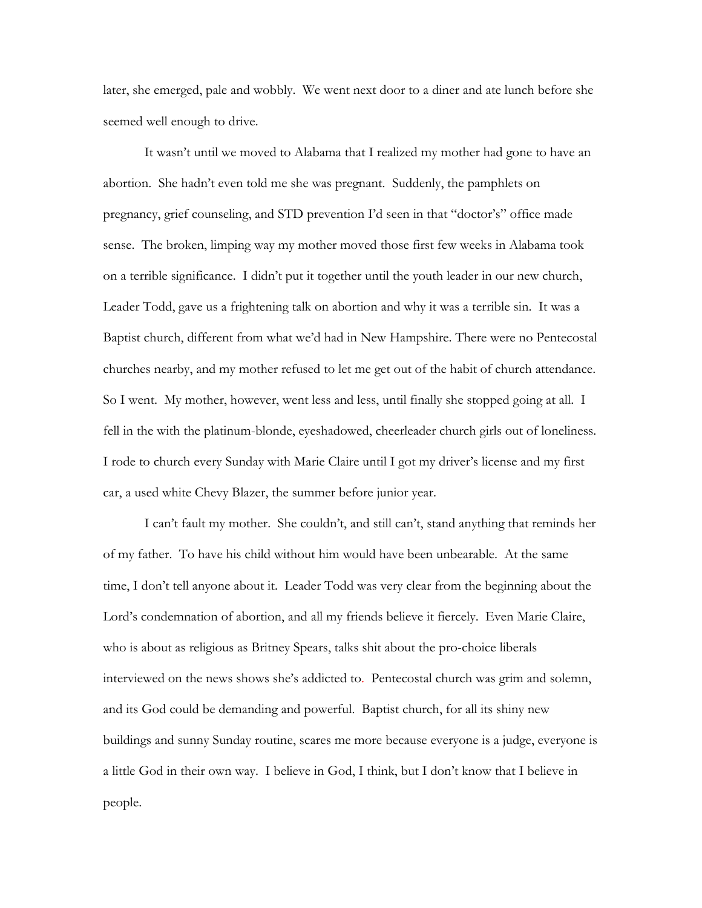later, she emerged, pale and wobbly. We went next door to a diner and ate lunch before she seemed well enough to drive.

It wasn't until we moved to Alabama that I realized my mother had gone to have an abortion. She hadn't even told me she was pregnant. Suddenly, the pamphlets on pregnancy, grief counseling, and STD prevention I'd seen in that "doctor's" office made sense. The broken, limping way my mother moved those first few weeks in Alabama took on a terrible significance. I didn't put it together until the youth leader in our new church, Leader Todd, gave us a frightening talk on abortion and why it was a terrible sin. It was a Baptist church, different from what we'd had in New Hampshire. There were no Pentecostal churches nearby, and my mother refused to let me get out of the habit of church attendance. So I went. My mother, however, went less and less, until finally she stopped going at all. I fell in the with the platinum-blonde, eyeshadowed, cheerleader church girls out of loneliness. I rode to church every Sunday with Marie Claire until I got my driver's license and my first car, a used white Chevy Blazer, the summer before junior year.

I can't fault my mother. She couldn't, and still can't, stand anything that reminds her of my father. To have his child without him would have been unbearable. At the same time, I don't tell anyone about it. Leader Todd was very clear from the beginning about the Lord's condemnation of abortion, and all my friends believe it fiercely. Even Marie Claire, who is about as religious as Britney Spears, talks shit about the pro-choice liberals interviewed on the news shows she's addicted to. Pentecostal church was grim and solemn, and its God could be demanding and powerful. Baptist church, for all its shiny new buildings and sunny Sunday routine, scares me more because everyone is a judge, everyone is a little God in their own way. I believe in God, I think, but I don't know that I believe in people.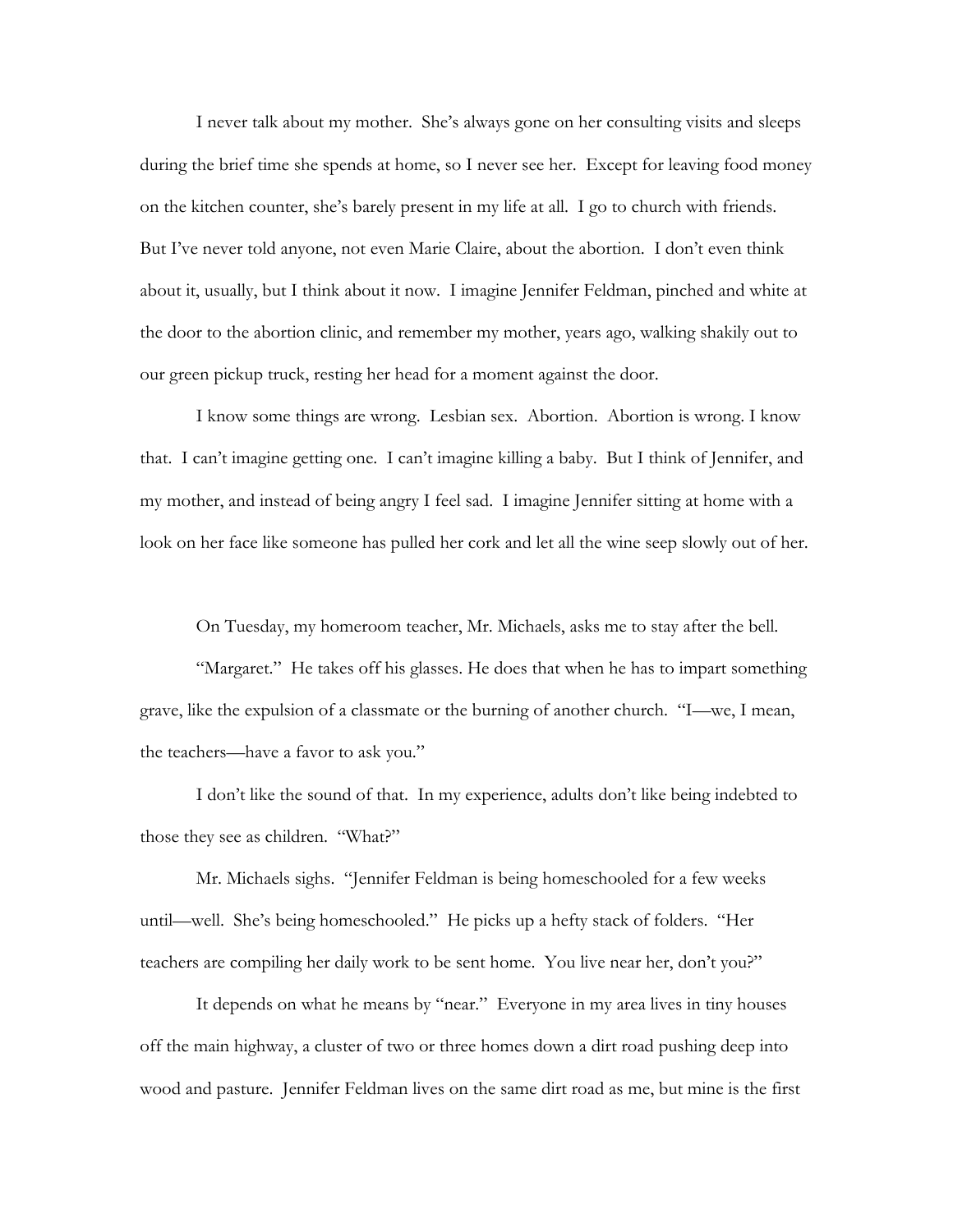I never talk about my mother. She's always gone on her consulting visits and sleeps during the brief time she spends at home, so I never see her. Except for leaving food money on the kitchen counter, she's barely present in my life at all. I go to church with friends. But I've never told anyone, not even Marie Claire, about the abortion. I don't even think about it, usually, but I think about it now. I imagine Jennifer Feldman, pinched and white at the door to the abortion clinic, and remember my mother, years ago, walking shakily out to our green pickup truck, resting her head for a moment against the door.

I know some things are wrong. Lesbian sex. Abortion. Abortion is wrong. I know that. I can't imagine getting one. I can't imagine killing a baby. But I think of Jennifer, and my mother, and instead of being angry I feel sad. I imagine Jennifer sitting at home with a look on her face like someone has pulled her cork and let all the wine seep slowly out of her.

On Tuesday, my homeroom teacher, Mr. Michaels, asks me to stay after the bell.

"Margaret." He takes off his glasses. He does that when he has to impart something grave, like the expulsion of a classmate or the burning of another church. "I—we, I mean, the teachers—have a favor to ask you."

I don't like the sound of that. In my experience, adults don't like being indebted to those they see as children. "What?"

Mr. Michaels sighs. "Jennifer Feldman is being homeschooled for a few weeks until—well. She's being homeschooled." He picks up a hefty stack of folders. "Her teachers are compiling her daily work to be sent home. You live near her, don't you?"

It depends on what he means by "near." Everyone in my area lives in tiny houses off the main highway, a cluster of two or three homes down a dirt road pushing deep into wood and pasture. Jennifer Feldman lives on the same dirt road as me, but mine is the first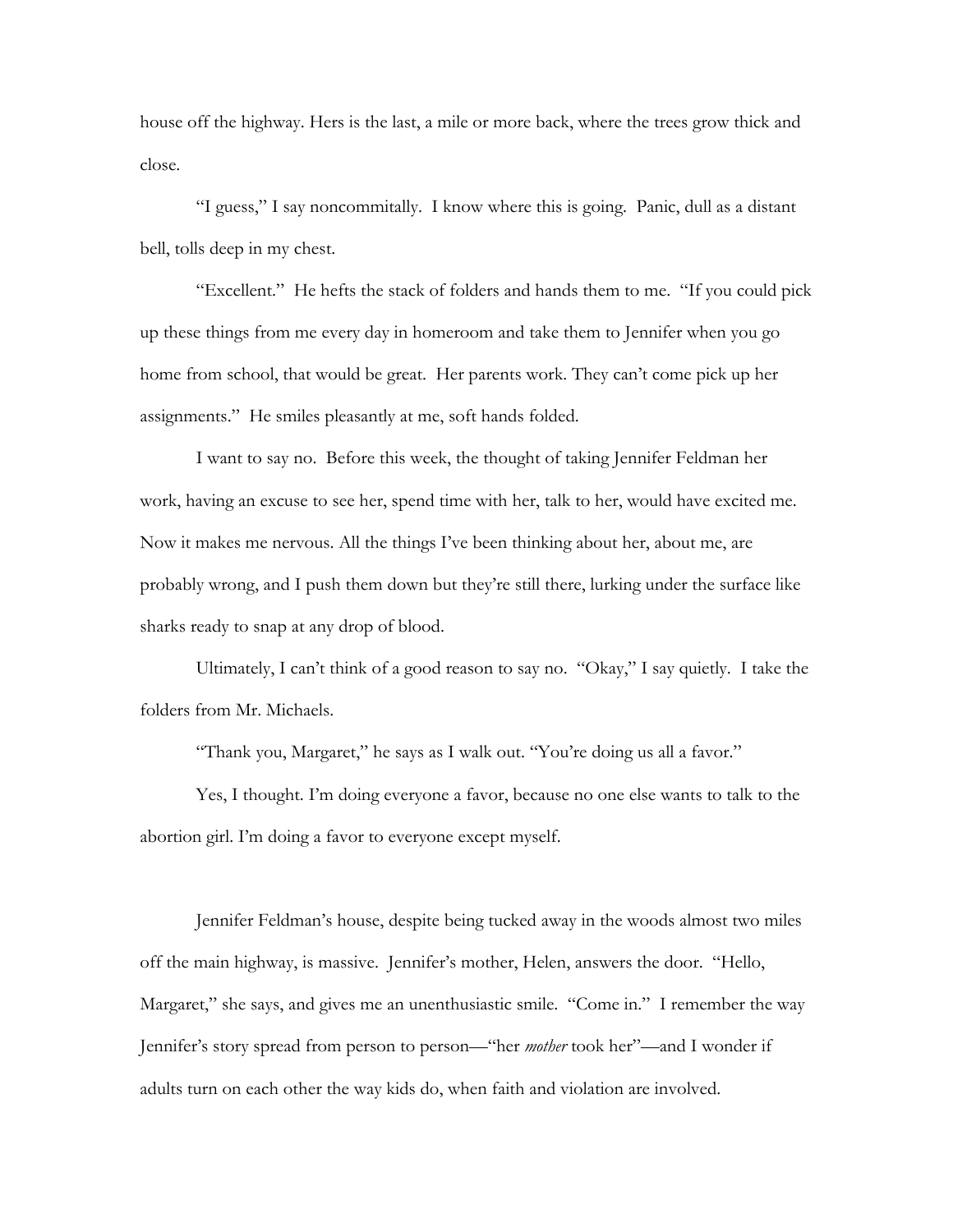house off the highway. Hers is the last, a mile or more back, where the trees grow thick and close.

"I guess," I say noncommitally. I know where this is going. Panic, dull as a distant bell, tolls deep in my chest.

"Excellent." He hefts the stack of folders and hands them to me. "If you could pick up these things from me every day in homeroom and take them to Jennifer when you go home from school, that would be great. Her parents work. They can't come pick up her assignments." He smiles pleasantly at me, soft hands folded.

I want to say no. Before this week, the thought of taking Jennifer Feldman her work, having an excuse to see her, spend time with her, talk to her, would have excited me. Now it makes me nervous. All the things I've been thinking about her, about me, are probably wrong, and I push them down but they're still there, lurking under the surface like sharks ready to snap at any drop of blood.

Ultimately, I can't think of a good reason to say no. "Okay," I say quietly. I take the folders from Mr. Michaels.

"Thank you, Margaret," he says as I walk out. "You're doing us all a favor."

Yes, I thought. I'm doing everyone a favor, because no one else wants to talk to the abortion girl. I'm doing a favor to everyone except myself.

Jennifer Feldman's house, despite being tucked away in the woods almost two miles off the main highway, is massive. Jennifer's mother, Helen, answers the door. "Hello, Margaret," she says, and gives me an unenthusiastic smile. "Come in." I remember the way Jennifer's story spread from person to person—"her *mother* took her"—and I wonder if adults turn on each other the way kids do, when faith and violation are involved.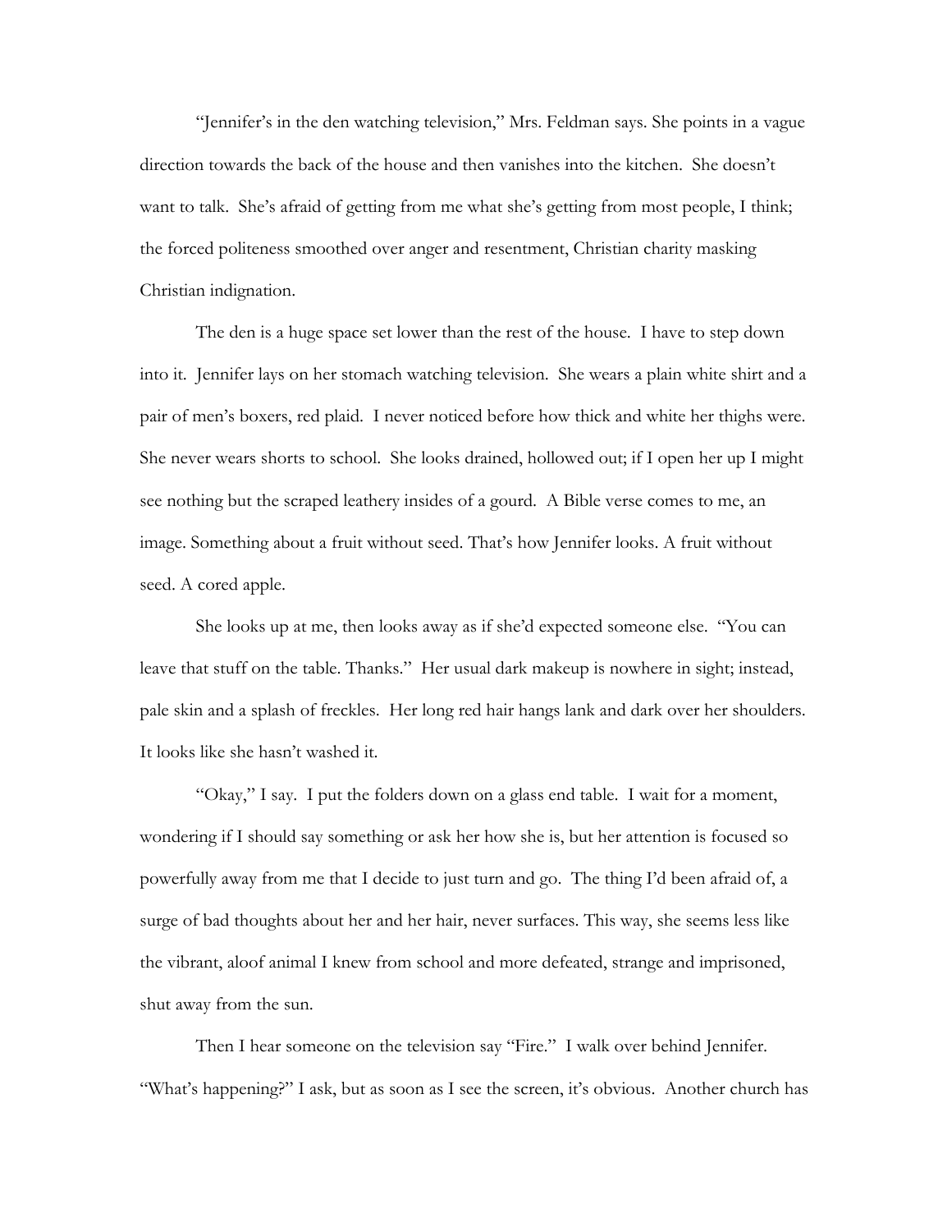"Jennifer's in the den watching television," Mrs. Feldman says. She points in a vague direction towards the back of the house and then vanishes into the kitchen. She doesn't want to talk. She's afraid of getting from me what she's getting from most people, I think; the forced politeness smoothed over anger and resentment, Christian charity masking Christian indignation.

The den is a huge space set lower than the rest of the house. I have to step down into it. Jennifer lays on her stomach watching television. She wears a plain white shirt and a pair of men's boxers, red plaid. I never noticed before how thick and white her thighs were. She never wears shorts to school. She looks drained, hollowed out; if I open her up I might see nothing but the scraped leathery insides of a gourd. A Bible verse comes to me, an image. Something about a fruit without seed. That's how Jennifer looks. A fruit without seed. A cored apple.

She looks up at me, then looks away as if she'd expected someone else. "You can leave that stuff on the table. Thanks." Her usual dark makeup is nowhere in sight; instead, pale skin and a splash of freckles. Her long red hair hangs lank and dark over her shoulders. It looks like she hasn't washed it.

"Okay," I say. I put the folders down on a glass end table. I wait for a moment, wondering if I should say something or ask her how she is, but her attention is focused so powerfully away from me that I decide to just turn and go. The thing I'd been afraid of, a surge of bad thoughts about her and her hair, never surfaces. This way, she seems less like the vibrant, aloof animal I knew from school and more defeated, strange and imprisoned, shut away from the sun.

Then I hear someone on the television say "Fire." I walk over behind Jennifer. "What's happening?" I ask, but as soon as I see the screen, it's obvious. Another church has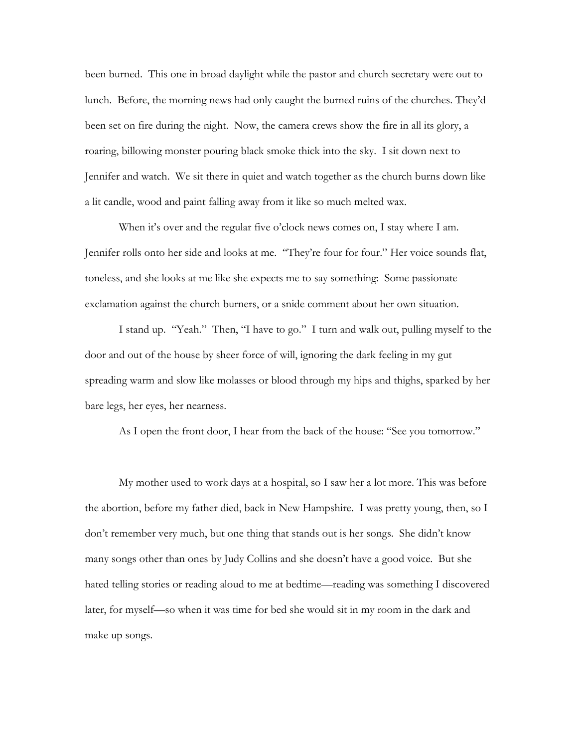been burned. This one in broad daylight while the pastor and church secretary were out to lunch. Before, the morning news had only caught the burned ruins of the churches. They'd been set on fire during the night. Now, the camera crews show the fire in all its glory, a roaring, billowing monster pouring black smoke thick into the sky. I sit down next to Jennifer and watch. We sit there in quiet and watch together as the church burns down like a lit candle, wood and paint falling away from it like so much melted wax.

When it's over and the regular five o'clock news comes on, I stay where I am. Jennifer rolls onto her side and looks at me. "They're four for four." Her voice sounds flat, toneless, and she looks at me like she expects me to say something: Some passionate exclamation against the church burners, or a snide comment about her own situation.

I stand up. "Yeah." Then, "I have to go." I turn and walk out, pulling myself to the door and out of the house by sheer force of will, ignoring the dark feeling in my gut spreading warm and slow like molasses or blood through my hips and thighs, sparked by her bare legs, her eyes, her nearness.

As I open the front door, I hear from the back of the house: "See you tomorrow."

My mother used to work days at a hospital, so I saw her a lot more. This was before the abortion, before my father died, back in New Hampshire. I was pretty young, then, so I don't remember very much, but one thing that stands out is her songs. She didn't know many songs other than ones by Judy Collins and she doesn't have a good voice. But she hated telling stories or reading aloud to me at bedtime—reading was something I discovered later, for myself—so when it was time for bed she would sit in my room in the dark and make up songs.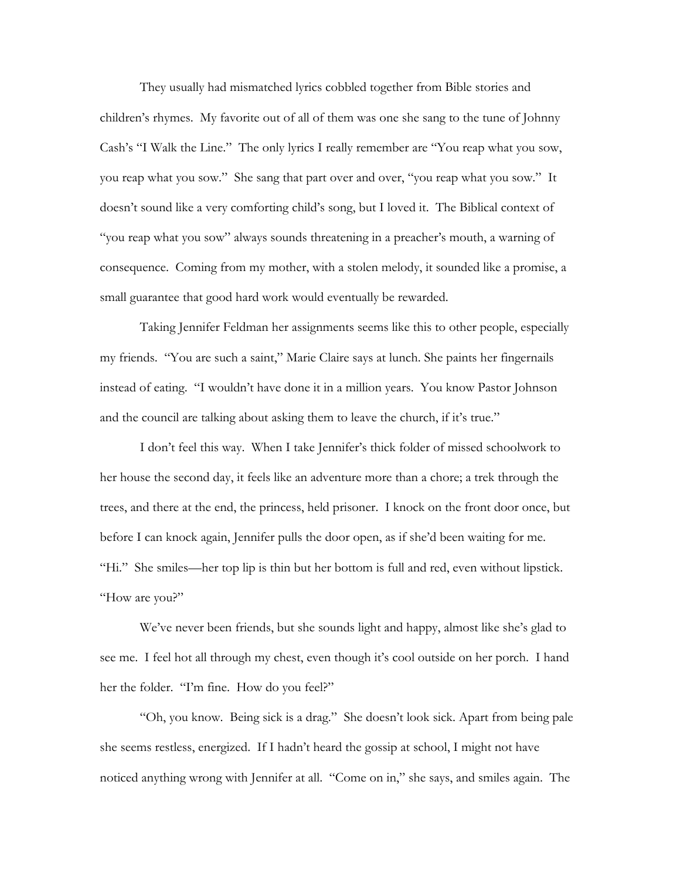They usually had mismatched lyrics cobbled together from Bible stories and children's rhymes. My favorite out of all of them was one she sang to the tune of Johnny Cash's "I Walk the Line." The only lyrics I really remember are "You reap what you sow, you reap what you sow." She sang that part over and over, "you reap what you sow." It doesn't sound like a very comforting child's song, but I loved it. The Biblical context of "you reap what you sow" always sounds threatening in a preacher's mouth, a warning of consequence. Coming from my mother, with a stolen melody, it sounded like a promise, a small guarantee that good hard work would eventually be rewarded.

Taking Jennifer Feldman her assignments seems like this to other people, especially my friends. "You are such a saint," Marie Claire says at lunch. She paints her fingernails instead of eating. "I wouldn't have done it in a million years. You know Pastor Johnson and the council are talking about asking them to leave the church, if it's true."

I don't feel this way. When I take Jennifer's thick folder of missed schoolwork to her house the second day, it feels like an adventure more than a chore; a trek through the trees, and there at the end, the princess, held prisoner. I knock on the front door once, but before I can knock again, Jennifer pulls the door open, as if she'd been waiting for me. "Hi." She smiles—her top lip is thin but her bottom is full and red, even without lipstick. "How are you?"

We've never been friends, but she sounds light and happy, almost like she's glad to see me. I feel hot all through my chest, even though it's cool outside on her porch. I hand her the folder. "I'm fine. How do you feel?"

"Oh, you know. Being sick is a drag." She doesn't look sick. Apart from being pale she seems restless, energized. If I hadn't heard the gossip at school, I might not have noticed anything wrong with Jennifer at all. "Come on in," she says, and smiles again. The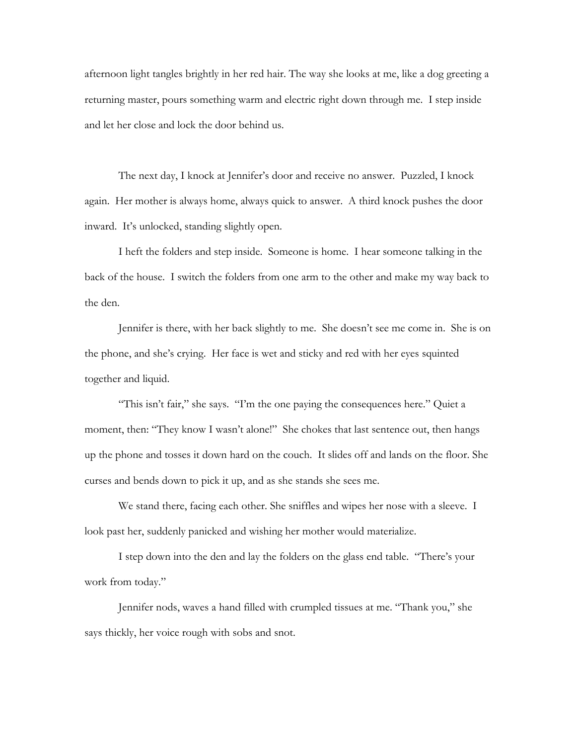afternoon light tangles brightly in her red hair. The way she looks at me, like a dog greeting a returning master, pours something warm and electric right down through me. I step inside and let her close and lock the door behind us.

The next day, I knock at Jennifer's door and receive no answer. Puzzled, I knock again. Her mother is always home, always quick to answer. A third knock pushes the door inward. It's unlocked, standing slightly open.

I heft the folders and step inside. Someone is home. I hear someone talking in the back of the house. I switch the folders from one arm to the other and make my way back to the den.

Jennifer is there, with her back slightly to me. She doesn't see me come in. She is on the phone, and she's crying. Her face is wet and sticky and red with her eyes squinted together and liquid.

"This isn't fair," she says. "I'm the one paying the consequences here." Quiet a moment, then: "They know I wasn't alone!" She chokes that last sentence out, then hangs up the phone and tosses it down hard on the couch. It slides off and lands on the floor. She curses and bends down to pick it up, and as she stands she sees me.

We stand there, facing each other. She sniffles and wipes her nose with a sleeve. I look past her, suddenly panicked and wishing her mother would materialize.

I step down into the den and lay the folders on the glass end table. "There's your work from today."

Jennifer nods, waves a hand filled with crumpled tissues at me. "Thank you," she says thickly, her voice rough with sobs and snot.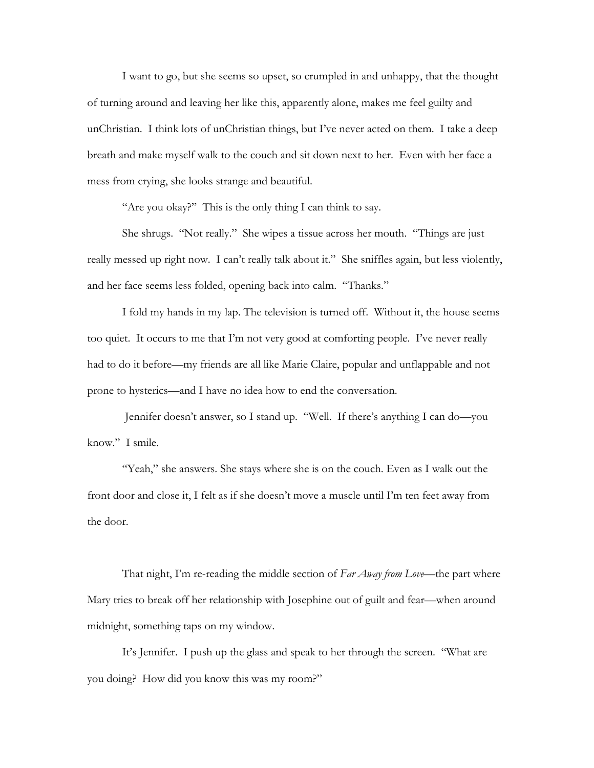I want to go, but she seems so upset, so crumpled in and unhappy, that the thought of turning around and leaving her like this, apparently alone, makes me feel guilty and unChristian. I think lots of unChristian things, but I've never acted on them. I take a deep breath and make myself walk to the couch and sit down next to her. Even with her face a mess from crying, she looks strange and beautiful.

"Are you okay?" This is the only thing I can think to say.

She shrugs. "Not really." She wipes a tissue across her mouth. "Things are just really messed up right now. I can't really talk about it." She sniffles again, but less violently, and her face seems less folded, opening back into calm. "Thanks."

I fold my hands in my lap. The television is turned off. Without it, the house seems too quiet. It occurs to me that I'm not very good at comforting people. I've never really had to do it before—my friends are all like Marie Claire, popular and unflappable and not prone to hysterics—and I have no idea how to end the conversation.

Jennifer doesn't answer, so I stand up. "Well. If there's anything I can do—you know." I smile.

"Yeah," she answers. She stays where she is on the couch. Even as I walk out the front door and close it, I felt as if she doesn't move a muscle until I'm ten feet away from the door.

That night, I'm re-reading the middle section of *Far Away from Love*—the part where Mary tries to break off her relationship with Josephine out of guilt and fear—when around midnight, something taps on my window.

It's Jennifer. I push up the glass and speak to her through the screen. "What are you doing? How did you know this was my room?"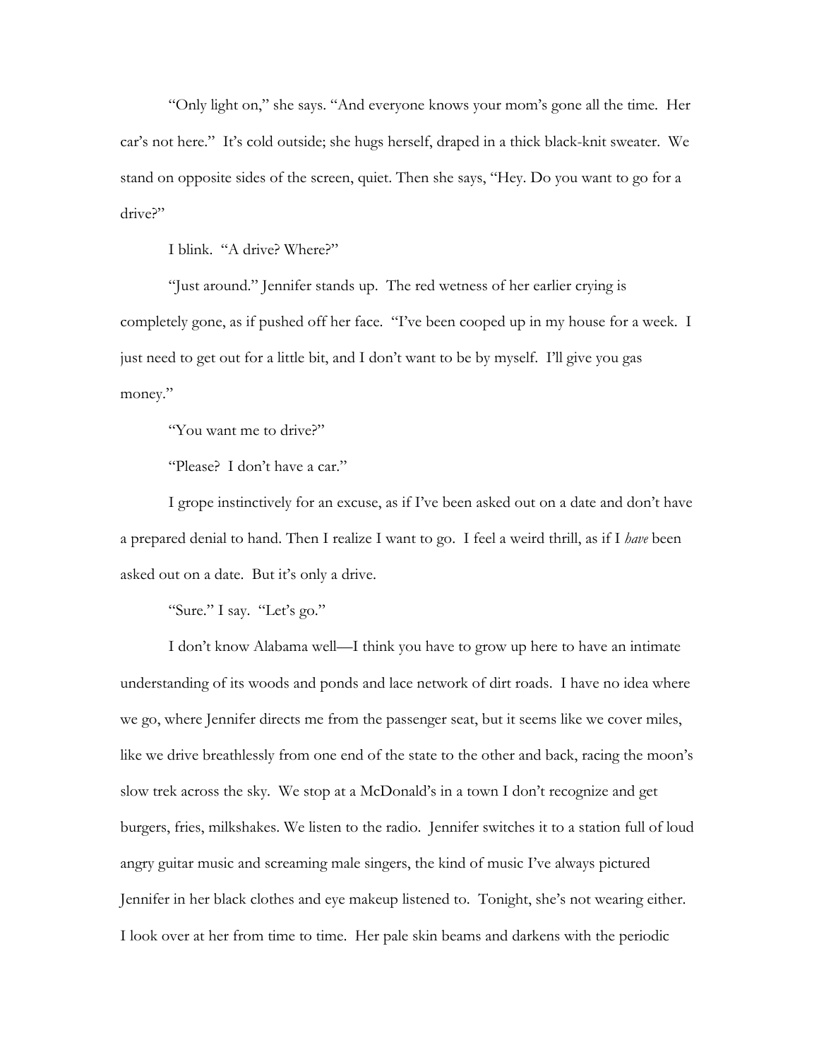"Only light on," she says. "And everyone knows your mom's gone all the time. Her car's not here." It's cold outside; she hugs herself, draped in a thick black-knit sweater. We stand on opposite sides of the screen, quiet. Then she says, "Hey. Do you want to go for a drive?"

I blink. "A drive? Where?"

"Just around." Jennifer stands up. The red wetness of her earlier crying is completely gone, as if pushed off her face. "I've been cooped up in my house for a week. I just need to get out for a little bit, and I don't want to be by myself. I'll give you gas money."

"You want me to drive?"

"Please? I don't have a car."

I grope instinctively for an excuse, as if I've been asked out on a date and don't have a prepared denial to hand. Then I realize I want to go. I feel a weird thrill, as if I *have* been asked out on a date. But it's only a drive.

"Sure." I say. "Let's go."

I don't know Alabama well—I think you have to grow up here to have an intimate understanding of its woods and ponds and lace network of dirt roads. I have no idea where we go, where Jennifer directs me from the passenger seat, but it seems like we cover miles, like we drive breathlessly from one end of the state to the other and back, racing the moon's slow trek across the sky. We stop at a McDonald's in a town I don't recognize and get burgers, fries, milkshakes. We listen to the radio. Jennifer switches it to a station full of loud angry guitar music and screaming male singers, the kind of music I've always pictured Jennifer in her black clothes and eye makeup listened to. Tonight, she's not wearing either. I look over at her from time to time. Her pale skin beams and darkens with the periodic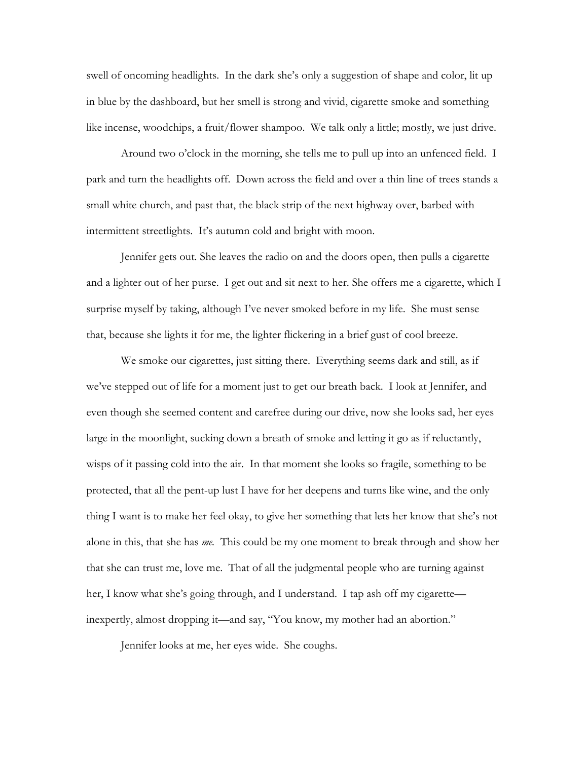swell of oncoming headlights. In the dark she's only a suggestion of shape and color, lit up in blue by the dashboard, but her smell is strong and vivid, cigarette smoke and something like incense, woodchips, a fruit/flower shampoo. We talk only a little; mostly, we just drive.

Around two o'clock in the morning, she tells me to pull up into an unfenced field. I park and turn the headlights off. Down across the field and over a thin line of trees stands a small white church, and past that, the black strip of the next highway over, barbed with intermittent streetlights. It's autumn cold and bright with moon.

Jennifer gets out. She leaves the radio on and the doors open, then pulls a cigarette and a lighter out of her purse. I get out and sit next to her. She offers me a cigarette, which I surprise myself by taking, although I've never smoked before in my life. She must sense that, because she lights it for me, the lighter flickering in a brief gust of cool breeze.

We smoke our cigarettes, just sitting there. Everything seems dark and still, as if we've stepped out of life for a moment just to get our breath back. I look at Jennifer, and even though she seemed content and carefree during our drive, now she looks sad, her eyes large in the moonlight, sucking down a breath of smoke and letting it go as if reluctantly, wisps of it passing cold into the air. In that moment she looks so fragile, something to be protected, that all the pent-up lust I have for her deepens and turns like wine, and the only thing I want is to make her feel okay, to give her something that lets her know that she's not alone in this, that she has *me*. This could be my one moment to break through and show her that she can trust me, love me. That of all the judgmental people who are turning against her, I know what she's going through, and I understand. I tap ash off my cigarette—inexpertly, almost dropping it—and say, "You know, my mother had an abortion."

Jennifer looks at me, her eyes wide. She coughs.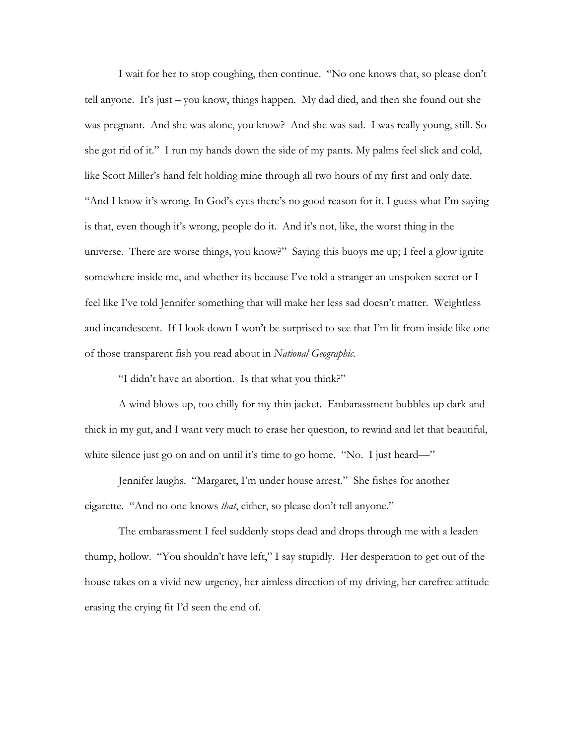I wait for her to stop coughing, then continue. "No one knows that, so please don't tell anyone. It's just – you know, things happen. My dad died, and then she found out she was pregnant. And she was alone, you know? And she was sad. I was really young, still. So she got rid of it." I run my hands down the side of my pants. My palms feel slick and cold, like Scott Miller's hand felt holding mine through all two hours of my first and only date. "And I know it's wrong. In God's eyes there's no good reason for it. I guess what I'm saying is that, even though it's wrong, people do it. And it's not, like, the worst thing in the universe. There are worse things, you know?" Saying this buoys me up; I feel a glow ignite somewhere inside me, and whether its because I've told a stranger an unspoken secret or I feel like I've told Jennifer something that will make her less sad doesn't matter. Weightless and incandescent. If I look down I won't be surprised to see that I'm lit from inside like one of those transparent fish you read about in *National Geographic*.

"I didn't have an abortion. Is that what you think?"

A wind blows up, too chilly for my thin jacket. Embarassment bubbles up dark and thick in my gut, and I want very much to erase her question, to rewind and let that beautiful, white silence just go on and on until it's time to go home. "No. I just heard—"

Jennifer laughs. "Margaret, I'm under house arrest." She fishes for another cigarette. "And no one knows *that*, either, so please don't tell anyone."

The embarassment I feel suddenly stops dead and drops through me with a leaden thump, hollow. "You shouldn't have left," I say stupidly. Her desperation to get out of the house takes on a vivid new urgency, her aimless direction of my driving, her carefree attitude erasing the crying fit I'd seen the end of.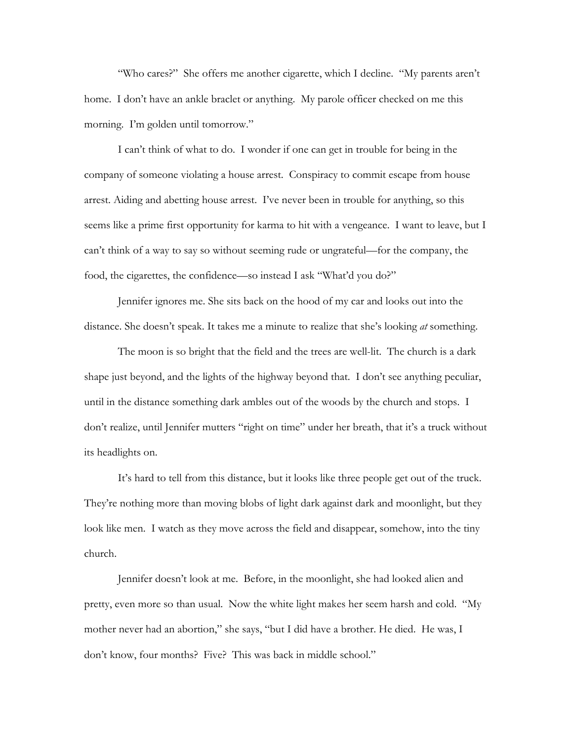"Who cares?" She offers me another cigarette, which I decline. "My parents aren't home. I don't have an ankle braclet or anything. My parole officer checked on me this morning. I'm golden until tomorrow."

I can't think of what to do. I wonder if one can get in trouble for being in the company of someone violating a house arrest. Conspiracy to commit escape from house arrest. Aiding and abetting house arrest. I've never been in trouble for anything, so this seems like a prime first opportunity for karma to hit with a vengeance. I want to leave, but I can't think of a way to say so without seeming rude or ungrateful—for the company, the food, the cigarettes, the confidence—so instead I ask "What'd you do?"

Jennifer ignores me. She sits back on the hood of my car and looks out into the distance. She doesn't speak. It takes me a minute to realize that she's looking *at* something.

The moon is so bright that the field and the trees are well-lit. The church is a dark shape just beyond, and the lights of the highway beyond that. I don't see anything peculiar, until in the distance something dark ambles out of the woods by the church and stops. I don't realize, until Jennifer mutters "right on time" under her breath, that it's a truck without its headlights on.

It's hard to tell from this distance, but it looks like three people get out of the truck. They're nothing more than moving blobs of light dark against dark and moonlight, but they look like men. I watch as they move across the field and disappear, somehow, into the tiny church.

Jennifer doesn't look at me. Before, in the moonlight, she had looked alien and pretty, even more so than usual. Now the white light makes her seem harsh and cold. "My mother never had an abortion," she says, "but I did have a brother. He died. He was, I don't know, four months? Five? This was back in middle school."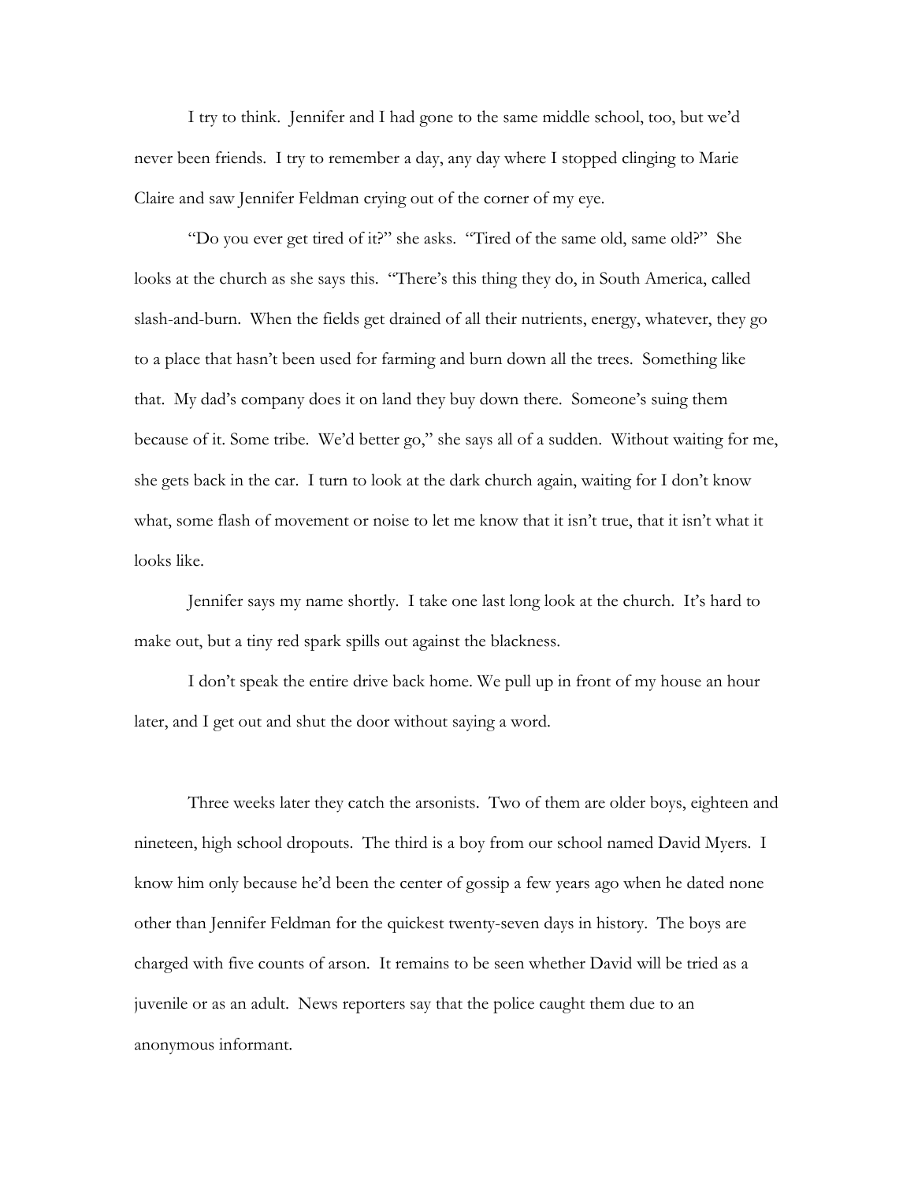I try to think. Jennifer and I had gone to the same middle school, too, but we'd never been friends. I try to remember a day, any day where I stopped clinging to Marie Claire and saw Jennifer Feldman crying out of the corner of my eye.

"Do you ever get tired of it?" she asks. "Tired of the same old, same old?" She looks at the church as she says this. "There's this thing they do, in South America, called slash-and-burn. When the fields get drained of all their nutrients, energy, whatever, they go to a place that hasn't been used for farming and burn down all the trees. Something like that. My dad's company does it on land they buy down there. Someone's suing them because of it. Some tribe. We'd better go," she says all of a sudden. Without waiting for me, she gets back in the car. I turn to look at the dark church again, waiting for I don't know what, some flash of movement or noise to let me know that it isn't true, that it isn't what it looks like.

Jennifer says my name shortly. I take one last long look at the church. It's hard to make out, but a tiny red spark spills out against the blackness.

I don't speak the entire drive back home. We pull up in front of my house an hour later, and I get out and shut the door without saying a word.

Three weeks later they catch the arsonists. Two of them are older boys, eighteen and nineteen, high school dropouts. The third is a boy from our school named David Myers. I know him only because he'd been the center of gossip a few years ago when he dated none other than Jennifer Feldman for the quickest twenty-seven days in history. The boys are charged with five counts of arson. It remains to be seen whether David will be tried as a juvenile or as an adult. News reporters say that the police caught them due to an anonymous informant.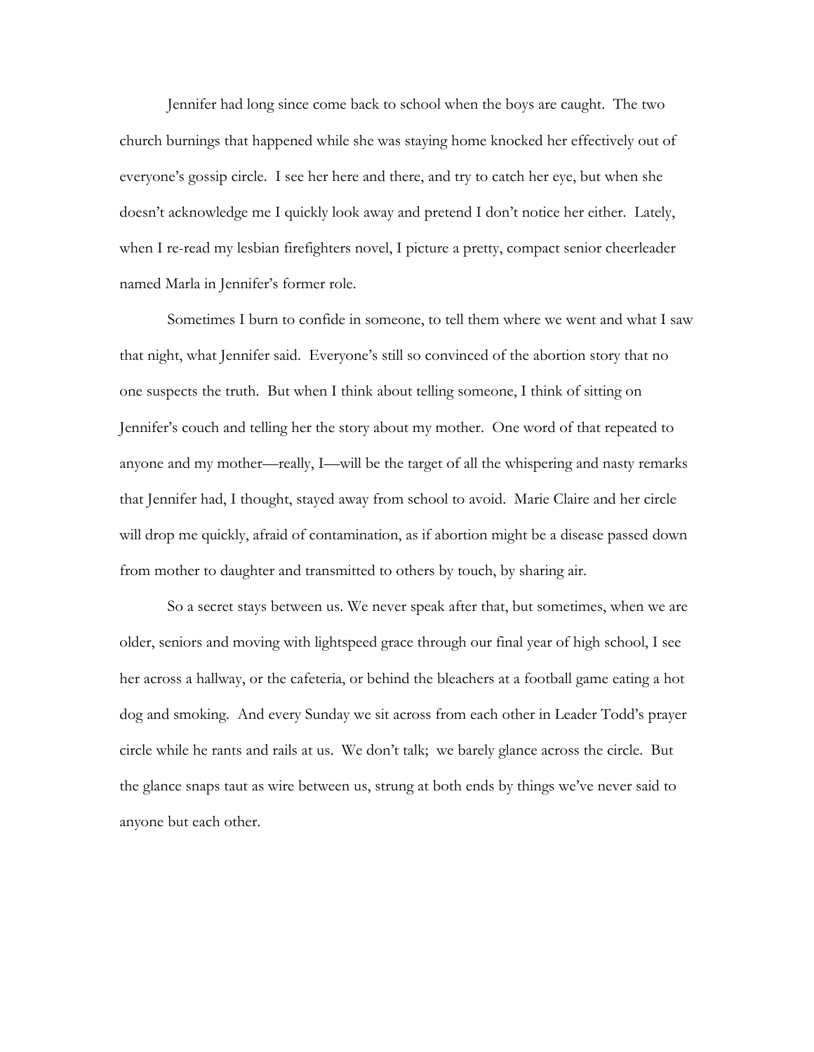Jennifer had long since come back to school when the boys are caught. The two church burnings that happened while she was staying home knocked her effectively out of everyone's gossip circle. I see her here and there, and try to catch her eye, but when she doesn't acknowledge me I quickly look away and pretend I don't notice her either. Lately, when I re-read my lesbian firefighters novel, I picture a pretty, compact senior cheerleader named Marla in Jennifer's former role.

Sometimes I burn to confide in someone, to tell them where we went and what I saw that night, what Jennifer said. Everyone's still so convinced of the abortion story that no one suspects the truth. But when I think about telling someone, I think of sitting on Jennifer's couch and telling her the story about my mother. One word of that repeated to anyone and my mother—really, I—will be the target of all the whispering and nasty remarks that Jennifer had, I thought, stayed away from school to avoid. Marie Claire and her circle will drop me quickly, afraid of contamination, as if abortion might be a disease passed down from mother to daughter and transmitted to others by touch, by sharing air.

So a secret stays between us. We never speak after that, but sometimes, when we are older, seniors and moving with lightspeed grace through our final year of high school, I see her across a hallway, or the cafeteria, or behind the bleachers at a football game eating a hot dog and smoking. And every Sunday we sit across from each other in Leader Todd's prayer circle while he rants and rails at us. We don't talk; we barely glance across the circle. But the glance snaps taut as wire between us, strung at both ends by things we've never said to anyone but each other.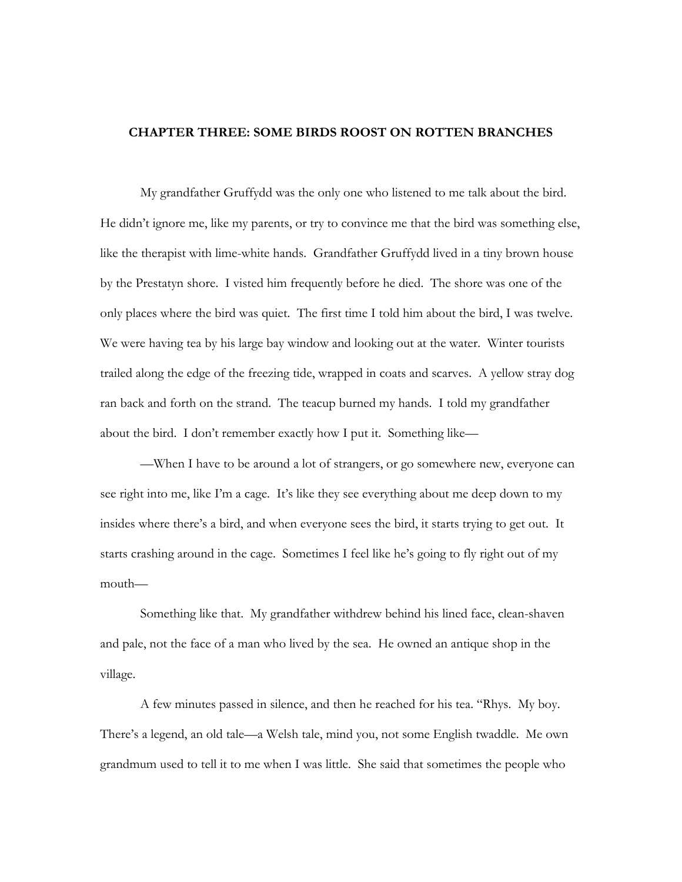**CHAPTER THREE: SOME BIRDS ROOST ON ROTTEN BRANCHES**

My grandfather Gruffydd was the only one who listened to me talk about the bird. He didn't ignore me, like my parents, or try to convince me that the bird was something else, like the therapist with lime-white hands. Grandfather Gruffydd lived in a tiny brown house by the Prestatyn shore. I visted him frequently before he died. The shore was one of the only places where the bird was quiet. The first time I told him about the bird, I was twelve. We were having tea by his large bay window and looking out at the water. Winter tourists trailed along the edge of the freezing tide, wrapped in coats and scarves. A yellow stray dog ran back and forth on the strand. The teacup burned my hands. I told my grandfather about the bird. I don't remember exactly how I put it. Something like—

—When I have to be around a lot of strangers, or go somewhere new, everyone can see right into me, like I'm a cage. It's like they see everything about me deep down to my insides where there's a bird, and when everyone sees the bird, it starts trying to get out. It starts crashing around in the cage. Sometimes I feel like he's going to fly right out of my mouth—

Something like that. My grandfather withdrew behind his lined face, clean-shaven and pale, not the face of a man who lived by the sea. He owned an antique shop in the village.

A few minutes passed in silence, and then he reached for his tea. "Rhys. My boy. There's a legend, an old tale—a Welsh tale, mind you, not some English twaddle. Me own grandmum used to tell it to me when I was little. She said that sometimes the people who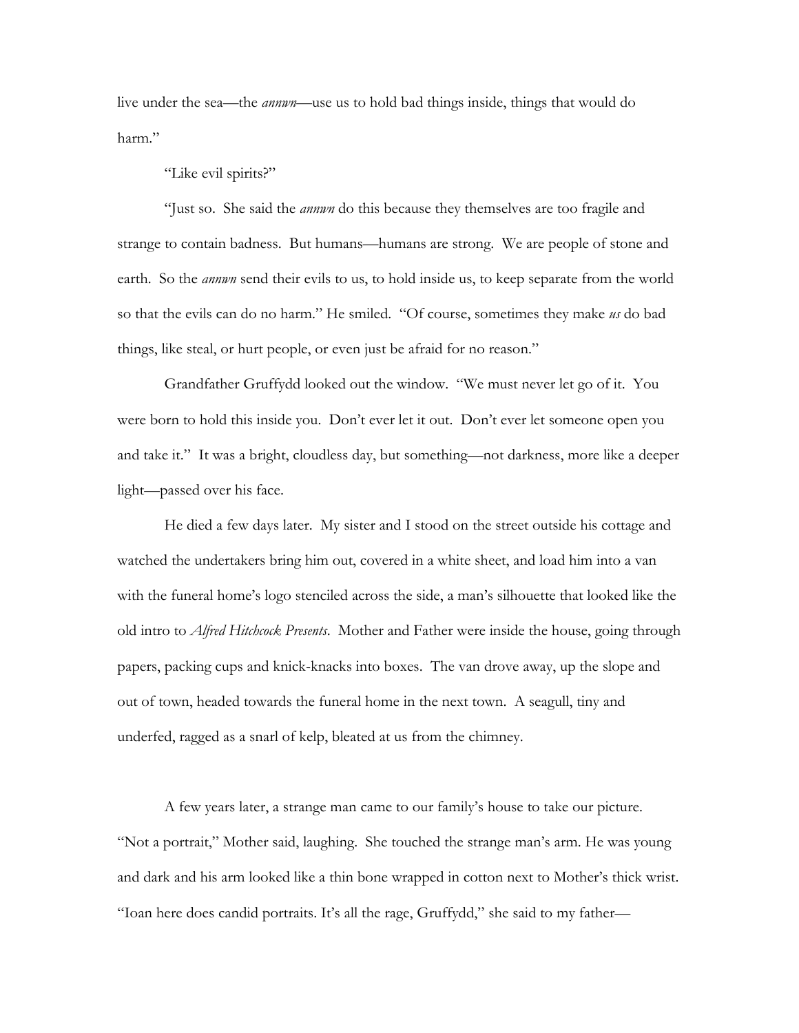live under the sea—the *annwn*—use us to hold bad things inside, things that would do harm."

"Like evil spirits?"

"Just so. She said the *annwn* do this because they themselves are too fragile and strange to contain badness. But humans—humans are strong. We are people of stone and earth. So the *annwn* send their evils to us, to hold inside us, to keep separate from the world so that the evils can do no harm." He smiled. "Of course, sometimes they make *us* do bad things, like steal, or hurt people, or even just be afraid for no reason."

Grandfather Gruffydd looked out the window. "We must never let go of it. You were born to hold this inside you. Don't ever let it out. Don't ever let someone open you and take it." It was a bright, cloudless day, but something—not darkness, more like a deeper light—passed over his face.

He died a few days later. My sister and I stood on the street outside his cottage and watched the undertakers bring him out, covered in a white sheet, and load him into a van with the funeral home's logo stenciled across the side, a man's silhouette that looked like the old intro to *Alfred Hitchcock Presents*. Mother and Father were inside the house, going through papers, packing cups and knick-knacks into boxes. The van drove away, up the slope and out of town, headed towards the funeral home in the next town. A seagull, tiny and underfed, ragged as a snarl of kelp, bleated at us from the chimney.

A few years later, a strange man came to our family's house to take our picture. "Not a portrait," Mother said, laughing. She touched the strange man's arm. He was young and dark and his arm looked like a thin bone wrapped in cotton next to Mother's thick wrist. "Ioan here does candid portraits. It's all the rage, Gruffydd," she said to my father—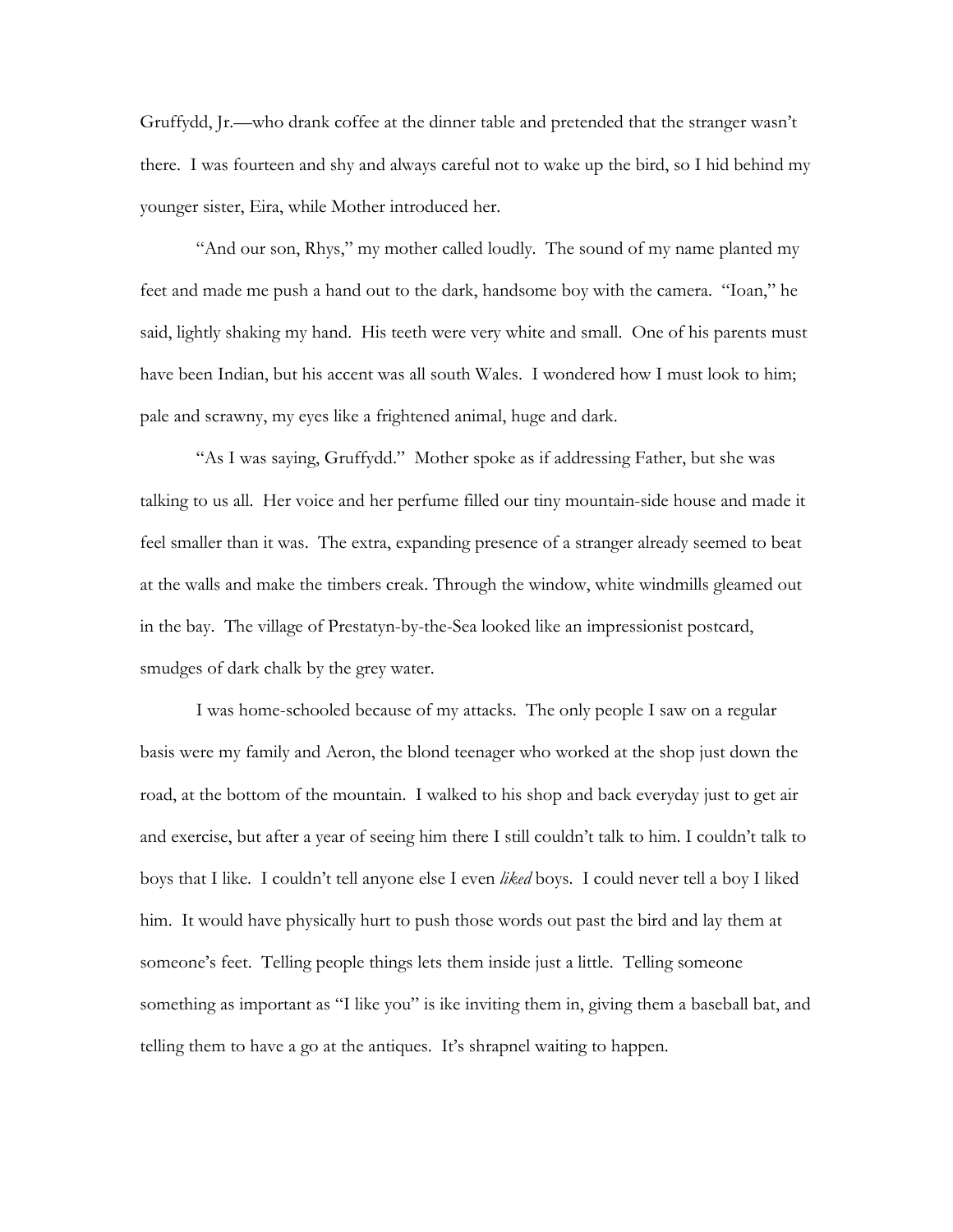Gruffydd, Jr.—who drank coffee at the dinner table and pretended that the stranger wasn't there. I was fourteen and shy and always careful not to wake up the bird, so I hid behind my younger sister, Eira, while Mother introduced her.

"And our son, Rhys," my mother called loudly. The sound of my name planted my feet and made me push a hand out to the dark, handsome boy with the camera. "Ioan," he said, lightly shaking my hand. His teeth were very white and small. One of his parents must have been Indian, but his accent was all south Wales. I wondered how I must look to him; pale and scrawny, my eyes like a frightened animal, huge and dark.

"As I was saying, Gruffydd." Mother spoke as if addressing Father, but she was talking to us all. Her voice and her perfume filled our tiny mountain-side house and made it feel smaller than it was. The extra, expanding presence of a stranger already seemed to beat at the walls and make the timbers creak. Through the window, white windmills gleamed out in the bay. The village of Prestatyn-by-the-Sea looked like an impressionist postcard, smudges of dark chalk by the grey water.

I was home-schooled because of my attacks. The only people I saw on a regular basis were my family and Aeron, the blond teenager who worked at the shop just down the road, at the bottom of the mountain. I walked to his shop and back everyday just to get air and exercise, but after a year of seeing him there I still couldn't talk to him. I couldn't talk to boys that I like. I couldn't tell anyone else I even *liked* boys. I could never tell a boy I liked him. It would have physically hurt to push those words out past the bird and lay them at someone's feet. Telling people things lets them inside just a little. Telling someone something as important as "I like you" is ike inviting them in, giving them a baseball bat, and telling them to have a go at the antiques. It's shrapnel waiting to happen.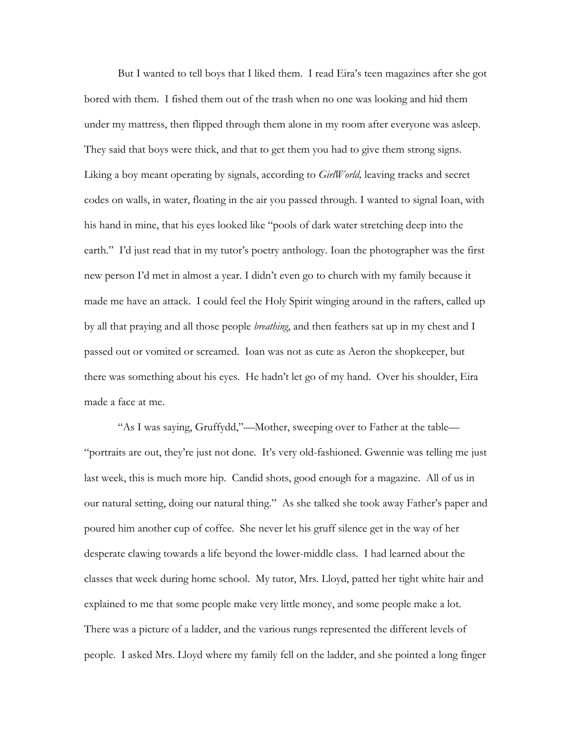But I wanted to tell boys that I liked them. I read Eira's teen magazines after she got bored with them. I fished them out of the trash when no one was looking and hid them under my mattress, then flipped through them alone in my room after everyone was asleep. They said that boys were thick, and that to get them you had to give them strong signs. Liking a boy meant operating by signals, according to *GirlWorld,* leaving tracks and secret codes on walls, in water, floating in the air you passed through. I wanted to signal Ioan, with his hand in mine, that his eyes looked like "pools of dark water stretching deep into the earth." I'd just read that in my tutor's poetry anthology. Ioan the photographer was the first new person I'd met in almost a year. I didn't even go to church with my family because it made me have an attack. I could feel the Holy Spirit winging around in the rafters, called up by all that praying and all those people *breathing*, and then feathers sat up in my chest and I passed out or vomited or screamed. Ioan was not as cute as Aeron the shopkeeper, but there was something about his eyes. He hadn't let go of my hand. Over his shoulder, Eira made a face at me.

"As I was saying, Gruffydd,"—Mother, sweeping over to Father at the table—"portraits are out, they're just not done. It's very old-fashioned. Gwennie was telling me just last week, this is much more hip. Candid shots, good enough for a magazine. All of us in our natural setting, doing our natural thing." As she talked she took away Father's paper and poured him another cup of coffee. She never let his gruff silence get in the way of her desperate clawing towards a life beyond the lower-middle class. I had learned about the classes that week during home school. My tutor, Mrs. Lloyd, patted her tight white hair and explained to me that some people make very little money, and some people make a lot. There was a picture of a ladder, and the various rungs represented the different levels of people. I asked Mrs. Lloyd where my family fell on the ladder, and she pointed a long finger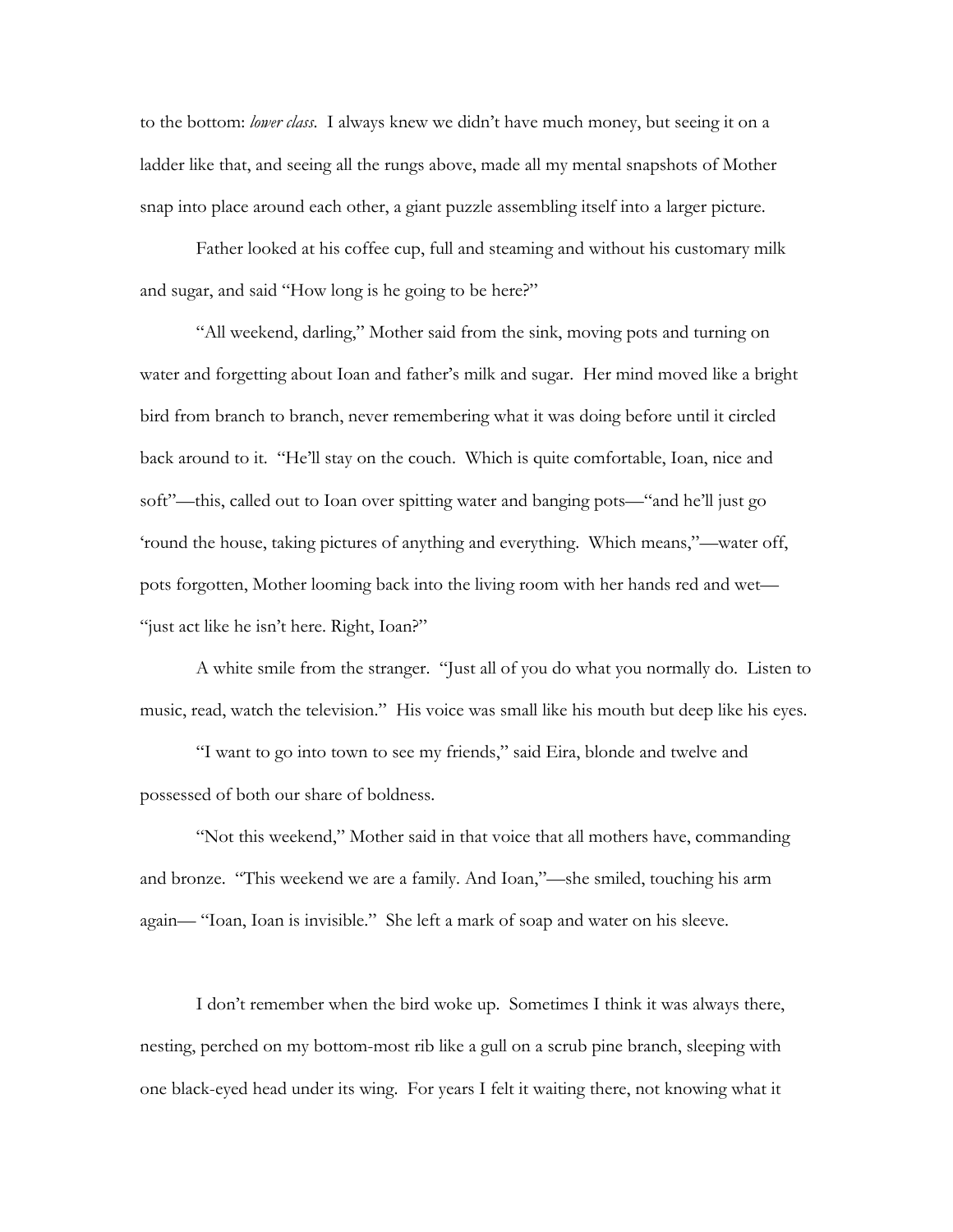to the bottom: *lower class*. I always knew we didn't have much money, but seeing it on a ladder like that, and seeing all the rungs above, made all my mental snapshots of Mother snap into place around each other, a giant puzzle assembling itself into a larger picture.

Father looked at his coffee cup, full and steaming and without his customary milk and sugar, and said "How long is he going to be here?"

"All weekend, darling," Mother said from the sink, moving pots and turning on water and forgetting about Ioan and father's milk and sugar. Her mind moved like a bright bird from branch to branch, never remembering what it was doing before until it circled back around to it. "He'll stay on the couch. Which is quite comfortable, Ioan, nice and soft"—this, called out to Ioan over spitting water and banging pots—"and he'll just go 'round the house, taking pictures of anything and everything. Which means,"—water off, pots forgotten, Mother looming back into the living room with her hands red and wet—"just act like he isn't here. Right, Ioan?"

A white smile from the stranger. "Just all of you do what you normally do. Listen to music, read, watch the television." His voice was small like his mouth but deep like his eyes.

"I want to go into town to see my friends," said Eira, blonde and twelve and possessed of both our share of boldness.

"Not this weekend," Mother said in that voice that all mothers have, commanding and bronze. "This weekend we are a family. And Ioan,"—she smiled, touching his arm again— "Ioan, Ioan is invisible." She left a mark of soap and water on his sleeve.

I don't remember when the bird woke up. Sometimes I think it was always there, nesting, perched on my bottom-most rib like a gull on a scrub pine branch, sleeping with one black-eyed head under its wing. For years I felt it waiting there, not knowing what it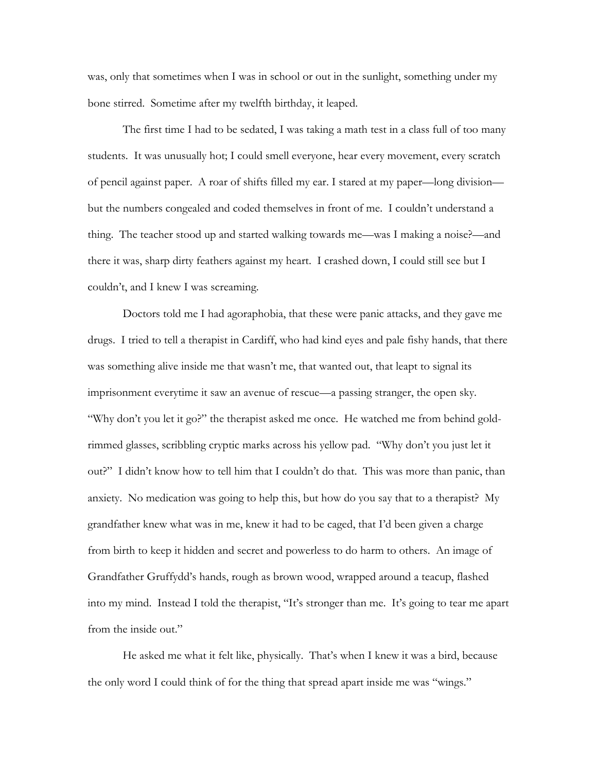was, only that sometimes when I was in school or out in the sunlight, something under my bone stirred. Sometime after my twelfth birthday, it leaped.

The first time I had to be sedated, I was taking a math test in a class full of too many students. It was unusually hot; I could smell everyone, hear every movement, every scratch of pencil against paper. A roar of shifts filled my ear. I stared at my paper—long division—but the numbers congealed and coded themselves in front of me. I couldn't understand a thing. The teacher stood up and started walking towards me—was I making a noise?—and there it was, sharp dirty feathers against my heart. I crashed down, I could still see but I couldn't, and I knew I was screaming.

Doctors told me I had agoraphobia, that these were panic attacks, and they gave me drugs. I tried to tell a therapist in Cardiff, who had kind eyes and pale fishy hands, that there was something alive inside me that wasn't me, that wanted out, that leapt to signal its imprisonment everytime it saw an avenue of rescue—a passing stranger, the open sky. "Why don't you let it go?" the therapist asked me once. He watched me from behind gold-rimmed glasses, scribbling cryptic marks across his yellow pad. "Why don't you just let it out?" I didn't know how to tell him that I couldn't do that. This was more than panic, than anxiety. No medication was going to help this, but how do you say that to a therapist? My grandfather knew what was in me, knew it had to be caged, that I'd been given a charge from birth to keep it hidden and secret and powerless to do harm to others. An image of Grandfather Gruffydd's hands, rough as brown wood, wrapped around a teacup, flashed into my mind. Instead I told the therapist, "It's stronger than me. It's going to tear me apart from the inside out."

He asked me what it felt like, physically. That's when I knew it was a bird, because the only word I could think of for the thing that spread apart inside me was "wings."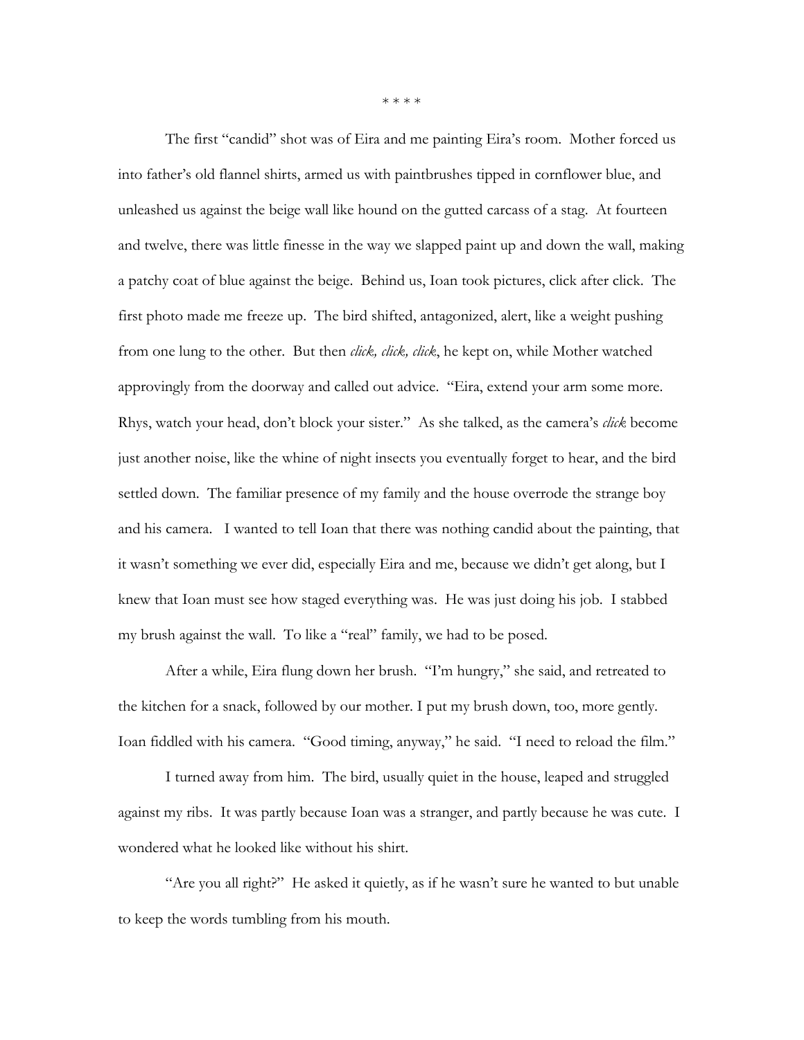\* \* \* \*

The first "candid" shot was of Eira and me painting Eira's room. Mother forced us into father's old flannel shirts, armed us with paintbrushes tipped in cornflower blue, and unleashed us against the beige wall like hound on the gutted carcass of a stag. At fourteen and twelve, there was little finesse in the way we slapped paint up and down the wall, making a patchy coat of blue against the beige. Behind us, Ioan took pictures, click after click. The first photo made me freeze up. The bird shifted, antagonized, alert, like a weight pushing from one lung to the other. But then *click, click, click*, he kept on, while Mother watched approvingly from the doorway and called out advice. "Eira, extend your arm some more. Rhys, watch your head, don't block your sister." As she talked, as the camera's *click* become just another noise, like the whine of night insects you eventually forget to hear, and the bird settled down. The familiar presence of my family and the house overrode the strange boy and his camera. I wanted to tell Ioan that there was nothing candid about the painting, that it wasn't something we ever did, especially Eira and me, because we didn't get along, but I knew that Ioan must see how staged everything was. He was just doing his job. I stabbed my brush against the wall. To like a "real" family, we had to be posed.

After a while, Eira flung down her brush. "I'm hungry," she said, and retreated to the kitchen for a snack, followed by our mother. I put my brush down, too, more gently. Ioan fiddled with his camera. "Good timing, anyway," he said. "I need to reload the film."

I turned away from him. The bird, usually quiet in the house, leaped and struggled against my ribs. It was partly because Ioan was a stranger, and partly because he was cute. I wondered what he looked like without his shirt.

"Are you all right?" He asked it quietly, as if he wasn't sure he wanted to but unable to keep the words tumbling from his mouth.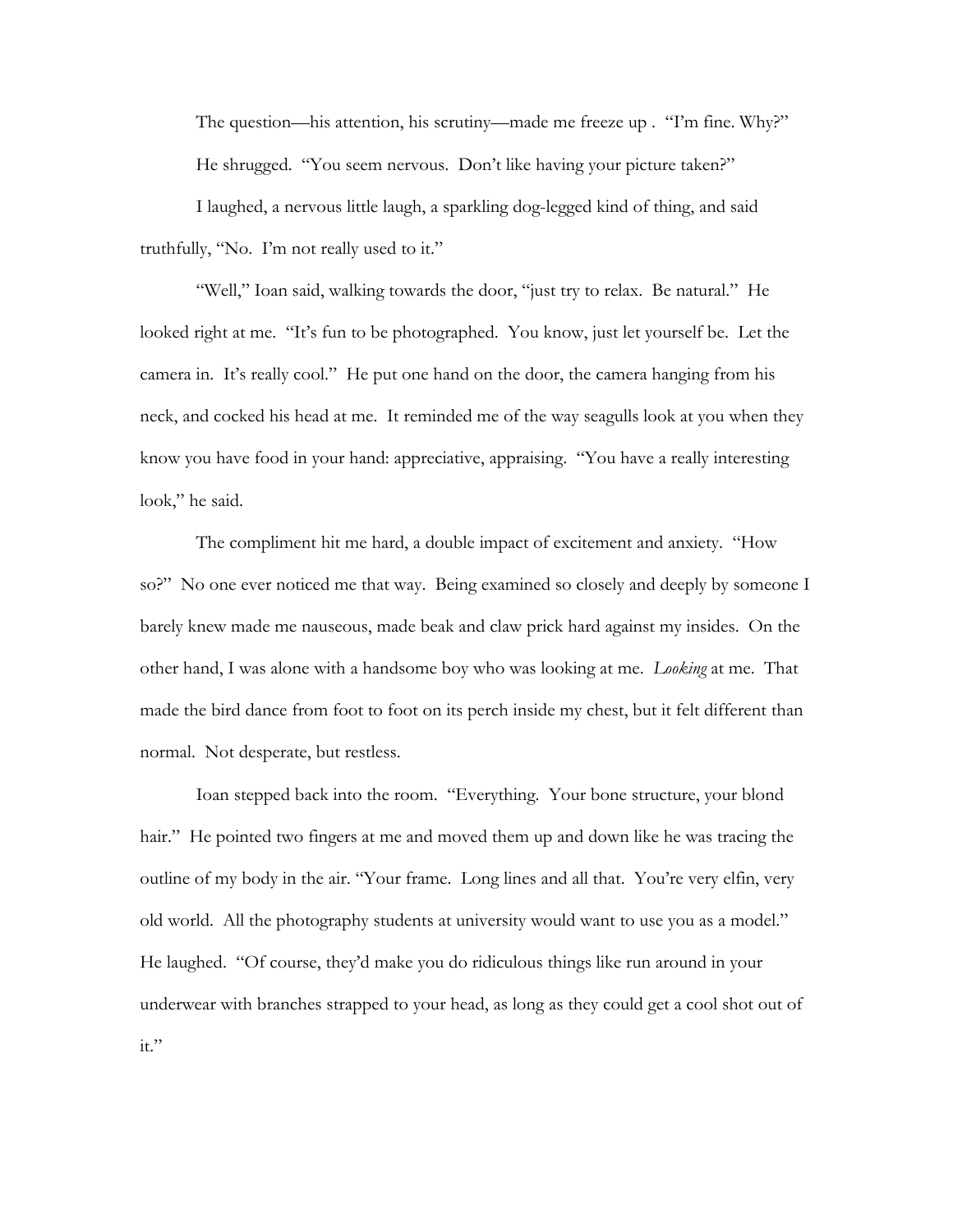The question—his attention, his scrutiny—made me freeze up . "I'm fine. Why?"

He shrugged. "You seem nervous. Don't like having your picture taken?"

I laughed, a nervous little laugh, a sparkling dog-legged kind of thing, and said truthfully, "No. I'm not really used to it."

"Well," Ioan said, walking towards the door, "just try to relax. Be natural." He looked right at me. "It's fun to be photographed. You know, just let yourself be. Let the camera in. It's really cool." He put one hand on the door, the camera hanging from his neck, and cocked his head at me. It reminded me of the way seagulls look at you when they know you have food in your hand: appreciative, appraising. "You have a really interesting look," he said.

The compliment hit me hard, a double impact of excitement and anxiety. "How so?" No one ever noticed me that way. Being examined so closely and deeply by someone I barely knew made me nauseous, made beak and claw prick hard against my insides. On the other hand, I was alone with a handsome boy who was looking at me. *Looking* at me. That made the bird dance from foot to foot on its perch inside my chest, but it felt different than normal. Not desperate, but restless.

Ioan stepped back into the room. "Everything. Your bone structure, your blond hair." He pointed two fingers at me and moved them up and down like he was tracing the outline of my body in the air. "Your frame. Long lines and all that. You're very elfin, very old world. All the photography students at university would want to use you as a model." He laughed. "Of course, they'd make you do ridiculous things like run around in your underwear with branches strapped to your head, as long as they could get a cool shot out of it."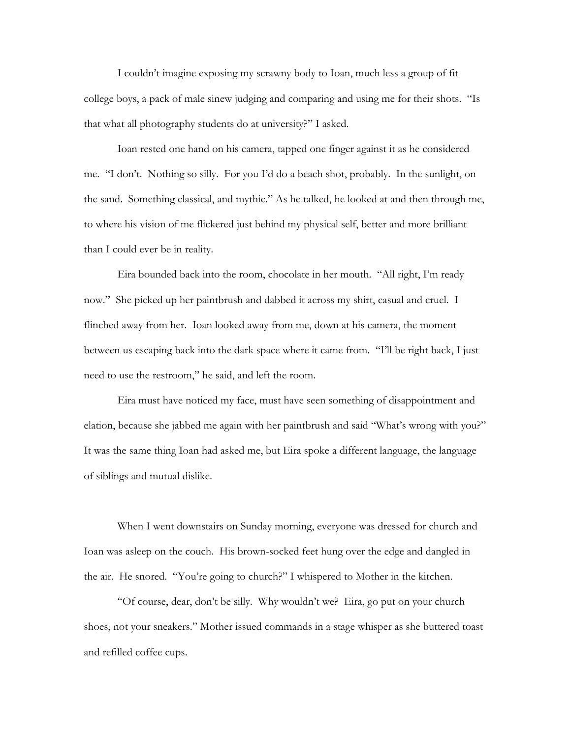I couldn't imagine exposing my scrawny body to Ioan, much less a group of fit college boys, a pack of male sinew judging and comparing and using me for their shots. "Is that what all photography students do at university?" I asked.

Ioan rested one hand on his camera, tapped one finger against it as he considered me. "I don't. Nothing so silly. For you I'd do a beach shot, probably. In the sunlight, on the sand. Something classical, and mythic." As he talked, he looked at and then through me, to where his vision of me flickered just behind my physical self, better and more brilliant than I could ever be in reality.

Eira bounded back into the room, chocolate in her mouth. "All right, I'm ready now." She picked up her paintbrush and dabbed it across my shirt, casual and cruel. I flinched away from her. Ioan looked away from me, down at his camera, the moment between us escaping back into the dark space where it came from. "I'll be right back, I just need to use the restroom," he said, and left the room.

Eira must have noticed my face, must have seen something of disappointment and elation, because she jabbed me again with her paintbrush and said "What's wrong with you?" It was the same thing Ioan had asked me, but Eira spoke a different language, the language of siblings and mutual dislike.

When I went downstairs on Sunday morning, everyone was dressed for church and Ioan was asleep on the couch. His brown-socked feet hung over the edge and dangled in the air. He snored. "You're going to church?" I whispered to Mother in the kitchen.

"Of course, dear, don't be silly. Why wouldn't we? Eira, go put on your church shoes, not your sneakers." Mother issued commands in a stage whisper as she buttered toast and refilled coffee cups.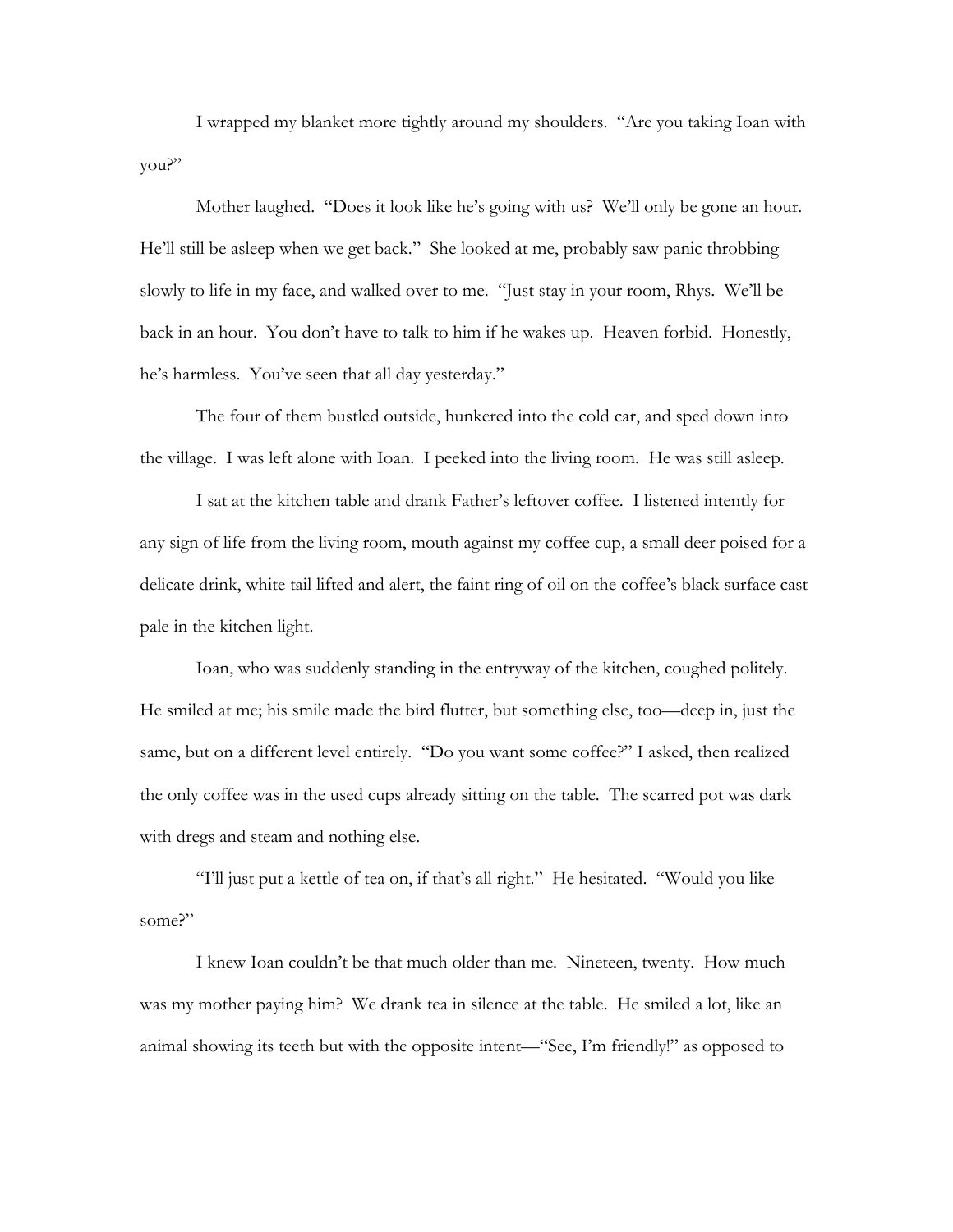I wrapped my blanket more tightly around my shoulders. "Are you taking Ioan with you?"

Mother laughed. "Does it look like he's going with us? We'll only be gone an hour. He'll still be asleep when we get back." She looked at me, probably saw panic throbbing slowly to life in my face, and walked over to me. "Just stay in your room, Rhys. We'll be back in an hour. You don't have to talk to him if he wakes up. Heaven forbid. Honestly, he's harmless. You've seen that all day yesterday."

The four of them bustled outside, hunkered into the cold car, and sped down into the village. I was left alone with Ioan. I peeked into the living room. He was still asleep.

I sat at the kitchen table and drank Father's leftover coffee. I listened intently for any sign of life from the living room, mouth against my coffee cup, a small deer poised for a delicate drink, white tail lifted and alert, the faint ring of oil on the coffee's black surface cast pale in the kitchen light.

Ioan, who was suddenly standing in the entryway of the kitchen, coughed politely. He smiled at me; his smile made the bird flutter, but something else, too—deep in, just the same, but on a different level entirely. "Do you want some coffee?" I asked, then realized the only coffee was in the used cups already sitting on the table. The scarred pot was dark with dregs and steam and nothing else.

"I'll just put a kettle of tea on, if that's all right." He hesitated. "Would you like some?"

I knew Ioan couldn't be that much older than me. Nineteen, twenty. How much was my mother paying him? We drank tea in silence at the table. He smiled a lot, like an animal showing its teeth but with the opposite intent—"See, I'm friendly!" as opposed to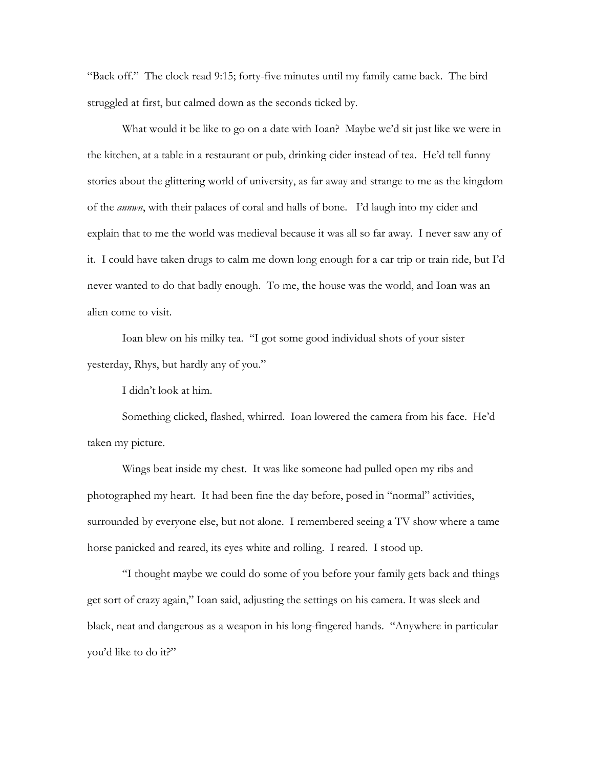"Back off." The clock read 9:15; forty-five minutes until my family came back. The bird struggled at first, but calmed down as the seconds ticked by.

What would it be like to go on a date with Ioan? Maybe we'd sit just like we were in the kitchen, at a table in a restaurant or pub, drinking cider instead of tea. He'd tell funny stories about the glittering world of university, as far away and strange to me as the kingdom of the *annwn*, with their palaces of coral and halls of bone. I'd laugh into my cider and explain that to me the world was medieval because it was all so far away. I never saw any of it. I could have taken drugs to calm me down long enough for a car trip or train ride, but I'd never wanted to do that badly enough. To me, the house was the world, and Ioan was an alien come to visit.

Ioan blew on his milky tea. "I got some good individual shots of your sister yesterday, Rhys, but hardly any of you."

I didn't look at him.

Something clicked, flashed, whirred. Ioan lowered the camera from his face. He'd taken my picture.

Wings beat inside my chest. It was like someone had pulled open my ribs and photographed my heart. It had been fine the day before, posed in "normal" activities, surrounded by everyone else, but not alone. I remembered seeing a TV show where a tame horse panicked and reared, its eyes white and rolling. I reared. I stood up.

"I thought maybe we could do some of you before your family gets back and things get sort of crazy again," Ioan said, adjusting the settings on his camera. It was sleek and black, neat and dangerous as a weapon in his long-fingered hands. "Anywhere in particular you'd like to do it?"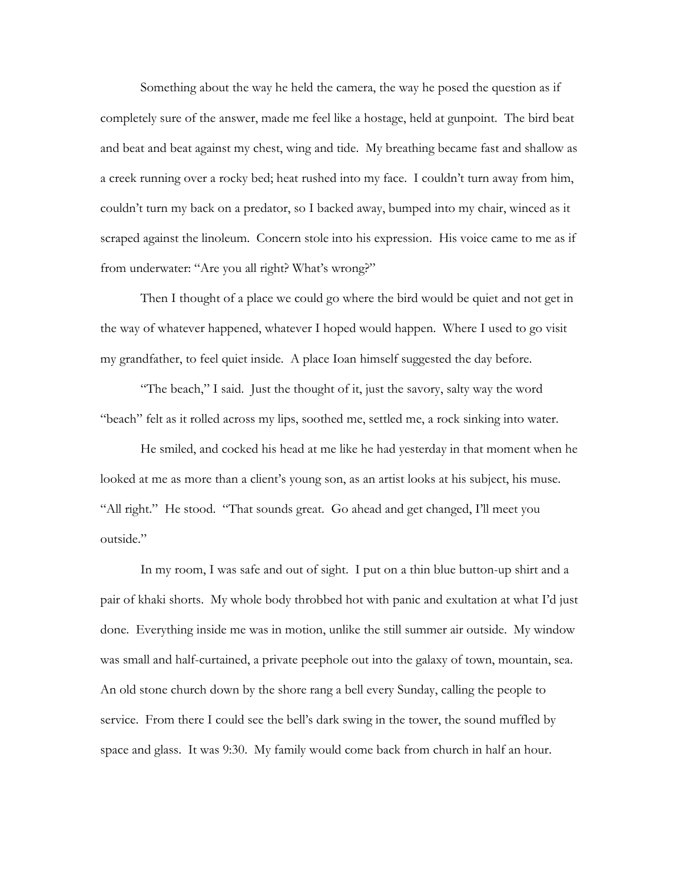Something about the way he held the camera, the way he posed the question as if completely sure of the answer, made me feel like a hostage, held at gunpoint. The bird beat and beat and beat against my chest, wing and tide. My breathing became fast and shallow as a creek running over a rocky bed; heat rushed into my face. I couldn't turn away from him, couldn't turn my back on a predator, so I backed away, bumped into my chair, winced as it scraped against the linoleum. Concern stole into his expression. His voice came to me as if from underwater: "Are you all right? What's wrong?"

Then I thought of a place we could go where the bird would be quiet and not get in the way of whatever happened, whatever I hoped would happen. Where I used to go visit my grandfather, to feel quiet inside. A place Ioan himself suggested the day before.

"The beach," I said. Just the thought of it, just the savory, salty way the word "beach" felt as it rolled across my lips, soothed me, settled me, a rock sinking into water.

He smiled, and cocked his head at me like he had yesterday in that moment when he looked at me as more than a client's young son, as an artist looks at his subject, his muse. "All right." He stood. "That sounds great. Go ahead and get changed, I'll meet you outside."

In my room, I was safe and out of sight. I put on a thin blue button-up shirt and a pair of khaki shorts. My whole body throbbed hot with panic and exultation at what I'd just done. Everything inside me was in motion, unlike the still summer air outside. My window was small and half-curtained, a private peephole out into the galaxy of town, mountain, sea. An old stone church down by the shore rang a bell every Sunday, calling the people to service. From there I could see the bell's dark swing in the tower, the sound muffled by space and glass. It was 9:30. My family would come back from church in half an hour.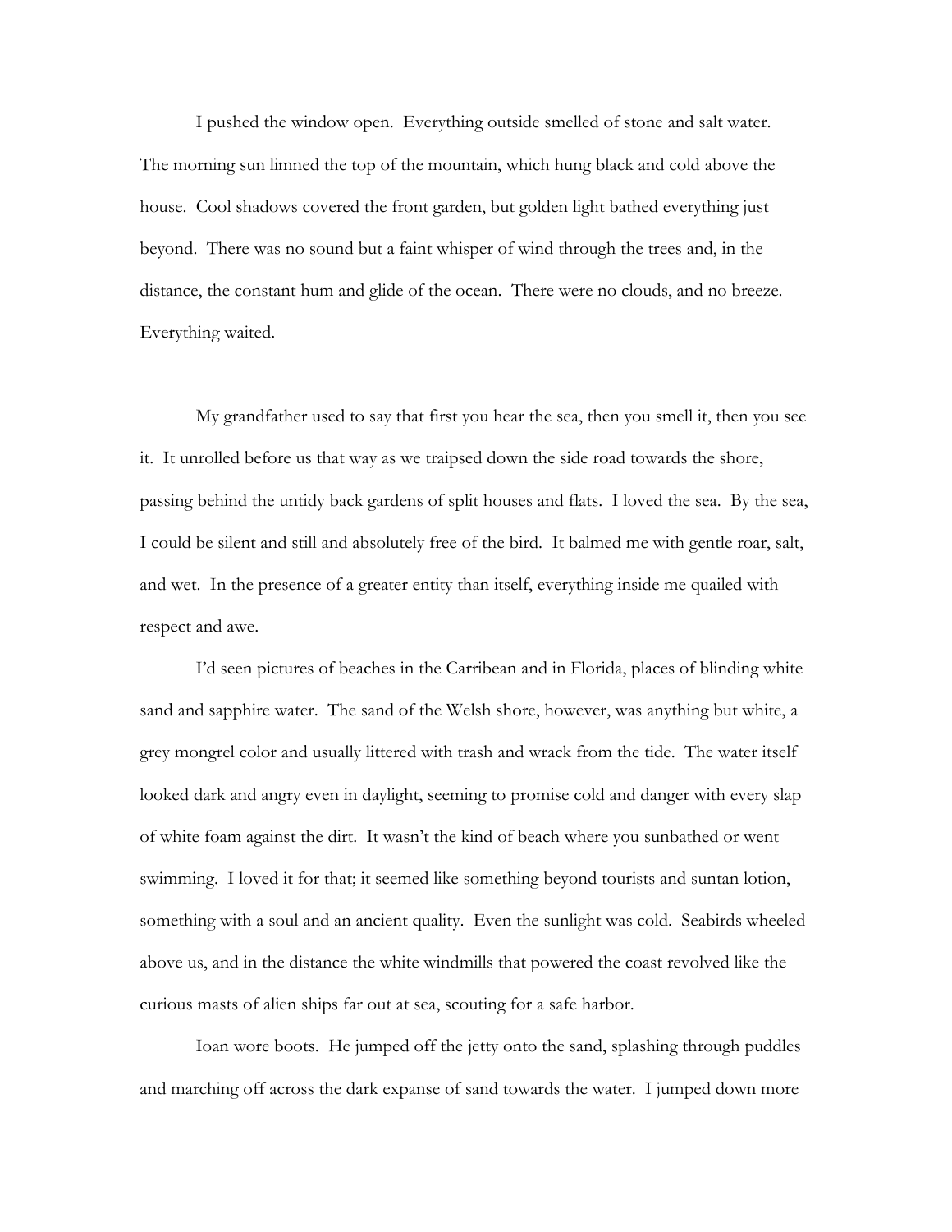I pushed the window open. Everything outside smelled of stone and salt water. The morning sun limned the top of the mountain, which hung black and cold above the house. Cool shadows covered the front garden, but golden light bathed everything just beyond. There was no sound but a faint whisper of wind through the trees and, in the distance, the constant hum and glide of the ocean. There were no clouds, and no breeze. Everything waited.

My grandfather used to say that first you hear the sea, then you smell it, then you see it. It unrolled before us that way as we traipsed down the side road towards the shore, passing behind the untidy back gardens of split houses and flats. I loved the sea. By the sea, I could be silent and still and absolutely free of the bird. It balmed me with gentle roar, salt, and wet. In the presence of a greater entity than itself, everything inside me quailed with respect and awe.

I'd seen pictures of beaches in the Carribean and in Florida, places of blinding white sand and sapphire water. The sand of the Welsh shore, however, was anything but white, a grey mongrel color and usually littered with trash and wrack from the tide. The water itself looked dark and angry even in daylight, seeming to promise cold and danger with every slap of white foam against the dirt. It wasn't the kind of beach where you sunbathed or went swimming. I loved it for that; it seemed like something beyond tourists and suntan lotion, something with a soul and an ancient quality. Even the sunlight was cold. Seabirds wheeled above us, and in the distance the white windmills that powered the coast revolved like the curious masts of alien ships far out at sea, scouting for a safe harbor.

Ioan wore boots. He jumped off the jetty onto the sand, splashing through puddles and marching off across the dark expanse of sand towards the water. I jumped down more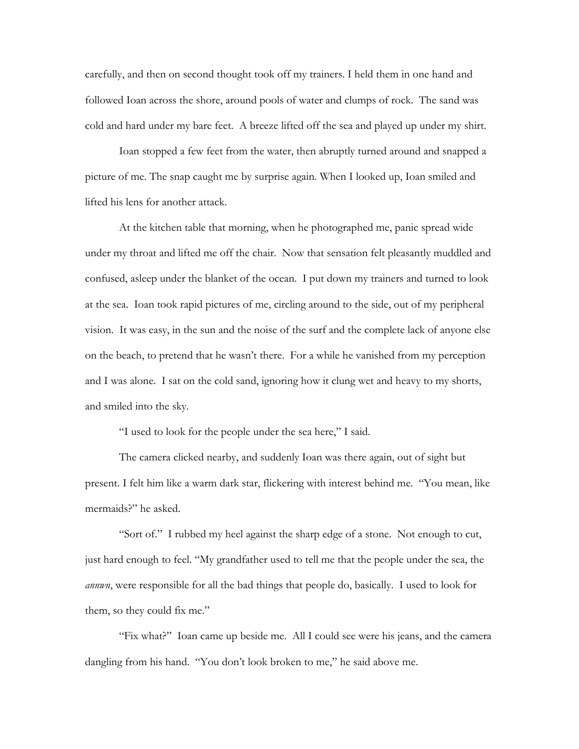carefully, and then on second thought took off my trainers. I held them in one hand and followed Ioan across the shore, around pools of water and clumps of rock. The sand was cold and hard under my bare feet. A breeze lifted off the sea and played up under my shirt.

Ioan stopped a few feet from the water, then abruptly turned around and snapped a picture of me. The snap caught me by surprise again. When I looked up, Ioan smiled and lifted his lens for another attack.

At the kitchen table that morning, when he photographed me, panic spread wide under my throat and lifted me off the chair. Now that sensation felt pleasantly muddled and confused, asleep under the blanket of the ocean. I put down my trainers and turned to look at the sea. Ioan took rapid pictures of me, circling around to the side, out of my peripheral vision. It was easy, in the sun and the noise of the surf and the complete lack of anyone else on the beach, to pretend that he wasn't there. For a while he vanished from my perception and I was alone. I sat on the cold sand, ignoring how it clung wet and heavy to my shorts, and smiled into the sky.

"I used to look for the people under the sea here," I said.

The camera clicked nearby, and suddenly Ioan was there again, out of sight but present. I felt him like a warm dark star, flickering with interest behind me. "You mean, like mermaids?" he asked.

"Sort of." I rubbed my heel against the sharp edge of a stone. Not enough to cut, just hard enough to feel. "My grandfather used to tell me that the people under the sea, the *annwn*, were responsible for all the bad things that people do, basically. I used to look for them, so they could fix me."

"Fix what?" Ioan came up beside me. All I could see were his jeans, and the camera dangling from his hand. "You don't look broken to me," he said above me.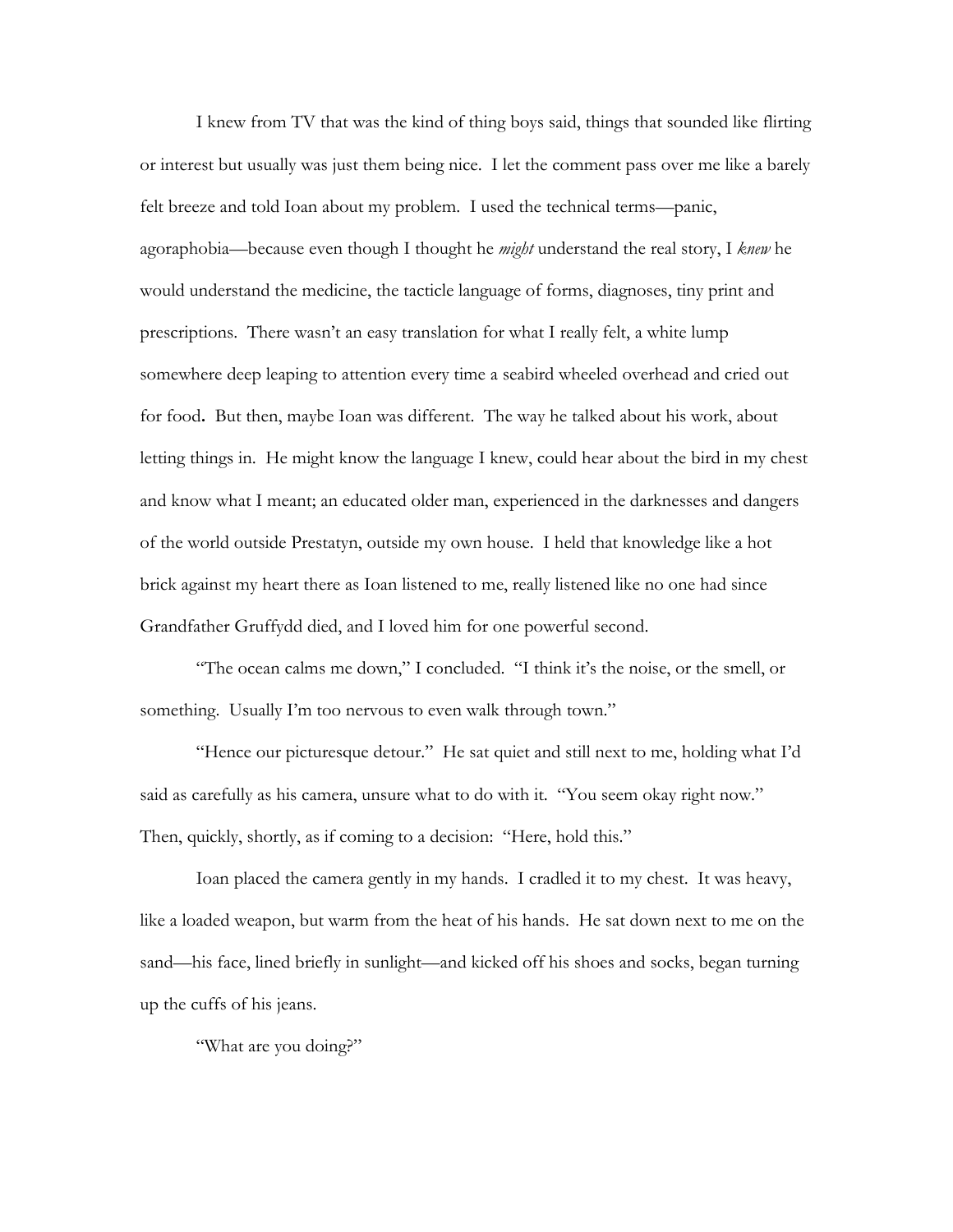I knew from TV that was the kind of thing boys said, things that sounded like flirting or interest but usually was just them being nice. I let the comment pass over me like a barely felt breeze and told Ioan about my problem. I used the technical terms—panic, agoraphobia—because even though I thought he *might* understand the real story, I *knew* he would understand the medicine, the tacticle language of forms, diagnoses, tiny print and prescriptions. There wasn't an easy translation for what I really felt, a white lump somewhere deep leaping to attention every time a seabird wheeled overhead and cried out for food**.** But then, maybe Ioan was different. The way he talked about his work, about letting things in. He might know the language I knew, could hear about the bird in my chest and know what I meant; an educated older man, experienced in the darknesses and dangers of the world outside Prestatyn, outside my own house. I held that knowledge like a hot brick against my heart there as Ioan listened to me, really listened like no one had since Grandfather Gruffydd died, and I loved him for one powerful second.

"The ocean calms me down," I concluded. "I think it's the noise, or the smell, or something. Usually I'm too nervous to even walk through town."

"Hence our picturesque detour." He sat quiet and still next to me, holding what I'd said as carefully as his camera, unsure what to do with it. "You seem okay right now." Then, quickly, shortly, as if coming to a decision: "Here, hold this."

Ioan placed the camera gently in my hands. I cradled it to my chest. It was heavy, like a loaded weapon, but warm from the heat of his hands. He sat down next to me on the sand—his face, lined briefly in sunlight—and kicked off his shoes and socks, began turning up the cuffs of his jeans.

"What are you doing?"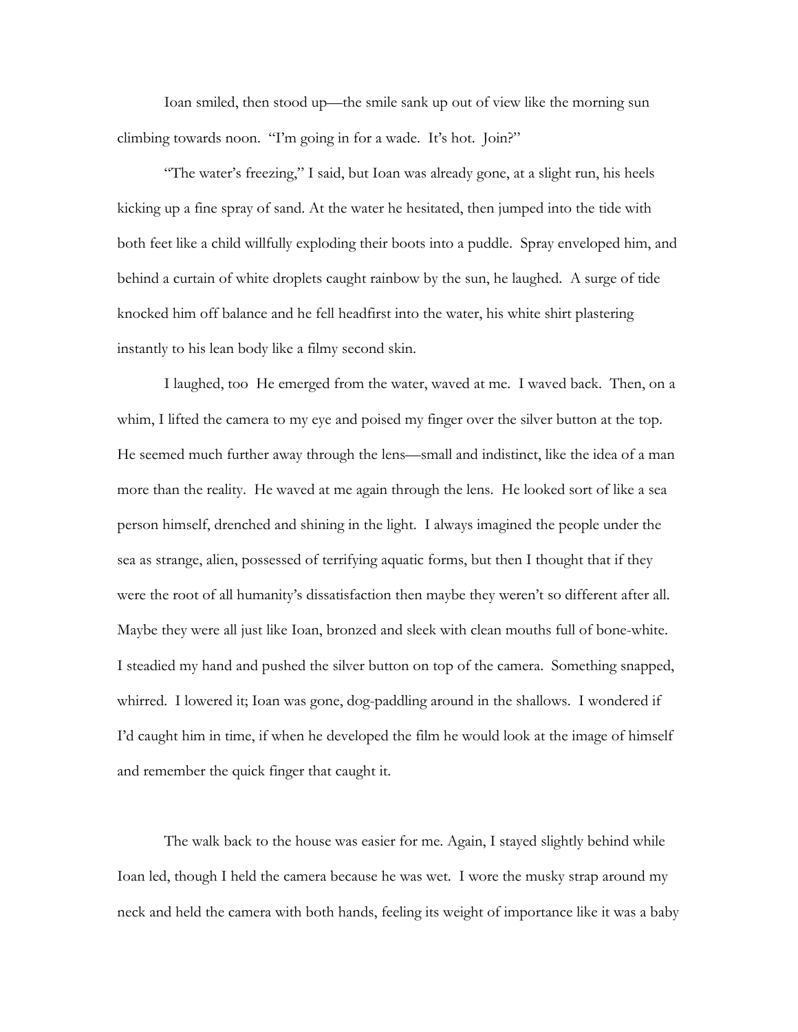Ioan smiled, then stood up—the smile sank up out of view like the morning sun climbing towards noon. "I'm going in for a wade. It's hot. Join?"

"The water's freezing," I said, but Ioan was already gone, at a slight run, his heels kicking up a fine spray of sand. At the water he hesitated, then jumped into the tide with both feet like a child willfully exploding their boots into a puddle. Spray enveloped him, and behind a curtain of white droplets caught rainbow by the sun, he laughed. A surge of tide knocked him off balance and he fell headfirst into the water, his white shirt plastering instantly to his lean body like a filmy second skin.

I laughed, too He emerged from the water, waved at me. I waved back. Then, on a whim, I lifted the camera to my eye and poised my finger over the silver button at the top. He seemed much further away through the lens—small and indistinct, like the idea of a man more than the reality. He waved at me again through the lens. He looked sort of like a sea person himself, drenched and shining in the light. I always imagined the people under the sea as strange, alien, possessed of terrifying aquatic forms, but then I thought that if they were the root of all humanity's dissatisfaction then maybe they weren't so different after all. Maybe they were all just like Ioan, bronzed and sleek with clean mouths full of bone-white. I steadied my hand and pushed the silver button on top of the camera. Something snapped, whirred. I lowered it; Ioan was gone, dog-paddling around in the shallows. I wondered if I'd caught him in time, if when he developed the film he would look at the image of himself and remember the quick finger that caught it.

The walk back to the house was easier for me. Again, I stayed slightly behind while Ioan led, though I held the camera because he was wet. I wore the musky strap around my neck and held the camera with both hands, feeling its weight of importance like it was a baby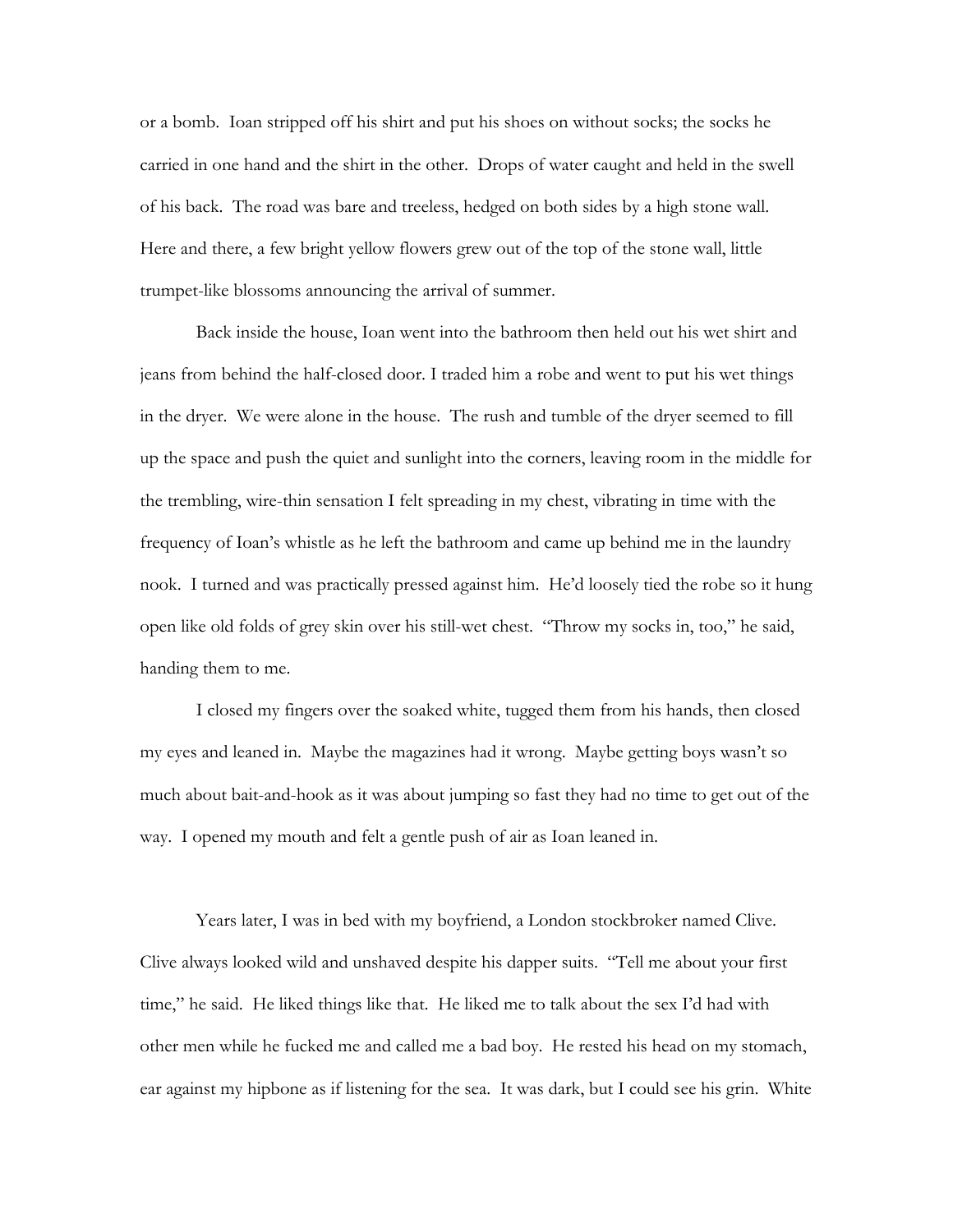or a bomb. Ioan stripped off his shirt and put his shoes on without socks; the socks he carried in one hand and the shirt in the other. Drops of water caught and held in the swell of his back. The road was bare and treeless, hedged on both sides by a high stone wall. Here and there, a few bright yellow flowers grew out of the top of the stone wall, little trumpet-like blossoms announcing the arrival of summer.

Back inside the house, Ioan went into the bathroom then held out his wet shirt and jeans from behind the half-closed door. I traded him a robe and went to put his wet things in the dryer. We were alone in the house. The rush and tumble of the dryer seemed to fill up the space and push the quiet and sunlight into the corners, leaving room in the middle for the trembling, wire-thin sensation I felt spreading in my chest, vibrating in time with the frequency of Ioan's whistle as he left the bathroom and came up behind me in the laundry nook. I turned and was practically pressed against him. He'd loosely tied the robe so it hung open like old folds of grey skin over his still-wet chest. "Throw my socks in, too," he said, handing them to me.

I closed my fingers over the soaked white, tugged them from his hands, then closed my eyes and leaned in. Maybe the magazines had it wrong. Maybe getting boys wasn't so much about bait-and-hook as it was about jumping so fast they had no time to get out of the way. I opened my mouth and felt a gentle push of air as Ioan leaned in.

Years later, I was in bed with my boyfriend, a London stockbroker named Clive. Clive always looked wild and unshaved despite his dapper suits. "Tell me about your first time," he said. He liked things like that. He liked me to talk about the sex I'd had with other men while he fucked me and called me a bad boy. He rested his head on my stomach, ear against my hipbone as if listening for the sea. It was dark, but I could see his grin. White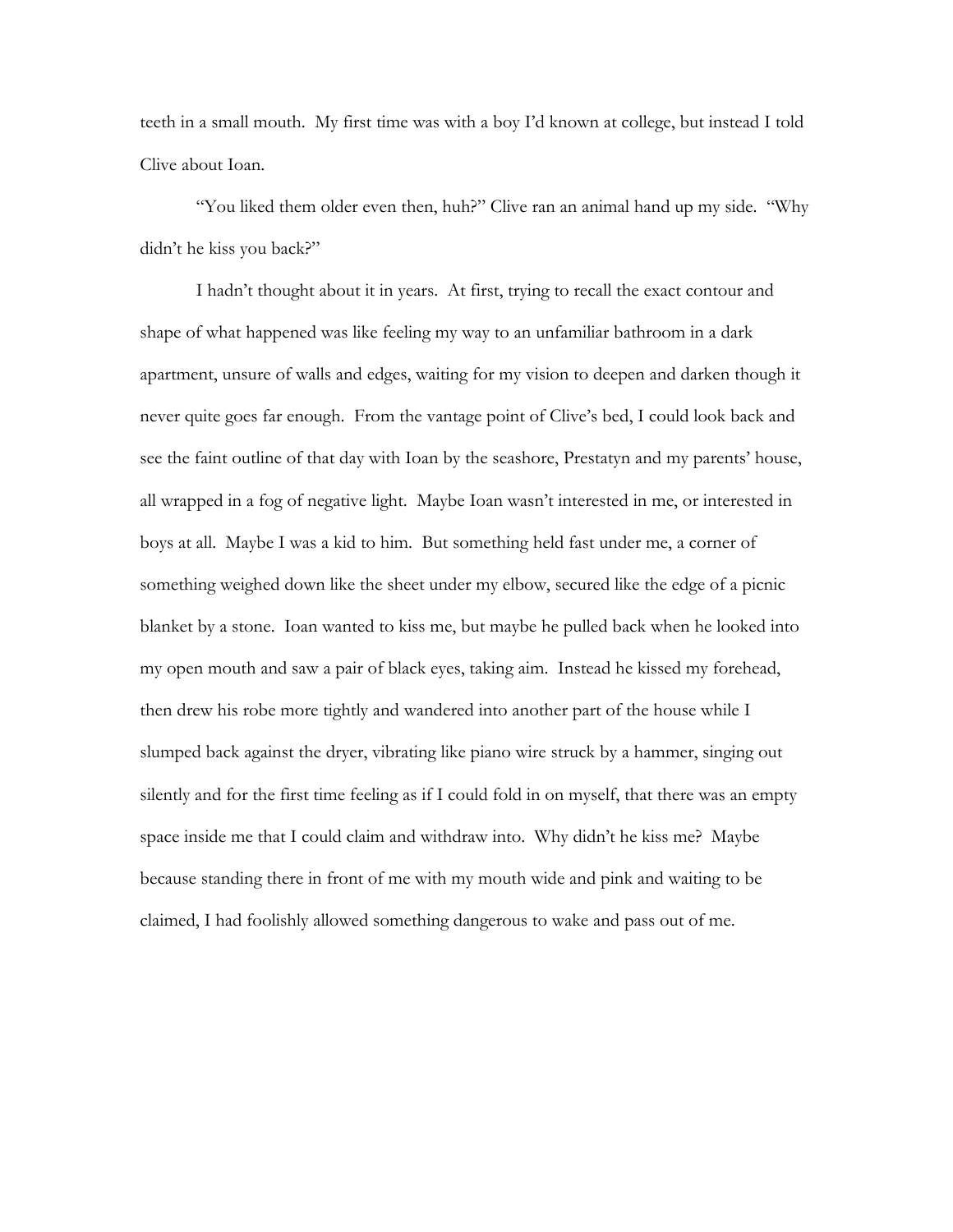teeth in a small mouth. My first time was with a boy I'd known at college, but instead I told Clive about Ioan.

"You liked them older even then, huh?" Clive ran an animal hand up my side. "Why didn't he kiss you back?"

I hadn't thought about it in years. At first, trying to recall the exact contour and shape of what happened was like feeling my way to an unfamiliar bathroom in a dark apartment, unsure of walls and edges, waiting for my vision to deepen and darken though it never quite goes far enough. From the vantage point of Clive's bed, I could look back and see the faint outline of that day with Ioan by the seashore, Prestatyn and my parents' house, all wrapped in a fog of negative light. Maybe Ioan wasn't interested in me, or interested in boys at all. Maybe I was a kid to him. But something held fast under me, a corner of something weighed down like the sheet under my elbow, secured like the edge of a picnic blanket by a stone. Ioan wanted to kiss me, but maybe he pulled back when he looked into my open mouth and saw a pair of black eyes, taking aim. Instead he kissed my forehead, then drew his robe more tightly and wandered into another part of the house while I slumped back against the dryer, vibrating like piano wire struck by a hammer, singing out silently and for the first time feeling as if I could fold in on myself, that there was an empty space inside me that I could claim and withdraw into. Why didn't he kiss me? Maybe because standing there in front of me with my mouth wide and pink and waiting to be claimed, I had foolishly allowed something dangerous to wake and pass out of me.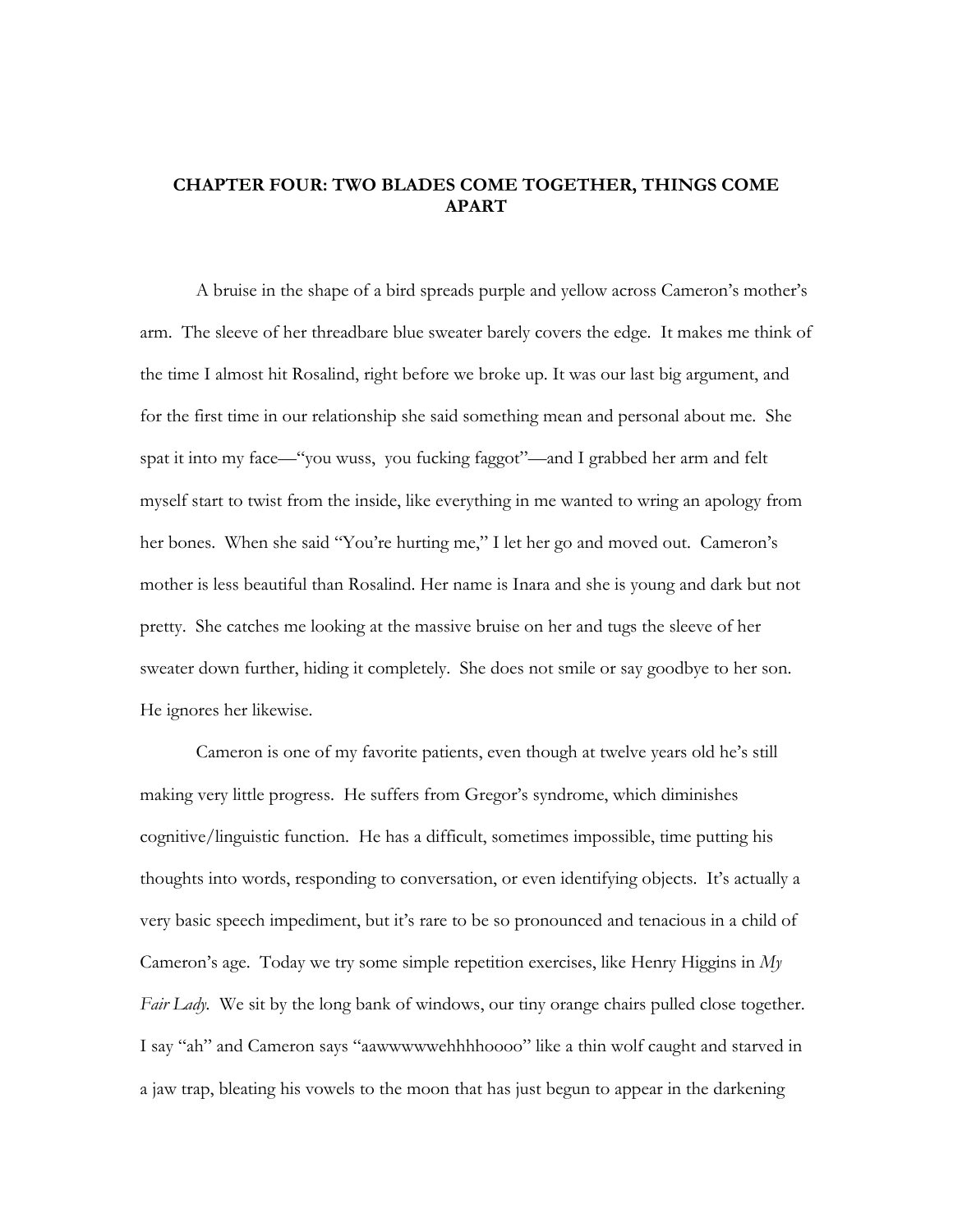## CHAPTER FOUR: TWO BLADES COME TOGETHER, THINGS COME APART

A bruise in the shape of a bird spreads purple and yellow across Cameron's mother's arm. The sleeve of her threadbare blue sweater barely covers the edge. It makes me think of the time I almost hit Rosalind, right before we broke up. It was our last big argument, and for the first time in our relationship she said something mean and personal about me. She spat it into my face—"you wuss, you fucking faggot"—and I grabbed her arm and felt myself start to twist from the inside, like everything in me wanted to wring an apology from her bones. When she said "You're hurting me," I let her go and moved out. Cameron's mother is less beautiful than Rosalind. Her name is Inara and she is young and dark but not pretty. She catches me looking at the massive bruise on her and tugs the sleeve of her sweater down further, hiding it completely. She does not smile or say goodbye to her son. He ignores her likewise.

Cameron is one of my favorite patients, even though at twelve years old he's still making very little progress. He suffers from Gregor's syndrome, which diminishes cognitive/linguistic function. He has a difficult, sometimes impossible, time putting his thoughts into words, responding to conversation, or even identifying objects. It's actually a very basic speech impediment, but it's rare to be so pronounced and tenacious in a child of Cameron's age. Today we try some simple repetition exercises, like Henry Higgins in *My Fair Lady*. We sit by the long bank of windows, our tiny orange chairs pulled close together. I say "ah" and Cameron says "aawwwwwehhhhoooo" like a thin wolf caught and starved in a jaw trap, bleating his vowels to the moon that has just begun to appear in the darkening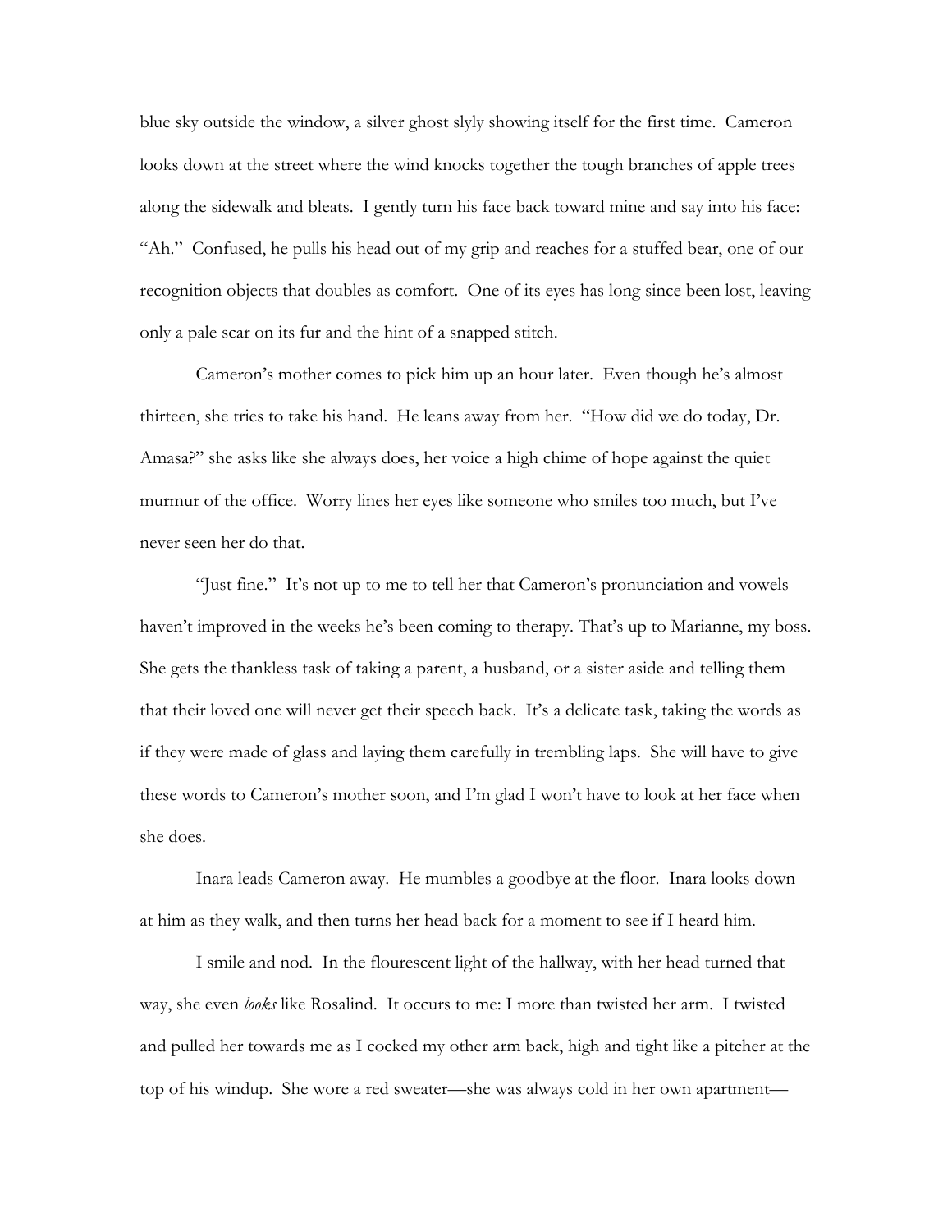blue sky outside the window, a silver ghost slyly showing itself for the first time. Cameron looks down at the street where the wind knocks together the tough branches of apple trees along the sidewalk and bleats. I gently turn his face back toward mine and say into his face: "Ah." Confused, he pulls his head out of my grip and reaches for a stuffed bear, one of our recognition objects that doubles as comfort. One of its eyes has long since been lost, leaving only a pale scar on its fur and the hint of a snapped stitch.

Cameron's mother comes to pick him up an hour later. Even though he's almost thirteen, she tries to take his hand. He leans away from her. "How did we do today, Dr. Amasa?" she asks like she always does, her voice a high chime of hope against the quiet murmur of the office. Worry lines her eyes like someone who smiles too much, but I've never seen her do that.

"Just fine." It's not up to me to tell her that Cameron's pronunciation and vowels haven't improved in the weeks he's been coming to therapy. That's up to Marianne, my boss. She gets the thankless task of taking a parent, a husband, or a sister aside and telling them that their loved one will never get their speech back. It's a delicate task, taking the words as if they were made of glass and laying them carefully in trembling laps. She will have to give these words to Cameron's mother soon, and I'm glad I won't have to look at her face when she does.

Inara leads Cameron away. He mumbles a goodbye at the floor. Inara looks down at him as they walk, and then turns her head back for a moment to see if I heard him.

I smile and nod. In the flourescent light of the hallway, with her head turned that way, she even *looks* like Rosalind. It occurs to me: I more than twisted her arm. I twisted and pulled her towards me as I cocked my other arm back, high and tight like a pitcher at the top of his windup. She wore a red sweater—she was always cold in her own apartment—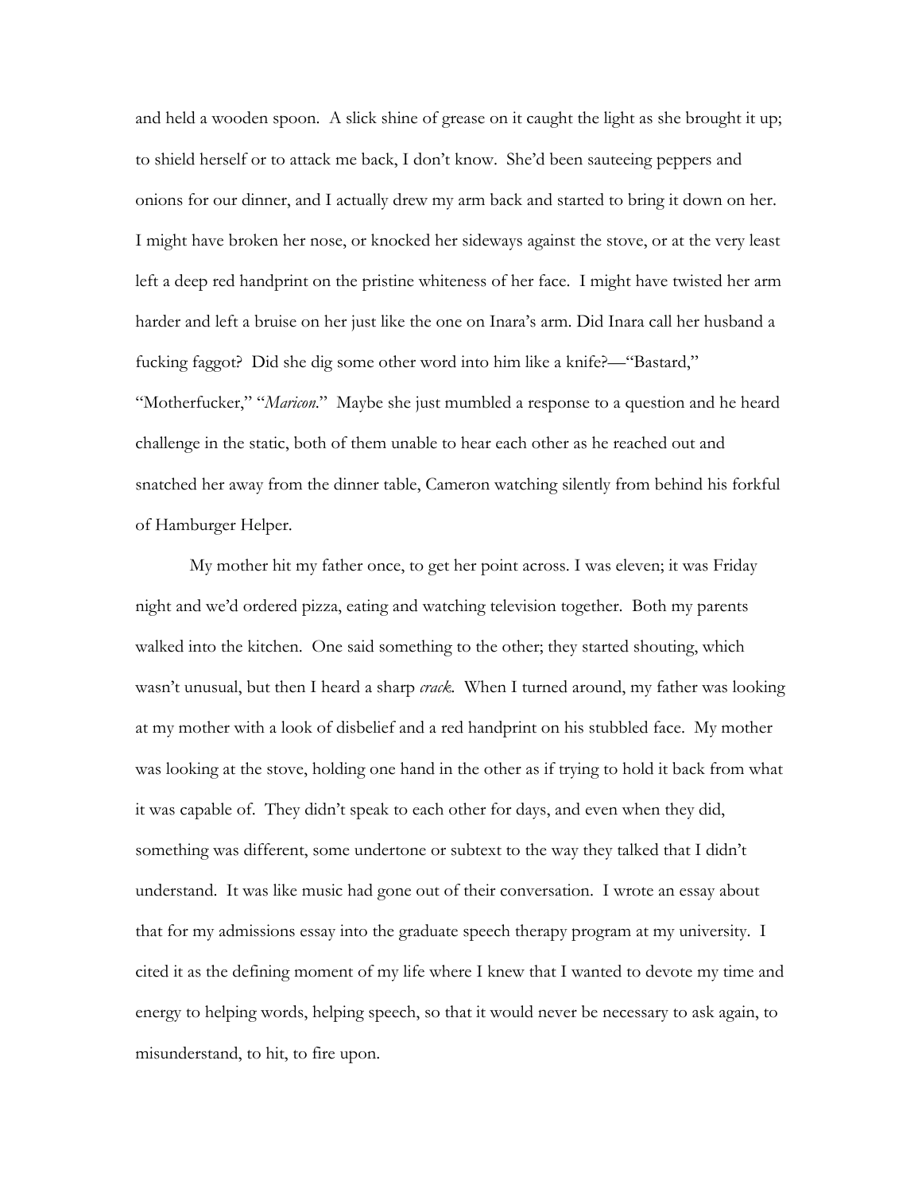and held a wooden spoon. A slick shine of grease on it caught the light as she brought it up; to shield herself or to attack me back, I don't know. She'd been sauteeing peppers and onions for our dinner, and I actually drew my arm back and started to bring it down on her. I might have broken her nose, or knocked her sideways against the stove, or at the very least left a deep red handprint on the pristine whiteness of her face. I might have twisted her arm harder and left a bruise on her just like the one on Inara's arm. Did Inara call her husband a fucking faggot? Did she dig some other word into him like a knife?—"Bastard," "Motherfucker," "*Maricon*." Maybe she just mumbled a response to a question and he heard challenge in the static, both of them unable to hear each other as he reached out and snatched her away from the dinner table, Cameron watching silently from behind his forkful of Hamburger Helper.

My mother hit my father once, to get her point across. I was eleven; it was Friday night and we'd ordered pizza, eating and watching television together. Both my parents walked into the kitchen. One said something to the other; they started shouting, which wasn't unusual, but then I heard a sharp *crack*. When I turned around, my father was looking at my mother with a look of disbelief and a red handprint on his stubbled face. My mother was looking at the stove, holding one hand in the other as if trying to hold it back from what it was capable of. They didn't speak to each other for days, and even when they did, something was different, some undertone or subtext to the way they talked that I didn't understand. It was like music had gone out of their conversation. I wrote an essay about that for my admissions essay into the graduate speech therapy program at my university. I cited it as the defining moment of my life where I knew that I wanted to devote my time and energy to helping words, helping speech, so that it would never be necessary to ask again, to misunderstand, to hit, to fire upon.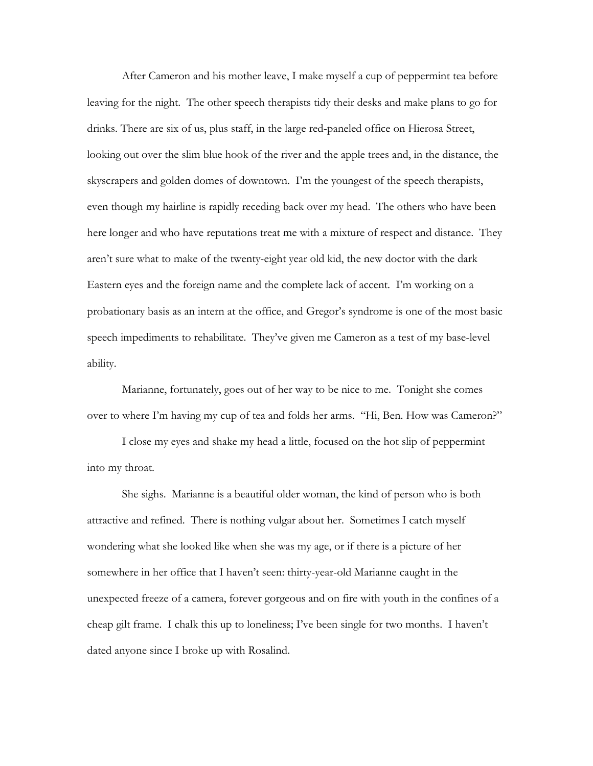After Cameron and his mother leave, I make myself a cup of peppermint tea before leaving for the night. The other speech therapists tidy their desks and make plans to go for drinks. There are six of us, plus staff, in the large red-paneled office on Hierosa Street, looking out over the slim blue hook of the river and the apple trees and, in the distance, the skyscrapers and golden domes of downtown. I'm the youngest of the speech therapists, even though my hairline is rapidly receding back over my head. The others who have been here longer and who have reputations treat me with a mixture of respect and distance. They aren't sure what to make of the twenty-eight year old kid, the new doctor with the dark Eastern eyes and the foreign name and the complete lack of accent. I'm working on a probationary basis as an intern at the office, and Gregor's syndrome is one of the most basic speech impediments to rehabilitate. They've given me Cameron as a test of my base-level ability.

Marianne, fortunately, goes out of her way to be nice to me. Tonight she comes over to where I'm having my cup of tea and folds her arms. "Hi, Ben. How was Cameron?"

I close my eyes and shake my head a little, focused on the hot slip of peppermint into my throat.

She sighs. Marianne is a beautiful older woman, the kind of person who is both attractive and refined. There is nothing vulgar about her. Sometimes I catch myself wondering what she looked like when she was my age, or if there is a picture of her somewhere in her office that I haven't seen: thirty-year-old Marianne caught in the unexpected freeze of a camera, forever gorgeous and on fire with youth in the confines of a cheap gilt frame. I chalk this up to loneliness; I've been single for two months. I haven't dated anyone since I broke up with Rosalind.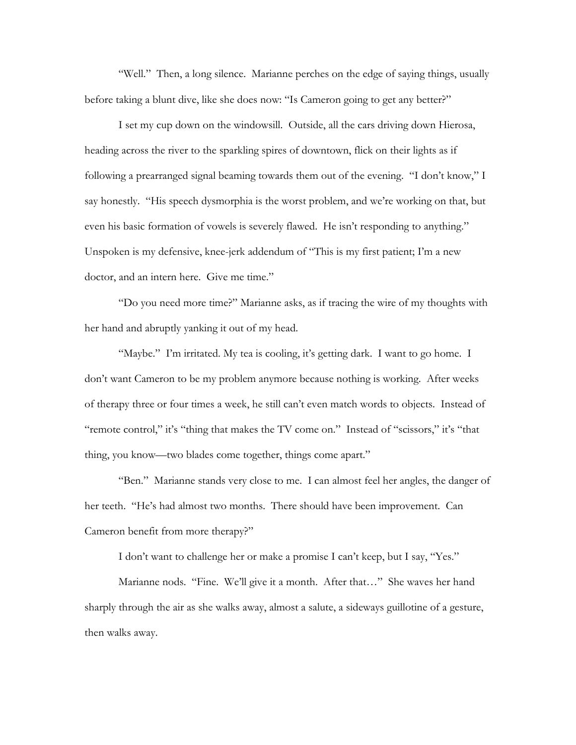"Well." Then, a long silence. Marianne perches on the edge of saying things, usually before taking a blunt dive, like she does now: "Is Cameron going to get any better?"

I set my cup down on the windowsill. Outside, all the cars driving down Hierosa, heading across the river to the sparkling spires of downtown, flick on their lights as if following a prearranged signal beaming towards them out of the evening. "I don't know," I say honestly. "His speech dysmorphia is the worst problem, and we're working on that, but even his basic formation of vowels is severely flawed. He isn't responding to anything." Unspoken is my defensive, knee-jerk addendum of "This is my first patient; I'm a new doctor, and an intern here. Give me time."

"Do you need more time?" Marianne asks, as if tracing the wire of my thoughts with her hand and abruptly yanking it out of my head.

"Maybe." I'm irritated. My tea is cooling, it's getting dark. I want to go home. I don't want Cameron to be my problem anymore because nothing is working. After weeks of therapy three or four times a week, he still can't even match words to objects. Instead of "remote control," it's "thing that makes the TV come on." Instead of "scissors," it's "that thing, you know—two blades come together, things come apart."

"Ben." Marianne stands very close to me. I can almost feel her angles, the danger of her teeth. "He's had almost two months. There should have been improvement. Can Cameron benefit from more therapy?"

I don't want to challenge her or make a promise I can't keep, but I say, "Yes."

Marianne nods. "Fine. We'll give it a month. After that…" She waves her hand sharply through the air as she walks away, almost a salute, a sideways guillotine of a gesture, then walks away.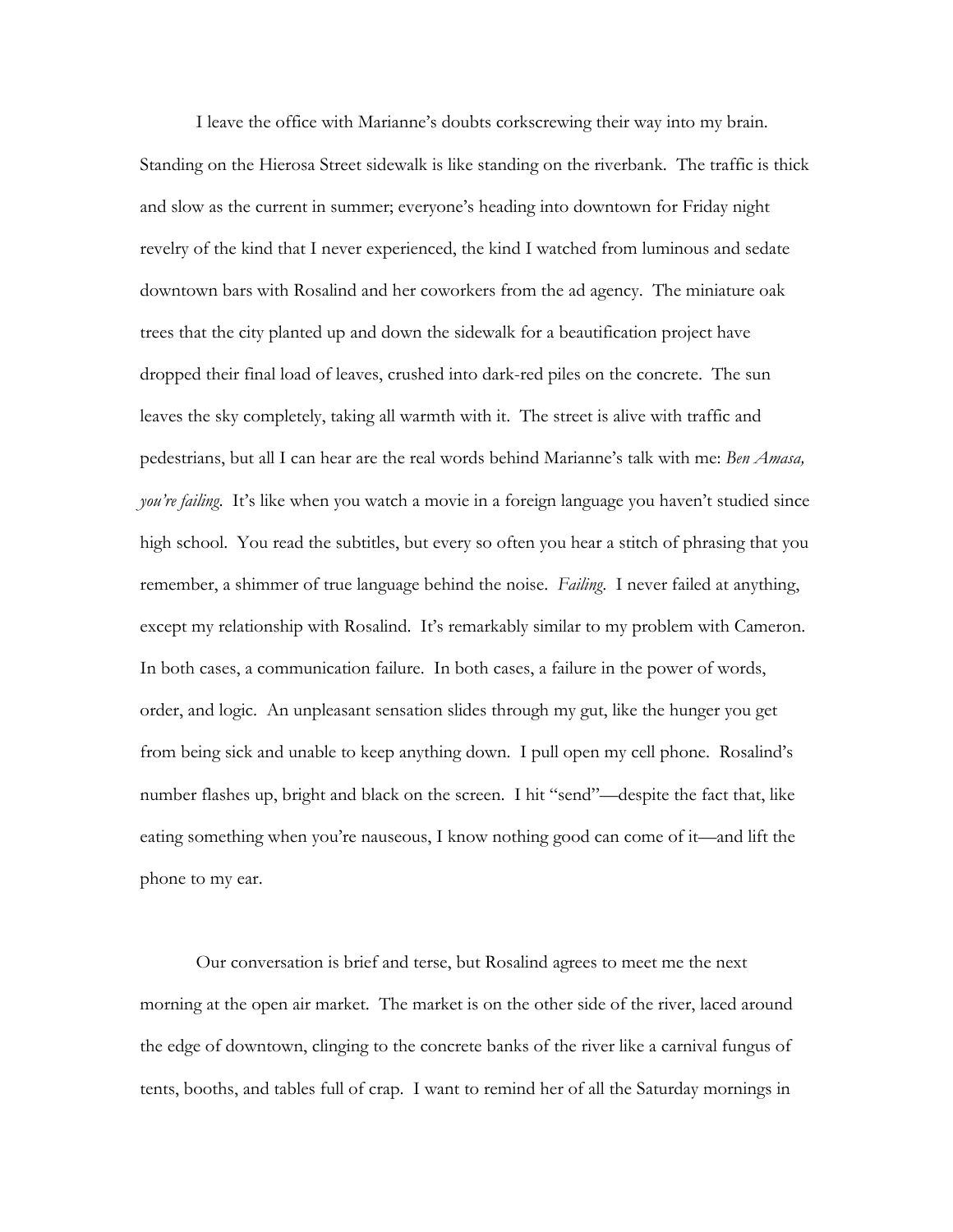I leave the office with Marianne's doubts corkscrewing their way into my brain. Standing on the Hierosa Street sidewalk is like standing on the riverbank. The traffic is thick and slow as the current in summer; everyone's heading into downtown for Friday night revelry of the kind that I never experienced, the kind I watched from luminous and sedate downtown bars with Rosalind and her coworkers from the ad agency. The miniature oak trees that the city planted up and down the sidewalk for a beautification project have dropped their final load of leaves, crushed into dark-red piles on the concrete. The sun leaves the sky completely, taking all warmth with it. The street is alive with traffic and pedestrians, but all I can hear are the real words behind Marianne's talk with me: *Ben Amasa, you're failing*. It's like when you watch a movie in a foreign language you haven't studied since high school. You read the subtitles, but every so often you hear a stitch of phrasing that you remember, a shimmer of true language behind the noise. *Failing*. I never failed at anything, except my relationship with Rosalind. It's remarkably similar to my problem with Cameron. In both cases, a communication failure. In both cases, a failure in the power of words, order, and logic. An unpleasant sensation slides through my gut, like the hunger you get from being sick and unable to keep anything down. I pull open my cell phone. Rosalind's number flashes up, bright and black on the screen. I hit "send"—despite the fact that, like eating something when you're nauseous, I know nothing good can come of it—and lift the phone to my ear.

Our conversation is brief and terse, but Rosalind agrees to meet me the next morning at the open air market. The market is on the other side of the river, laced around the edge of downtown, clinging to the concrete banks of the river like a carnival fungus of tents, booths, and tables full of crap. I want to remind her of all the Saturday mornings in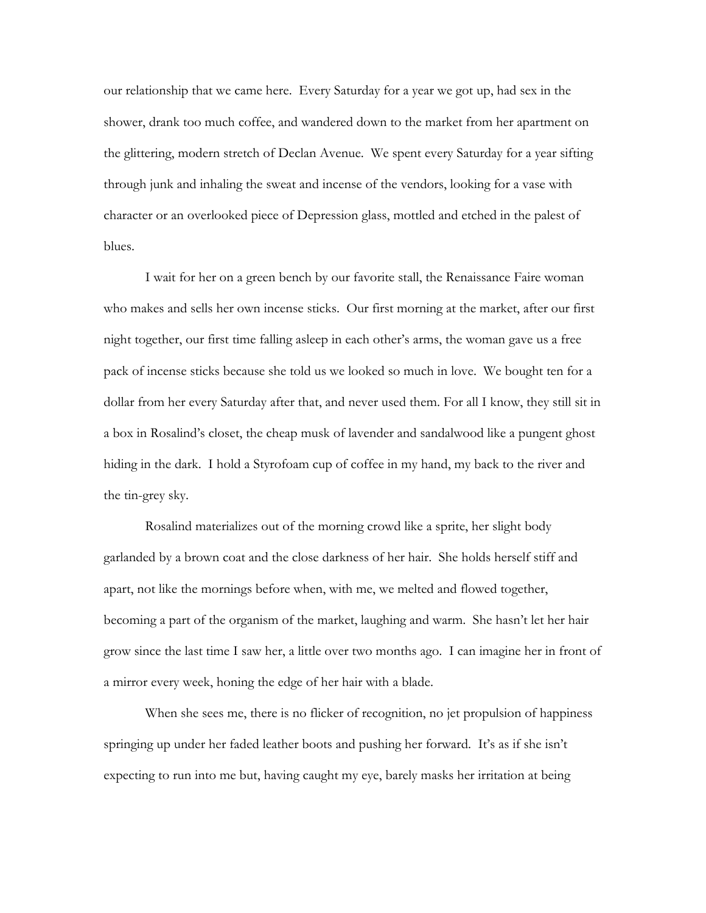our relationship that we came here. Every Saturday for a year we got up, had sex in the shower, drank too much coffee, and wandered down to the market from her apartment on the glittering, modern stretch of Declan Avenue. We spent every Saturday for a year sifting through junk and inhaling the sweat and incense of the vendors, looking for a vase with character or an overlooked piece of Depression glass, mottled and etched in the palest of blues.

I wait for her on a green bench by our favorite stall, the Renaissance Faire woman who makes and sells her own incense sticks. Our first morning at the market, after our first night together, our first time falling asleep in each other's arms, the woman gave us a free pack of incense sticks because she told us we looked so much in love. We bought ten for a dollar from her every Saturday after that, and never used them. For all I know, they still sit in a box in Rosalind's closet, the cheap musk of lavender and sandalwood like a pungent ghost hiding in the dark. I hold a Styrofoam cup of coffee in my hand, my back to the river and the tin-grey sky.

Rosalind materializes out of the morning crowd like a sprite, her slight body garlanded by a brown coat and the close darkness of her hair. She holds herself stiff and apart, not like the mornings before when, with me, we melted and flowed together, becoming a part of the organism of the market, laughing and warm. She hasn't let her hair grow since the last time I saw her, a little over two months ago. I can imagine her in front of a mirror every week, honing the edge of her hair with a blade.

When she sees me, there is no flicker of recognition, no jet propulsion of happiness springing up under her faded leather boots and pushing her forward. It's as if she isn't expecting to run into me but, having caught my eye, barely masks her irritation at being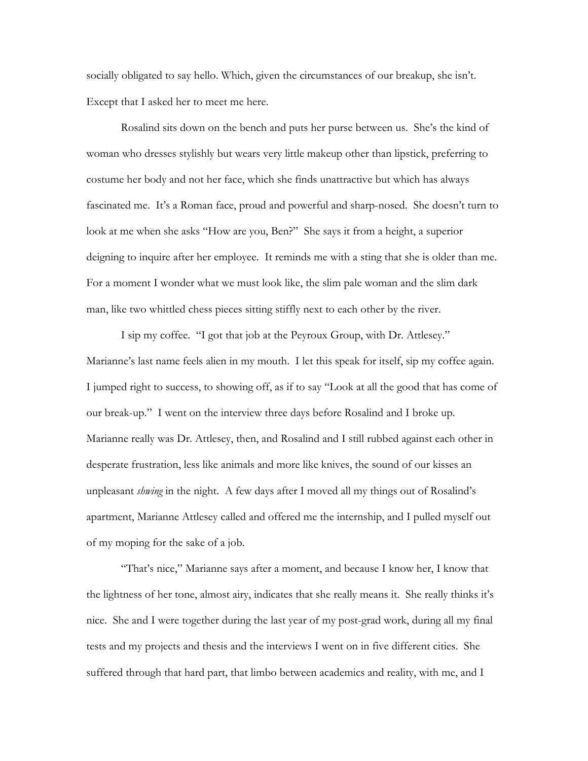socially obligated to say hello. Which, given the circumstances of our breakup, she isn't. Except that I asked her to meet me here.

Rosalind sits down on the bench and puts her purse between us. She's the kind of woman who dresses stylishly but wears very little makeup other than lipstick, preferring to costume her body and not her face, which she finds unattractive but which has always fascinated me. It's a Roman face, proud and powerful and sharp-nosed. She doesn't turn to look at me when she asks "How are you, Ben?" She says it from a height, a superior deigning to inquire after her employee. It reminds me with a sting that she is older than me. For a moment I wonder what we must look like, the slim pale woman and the slim dark man, like two whittled chess pieces sitting stiffly next to each other by the river.

I sip my coffee. "I got that job at the Peyroux Group, with Dr. Attlesey." Marianne's last name feels alien in my mouth. I let this speak for itself, sip my coffee again. I jumped right to success, to showing off, as if to say "Look at all the good that has come of our break-up." I went on the interview three days before Rosalind and I broke up. Marianne really was Dr. Attlesey, then, and Rosalind and I still rubbed against each other in desperate frustration, less like animals and more like knives, the sound of our kisses an unpleasant *shwing* in the night. A few days after I moved all my things out of Rosalind's apartment, Marianne Attlesey called and offered me the internship, and I pulled myself out of my moping for the sake of a job.

"That's nice," Marianne says after a moment, and because I know her, I know that the lightness of her tone, almost airy, indicates that she really means it. She really thinks it's nice. She and I were together during the last year of my post-grad work, during all my final tests and my projects and thesis and the interviews I went on in five different cities. She suffered through that hard part, that limbo between academics and reality, with me, and I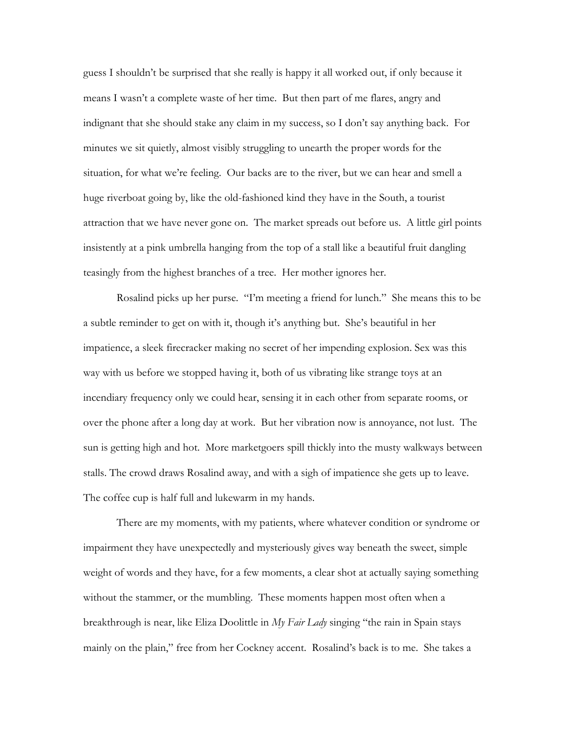guess I shouldn't be surprised that she really is happy it all worked out, if only because it means I wasn't a complete waste of her time. But then part of me flares, angry and indignant that she should stake any claim in my success, so I don't say anything back. For minutes we sit quietly, almost visibly struggling to unearth the proper words for the situation, for what we're feeling. Our backs are to the river, but we can hear and smell a huge riverboat going by, like the old-fashioned kind they have in the South, a tourist attraction that we have never gone on. The market spreads out before us. A little girl points insistently at a pink umbrella hanging from the top of a stall like a beautiful fruit dangling teasingly from the highest branches of a tree. Her mother ignores her.

Rosalind picks up her purse. "I'm meeting a friend for lunch." She means this to be a subtle reminder to get on with it, though it's anything but. She's beautiful in her impatience, a sleek firecracker making no secret of her impending explosion. Sex was this way with us before we stopped having it, both of us vibrating like strange toys at an incendiary frequency only we could hear, sensing it in each other from separate rooms, or over the phone after a long day at work. But her vibration now is annoyance, not lust. The sun is getting high and hot. More marketgoers spill thickly into the musty walkways between stalls. The crowd draws Rosalind away, and with a sigh of impatience she gets up to leave. The coffee cup is half full and lukewarm in my hands.

There are my moments, with my patients, where whatever condition or syndrome or impairment they have unexpectedly and mysteriously gives way beneath the sweet, simple weight of words and they have, for a few moments, a clear shot at actually saying something without the stammer, or the mumbling. These moments happen most often when a breakthrough is near, like Eliza Doolittle in *My Fair Lady* singing "the rain in Spain stays mainly on the plain," free from her Cockney accent. Rosalind's back is to me. She takes a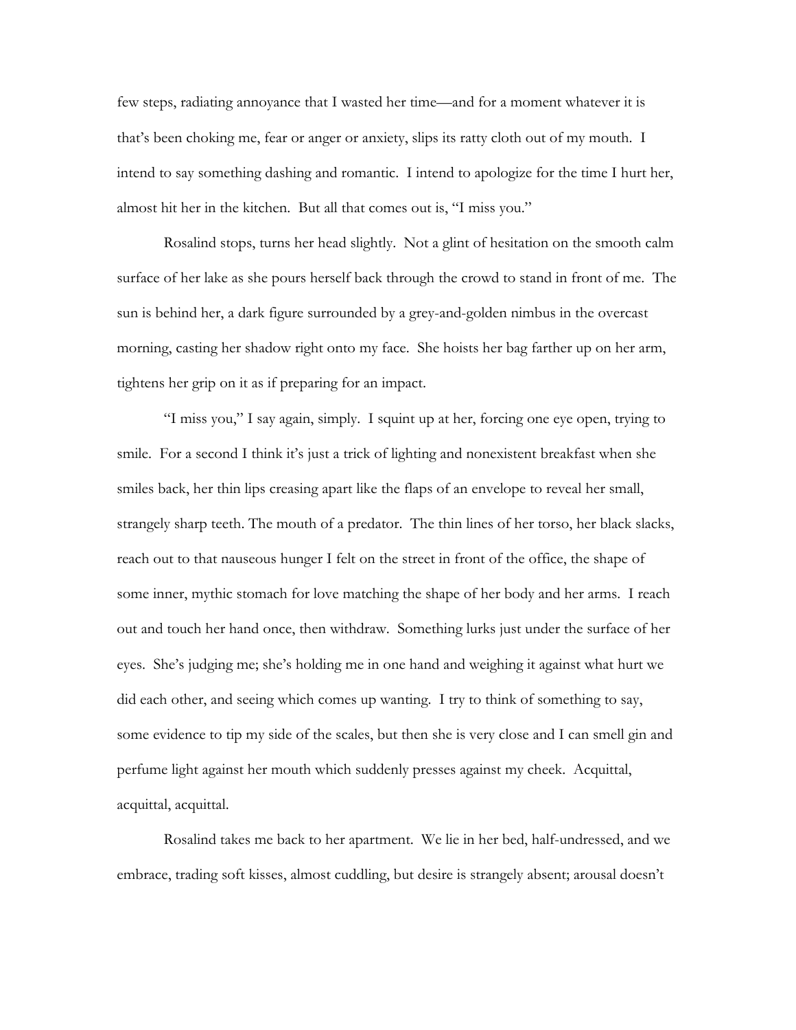few steps, radiating annoyance that I wasted her time—and for a moment whatever it is that's been choking me, fear or anger or anxiety, slips its ratty cloth out of my mouth. I intend to say something dashing and romantic. I intend to apologize for the time I hurt her, almost hit her in the kitchen. But all that comes out is, "I miss you."

Rosalind stops, turns her head slightly. Not a glint of hesitation on the smooth calm surface of her lake as she pours herself back through the crowd to stand in front of me. The sun is behind her, a dark figure surrounded by a grey-and-golden nimbus in the overcast morning, casting her shadow right onto my face. She hoists her bag farther up on her arm, tightens her grip on it as if preparing for an impact.

"I miss you," I say again, simply. I squint up at her, forcing one eye open, trying to smile. For a second I think it's just a trick of lighting and nonexistent breakfast when she smiles back, her thin lips creasing apart like the flaps of an envelope to reveal her small, strangely sharp teeth. The mouth of a predator. The thin lines of her torso, her black slacks, reach out to that nauseous hunger I felt on the street in front of the office, the shape of some inner, mythic stomach for love matching the shape of her body and her arms. I reach out and touch her hand once, then withdraw. Something lurks just under the surface of her eyes. She's judging me; she's holding me in one hand and weighing it against what hurt we did each other, and seeing which comes up wanting. I try to think of something to say, some evidence to tip my side of the scales, but then she is very close and I can smell gin and perfume light against her mouth which suddenly presses against my cheek. Acquittal, acquittal, acquittal.

Rosalind takes me back to her apartment. We lie in her bed, half-undressed, and we embrace, trading soft kisses, almost cuddling, but desire is strangely absent; arousal doesn't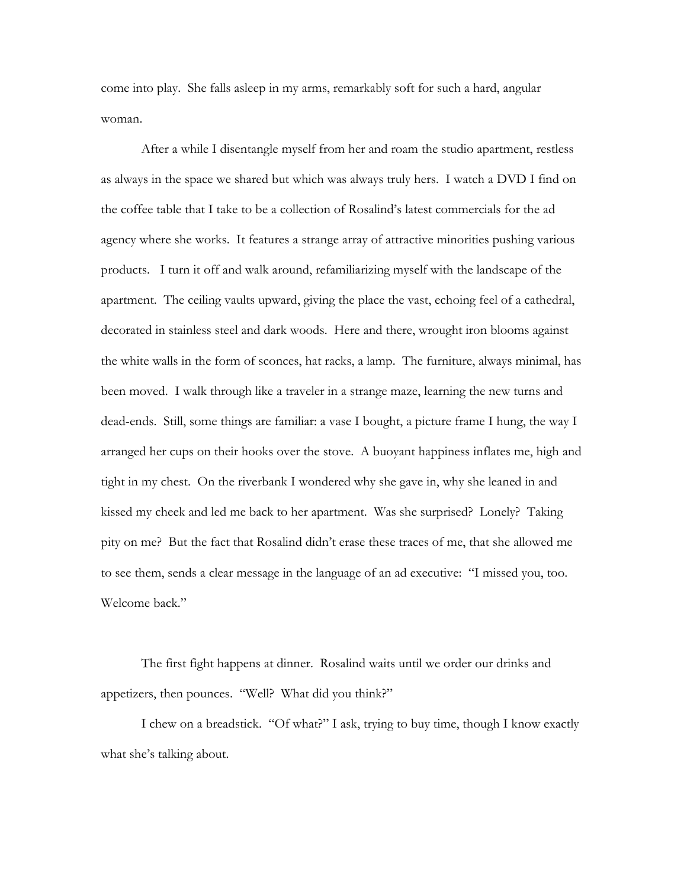come into play. She falls asleep in my arms, remarkably soft for such a hard, angular woman.

After a while I disentangle myself from her and roam the studio apartment, restless as always in the space we shared but which was always truly hers. I watch a DVD I find on the coffee table that I take to be a collection of Rosalind's latest commercials for the ad agency where she works. It features a strange array of attractive minorities pushing various products. I turn it off and walk around, refamiliarizing myself with the landscape of the apartment. The ceiling vaults upward, giving the place the vast, echoing feel of a cathedral, decorated in stainless steel and dark woods. Here and there, wrought iron blooms against the white walls in the form of sconces, hat racks, a lamp. The furniture, always minimal, has been moved. I walk through like a traveler in a strange maze, learning the new turns and dead-ends. Still, some things are familiar: a vase I bought, a picture frame I hung, the way I arranged her cups on their hooks over the stove. A buoyant happiness inflates me, high and tight in my chest. On the riverbank I wondered why she gave in, why she leaned in and kissed my cheek and led me back to her apartment. Was she surprised? Lonely? Taking pity on me? But the fact that Rosalind didn't erase these traces of me, that she allowed me to see them, sends a clear message in the language of an ad executive: "I missed you, too. Welcome back."

The first fight happens at dinner. Rosalind waits until we order our drinks and appetizers, then pounces. "Well? What did you think?"

I chew on a breadstick. "Of what?" I ask, trying to buy time, though I know exactly what she's talking about.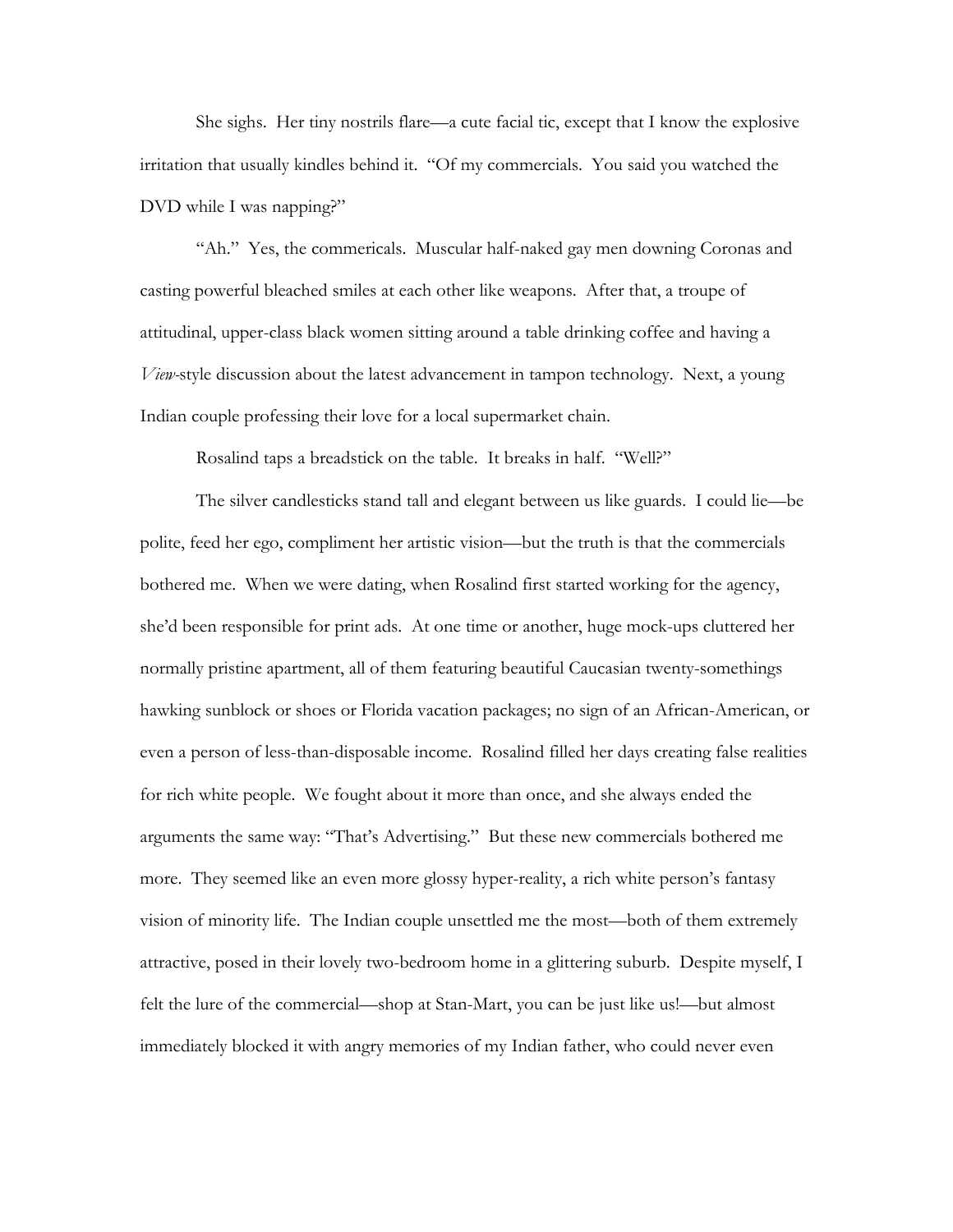She sighs. Her tiny nostrils flare—a cute facial tic, except that I know the explosive irritation that usually kindles behind it. "Of my commercials. You said you watched the DVD while I was napping?"

"Ah." Yes, the commericals. Muscular half-naked gay men downing Coronas and casting powerful bleached smiles at each other like weapons. After that, a troupe of attitudinal, upper-class black women sitting around a table drinking coffee and having a *View*-style discussion about the latest advancement in tampon technology. Next, a young Indian couple professing their love for a local supermarket chain.

Rosalind taps a breadstick on the table. It breaks in half. "Well?"

The silver candlesticks stand tall and elegant between us like guards. I could lie—be polite, feed her ego, compliment her artistic vision—but the truth is that the commercials bothered me. When we were dating, when Rosalind first started working for the agency, she'd been responsible for print ads. At one time or another, huge mock-ups cluttered her normally pristine apartment, all of them featuring beautiful Caucasian twenty-somethings hawking sunblock or shoes or Florida vacation packages; no sign of an African-American, or even a person of less-than-disposable income. Rosalind filled her days creating false realities for rich white people. We fought about it more than once, and she always ended the arguments the same way: "That's Advertising." But these new commercials bothered me more. They seemed like an even more glossy hyper-reality, a rich white person's fantasy vision of minority life. The Indian couple unsettled me the most—both of them extremely attractive, posed in their lovely two-bedroom home in a glittering suburb. Despite myself, I felt the lure of the commercial—shop at Stan-Mart, you can be just like us!—but almost immediately blocked it with angry memories of my Indian father, who could never even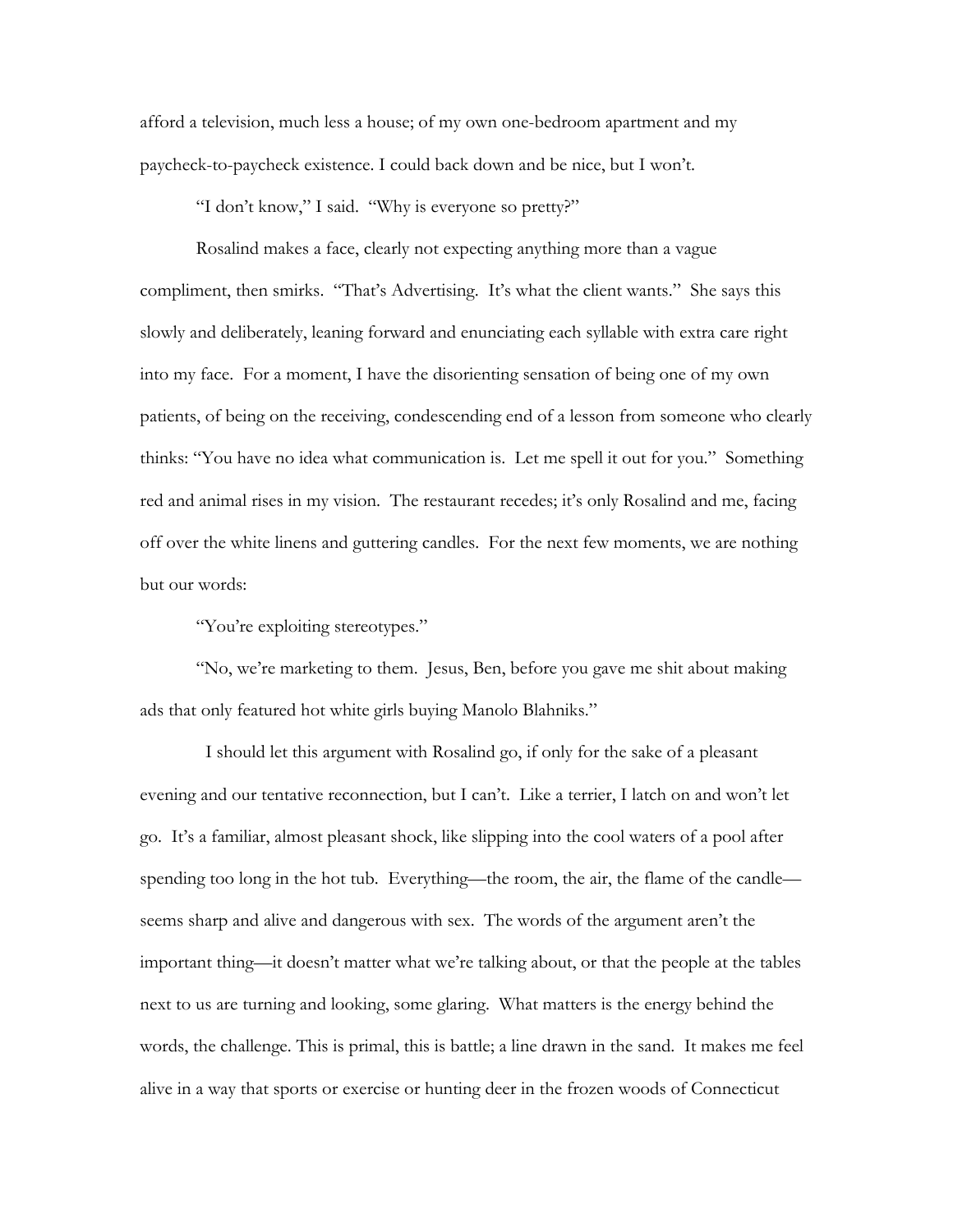afford a television, much less a house; of my own one-bedroom apartment and my paycheck-to-paycheck existence. I could back down and be nice, but I won't.

"I don't know," I said. "Why is everyone so pretty?"

Rosalind makes a face, clearly not expecting anything more than a vague compliment, then smirks. "That's Advertising. It's what the client wants." She says this slowly and deliberately, leaning forward and enunciating each syllable with extra care right into my face. For a moment, I have the disorienting sensation of being one of my own patients, of being on the receiving, condescending end of a lesson from someone who clearly thinks: "You have no idea what communication is. Let me spell it out for you." Something red and animal rises in my vision. The restaurant recedes; it's only Rosalind and me, facing off over the white linens and guttering candles. For the next few moments, we are nothing but our words:

"You're exploiting stereotypes."

"No, we're marketing to them. Jesus, Ben, before you gave me shit about making ads that only featured hot white girls buying Manolo Blahniks."

I should let this argument with Rosalind go, if only for the sake of a pleasant evening and our tentative reconnection, but I can't. Like a terrier, I latch on and won't let go. It's a familiar, almost pleasant shock, like slipping into the cool waters of a pool after spending too long in the hot tub. Everything—the room, the air, the flame of the candle—seems sharp and alive and dangerous with sex. The words of the argument aren't the important thing—it doesn't matter what we're talking about, or that the people at the tables next to us are turning and looking, some glaring. What matters is the energy behind the words, the challenge. This is primal, this is battle; a line drawn in the sand. It makes me feel alive in a way that sports or exercise or hunting deer in the frozen woods of Connecticut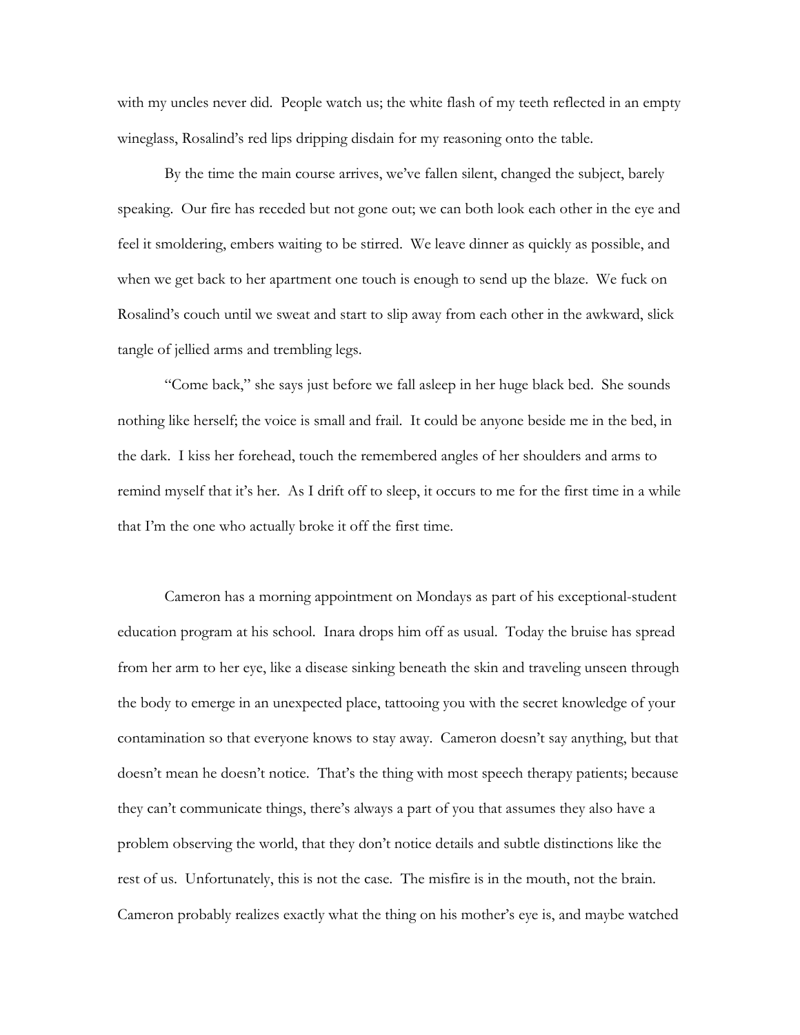with my uncles never did. People watch us; the white flash of my teeth reflected in an empty wineglass, Rosalind's red lips dripping disdain for my reasoning onto the table.

By the time the main course arrives, we've fallen silent, changed the subject, barely speaking. Our fire has receded but not gone out; we can both look each other in the eye and feel it smoldering, embers waiting to be stirred. We leave dinner as quickly as possible, and when we get back to her apartment one touch is enough to send up the blaze. We fuck on Rosalind's couch until we sweat and start to slip away from each other in the awkward, slick tangle of jellied arms and trembling legs.

"Come back," she says just before we fall asleep in her huge black bed. She sounds nothing like herself; the voice is small and frail. It could be anyone beside me in the bed, in the dark. I kiss her forehead, touch the remembered angles of her shoulders and arms to remind myself that it's her. As I drift off to sleep, it occurs to me for the first time in a while that I'm the one who actually broke it off the first time.

Cameron has a morning appointment on Mondays as part of his exceptional-student education program at his school. Inara drops him off as usual. Today the bruise has spread from her arm to her eye, like a disease sinking beneath the skin and traveling unseen through the body to emerge in an unexpected place, tattooing you with the secret knowledge of your contamination so that everyone knows to stay away. Cameron doesn't say anything, but that doesn't mean he doesn't notice. That's the thing with most speech therapy patients; because they can't communicate things, there's always a part of you that assumes they also have a problem observing the world, that they don't notice details and subtle distinctions like the rest of us. Unfortunately, this is not the case. The misfire is in the mouth, not the brain. Cameron probably realizes exactly what the thing on his mother's eye is, and maybe watched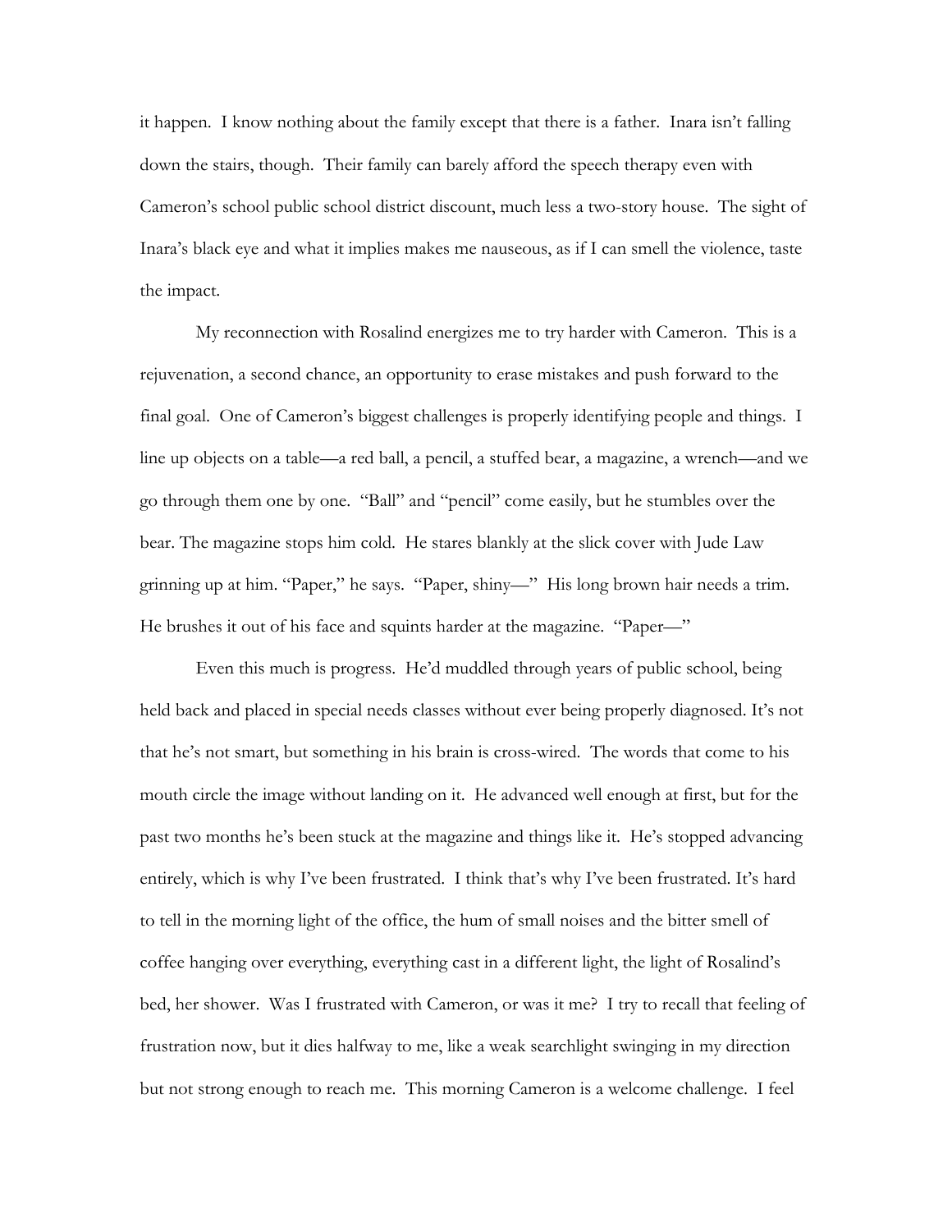it happen. I know nothing about the family except that there is a father. Inara isn't falling down the stairs, though. Their family can barely afford the speech therapy even with Cameron's school public school district discount, much less a two-story house. The sight of Inara's black eye and what it implies makes me nauseous, as if I can smell the violence, taste the impact.

My reconnection with Rosalind energizes me to try harder with Cameron. This is a rejuvenation, a second chance, an opportunity to erase mistakes and push forward to the final goal. One of Cameron's biggest challenges is properly identifying people and things. I line up objects on a table—a red ball, a pencil, a stuffed bear, a magazine, a wrench—and we go through them one by one. "Ball" and "pencil" come easily, but he stumbles over the bear. The magazine stops him cold. He stares blankly at the slick cover with Jude Law grinning up at him. "Paper," he says. "Paper, shiny—" His long brown hair needs a trim. He brushes it out of his face and squints harder at the magazine. "Paper—"

Even this much is progress. He'd muddled through years of public school, being held back and placed in special needs classes without ever being properly diagnosed. It's not that he's not smart, but something in his brain is cross-wired. The words that come to his mouth circle the image without landing on it. He advanced well enough at first, but for the past two months he's been stuck at the magazine and things like it. He's stopped advancing entirely, which is why I've been frustrated. I think that's why I've been frustrated. It's hard to tell in the morning light of the office, the hum of small noises and the bitter smell of coffee hanging over everything, everything cast in a different light, the light of Rosalind's bed, her shower. Was I frustrated with Cameron, or was it me? I try to recall that feeling of frustration now, but it dies halfway to me, like a weak searchlight swinging in my direction but not strong enough to reach me. This morning Cameron is a welcome challenge. I feel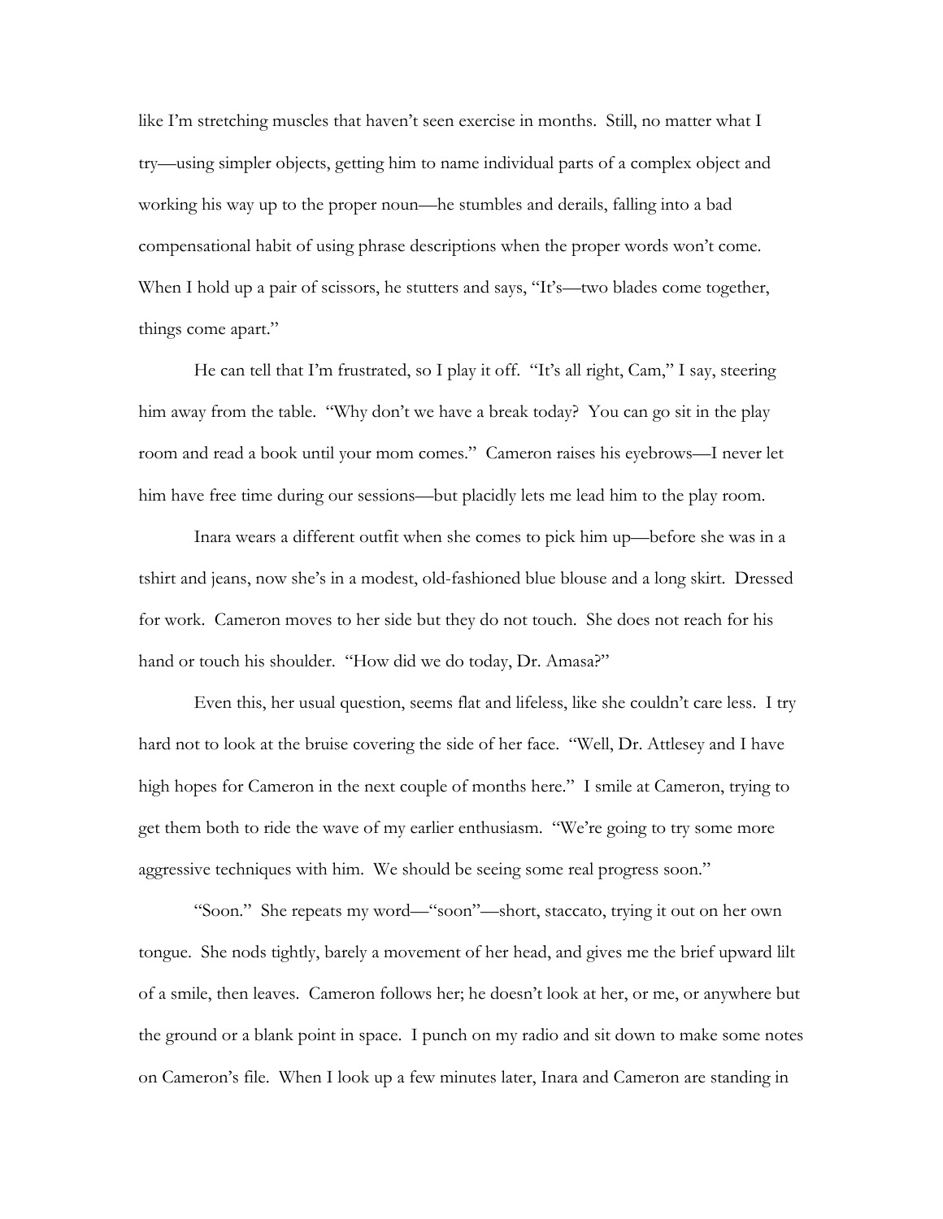like I'm stretching muscles that haven't seen exercise in months. Still, no matter what I try—using simpler objects, getting him to name individual parts of a complex object and working his way up to the proper noun—he stumbles and derails, falling into a bad compensational habit of using phrase descriptions when the proper words won't come. When I hold up a pair of scissors, he stutters and says, "It's—two blades come together, things come apart."

He can tell that I'm frustrated, so I play it off. "It's all right, Cam," I say, steering him away from the table. "Why don't we have a break today? You can go sit in the play room and read a book until your mom comes." Cameron raises his eyebrows—I never let him have free time during our sessions—but placidly lets me lead him to the play room.

Inara wears a different outfit when she comes to pick him up—before she was in a tshirt and jeans, now she's in a modest, old-fashioned blue blouse and a long skirt. Dressed for work. Cameron moves to her side but they do not touch. She does not reach for his hand or touch his shoulder. "How did we do today, Dr. Amasa?"

Even this, her usual question, seems flat and lifeless, like she couldn't care less. I try hard not to look at the bruise covering the side of her face. "Well, Dr. Attlesey and I have high hopes for Cameron in the next couple of months here." I smile at Cameron, trying to get them both to ride the wave of my earlier enthusiasm. "We're going to try some more aggressive techniques with him. We should be seeing some real progress soon."

"Soon." She repeats my word—"soon"—short, staccato, trying it out on her own tongue. She nods tightly, barely a movement of her head, and gives me the brief upward lilt of a smile, then leaves. Cameron follows her; he doesn't look at her, or me, or anywhere but the ground or a blank point in space. I punch on my radio and sit down to make some notes on Cameron's file. When I look up a few minutes later, Inara and Cameron are standing in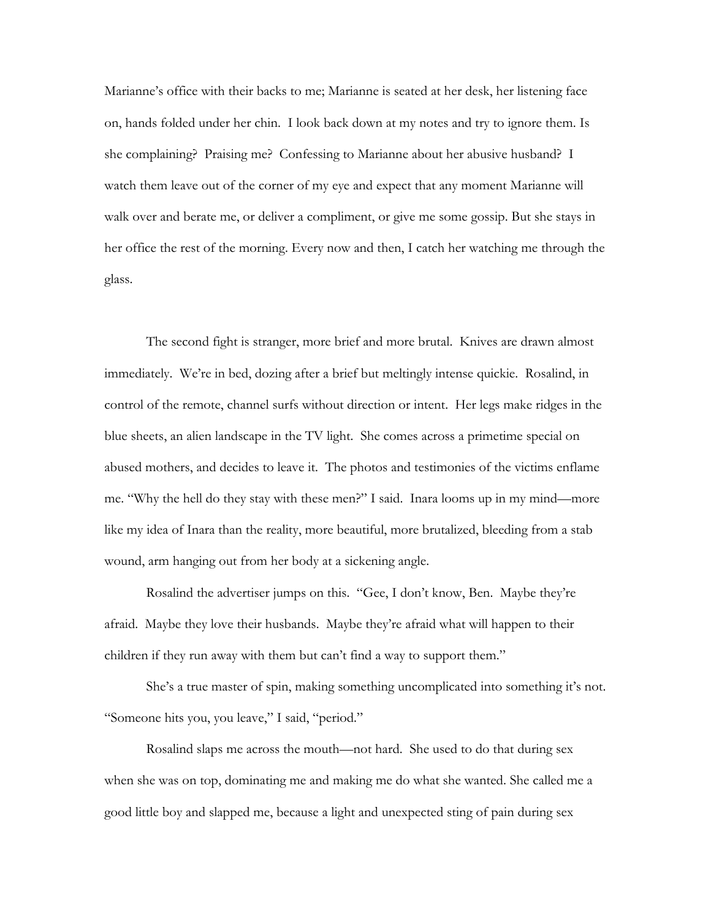Marianne's office with their backs to me; Marianne is seated at her desk, her listening face on, hands folded under her chin. I look back down at my notes and try to ignore them. Is she complaining? Praising me? Confessing to Marianne about her abusive husband? I watch them leave out of the corner of my eye and expect that any moment Marianne will walk over and berate me, or deliver a compliment, or give me some gossip. But she stays in her office the rest of the morning. Every now and then, I catch her watching me through the glass.

The second fight is stranger, more brief and more brutal. Knives are drawn almost immediately. We're in bed, dozing after a brief but meltingly intense quickie. Rosalind, in control of the remote, channel surfs without direction or intent. Her legs make ridges in the blue sheets, an alien landscape in the TV light. She comes across a primetime special on abused mothers, and decides to leave it. The photos and testimonies of the victims enflame me. "Why the hell do they stay with these men?" I said. Inara looms up in my mind—more like my idea of Inara than the reality, more beautiful, more brutalized, bleeding from a stab wound, arm hanging out from her body at a sickening angle.

Rosalind the advertiser jumps on this. "Gee, I don't know, Ben. Maybe they're afraid. Maybe they love their husbands. Maybe they're afraid what will happen to their children if they run away with them but can't find a way to support them."

She's a true master of spin, making something uncomplicated into something it's not. "Someone hits you, you leave," I said, "period."

Rosalind slaps me across the mouth—not hard. She used to do that during sex when she was on top, dominating me and making me do what she wanted. She called me a good little boy and slapped me, because a light and unexpected sting of pain during sex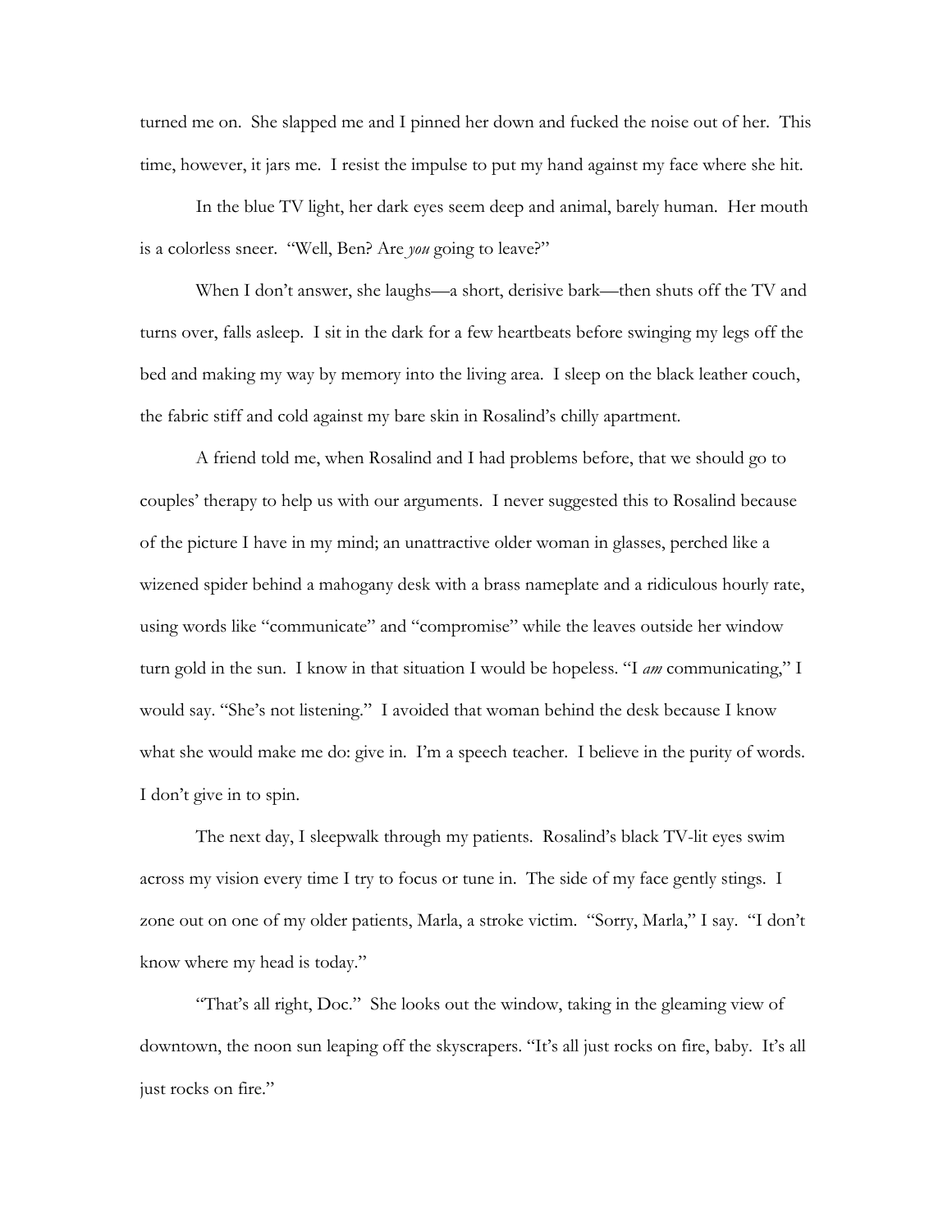turned me on. She slapped me and I pinned her down and fucked the noise out of her. This time, however, it jars me. I resist the impulse to put my hand against my face where she hit.

In the blue TV light, her dark eyes seem deep and animal, barely human. Her mouth is a colorless sneer. "Well, Ben? Are *you* going to leave?"

When I don't answer, she laughs—a short, derisive bark—then shuts off the TV and turns over, falls asleep. I sit in the dark for a few heartbeats before swinging my legs off the bed and making my way by memory into the living area. I sleep on the black leather couch, the fabric stiff and cold against my bare skin in Rosalind's chilly apartment.

A friend told me, when Rosalind and I had problems before, that we should go to couples' therapy to help us with our arguments. I never suggested this to Rosalind because of the picture I have in my mind; an unattractive older woman in glasses, perched like a wizened spider behind a mahogany desk with a brass nameplate and a ridiculous hourly rate, using words like "communicate" and "compromise" while the leaves outside her window turn gold in the sun. I know in that situation I would be hopeless. "I *am* communicating," I would say. "She's not listening." I avoided that woman behind the desk because I know what she would make me do: give in. I'm a speech teacher. I believe in the purity of words. I don't give in to spin.

The next day, I sleepwalk through my patients. Rosalind's black TV-lit eyes swim across my vision every time I try to focus or tune in. The side of my face gently stings. I zone out on one of my older patients, Marla, a stroke victim. "Sorry, Marla," I say. "I don't know where my head is today."

"That's all right, Doc." She looks out the window, taking in the gleaming view of downtown, the noon sun leaping off the skyscrapers. "It's all just rocks on fire, baby. It's all just rocks on fire."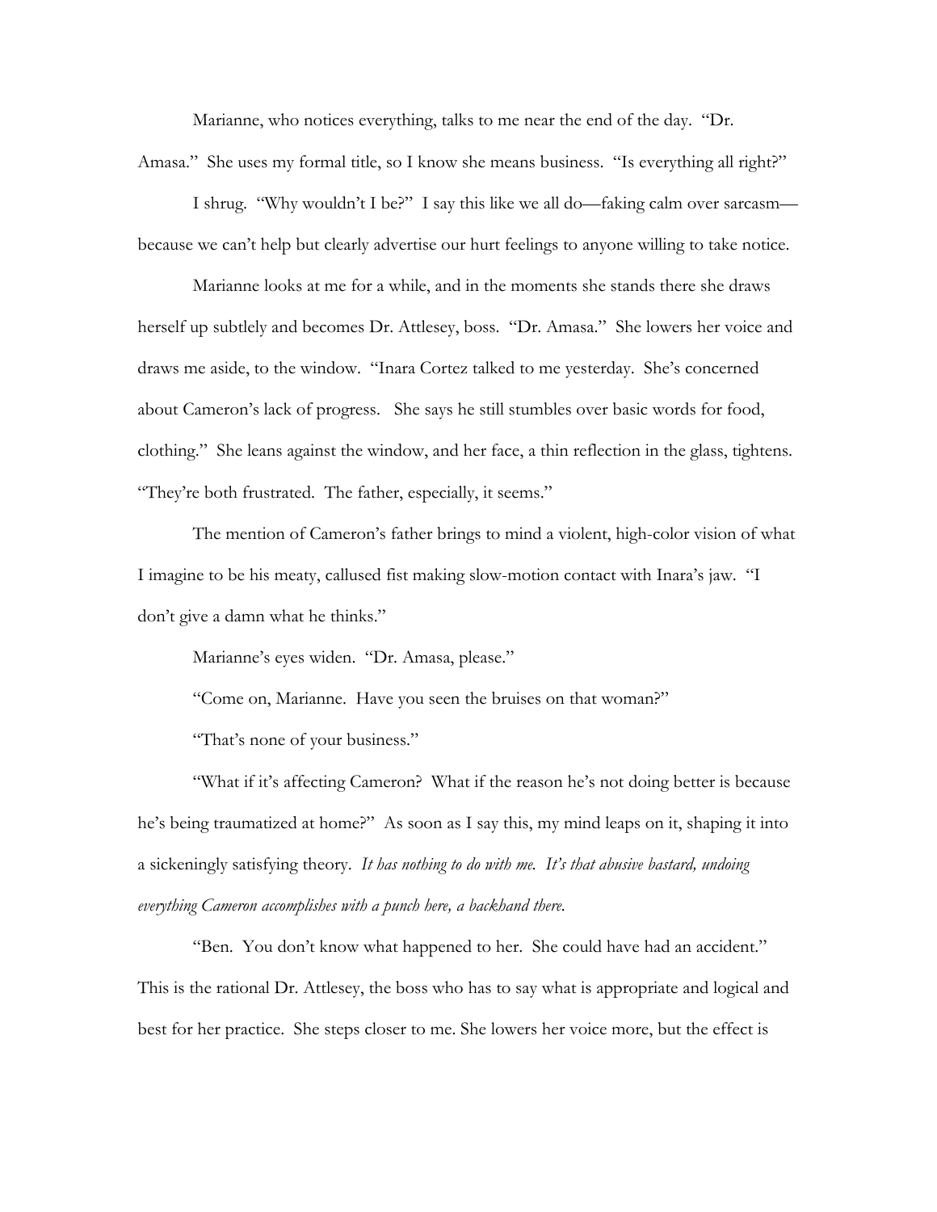Marianne, who notices everything, talks to me near the end of the day. "Dr. Amasa." She uses my formal title, so I know she means business. "Is everything all right?"

I shrug. "Why wouldn't I be?" I say this like we all do—faking calm over sarcasm—because we can't help but clearly advertise our hurt feelings to anyone willing to take notice.

Marianne looks at me for a while, and in the moments she stands there she draws herself up subtlely and becomes Dr. Attlesey, boss. "Dr. Amasa." She lowers her voice and draws me aside, to the window. "Inara Cortez talked to me yesterday. She's concerned about Cameron's lack of progress. She says he still stumbles over basic words for food, clothing." She leans against the window, and her face, a thin reflection in the glass, tightens. "They're both frustrated. The father, especially, it seems."

The mention of Cameron's father brings to mind a violent, high-color vision of what I imagine to be his meaty, callused fist making slow-motion contact with Inara's jaw. "I don't give a damn what he thinks."

Marianne's eyes widen. "Dr. Amasa, please."

"Come on, Marianne. Have you seen the bruises on that woman?"

"That's none of your business."

"What if it's affecting Cameron? What if the reason he's not doing better is because he's being traumatized at home?" As soon as I say this, my mind leaps on it, shaping it into a sickeningly satisfying theory. *It has nothing to do with me. It's that abusive bastard, undoing everything Cameron accomplishes with a punch here, a backhand there.*

"Ben. You don't know what happened to her. She could have had an accident." This is the rational Dr. Attlesey, the boss who has to say what is appropriate and logical and best for her practice. She steps closer to me. She lowers her voice more, but the effect is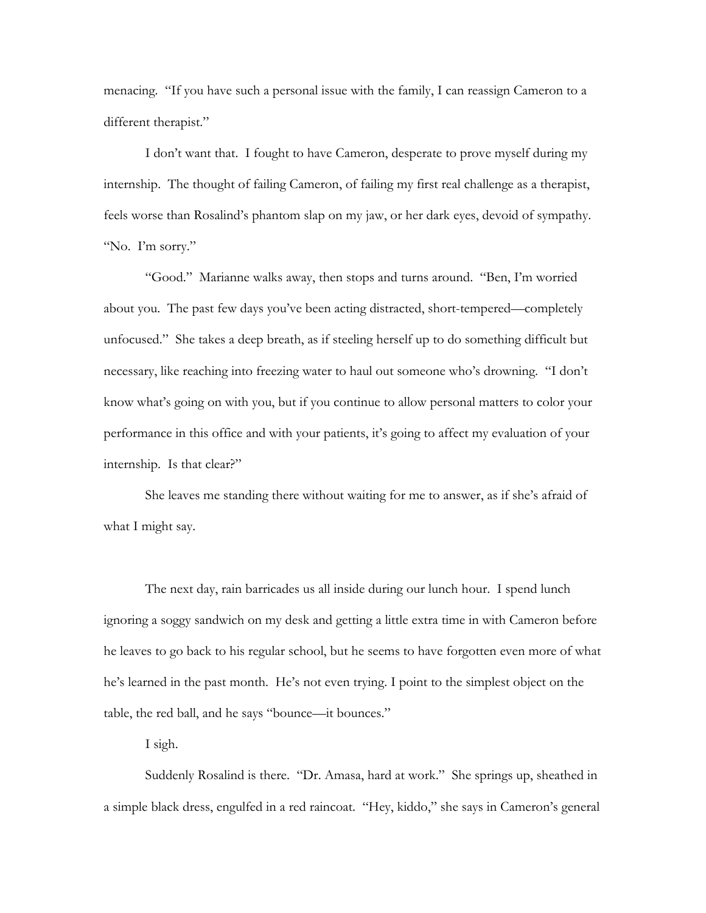menacing. "If you have such a personal issue with the family, I can reassign Cameron to a different therapist."

I don't want that. I fought to have Cameron, desperate to prove myself during my internship. The thought of failing Cameron, of failing my first real challenge as a therapist, feels worse than Rosalind's phantom slap on my jaw, or her dark eyes, devoid of sympathy. "No. I'm sorry."

"Good." Marianne walks away, then stops and turns around. "Ben, I'm worried about you. The past few days you've been acting distracted, short-tempered—completely unfocused." She takes a deep breath, as if steeling herself up to do something difficult but necessary, like reaching into freezing water to haul out someone who's drowning. "I don't know what's going on with you, but if you continue to allow personal matters to color your performance in this office and with your patients, it's going to affect my evaluation of your internship. Is that clear?"

She leaves me standing there without waiting for me to answer, as if she's afraid of what I might say.

The next day, rain barricades us all inside during our lunch hour. I spend lunch ignoring a soggy sandwich on my desk and getting a little extra time in with Cameron before he leaves to go back to his regular school, but he seems to have forgotten even more of what he's learned in the past month. He's not even trying. I point to the simplest object on the table, the red ball, and he says "bounce—it bounces."

I sigh.

Suddenly Rosalind is there. "Dr. Amasa, hard at work." She springs up, sheathed in a simple black dress, engulfed in a red raincoat. "Hey, kiddo," she says in Cameron's general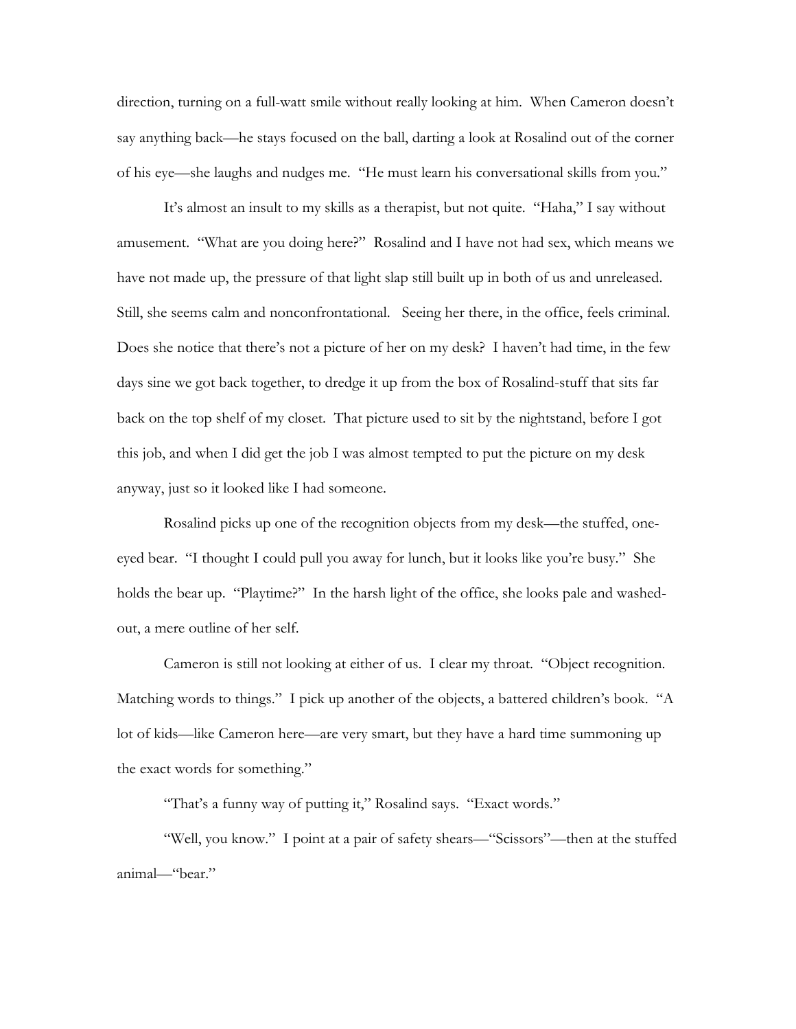direction, turning on a full-watt smile without really looking at him. When Cameron doesn't say anything back—he stays focused on the ball, darting a look at Rosalind out of the corner of his eye—she laughs and nudges me. "He must learn his conversational skills from you."

It's almost an insult to my skills as a therapist, but not quite. "Haha," I say without amusement. "What are you doing here?" Rosalind and I have not had sex, which means we have not made up, the pressure of that light slap still built up in both of us and unreleased. Still, she seems calm and nonconfrontational. Seeing her there, in the office, feels criminal. Does she notice that there's not a picture of her on my desk? I haven't had time, in the few days sine we got back together, to dredge it up from the box of Rosalind-stuff that sits far back on the top shelf of my closet. That picture used to sit by the nightstand, before I got this job, and when I did get the job I was almost tempted to put the picture on my desk anyway, just so it looked like I had someone.

Rosalind picks up one of the recognition objects from my desk—the stuffed, one-eyed bear. "I thought I could pull you away for lunch, but it looks like you're busy." She holds the bear up. "Playtime?" In the harsh light of the office, she looks pale and washed-out, a mere outline of her self.

Cameron is still not looking at either of us. I clear my throat. "Object recognition. Matching words to things." I pick up another of the objects, a battered children's book. "A lot of kids—like Cameron here—are very smart, but they have a hard time summoning up the exact words for something."

"That's a funny way of putting it," Rosalind says. "Exact words."

"Well, you know." I point at a pair of safety shears—"Scissors"—then at the stuffed animal—"bear."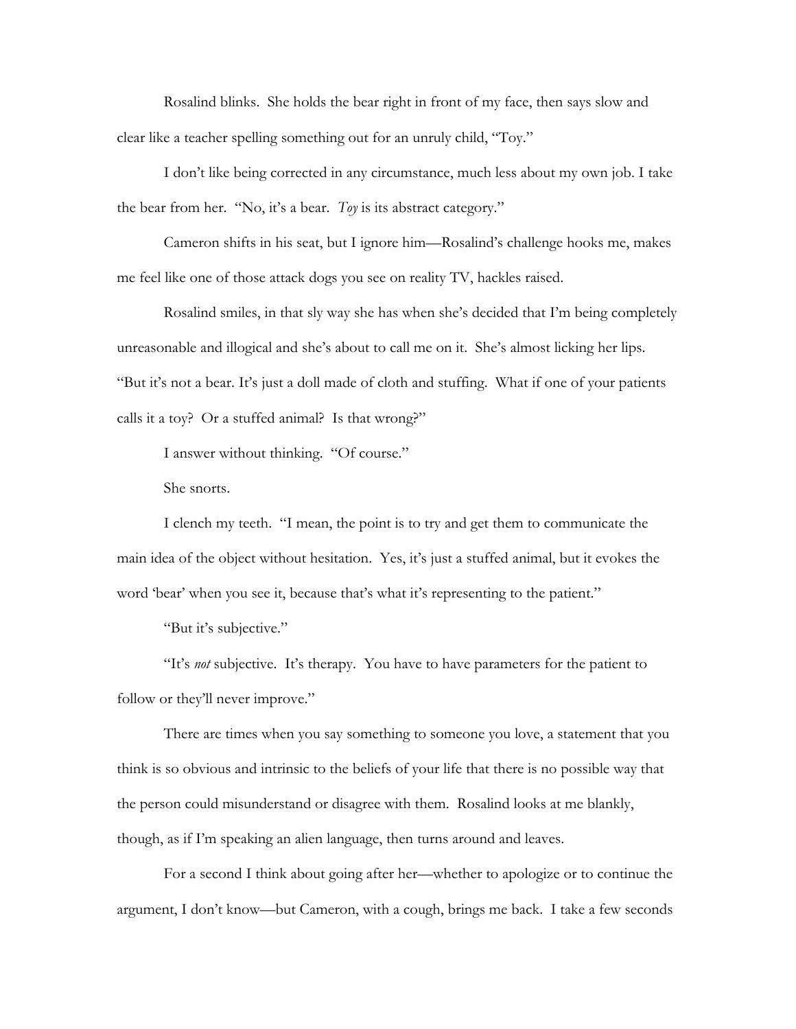Rosalind blinks. She holds the bear right in front of my face, then says slow and clear like a teacher spelling something out for an unruly child, "Toy."

I don't like being corrected in any circumstance, much less about my own job. I take the bear from her. "No, it's a bear. *Toy* is its abstract category."

Cameron shifts in his seat, but I ignore him—Rosalind's challenge hooks me, makes me feel like one of those attack dogs you see on reality TV, hackles raised.

Rosalind smiles, in that sly way she has when she's decided that I'm being completely unreasonable and illogical and she's about to call me on it. She's almost licking her lips. "But it's not a bear. It's just a doll made of cloth and stuffing. What if one of your patients calls it a toy? Or a stuffed animal? Is that wrong?"

I answer without thinking. "Of course."

She snorts.

I clench my teeth. "I mean, the point is to try and get them to communicate the main idea of the object without hesitation. Yes, it's just a stuffed animal, but it evokes the word 'bear' when you see it, because that's what it's representing to the patient."

"But it's subjective."

"It's *not* subjective. It's therapy. You have to have parameters for the patient to follow or they'll never improve."

There are times when you say something to someone you love, a statement that you think is so obvious and intrinsic to the beliefs of your life that there is no possible way that the person could misunderstand or disagree with them. Rosalind looks at me blankly, though, as if I'm speaking an alien language, then turns around and leaves.

For a second I think about going after her—whether to apologize or to continue the argument, I don't know—but Cameron, with a cough, brings me back. I take a few seconds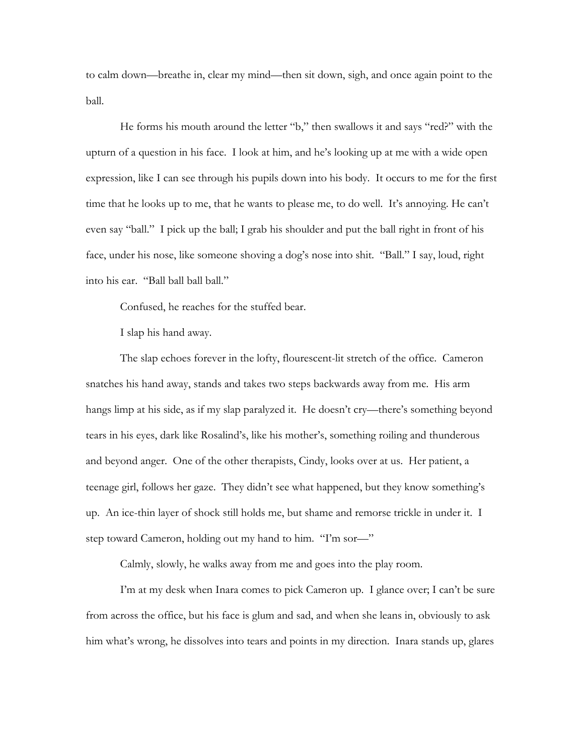to calm down—breathe in, clear my mind—then sit down, sigh, and once again point to the ball.

He forms his mouth around the letter "b," then swallows it and says "red?" with the upturn of a question in his face. I look at him, and he's looking up at me with a wide open expression, like I can see through his pupils down into his body. It occurs to me for the first time that he looks up to me, that he wants to please me, to do well. It's annoying. He can't even say "ball." I pick up the ball; I grab his shoulder and put the ball right in front of his face, under his nose, like someone shoving a dog's nose into shit. "Ball." I say, loud, right into his ear. "Ball ball ball ball."

Confused, he reaches for the stuffed bear.

I slap his hand away.

The slap echoes forever in the lofty, flourescent-lit stretch of the office. Cameron snatches his hand away, stands and takes two steps backwards away from me. His arm hangs limp at his side, as if my slap paralyzed it. He doesn't cry—there's something beyond tears in his eyes, dark like Rosalind's, like his mother's, something roiling and thunderous and beyond anger. One of the other therapists, Cindy, looks over at us. Her patient, a teenage girl, follows her gaze. They didn't see what happened, but they know something's up. An ice-thin layer of shock still holds me, but shame and remorse trickle in under it. I step toward Cameron, holding out my hand to him. "I'm sor—"

Calmly, slowly, he walks away from me and goes into the play room.

I'm at my desk when Inara comes to pick Cameron up. I glance over; I can't be sure from across the office, but his face is glum and sad, and when she leans in, obviously to ask him what's wrong, he dissolves into tears and points in my direction. Inara stands up, glares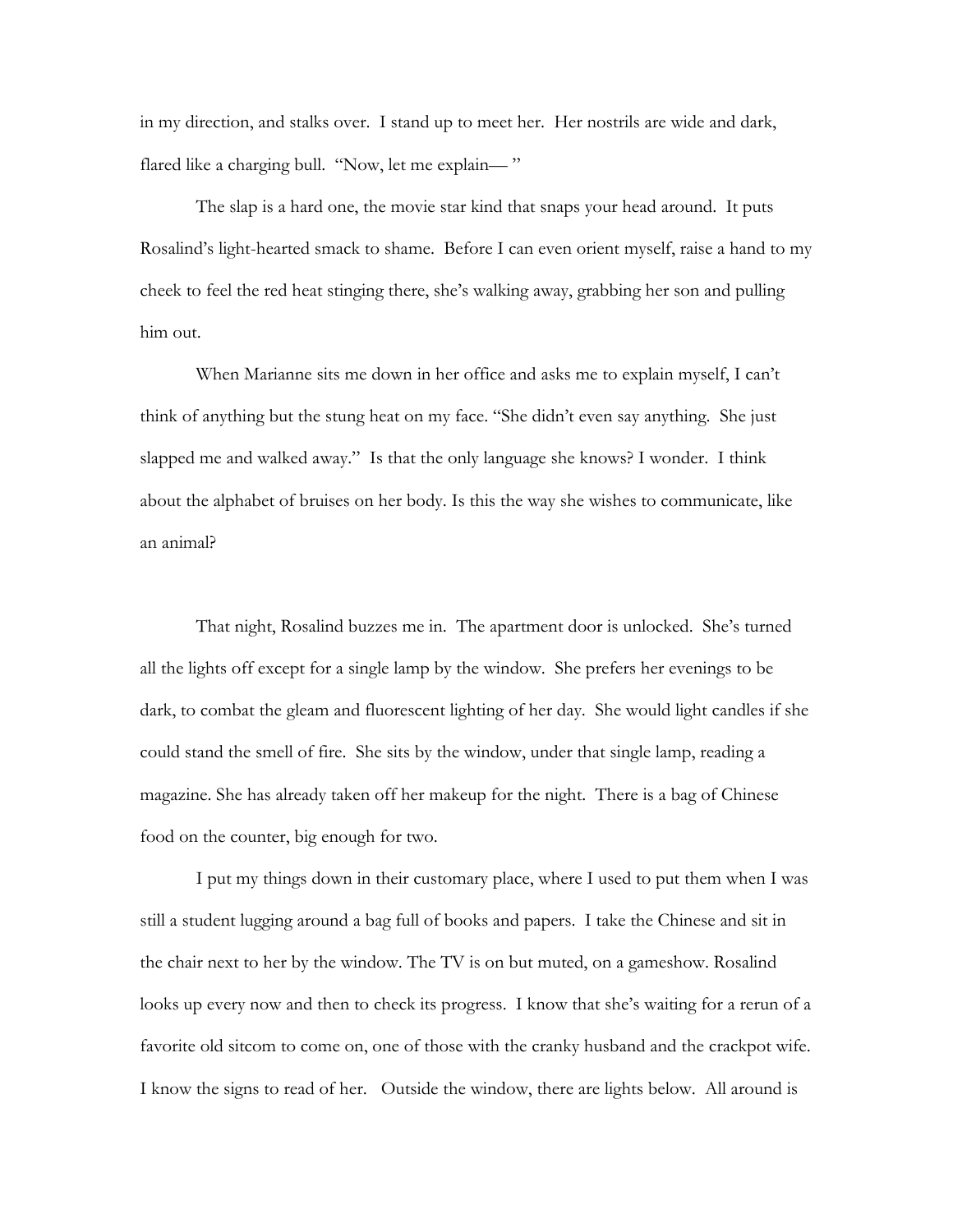in my direction, and stalks over. I stand up to meet her. Her nostrils are wide and dark, flared like a charging bull. "Now, let me explain— "

The slap is a hard one, the movie star kind that snaps your head around. It puts Rosalind's light-hearted smack to shame. Before I can even orient myself, raise a hand to my cheek to feel the red heat stinging there, she's walking away, grabbing her son and pulling him out.

When Marianne sits me down in her office and asks me to explain myself, I can't think of anything but the stung heat on my face. "She didn't even say anything. She just slapped me and walked away." Is that the only language she knows? I wonder. I think about the alphabet of bruises on her body. Is this the way she wishes to communicate, like an animal?

That night, Rosalind buzzes me in. The apartment door is unlocked. She's turned all the lights off except for a single lamp by the window. She prefers her evenings to be dark, to combat the gleam and fluorescent lighting of her day. She would light candles if she could stand the smell of fire. She sits by the window, under that single lamp, reading a magazine. She has already taken off her makeup for the night. There is a bag of Chinese food on the counter, big enough for two.

I put my things down in their customary place, where I used to put them when I was still a student lugging around a bag full of books and papers. I take the Chinese and sit in the chair next to her by the window. The TV is on but muted, on a gameshow. Rosalind looks up every now and then to check its progress. I know that she's waiting for a rerun of a favorite old sitcom to come on, one of those with the cranky husband and the crackpot wife. I know the signs to read of her. Outside the window, there are lights below. All around is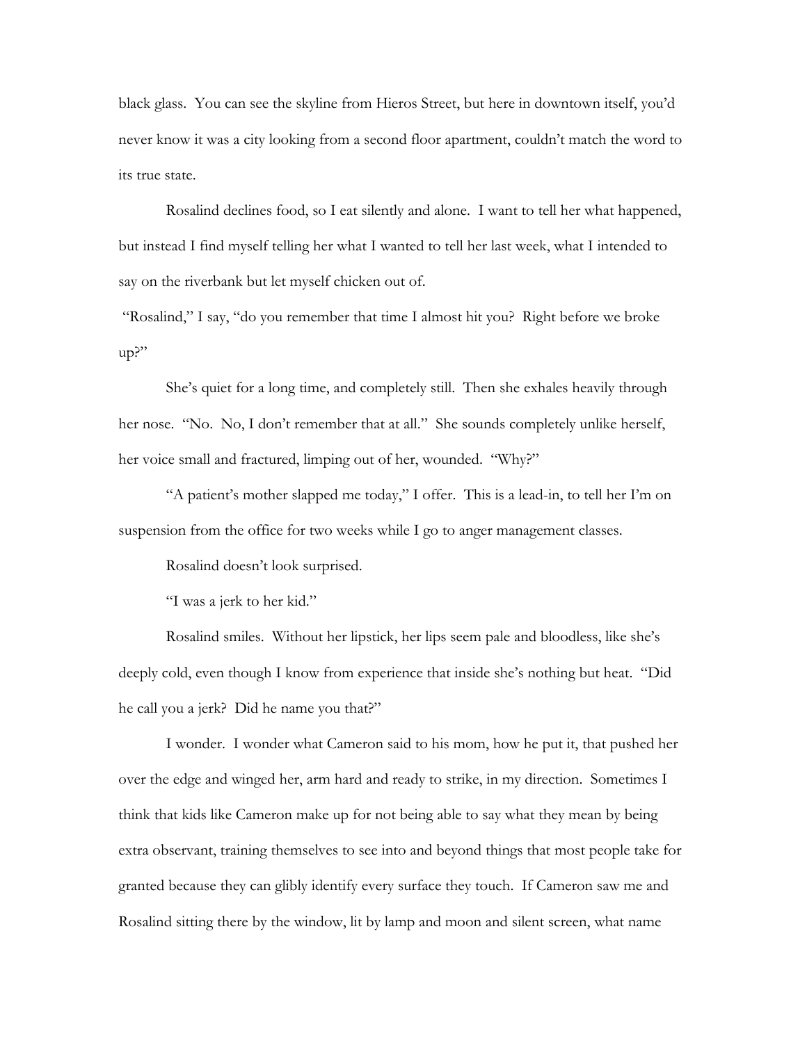black glass. You can see the skyline from Hieros Street, but here in downtown itself, you'd never know it was a city looking from a second floor apartment, couldn't match the word to its true state.

Rosalind declines food, so I eat silently and alone. I want to tell her what happened, but instead I find myself telling her what I wanted to tell her last week, what I intended to say on the riverbank but let myself chicken out of.

"Rosalind," I say, "do you remember that time I almost hit you? Right before we broke up?"

She's quiet for a long time, and completely still. Then she exhales heavily through her nose. "No. No, I don't remember that at all." She sounds completely unlike herself, her voice small and fractured, limping out of her, wounded. "Why?"

"A patient's mother slapped me today," I offer. This is a lead-in, to tell her I'm on suspension from the office for two weeks while I go to anger management classes.

Rosalind doesn't look surprised.

"I was a jerk to her kid."

Rosalind smiles. Without her lipstick, her lips seem pale and bloodless, like she's deeply cold, even though I know from experience that inside she's nothing but heat. "Did he call you a jerk? Did he name you that?"

I wonder. I wonder what Cameron said to his mom, how he put it, that pushed her over the edge and winged her, arm hard and ready to strike, in my direction. Sometimes I think that kids like Cameron make up for not being able to say what they mean by being extra observant, training themselves to see into and beyond things that most people take for granted because they can glibly identify every surface they touch. If Cameron saw me and Rosalind sitting there by the window, lit by lamp and moon and silent screen, what name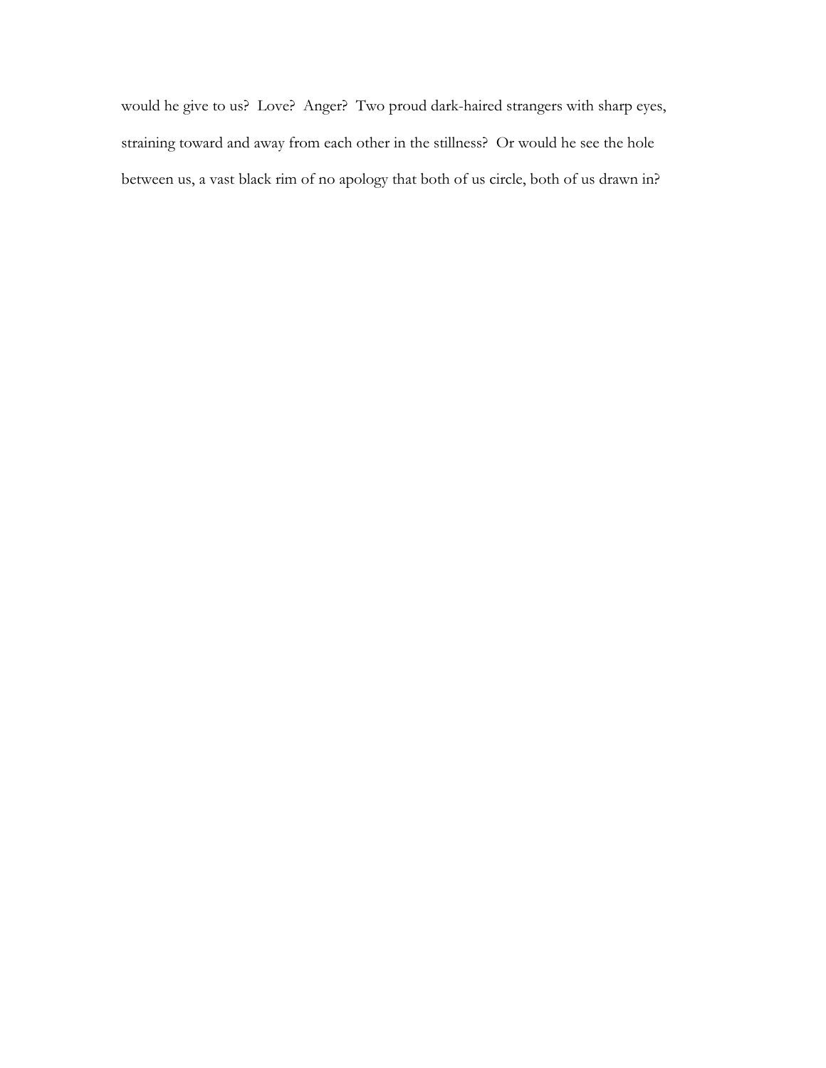would he give to us? Love? Anger? Two proud dark-haired strangers with sharp eyes, straining toward and away from each other in the stillness? Or would he see the hole between us, a vast black rim of no apology that both of us circle, both of us drawn in?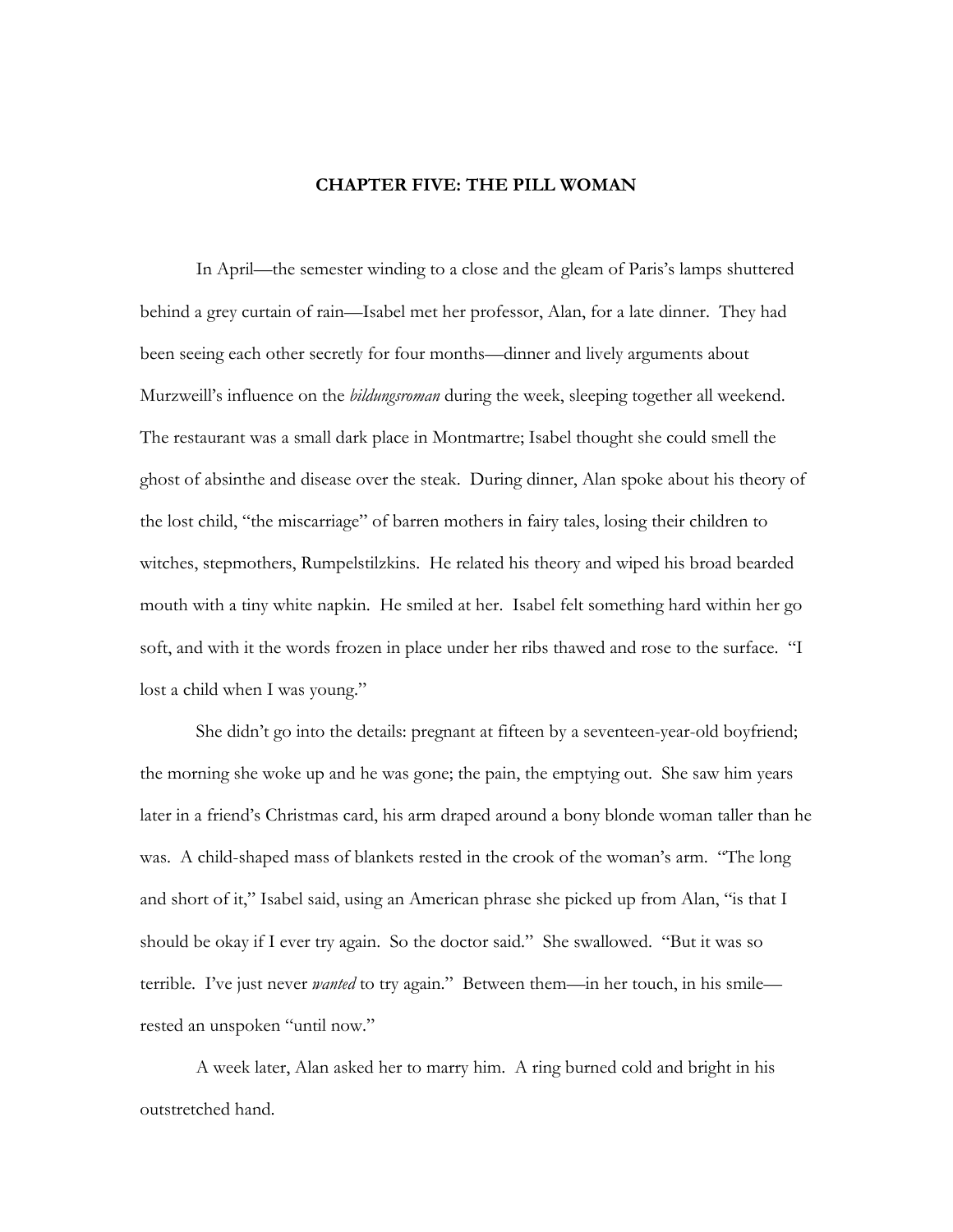## CHAPTER FIVE: THE PILL WOMAN

In April—the semester winding to a close and the gleam of Paris's lamps shuttered behind a grey curtain of rain—Isabel met her professor, Alan, for a late dinner. They had been seeing each other secretly for four months—dinner and lively arguments about Murzweill's influence on the *bildungsroman* during the week, sleeping together all weekend. The restaurant was a small dark place in Montmartre; Isabel thought she could smell the ghost of absinthe and disease over the steak. During dinner, Alan spoke about his theory of the lost child, "the miscarriage" of barren mothers in fairy tales, losing their children to witches, stepmothers, Rumpelstilzkins. He related his theory and wiped his broad bearded mouth with a tiny white napkin. He smiled at her. Isabel felt something hard within her go soft, and with it the words frozen in place under her ribs thawed and rose to the surface. "I lost a child when I was young."

She didn't go into the details: pregnant at fifteen by a seventeen-year-old boyfriend; the morning she woke up and he was gone; the pain, the emptying out. She saw him years later in a friend's Christmas card, his arm draped around a bony blonde woman taller than he was. A child-shaped mass of blankets rested in the crook of the woman's arm. "The long and short of it," Isabel said, using an American phrase she picked up from Alan, "is that I should be okay if I ever try again. So the doctor said." She swallowed. "But it was so terrible. I've just never *wanted* to try again." Between them—in her touch, in his smile—rested an unspoken "until now."

A week later, Alan asked her to marry him. A ring burned cold and bright in his outstretched hand.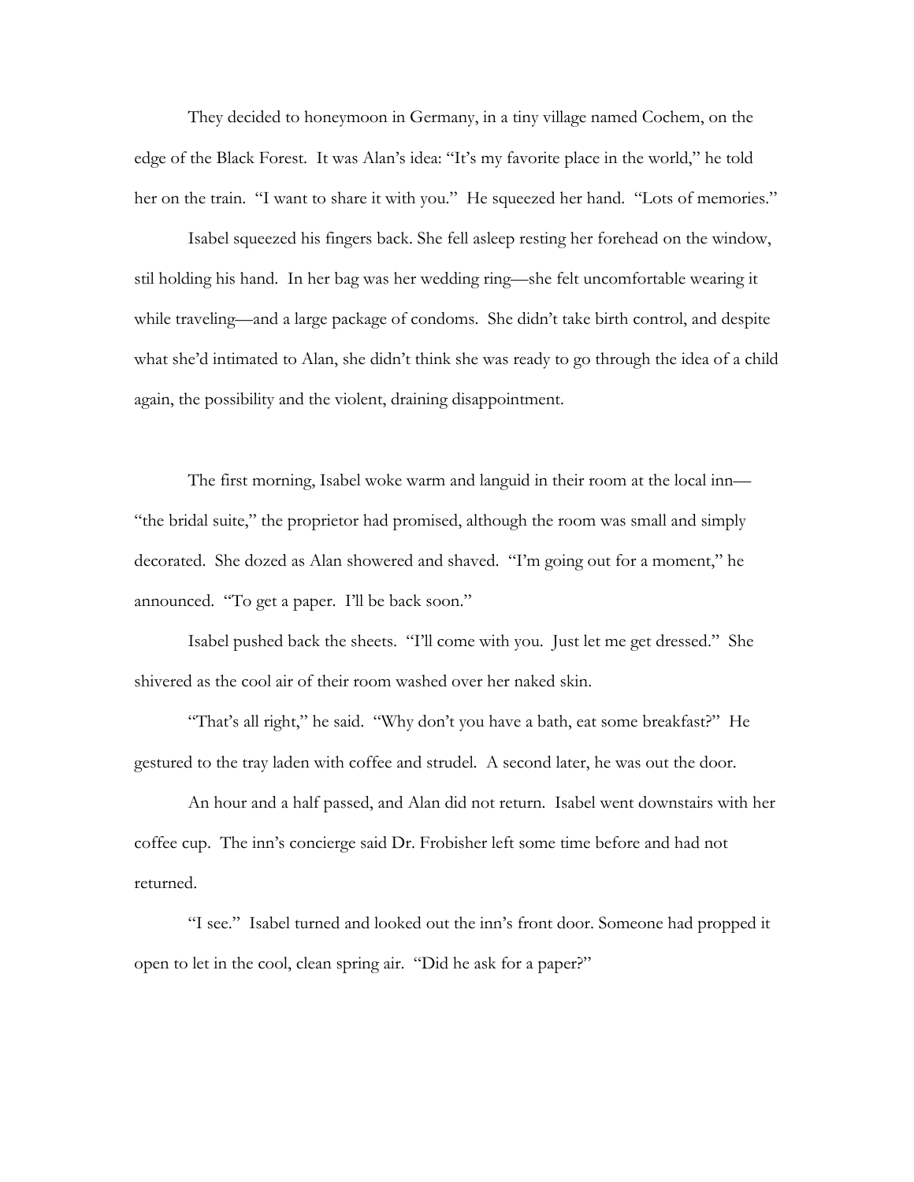They decided to honeymoon in Germany, in a tiny village named Cochem, on the edge of the Black Forest. It was Alan's idea: "It's my favorite place in the world," he told her on the train. "I want to share it with you." He squeezed her hand. "Lots of memories."

Isabel squeezed his fingers back. She fell asleep resting her forehead on the window, stil holding his hand. In her bag was her wedding ring—she felt uncomfortable wearing it while traveling—and a large package of condoms. She didn't take birth control, and despite what she'd intimated to Alan, she didn't think she was ready to go through the idea of a child again, the possibility and the violent, draining disappointment.

The first morning, Isabel woke warm and languid in their room at the local inn—"the bridal suite," the proprietor had promised, although the room was small and simply decorated. She dozed as Alan showered and shaved. "I'm going out for a moment," he announced. "To get a paper. I'll be back soon."

Isabel pushed back the sheets. "I'll come with you. Just let me get dressed." She shivered as the cool air of their room washed over her naked skin.

"That's all right," he said. "Why don't you have a bath, eat some breakfast?" He gestured to the tray laden with coffee and strudel. A second later, he was out the door.

An hour and a half passed, and Alan did not return. Isabel went downstairs with her coffee cup. The inn's concierge said Dr. Frobisher left some time before and had not returned.

"I see." Isabel turned and looked out the inn's front door. Someone had propped it open to let in the cool, clean spring air. "Did he ask for a paper?"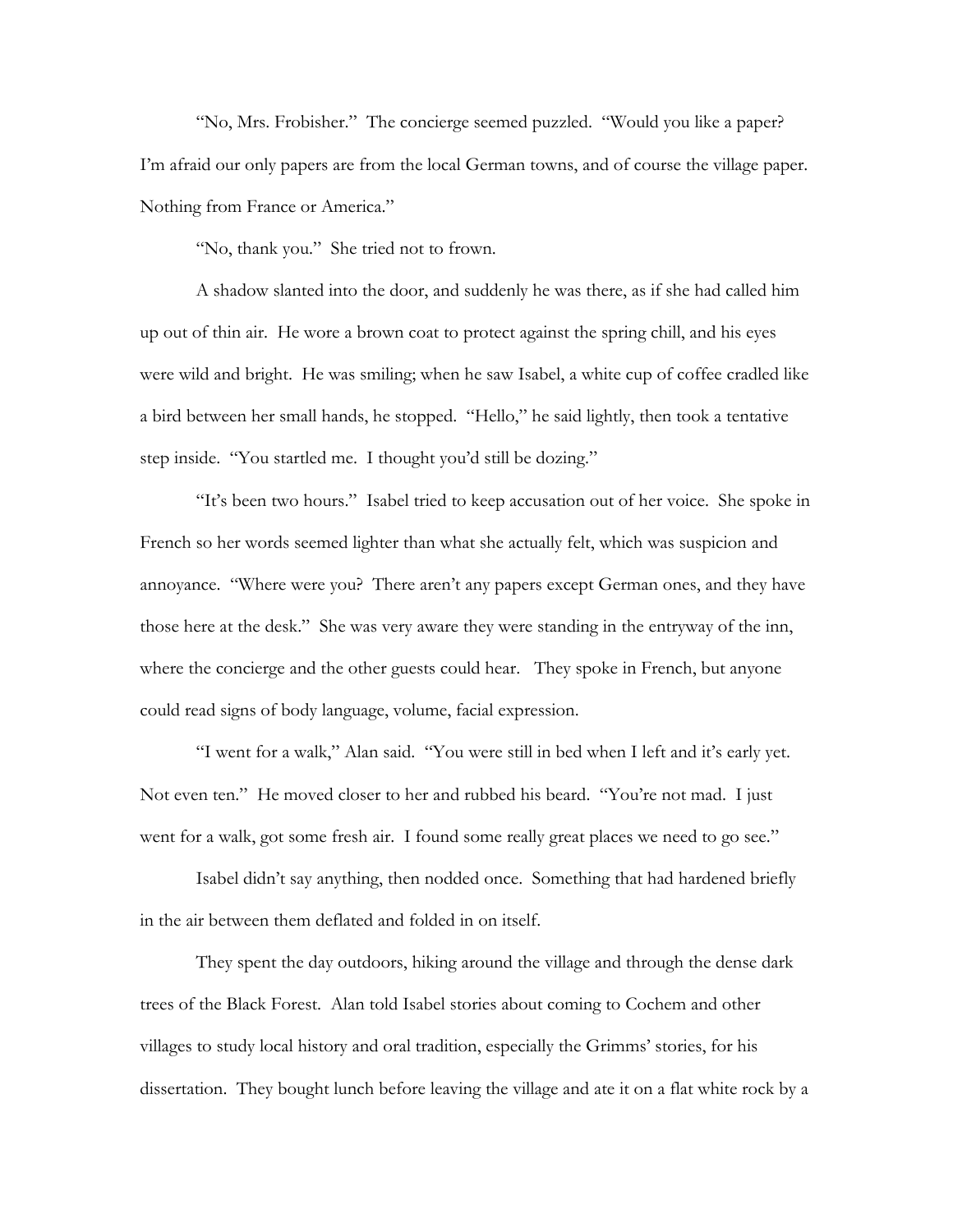"No, Mrs. Frobisher." The concierge seemed puzzled. "Would you like a paper? I'm afraid our only papers are from the local German towns, and of course the village paper. Nothing from France or America."

"No, thank you." She tried not to frown.

A shadow slanted into the door, and suddenly he was there, as if she had called him up out of thin air. He wore a brown coat to protect against the spring chill, and his eyes were wild and bright. He was smiling; when he saw Isabel, a white cup of coffee cradled like a bird between her small hands, he stopped. "Hello," he said lightly, then took a tentative step inside. "You startled me. I thought you'd still be dozing."

"It's been two hours." Isabel tried to keep accusation out of her voice. She spoke in French so her words seemed lighter than what she actually felt, which was suspicion and annoyance. "Where were you? There aren't any papers except German ones, and they have those here at the desk." She was very aware they were standing in the entryway of the inn, where the concierge and the other guests could hear. They spoke in French, but anyone could read signs of body language, volume, facial expression.

"I went for a walk," Alan said. "You were still in bed when I left and it's early yet. Not even ten." He moved closer to her and rubbed his beard. "You're not mad. I just went for a walk, got some fresh air. I found some really great places we need to go see."

Isabel didn't say anything, then nodded once. Something that had hardened briefly in the air between them deflated and folded in on itself.

They spent the day outdoors, hiking around the village and through the dense dark trees of the Black Forest. Alan told Isabel stories about coming to Cochem and other villages to study local history and oral tradition, especially the Grimms' stories, for his dissertation. They bought lunch before leaving the village and ate it on a flat white rock by a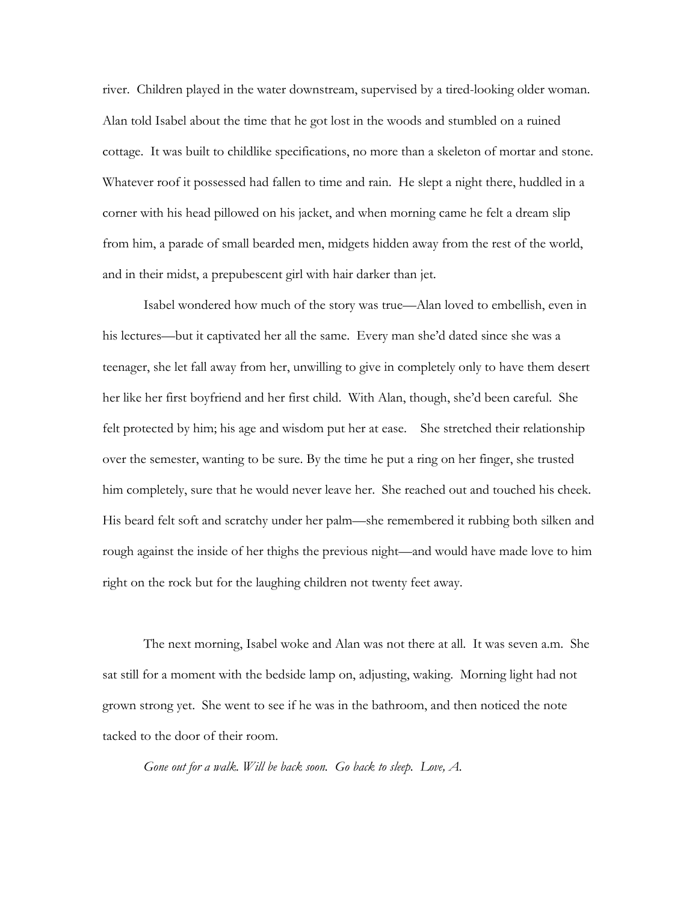river. Children played in the water downstream, supervised by a tired-looking older woman. Alan told Isabel about the time that he got lost in the woods and stumbled on a ruined cottage. It was built to childlike specifications, no more than a skeleton of mortar and stone. Whatever roof it possessed had fallen to time and rain. He slept a night there, huddled in a corner with his head pillowed on his jacket, and when morning came he felt a dream slip from him, a parade of small bearded men, midgets hidden away from the rest of the world, and in their midst, a prepubescent girl with hair darker than jet.

Isabel wondered how much of the story was true—Alan loved to embellish, even in his lectures—but it captivated her all the same. Every man she'd dated since she was a teenager, she let fall away from her, unwilling to give in completely only to have them desert her like her first boyfriend and her first child. With Alan, though, she'd been careful. She felt protected by him; his age and wisdom put her at ease. She stretched their relationship over the semester, wanting to be sure. By the time he put a ring on her finger, she trusted him completely, sure that he would never leave her. She reached out and touched his cheek. His beard felt soft and scratchy under her palm—she remembered it rubbing both silken and rough against the inside of her thighs the previous night—and would have made love to him right on the rock but for the laughing children not twenty feet away.

The next morning, Isabel woke and Alan was not there at all. It was seven a.m. She sat still for a moment with the bedside lamp on, adjusting, waking. Morning light had not grown strong yet. She went to see if he was in the bathroom, and then noticed the note tacked to the door of their room.

*Gone out for a walk. Will be back soon. Go back to sleep. Love, A.*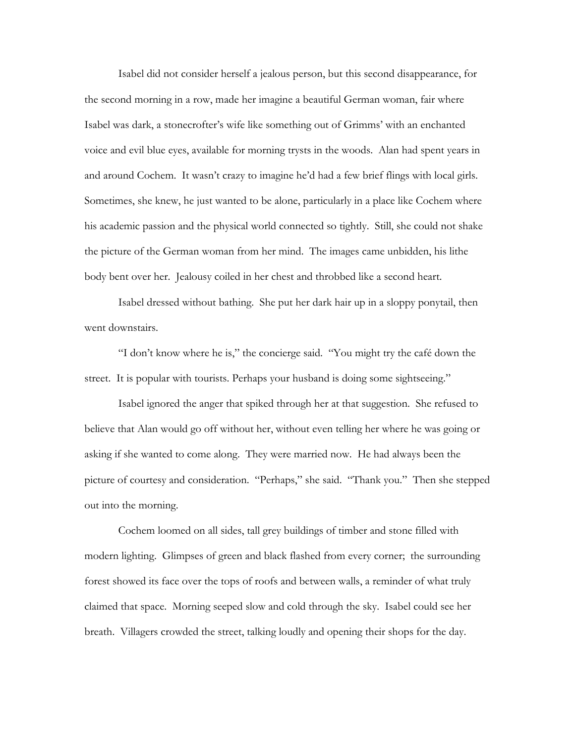Isabel did not consider herself a jealous person, but this second disappearance, for the second morning in a row, made her imagine a beautiful German woman, fair where Isabel was dark, a stonecrofter's wife like something out of Grimms' with an enchanted voice and evil blue eyes, available for morning trysts in the woods. Alan had spent years in and around Cochem. It wasn't crazy to imagine he'd had a few brief flings with local girls. Sometimes, she knew, he just wanted to be alone, particularly in a place like Cochem where his academic passion and the physical world connected so tightly. Still, she could not shake the picture of the German woman from her mind. The images came unbidden, his lithe body bent over her. Jealousy coiled in her chest and throbbed like a second heart.

Isabel dressed without bathing. She put her dark hair up in a sloppy ponytail, then went downstairs.

"I don't know where he is," the concierge said. "You might try the café down the street. It is popular with tourists. Perhaps your husband is doing some sightseeing."

Isabel ignored the anger that spiked through her at that suggestion. She refused to believe that Alan would go off without her, without even telling her where he was going or asking if she wanted to come along. They were married now. He had always been the picture of courtesy and consideration. "Perhaps," she said. "Thank you." Then she stepped out into the morning.

Cochem loomed on all sides, tall grey buildings of timber and stone filled with modern lighting. Glimpses of green and black flashed from every corner; the surrounding forest showed its face over the tops of roofs and between walls, a reminder of what truly claimed that space. Morning seeped slow and cold through the sky. Isabel could see her breath. Villagers crowded the street, talking loudly and opening their shops for the day.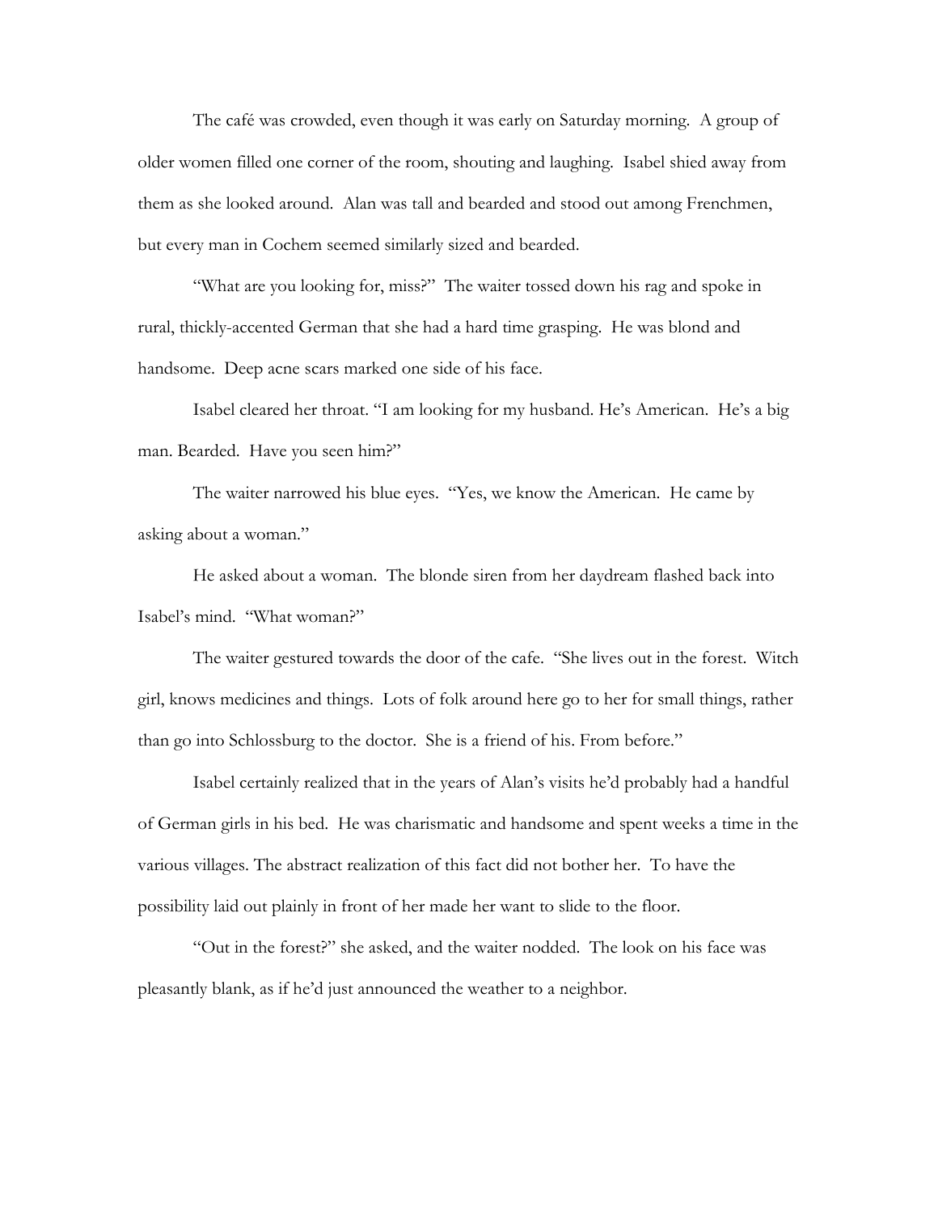The café was crowded, even though it was early on Saturday morning. A group of older women filled one corner of the room, shouting and laughing. Isabel shied away from them as she looked around. Alan was tall and bearded and stood out among Frenchmen, but every man in Cochem seemed similarly sized and bearded.

"What are you looking for, miss?" The waiter tossed down his rag and spoke in rural, thickly-accented German that she had a hard time grasping. He was blond and handsome. Deep acne scars marked one side of his face.

Isabel cleared her throat. "I am looking for my husband. He's American. He's a big man. Bearded. Have you seen him?"

The waiter narrowed his blue eyes. "Yes, we know the American. He came by asking about a woman."

He asked about a woman. The blonde siren from her daydream flashed back into Isabel's mind. "What woman?"

The waiter gestured towards the door of the cafe. "She lives out in the forest. Witch girl, knows medicines and things. Lots of folk around here go to her for small things, rather than go into Schlossburg to the doctor. She is a friend of his. From before."

Isabel certainly realized that in the years of Alan's visits he'd probably had a handful of German girls in his bed. He was charismatic and handsome and spent weeks a time in the various villages. The abstract realization of this fact did not bother her. To have the possibility laid out plainly in front of her made her want to slide to the floor.

"Out in the forest?" she asked, and the waiter nodded. The look on his face was pleasantly blank, as if he'd just announced the weather to a neighbor.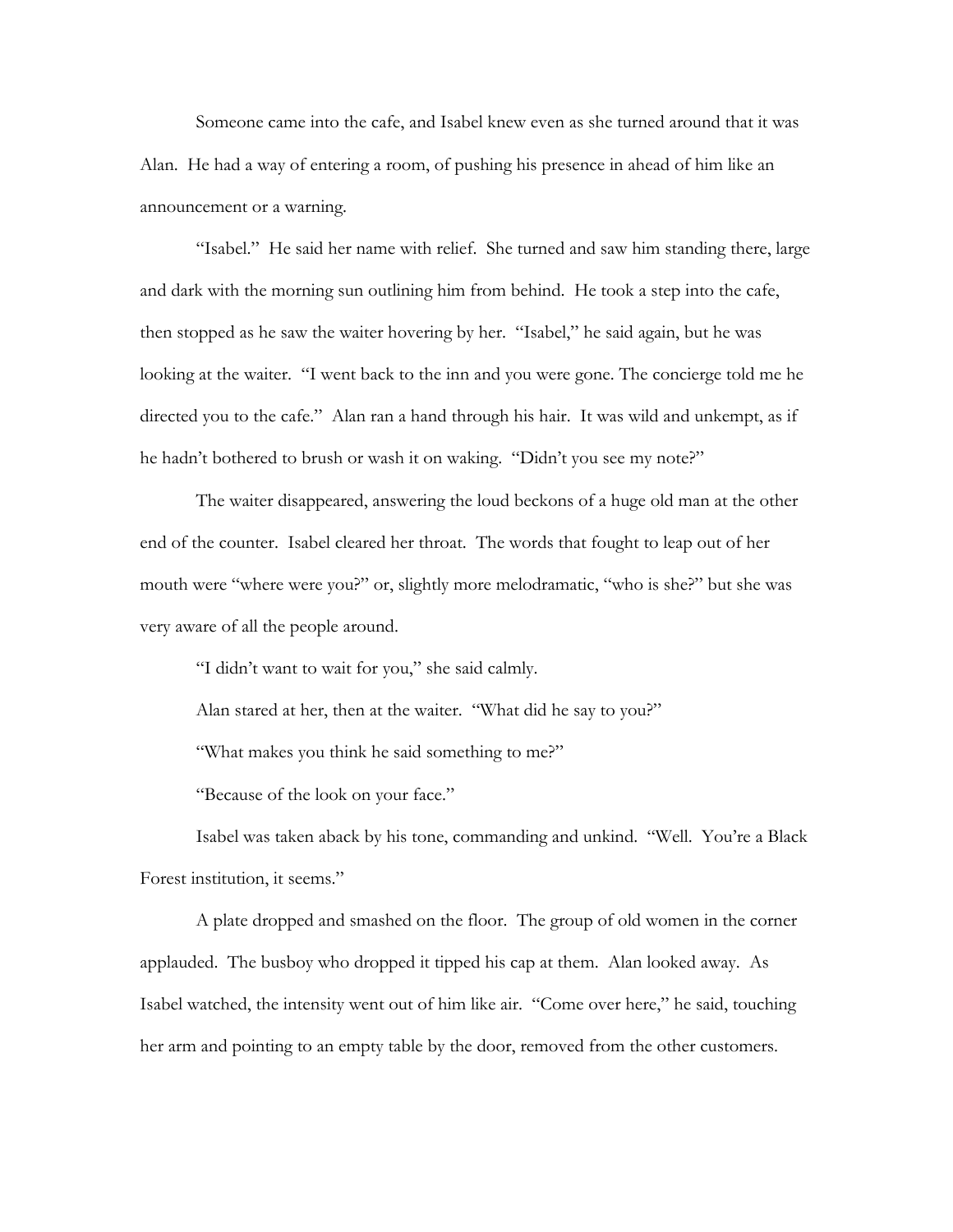Someone came into the cafe, and Isabel knew even as she turned around that it was Alan. He had a way of entering a room, of pushing his presence in ahead of him like an announcement or a warning.

"Isabel." He said her name with relief. She turned and saw him standing there, large and dark with the morning sun outlining him from behind. He took a step into the cafe, then stopped as he saw the waiter hovering by her. "Isabel," he said again, but he was looking at the waiter. "I went back to the inn and you were gone. The concierge told me he directed you to the cafe." Alan ran a hand through his hair. It was wild and unkempt, as if he hadn't bothered to brush or wash it on waking. "Didn't you see my note?"

The waiter disappeared, answering the loud beckons of a huge old man at the other end of the counter. Isabel cleared her throat. The words that fought to leap out of her mouth were "where were you?" or, slightly more melodramatic, "who is she?" but she was very aware of all the people around.

"I didn't want to wait for you," she said calmly.

Alan stared at her, then at the waiter. "What did he say to you?"

"What makes you think he said something to me?"

"Because of the look on your face."

Isabel was taken aback by his tone, commanding and unkind. "Well. You're a Black Forest institution, it seems."

A plate dropped and smashed on the floor. The group of old women in the corner applauded. The busboy who dropped it tipped his cap at them. Alan looked away. As Isabel watched, the intensity went out of him like air. "Come over here," he said, touching her arm and pointing to an empty table by the door, removed from the other customers.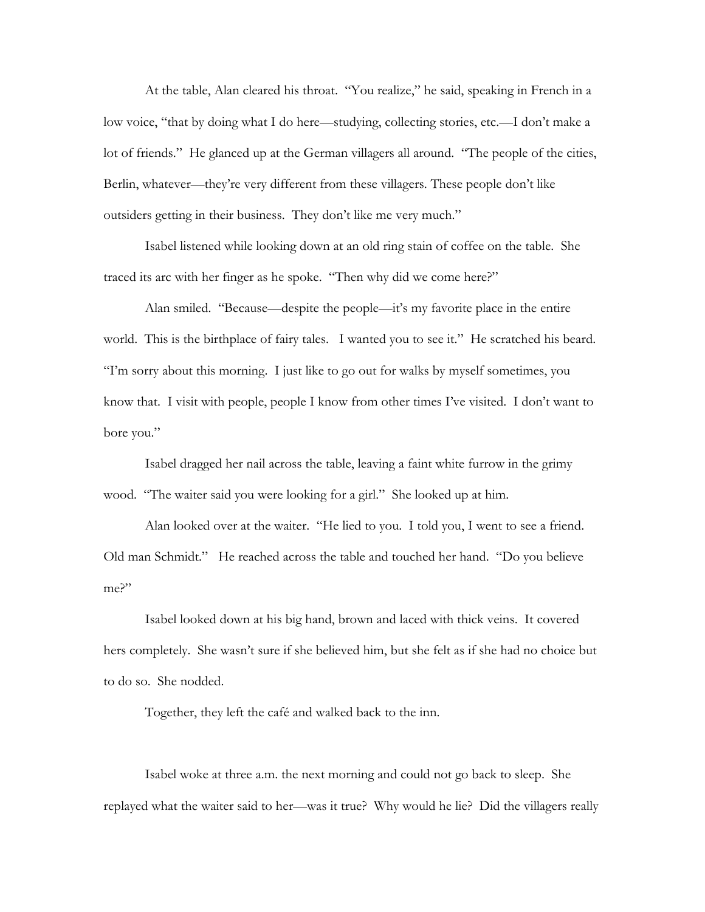At the table, Alan cleared his throat. "You realize," he said, speaking in French in a low voice, "that by doing what I do here—studying, collecting stories, etc.—I don't make a lot of friends." He glanced up at the German villagers all around. "The people of the cities, Berlin, whatever—they're very different from these villagers. These people don't like outsiders getting in their business. They don't like me very much."

Isabel listened while looking down at an old ring stain of coffee on the table. She traced its arc with her finger as he spoke. "Then why did we come here?"

Alan smiled. "Because—despite the people—it's my favorite place in the entire world. This is the birthplace of fairy tales. I wanted you to see it." He scratched his beard. "I'm sorry about this morning. I just like to go out for walks by myself sometimes, you know that. I visit with people, people I know from other times I've visited. I don't want to bore you."

Isabel dragged her nail across the table, leaving a faint white furrow in the grimy wood. "The waiter said you were looking for a girl." She looked up at him.

Alan looked over at the waiter. "He lied to you. I told you, I went to see a friend. Old man Schmidt." He reached across the table and touched her hand. "Do you believe me?"

Isabel looked down at his big hand, brown and laced with thick veins. It covered hers completely. She wasn't sure if she believed him, but she felt as if she had no choice but to do so. She nodded.

Together, they left the café and walked back to the inn.

Isabel woke at three a.m. the next morning and could not go back to sleep. She replayed what the waiter said to her—was it true? Why would he lie? Did the villagers really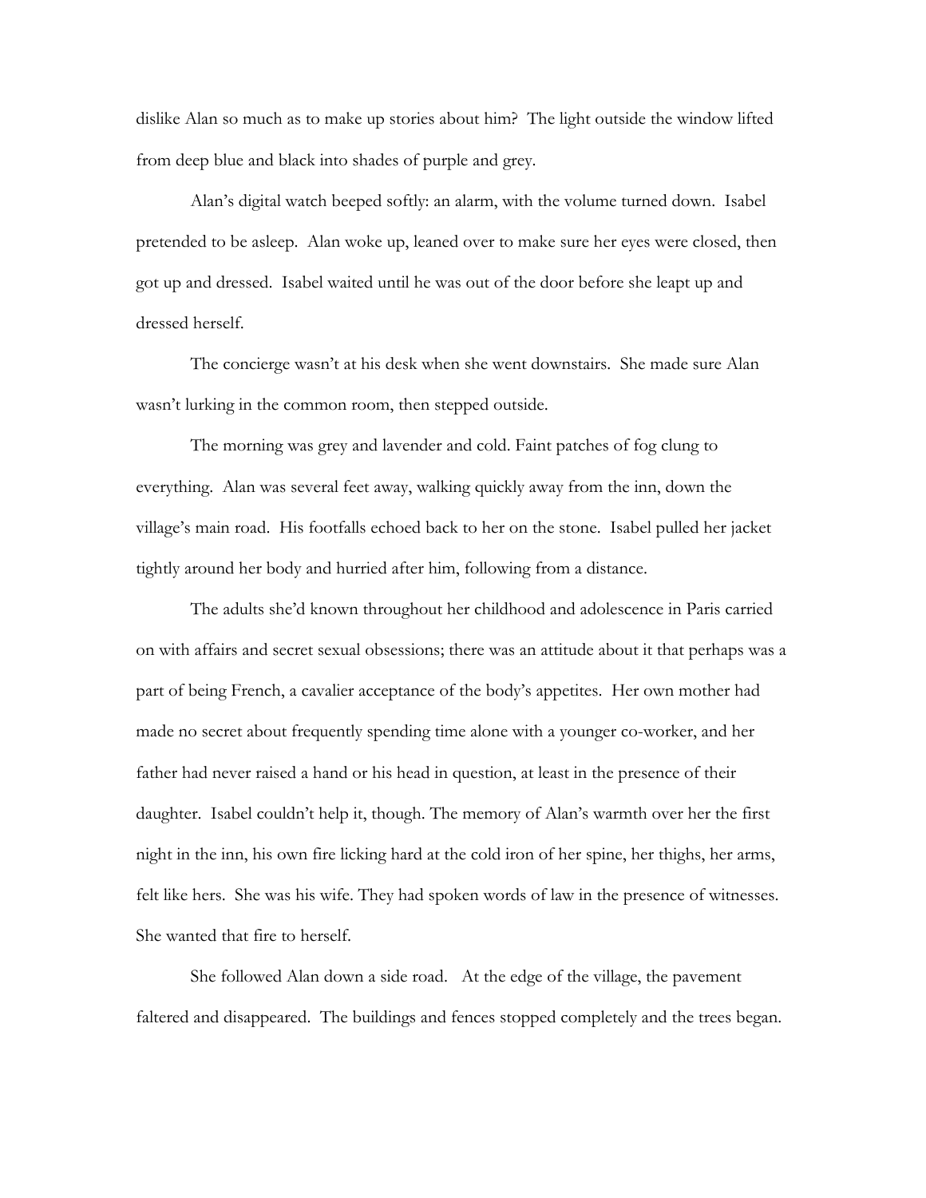dislike Alan so much as to make up stories about him? The light outside the window lifted from deep blue and black into shades of purple and grey.

Alan's digital watch beeped softly: an alarm, with the volume turned down. Isabel pretended to be asleep. Alan woke up, leaned over to make sure her eyes were closed, then got up and dressed. Isabel waited until he was out of the door before she leapt up and dressed herself.

The concierge wasn't at his desk when she went downstairs. She made sure Alan wasn't lurking in the common room, then stepped outside.

The morning was grey and lavender and cold. Faint patches of fog clung to everything. Alan was several feet away, walking quickly away from the inn, down the village's main road. His footfalls echoed back to her on the stone. Isabel pulled her jacket tightly around her body and hurried after him, following from a distance.

The adults she'd known throughout her childhood and adolescence in Paris carried on with affairs and secret sexual obsessions; there was an attitude about it that perhaps was a part of being French, a cavalier acceptance of the body's appetites. Her own mother had made no secret about frequently spending time alone with a younger co-worker, and her father had never raised a hand or his head in question, at least in the presence of their daughter. Isabel couldn't help it, though. The memory of Alan's warmth over her the first night in the inn, his own fire licking hard at the cold iron of her spine, her thighs, her arms, felt like hers. She was his wife. They had spoken words of law in the presence of witnesses. She wanted that fire to herself.

She followed Alan down a side road. At the edge of the village, the pavement faltered and disappeared. The buildings and fences stopped completely and the trees began.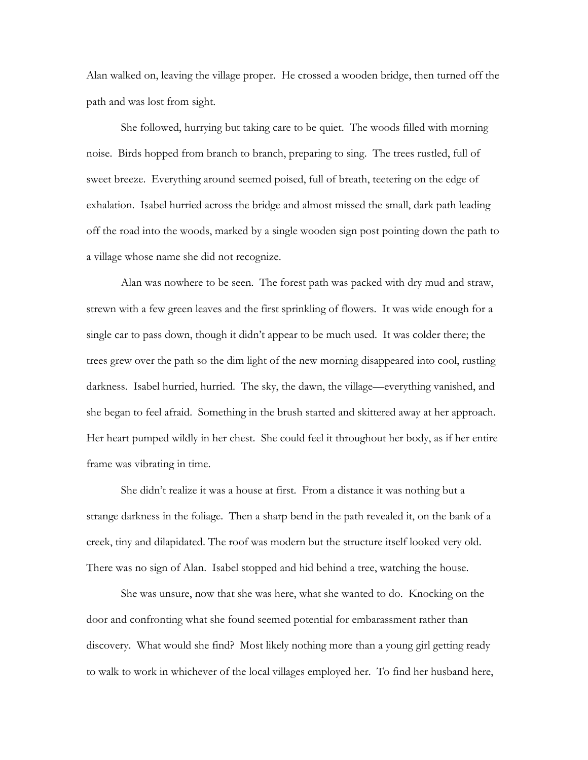Alan walked on, leaving the village proper. He crossed a wooden bridge, then turned off the path and was lost from sight.

She followed, hurrying but taking care to be quiet. The woods filled with morning noise. Birds hopped from branch to branch, preparing to sing. The trees rustled, full of sweet breeze. Everything around seemed poised, full of breath, teetering on the edge of exhalation. Isabel hurried across the bridge and almost missed the small, dark path leading off the road into the woods, marked by a single wooden sign post pointing down the path to a village whose name she did not recognize.

Alan was nowhere to be seen. The forest path was packed with dry mud and straw, strewn with a few green leaves and the first sprinkling of flowers. It was wide enough for a single car to pass down, though it didn't appear to be much used. It was colder there; the trees grew over the path so the dim light of the new morning disappeared into cool, rustling darkness. Isabel hurried, hurried. The sky, the dawn, the village—everything vanished, and she began to feel afraid. Something in the brush started and skittered away at her approach. Her heart pumped wildly in her chest. She could feel it throughout her body, as if her entire frame was vibrating in time.

She didn't realize it was a house at first. From a distance it was nothing but a strange darkness in the foliage. Then a sharp bend in the path revealed it, on the bank of a creek, tiny and dilapidated. The roof was modern but the structure itself looked very old. There was no sign of Alan. Isabel stopped and hid behind a tree, watching the house.

She was unsure, now that she was here, what she wanted to do. Knocking on the door and confronting what she found seemed potential for embarassment rather than discovery. What would she find? Most likely nothing more than a young girl getting ready to walk to work in whichever of the local villages employed her. To find her husband here,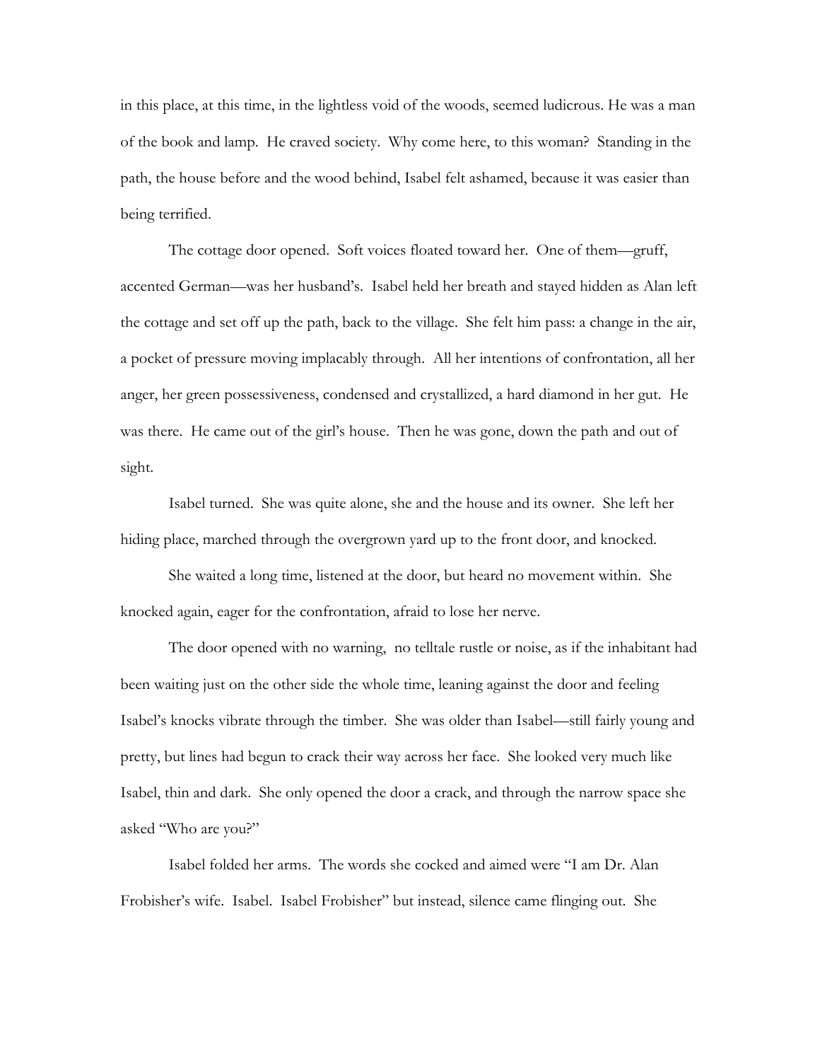in this place, at this time, in the lightless void of the woods, seemed ludicrous. He was a man of the book and lamp. He craved society. Why come here, to this woman? Standing in the path, the house before and the wood behind, Isabel felt ashamed, because it was easier than being terrified.

The cottage door opened. Soft voices floated toward her. One of them—gruff, accented German—was her husband's. Isabel held her breath and stayed hidden as Alan left the cottage and set off up the path, back to the village. She felt him pass: a change in the air, a pocket of pressure moving implacably through. All her intentions of confrontation, all her anger, her green possessiveness, condensed and crystallized, a hard diamond in her gut. He was there. He came out of the girl's house. Then he was gone, down the path and out of sight.

Isabel turned. She was quite alone, she and the house and its owner. She left her hiding place, marched through the overgrown yard up to the front door, and knocked.

She waited a long time, listened at the door, but heard no movement within. She knocked again, eager for the confrontation, afraid to lose her nerve.

The door opened with no warning, no telltale rustle or noise, as if the inhabitant had been waiting just on the other side the whole time, leaning against the door and feeling Isabel's knocks vibrate through the timber. She was older than Isabel—still fairly young and pretty, but lines had begun to crack their way across her face. She looked very much like Isabel, thin and dark. She only opened the door a crack, and through the narrow space she asked "Who are you?"

Isabel folded her arms. The words she cocked and aimed were "I am Dr. Alan Frobisher's wife. Isabel. Isabel Frobisher" but instead, silence came flinging out. She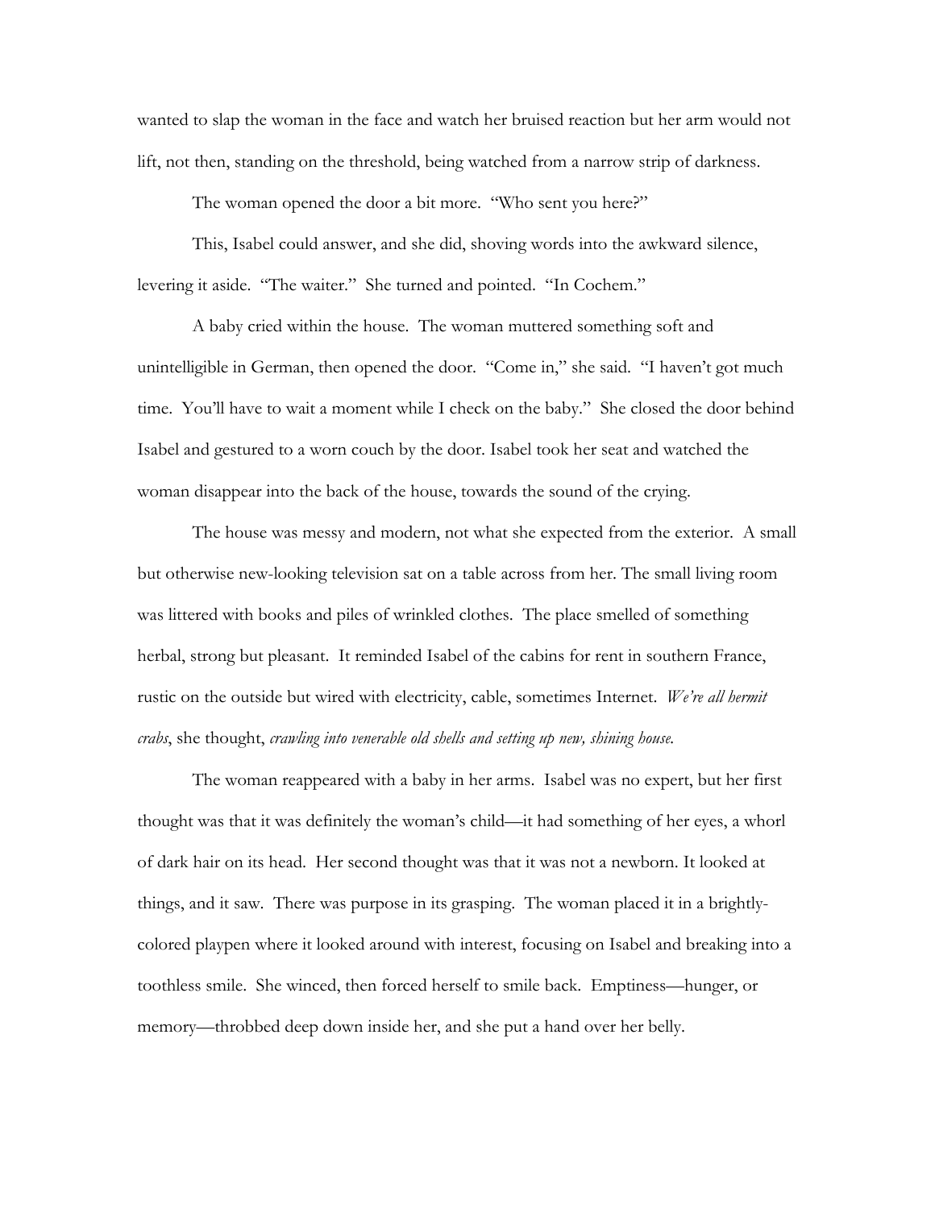wanted to slap the woman in the face and watch her bruised reaction but her arm would not lift, not then, standing on the threshold, being watched from a narrow strip of darkness.

The woman opened the door a bit more. "Who sent you here?"

This, Isabel could answer, and she did, shoving words into the awkward silence, levering it aside. "The waiter." She turned and pointed. "In Cochem."

A baby cried within the house. The woman muttered something soft and unintelligible in German, then opened the door. "Come in," she said. "I haven't got much time. You'll have to wait a moment while I check on the baby." She closed the door behind Isabel and gestured to a worn couch by the door. Isabel took her seat and watched the woman disappear into the back of the house, towards the sound of the crying.

The house was messy and modern, not what she expected from the exterior. A small but otherwise new-looking television sat on a table across from her. The small living room was littered with books and piles of wrinkled clothes. The place smelled of something herbal, strong but pleasant. It reminded Isabel of the cabins for rent in southern France, rustic on the outside but wired with electricity, cable, sometimes Internet. *We're all hermit crabs*, she thought, *crawling into venerable old shells and setting up new, shining house.*

The woman reappeared with a baby in her arms. Isabel was no expert, but her first thought was that it was definitely the woman's child—it had something of her eyes, a whorl of dark hair on its head. Her second thought was that it was not a newborn. It looked at things, and it saw. There was purpose in its grasping. The woman placed it in a brightly-colored playpen where it looked around with interest, focusing on Isabel and breaking into a toothless smile. She winced, then forced herself to smile back. Emptiness—hunger, or memory—throbbed deep down inside her, and she put a hand over her belly.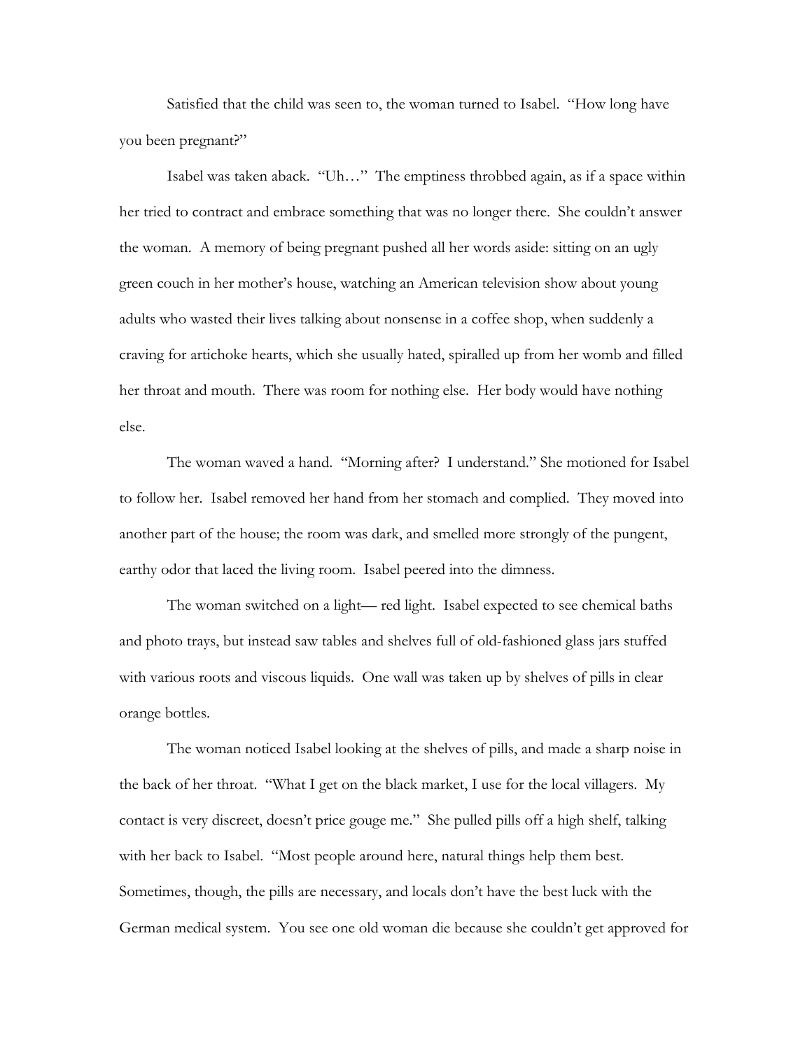Satisfied that the child was seen to, the woman turned to Isabel. "How long have you been pregnant?"

Isabel was taken aback. "Uh…" The emptiness throbbed again, as if a space within her tried to contract and embrace something that was no longer there. She couldn't answer the woman. A memory of being pregnant pushed all her words aside: sitting on an ugly green couch in her mother's house, watching an American television show about young adults who wasted their lives talking about nonsense in a coffee shop, when suddenly a craving for artichoke hearts, which she usually hated, spiralled up from her womb and filled her throat and mouth. There was room for nothing else. Her body would have nothing else.

The woman waved a hand. "Morning after? I understand." She motioned for Isabel to follow her. Isabel removed her hand from her stomach and complied. They moved into another part of the house; the room was dark, and smelled more strongly of the pungent, earthy odor that laced the living room. Isabel peered into the dimness.

The woman switched on a light— red light. Isabel expected to see chemical baths and photo trays, but instead saw tables and shelves full of old-fashioned glass jars stuffed with various roots and viscous liquids. One wall was taken up by shelves of pills in clear orange bottles.

The woman noticed Isabel looking at the shelves of pills, and made a sharp noise in the back of her throat. "What I get on the black market, I use for the local villagers. My contact is very discreet, doesn't price gouge me." She pulled pills off a high shelf, talking with her back to Isabel. "Most people around here, natural things help them best. Sometimes, though, the pills are necessary, and locals don't have the best luck with the German medical system. You see one old woman die because she couldn't get approved for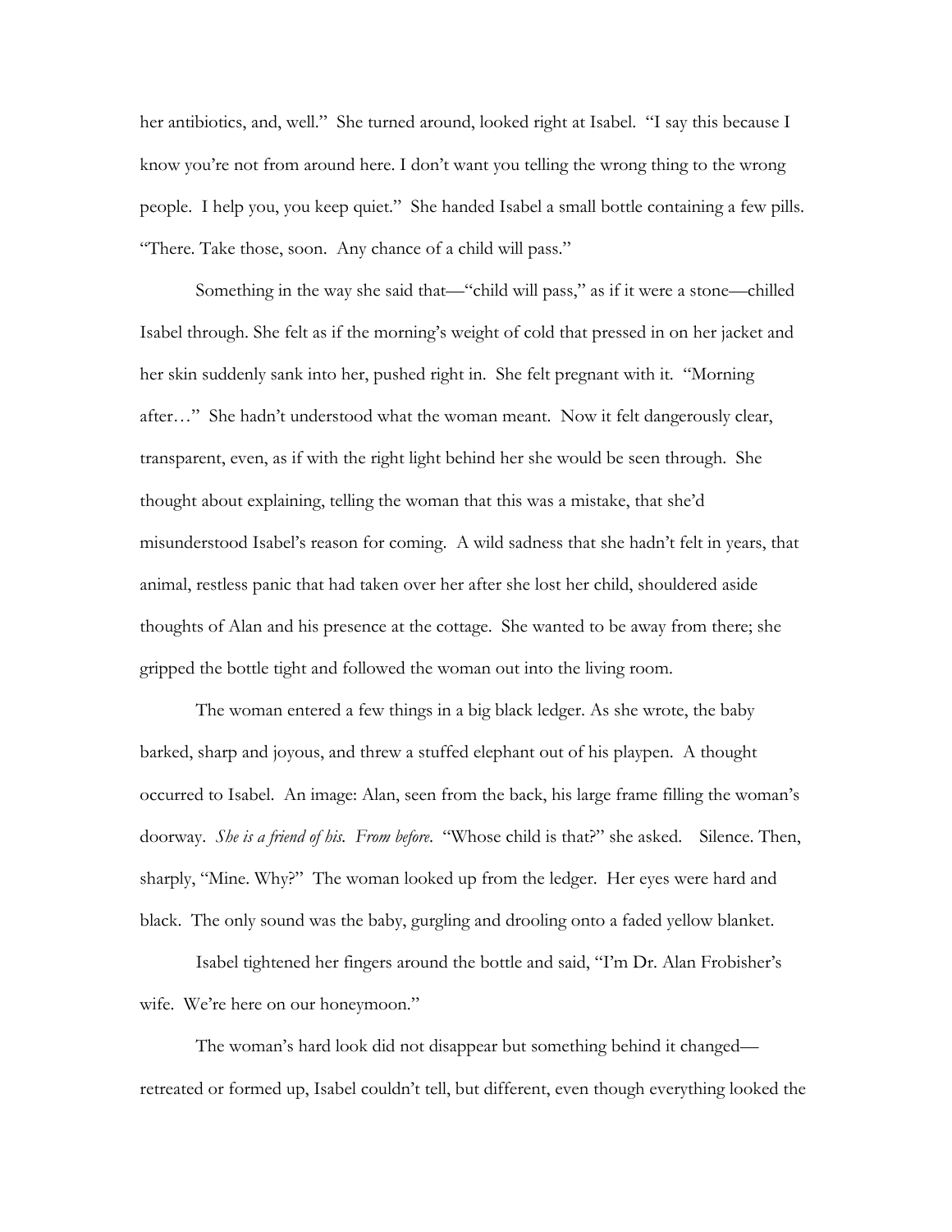her antibiotics, and, well." She turned around, looked right at Isabel. "I say this because I know you're not from around here. I don't want you telling the wrong thing to the wrong people. I help you, you keep quiet." She handed Isabel a small bottle containing a few pills. "There. Take those, soon. Any chance of a child will pass."

Something in the way she said that—"child will pass," as if it were a stone—chilled Isabel through. She felt as if the morning's weight of cold that pressed in on her jacket and her skin suddenly sank into her, pushed right in. She felt pregnant with it. "Morning after…" She hadn't understood what the woman meant. Now it felt dangerously clear, transparent, even, as if with the right light behind her she would be seen through. She thought about explaining, telling the woman that this was a mistake, that she'd misunderstood Isabel's reason for coming. A wild sadness that she hadn't felt in years, that animal, restless panic that had taken over her after she lost her child, shouldered aside thoughts of Alan and his presence at the cottage. She wanted to be away from there; she gripped the bottle tight and followed the woman out into the living room.

The woman entered a few things in a big black ledger. As she wrote, the baby barked, sharp and joyous, and threw a stuffed elephant out of his playpen. A thought occurred to Isabel. An image: Alan, seen from the back, his large frame filling the woman's doorway. *She is a friend of his. From before.* "Whose child is that?" she asked. Silence. Then, sharply, "Mine. Why?" The woman looked up from the ledger. Her eyes were hard and black. The only sound was the baby, gurgling and drooling onto a faded yellow blanket.

Isabel tightened her fingers around the bottle and said, "I'm Dr. Alan Frobisher's wife. We're here on our honeymoon."

The woman's hard look did not disappear but something behind it changed—retreated or formed up, Isabel couldn't tell, but different, even though everything looked the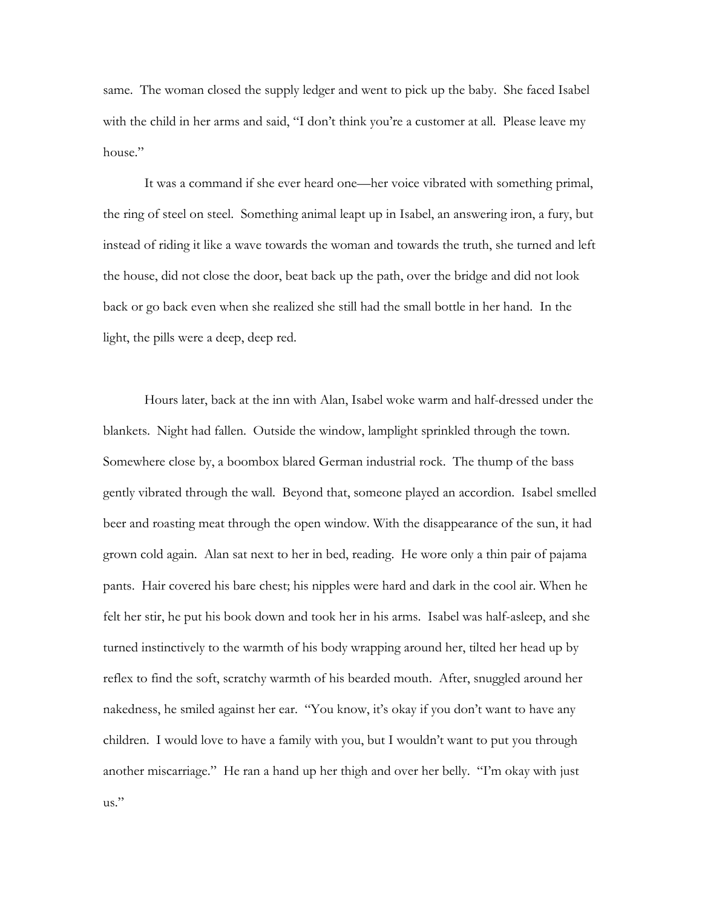same. The woman closed the supply ledger and went to pick up the baby. She faced Isabel with the child in her arms and said, "I don't think you're a customer at all. Please leave my house."

It was a command if she ever heard one—her voice vibrated with something primal, the ring of steel on steel. Something animal leapt up in Isabel, an answering iron, a fury, but instead of riding it like a wave towards the woman and towards the truth, she turned and left the house, did not close the door, beat back up the path, over the bridge and did not look back or go back even when she realized she still had the small bottle in her hand. In the light, the pills were a deep, deep red.

Hours later, back at the inn with Alan, Isabel woke warm and half-dressed under the blankets. Night had fallen. Outside the window, lamplight sprinkled through the town. Somewhere close by, a boombox blared German industrial rock. The thump of the bass gently vibrated through the wall. Beyond that, someone played an accordion. Isabel smelled beer and roasting meat through the open window. With the disappearance of the sun, it had grown cold again. Alan sat next to her in bed, reading. He wore only a thin pair of pajama pants. Hair covered his bare chest; his nipples were hard and dark in the cool air. When he felt her stir, he put his book down and took her in his arms. Isabel was half-asleep, and she turned instinctively to the warmth of his body wrapping around her, tilted her head up by reflex to find the soft, scratchy warmth of his bearded mouth. After, snuggled around her nakedness, he smiled against her ear. "You know, it's okay if you don't want to have any children. I would love to have a family with you, but I wouldn't want to put you through another miscarriage." He ran a hand up her thigh and over her belly. "I'm okay with just us."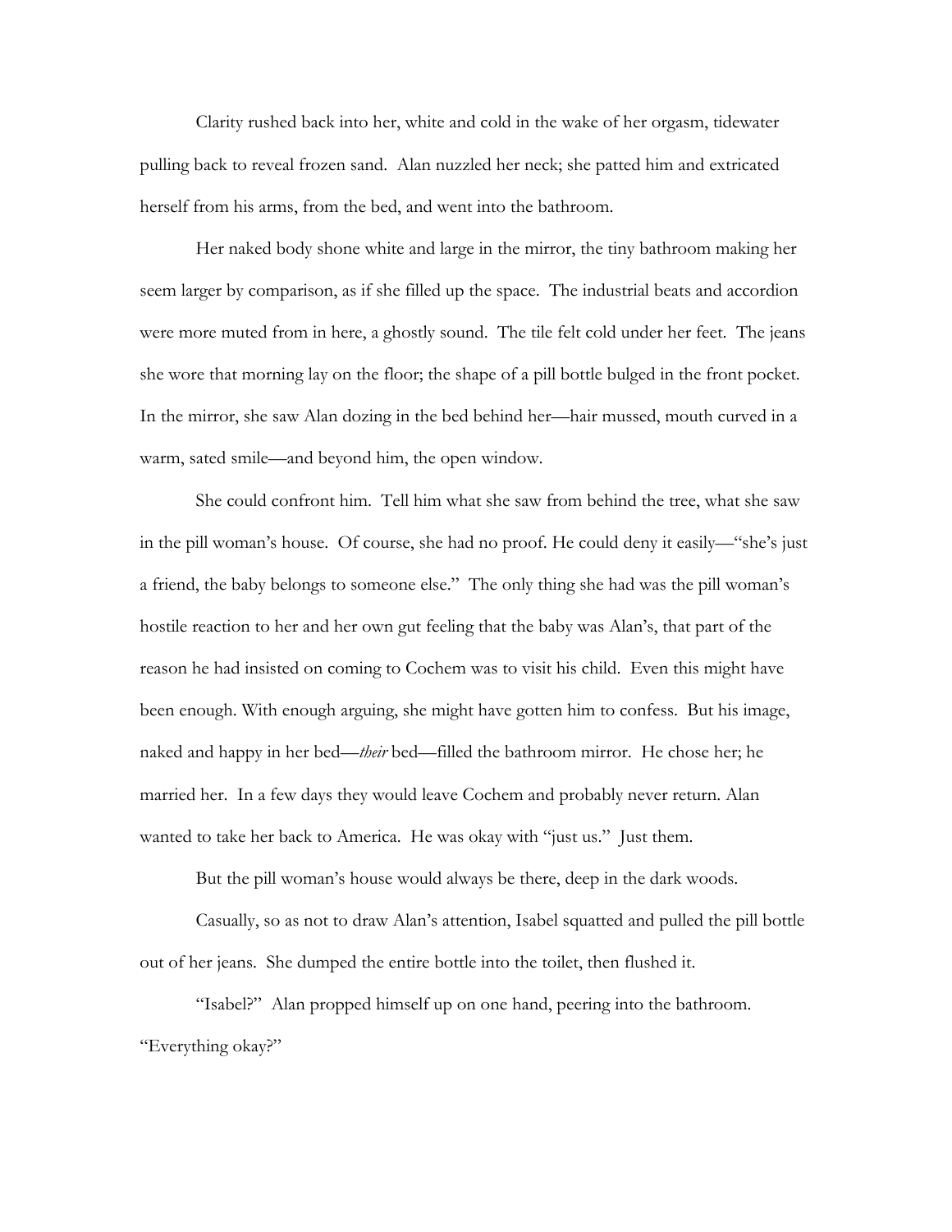Clarity rushed back into her, white and cold in the wake of her orgasm, tidewater pulling back to reveal frozen sand. Alan nuzzled her neck; she patted him and extricated herself from his arms, from the bed, and went into the bathroom.

Her naked body shone white and large in the mirror, the tiny bathroom making her seem larger by comparison, as if she filled up the space. The industrial beats and accordion were more muted from in here, a ghostly sound. The tile felt cold under her feet. The jeans she wore that morning lay on the floor; the shape of a pill bottle bulged in the front pocket. In the mirror, she saw Alan dozing in the bed behind her—hair mussed, mouth curved in a warm, sated smile—and beyond him, the open window.

She could confront him. Tell him what she saw from behind the tree, what she saw in the pill woman's house. Of course, she had no proof. He could deny it easily—"she's just a friend, the baby belongs to someone else." The only thing she had was the pill woman's hostile reaction to her and her own gut feeling that the baby was Alan's, that part of the reason he had insisted on coming to Cochem was to visit his child. Even this might have been enough. With enough arguing, she might have gotten him to confess. But his image, naked and happy in her bed—*their* bed—filled the bathroom mirror. He chose her; he married her. In a few days they would leave Cochem and probably never return. Alan wanted to take her back to America. He was okay with "just us." Just them.

But the pill woman's house would always be there, deep in the dark woods.

Casually, so as not to draw Alan's attention, Isabel squatted and pulled the pill bottle out of her jeans. She dumped the entire bottle into the toilet, then flushed it.

"Isabel?" Alan propped himself up on one hand, peering into the bathroom. "Everything okay?"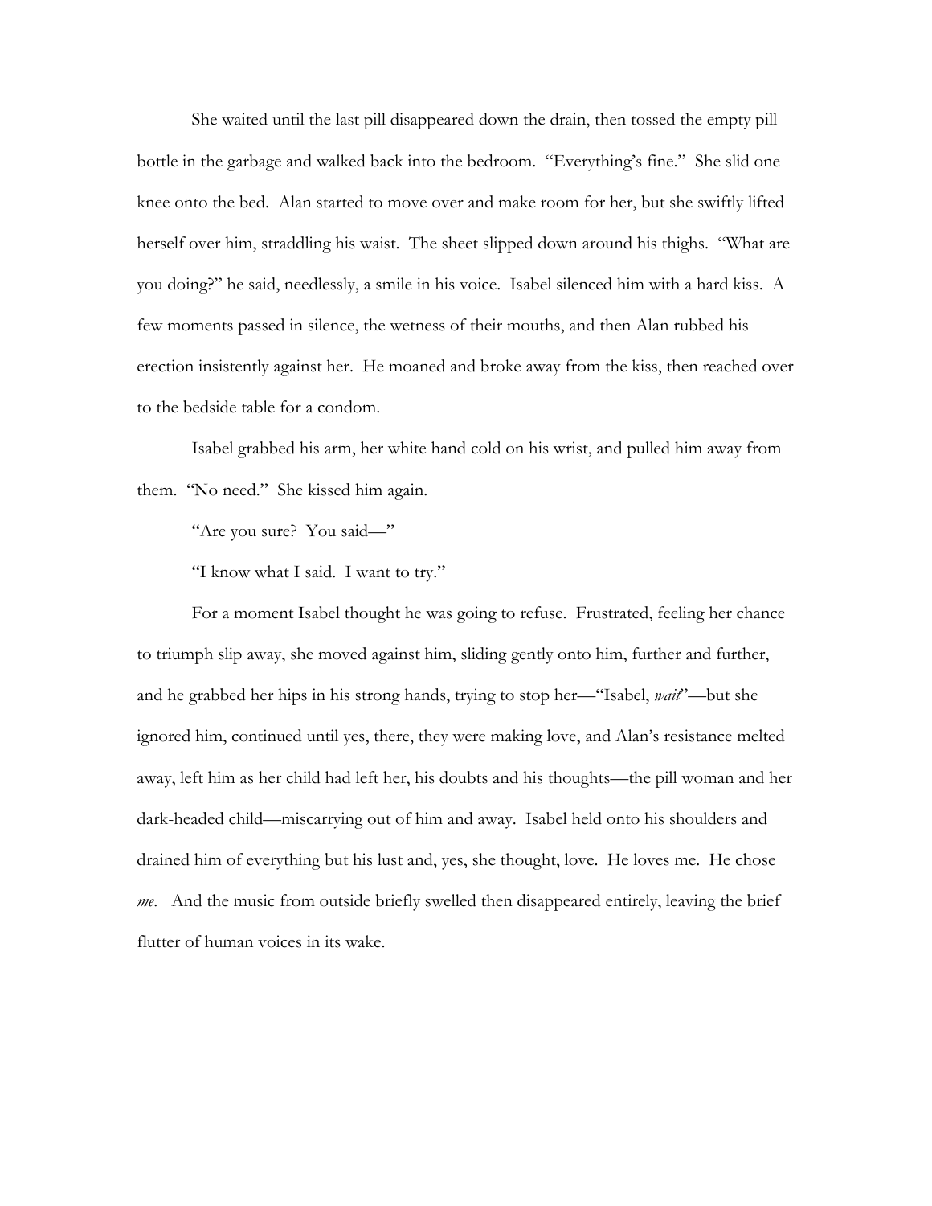She waited until the last pill disappeared down the drain, then tossed the empty pill bottle in the garbage and walked back into the bedroom. "Everything's fine." She slid one knee onto the bed. Alan started to move over and make room for her, but she swiftly lifted herself over him, straddling his waist. The sheet slipped down around his thighs. "What are you doing?" he said, needlessly, a smile in his voice. Isabel silenced him with a hard kiss. A few moments passed in silence, the wetness of their mouths, and then Alan rubbed his erection insistently against her. He moaned and broke away from the kiss, then reached over to the bedside table for a condom.

Isabel grabbed his arm, her white hand cold on his wrist, and pulled him away from them. "No need." She kissed him again.

"Are you sure? You said—"

"I know what I said. I want to try."

For a moment Isabel thought he was going to refuse. Frustrated, feeling her chance to triumph slip away, she moved against him, sliding gently onto him, further and further, and he grabbed her hips in his strong hands, trying to stop her—"Isabel, *wait*"—but she ignored him, continued until yes, there, they were making love, and Alan's resistance melted away, left him as her child had left her, his doubts and his thoughts—the pill woman and her dark-headed child—miscarrying out of him and away. Isabel held onto his shoulders and drained him of everything but his lust and, yes, she thought, love. He loves me. He chose *me*. And the music from outside briefly swelled then disappeared entirely, leaving the brief flutter of human voices in its wake.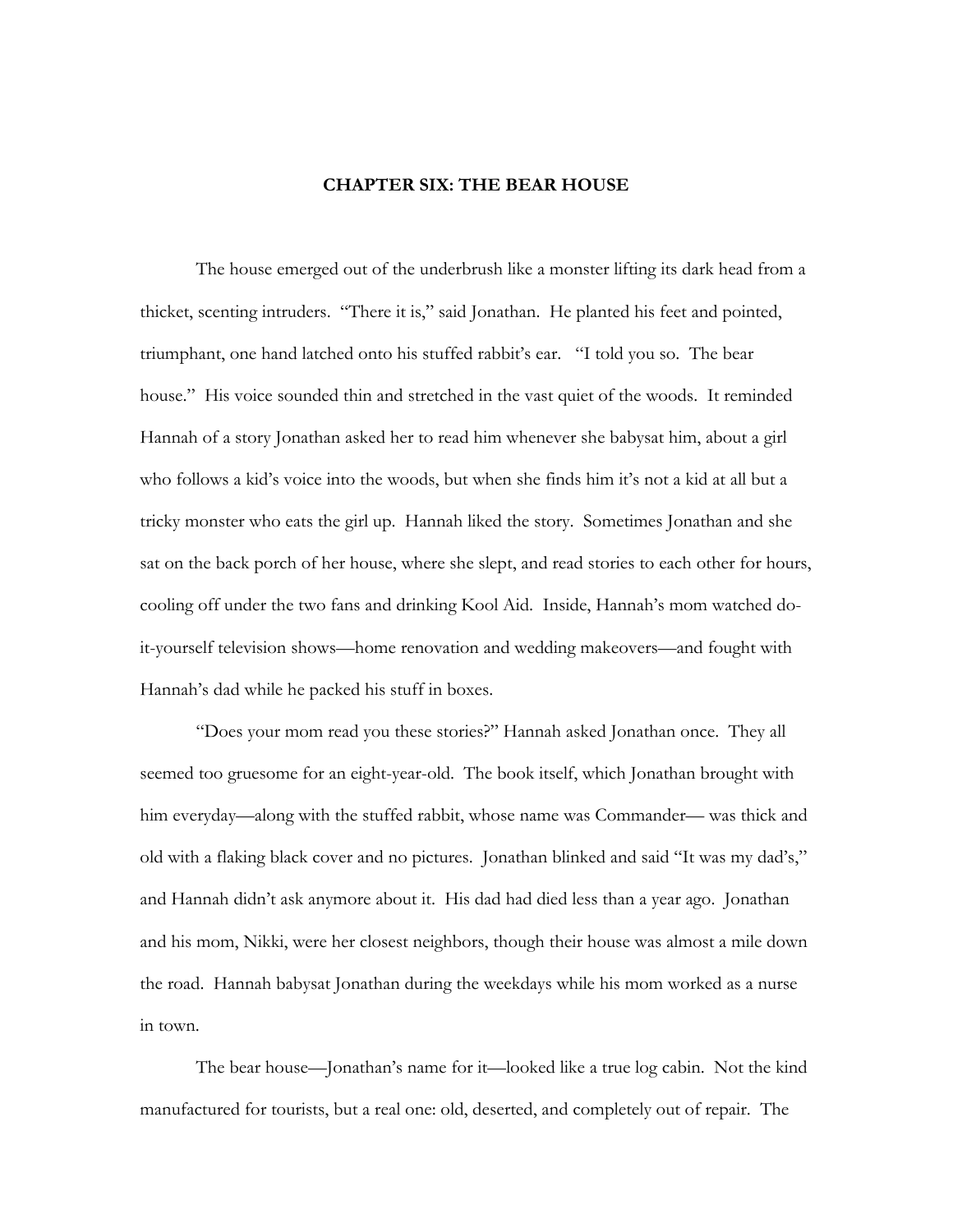## CHAPTER SIX: THE BEAR HOUSE

The house emerged out of the underbrush like a monster lifting its dark head from a thicket, scenting intruders. "There it is," said Jonathan. He planted his feet and pointed, triumphant, one hand latched onto his stuffed rabbit's ear. "I told you so. The bear house." His voice sounded thin and stretched in the vast quiet of the woods. It reminded Hannah of a story Jonathan asked her to read him whenever she babysat him, about a girl who follows a kid's voice into the woods, but when she finds him it's not a kid at all but a tricky monster who eats the girl up. Hannah liked the story. Sometimes Jonathan and she sat on the back porch of her house, where she slept, and read stories to each other for hours, cooling off under the two fans and drinking Kool Aid. Inside, Hannah's mom watched do-it-yourself television shows—home renovation and wedding makeovers—and fought with Hannah's dad while he packed his stuff in boxes.

"Does your mom read you these stories?" Hannah asked Jonathan once. They all seemed too gruesome for an eight-year-old. The book itself, which Jonathan brought with him everyday—along with the stuffed rabbit, whose name was Commander— was thick and old with a flaking black cover and no pictures. Jonathan blinked and said "It was my dad's," and Hannah didn't ask anymore about it. His dad had died less than a year ago. Jonathan and his mom, Nikki, were her closest neighbors, though their house was almost a mile down the road. Hannah babysat Jonathan during the weekdays while his mom worked as a nurse in town.

The bear house—Jonathan's name for it—looked like a true log cabin. Not the kind manufactured for tourists, but a real one: old, deserted, and completely out of repair. The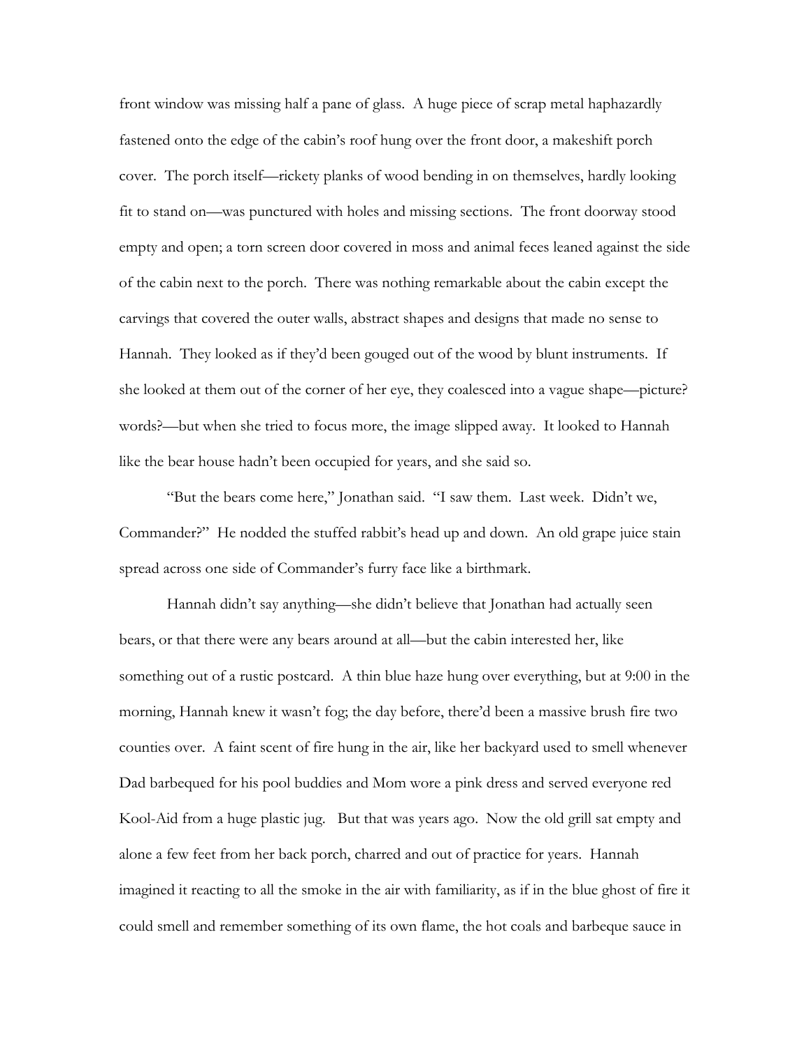front window was missing half a pane of glass. A huge piece of scrap metal haphazardly fastened onto the edge of the cabin's roof hung over the front door, a makeshift porch cover. The porch itself—rickety planks of wood bending in on themselves, hardly looking fit to stand on—was punctured with holes and missing sections. The front doorway stood empty and open; a torn screen door covered in moss and animal feces leaned against the side of the cabin next to the porch. There was nothing remarkable about the cabin except the carvings that covered the outer walls, abstract shapes and designs that made no sense to Hannah. They looked as if they'd been gouged out of the wood by blunt instruments. If she looked at them out of the corner of her eye, they coalesced into a vague shape—picture? words?—but when she tried to focus more, the image slipped away. It looked to Hannah like the bear house hadn't been occupied for years, and she said so.

"But the bears come here," Jonathan said. "I saw them. Last week. Didn't we, Commander?" He nodded the stuffed rabbit's head up and down. An old grape juice stain spread across one side of Commander's furry face like a birthmark.

Hannah didn't say anything—she didn't believe that Jonathan had actually seen bears, or that there were any bears around at all—but the cabin interested her, like something out of a rustic postcard. A thin blue haze hung over everything, but at 9:00 in the morning, Hannah knew it wasn't fog; the day before, there'd been a massive brush fire two counties over. A faint scent of fire hung in the air, like her backyard used to smell whenever Dad barbequed for his pool buddies and Mom wore a pink dress and served everyone red Kool-Aid from a huge plastic jug. But that was years ago. Now the old grill sat empty and alone a few feet from her back porch, charred and out of practice for years. Hannah imagined it reacting to all the smoke in the air with familiarity, as if in the blue ghost of fire it could smell and remember something of its own flame, the hot coals and barbeque sauce in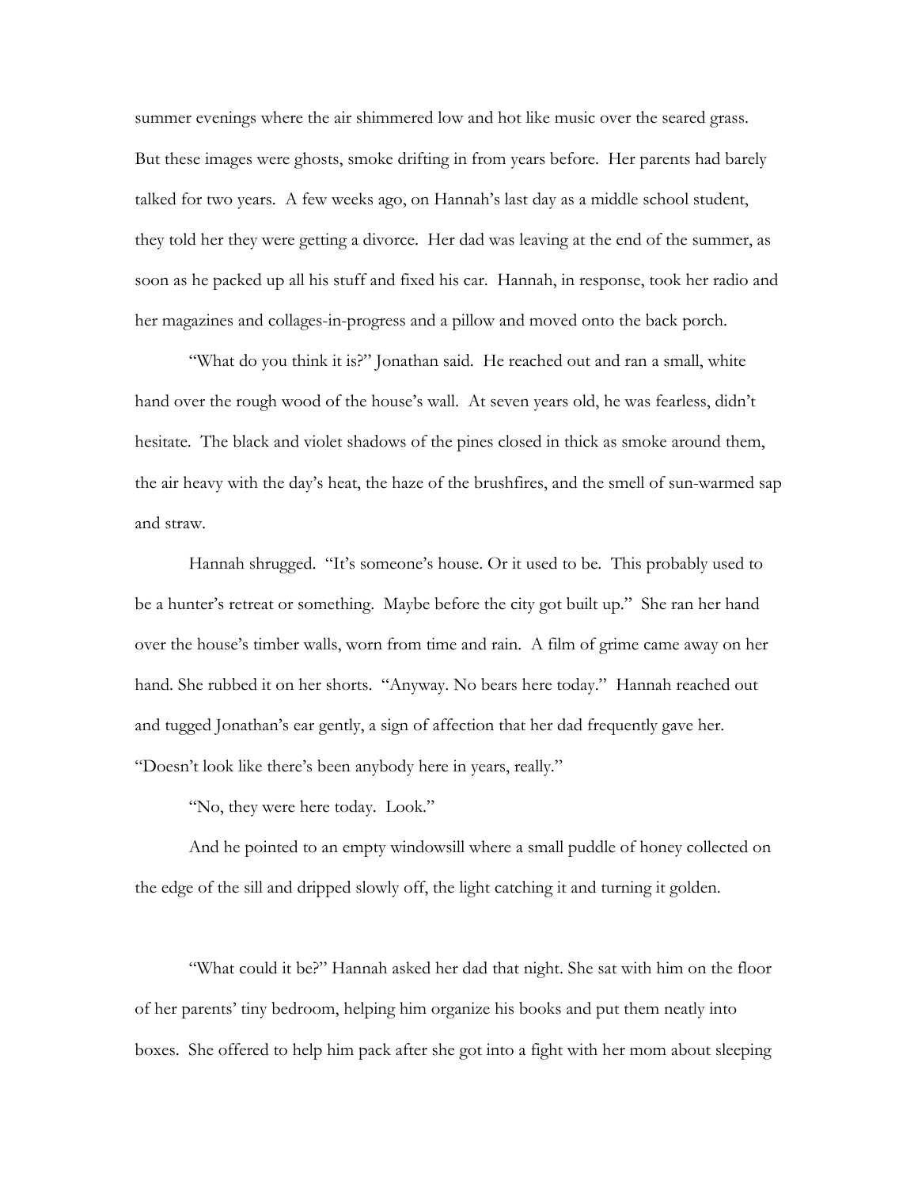summer evenings where the air shimmered low and hot like music over the seared grass. But these images were ghosts, smoke drifting in from years before. Her parents had barely talked for two years. A few weeks ago, on Hannah's last day as a middle school student, they told her they were getting a divorce. Her dad was leaving at the end of the summer, as soon as he packed up all his stuff and fixed his car. Hannah, in response, took her radio and her magazines and collages-in-progress and a pillow and moved onto the back porch.

"What do you think it is?" Jonathan said. He reached out and ran a small, white hand over the rough wood of the house's wall. At seven years old, he was fearless, didn't hesitate. The black and violet shadows of the pines closed in thick as smoke around them, the air heavy with the day's heat, the haze of the brushfires, and the smell of sun-warmed sap and straw.

Hannah shrugged. "It's someone's house. Or it used to be. This probably used to be a hunter's retreat or something. Maybe before the city got built up." She ran her hand over the house's timber walls, worn from time and rain. A film of grime came away on her hand. She rubbed it on her shorts. "Anyway. No bears here today." Hannah reached out and tugged Jonathan's ear gently, a sign of affection that her dad frequently gave her. "Doesn't look like there's been anybody here in years, really."

"No, they were here today. Look."

And he pointed to an empty windowsill where a small puddle of honey collected on the edge of the sill and dripped slowly off, the light catching it and turning it golden.

"What could it be?" Hannah asked her dad that night. She sat with him on the floor of her parents' tiny bedroom, helping him organize his books and put them neatly into boxes. She offered to help him pack after she got into a fight with her mom about sleeping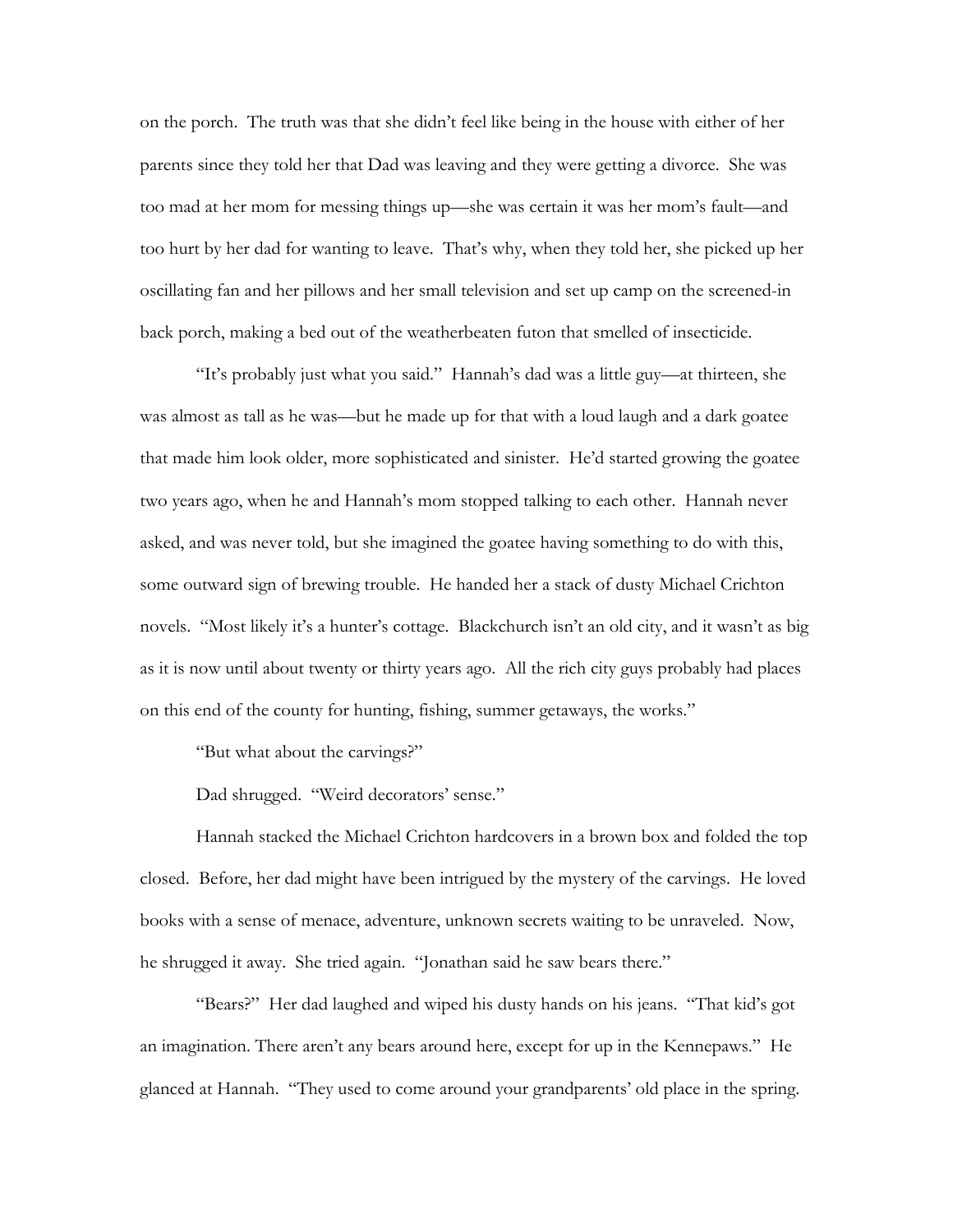on the porch. The truth was that she didn't feel like being in the house with either of her parents since they told her that Dad was leaving and they were getting a divorce. She was too mad at her mom for messing things up—she was certain it was her mom's fault—and too hurt by her dad for wanting to leave. That's why, when they told her, she picked up her oscillating fan and her pillows and her small television and set up camp on the screened-in back porch, making a bed out of the weatherbeaten futon that smelled of insecticide.

"It's probably just what you said." Hannah's dad was a little guy—at thirteen, she was almost as tall as he was—but he made up for that with a loud laugh and a dark goatee that made him look older, more sophisticated and sinister. He'd started growing the goatee two years ago, when he and Hannah's mom stopped talking to each other. Hannah never asked, and was never told, but she imagined the goatee having something to do with this, some outward sign of brewing trouble. He handed her a stack of dusty Michael Crichton novels. "Most likely it's a hunter's cottage. Blackchurch isn't an old city, and it wasn't as big as it is now until about twenty or thirty years ago. All the rich city guys probably had places on this end of the county for hunting, fishing, summer getaways, the works."

"But what about the carvings?"

Dad shrugged. "Weird decorators' sense."

Hannah stacked the Michael Crichton hardcovers in a brown box and folded the top closed. Before, her dad might have been intrigued by the mystery of the carvings. He loved books with a sense of menace, adventure, unknown secrets waiting to be unraveled. Now, he shrugged it away. She tried again. "Jonathan said he saw bears there."

"Bears?" Her dad laughed and wiped his dusty hands on his jeans. "That kid's got an imagination. There aren't any bears around here, except for up in the Kennepaws." He glanced at Hannah. "They used to come around your grandparents' old place in the spring.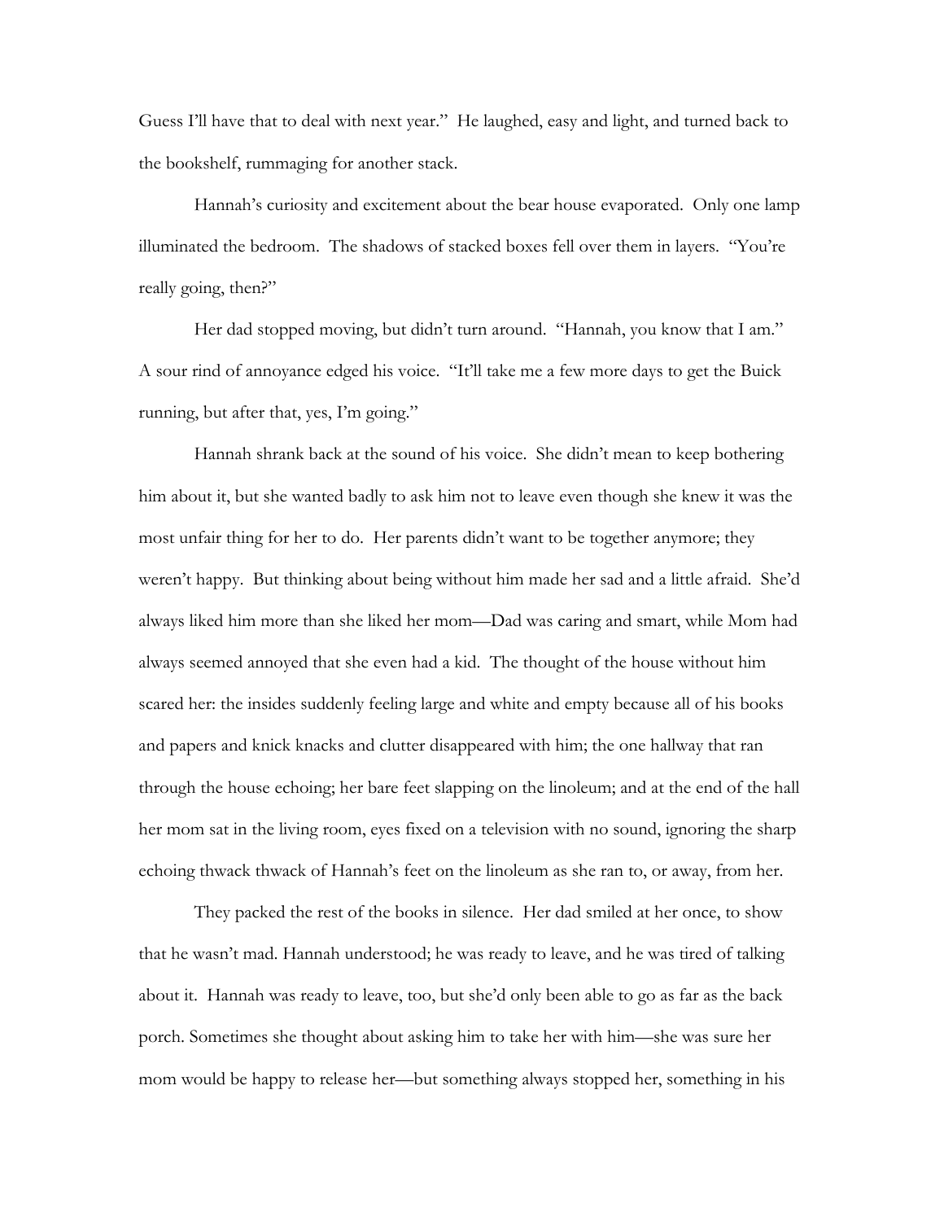Guess I'll have that to deal with next year." He laughed, easy and light, and turned back to the bookshelf, rummaging for another stack.

Hannah's curiosity and excitement about the bear house evaporated. Only one lamp illuminated the bedroom. The shadows of stacked boxes fell over them in layers. "You're really going, then?"

Her dad stopped moving, but didn't turn around. "Hannah, you know that I am." A sour rind of annoyance edged his voice. "It'll take me a few more days to get the Buick running, but after that, yes, I'm going."

Hannah shrank back at the sound of his voice. She didn't mean to keep bothering him about it, but she wanted badly to ask him not to leave even though she knew it was the most unfair thing for her to do. Her parents didn't want to be together anymore; they weren't happy. But thinking about being without him made her sad and a little afraid. She'd always liked him more than she liked her mom—Dad was caring and smart, while Mom had always seemed annoyed that she even had a kid. The thought of the house without him scared her: the insides suddenly feeling large and white and empty because all of his books and papers and knick knacks and clutter disappeared with him; the one hallway that ran through the house echoing; her bare feet slapping on the linoleum; and at the end of the hall her mom sat in the living room, eyes fixed on a television with no sound, ignoring the sharp echoing thwack thwack of Hannah's feet on the linoleum as she ran to, or away, from her.

They packed the rest of the books in silence. Her dad smiled at her once, to show that he wasn't mad. Hannah understood; he was ready to leave, and he was tired of talking about it. Hannah was ready to leave, too, but she'd only been able to go as far as the back porch. Sometimes she thought about asking him to take her with him—she was sure her mom would be happy to release her—but something always stopped her, something in his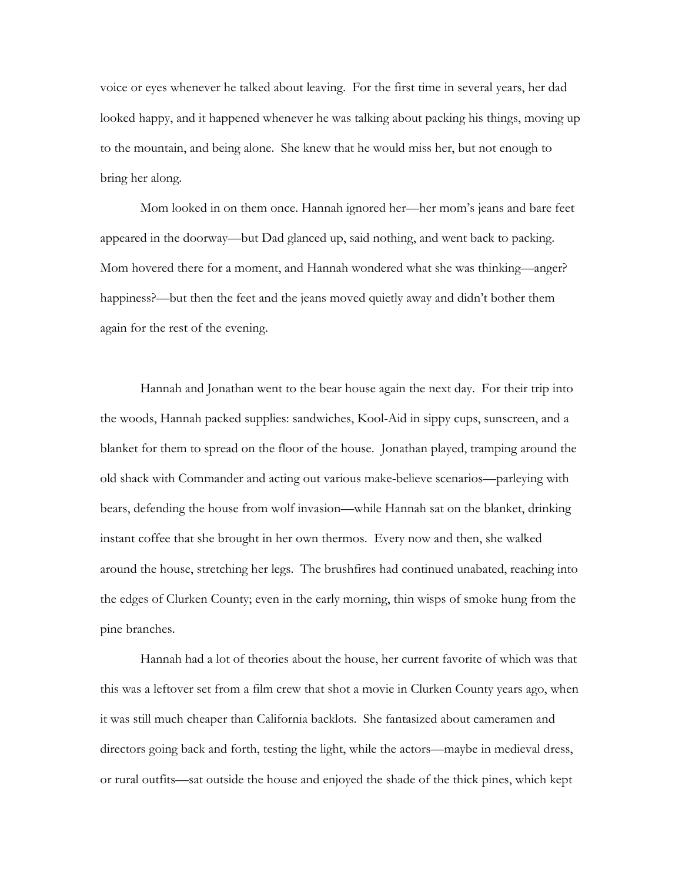voice or eyes whenever he talked about leaving. For the first time in several years, her dad looked happy, and it happened whenever he was talking about packing his things, moving up to the mountain, and being alone. She knew that he would miss her, but not enough to bring her along.

Mom looked in on them once. Hannah ignored her—her mom's jeans and bare feet appeared in the doorway—but Dad glanced up, said nothing, and went back to packing. Mom hovered there for a moment, and Hannah wondered what she was thinking—anger? happiness?—but then the feet and the jeans moved quietly away and didn't bother them again for the rest of the evening.

Hannah and Jonathan went to the bear house again the next day. For their trip into the woods, Hannah packed supplies: sandwiches, Kool-Aid in sippy cups, sunscreen, and a blanket for them to spread on the floor of the house. Jonathan played, tramping around the old shack with Commander and acting out various make-believe scenarios—parleying with bears, defending the house from wolf invasion—while Hannah sat on the blanket, drinking instant coffee that she brought in her own thermos. Every now and then, she walked around the house, stretching her legs. The brushfires had continued unabated, reaching into the edges of Clurken County; even in the early morning, thin wisps of smoke hung from the pine branches.

Hannah had a lot of theories about the house, her current favorite of which was that this was a leftover set from a film crew that shot a movie in Clurken County years ago, when it was still much cheaper than California backlots. She fantasized about cameramen and directors going back and forth, testing the light, while the actors—maybe in medieval dress, or rural outfits—sat outside the house and enjoyed the shade of the thick pines, which kept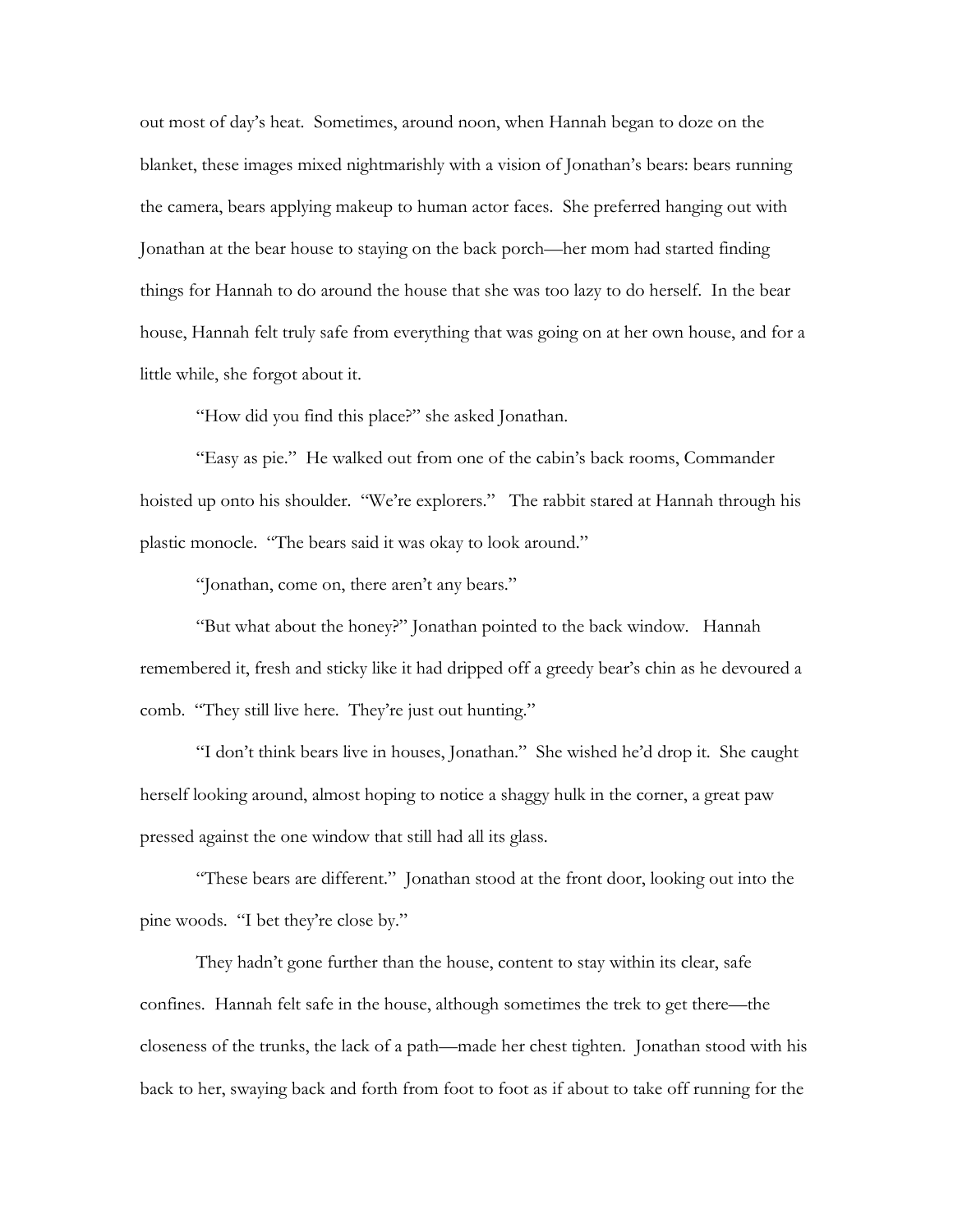out most of day's heat. Sometimes, around noon, when Hannah began to doze on the blanket, these images mixed nightmarishly with a vision of Jonathan's bears: bears running the camera, bears applying makeup to human actor faces. She preferred hanging out with Jonathan at the bear house to staying on the back porch—her mom had started finding things for Hannah to do around the house that she was too lazy to do herself. In the bear house, Hannah felt truly safe from everything that was going on at her own house, and for a little while, she forgot about it.

"How did you find this place?" she asked Jonathan.

"Easy as pie." He walked out from one of the cabin's back rooms, Commander hoisted up onto his shoulder. "We're explorers." The rabbit stared at Hannah through his plastic monocle. "The bears said it was okay to look around."

"Jonathan, come on, there aren't any bears."

"But what about the honey?" Jonathan pointed to the back window. Hannah remembered it, fresh and sticky like it had dripped off a greedy bear's chin as he devoured a comb. "They still live here. They're just out hunting."

"I don't think bears live in houses, Jonathan." She wished he'd drop it. She caught herself looking around, almost hoping to notice a shaggy hulk in the corner, a great paw pressed against the one window that still had all its glass.

"These bears are different." Jonathan stood at the front door, looking out into the pine woods. "I bet they're close by."

They hadn't gone further than the house, content to stay within its clear, safe confines. Hannah felt safe in the house, although sometimes the trek to get there—the closeness of the trunks, the lack of a path—made her chest tighten. Jonathan stood with his back to her, swaying back and forth from foot to foot as if about to take off running for the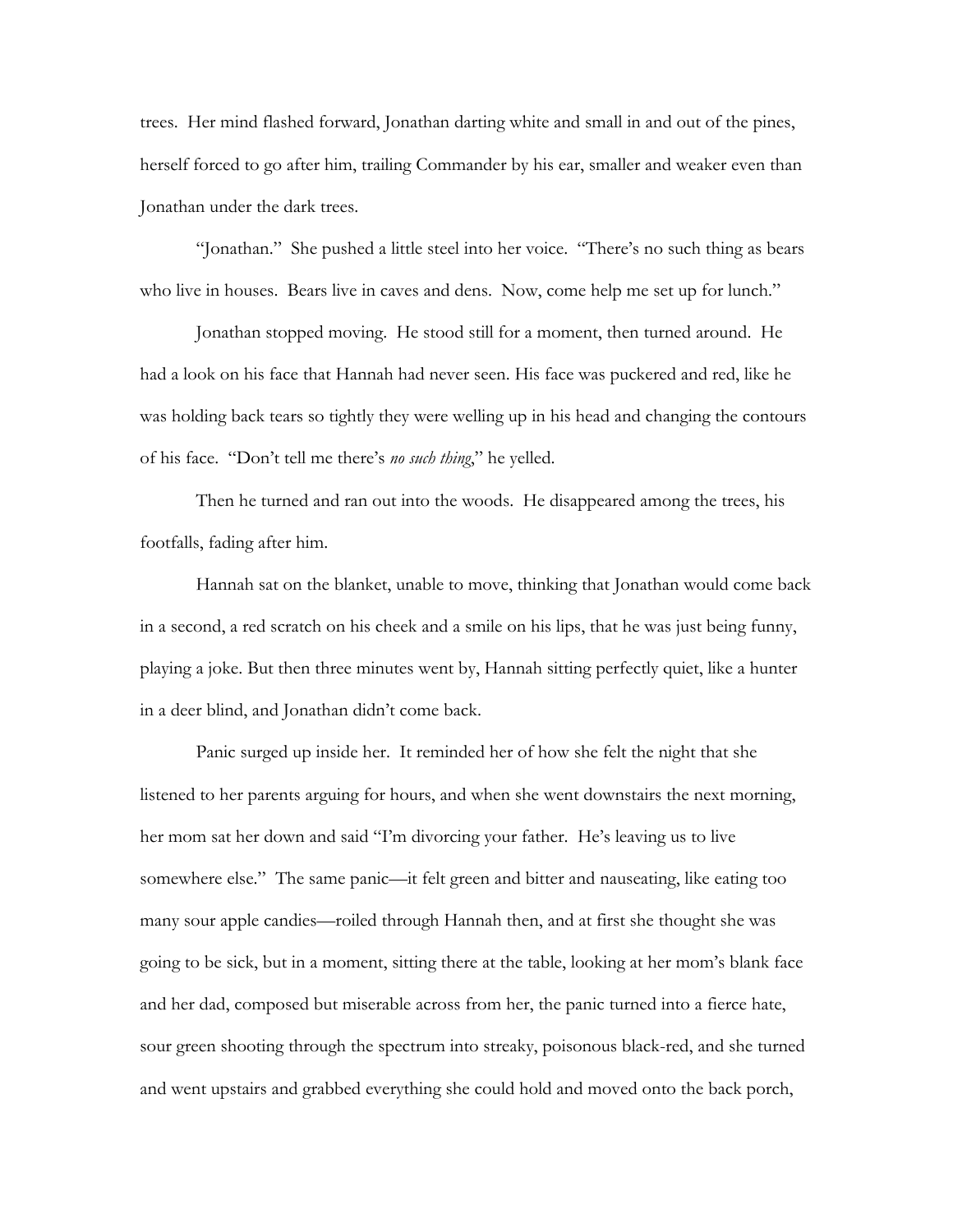trees. Her mind flashed forward, Jonathan darting white and small in and out of the pines, herself forced to go after him, trailing Commander by his ear, smaller and weaker even than Jonathan under the dark trees.

"Jonathan." She pushed a little steel into her voice. "There's no such thing as bears who live in houses. Bears live in caves and dens. Now, come help me set up for lunch."

Jonathan stopped moving. He stood still for a moment, then turned around. He had a look on his face that Hannah had never seen. His face was puckered and red, like he was holding back tears so tightly they were welling up in his head and changing the contours of his face. "Don't tell me there's *no such thing*," he yelled.

Then he turned and ran out into the woods. He disappeared among the trees, his footfalls, fading after him.

Hannah sat on the blanket, unable to move, thinking that Jonathan would come back in a second, a red scratch on his cheek and a smile on his lips, that he was just being funny, playing a joke. But then three minutes went by, Hannah sitting perfectly quiet, like a hunter in a deer blind, and Jonathan didn't come back.

Panic surged up inside her. It reminded her of how she felt the night that she listened to her parents arguing for hours, and when she went downstairs the next morning, her mom sat her down and said "I'm divorcing your father. He's leaving us to live somewhere else." The same panic—it felt green and bitter and nauseating, like eating too many sour apple candies—roiled through Hannah then, and at first she thought she was going to be sick, but in a moment, sitting there at the table, looking at her mom's blank face and her dad, composed but miserable across from her, the panic turned into a fierce hate, sour green shooting through the spectrum into streaky, poisonous black-red, and she turned and went upstairs and grabbed everything she could hold and moved onto the back porch,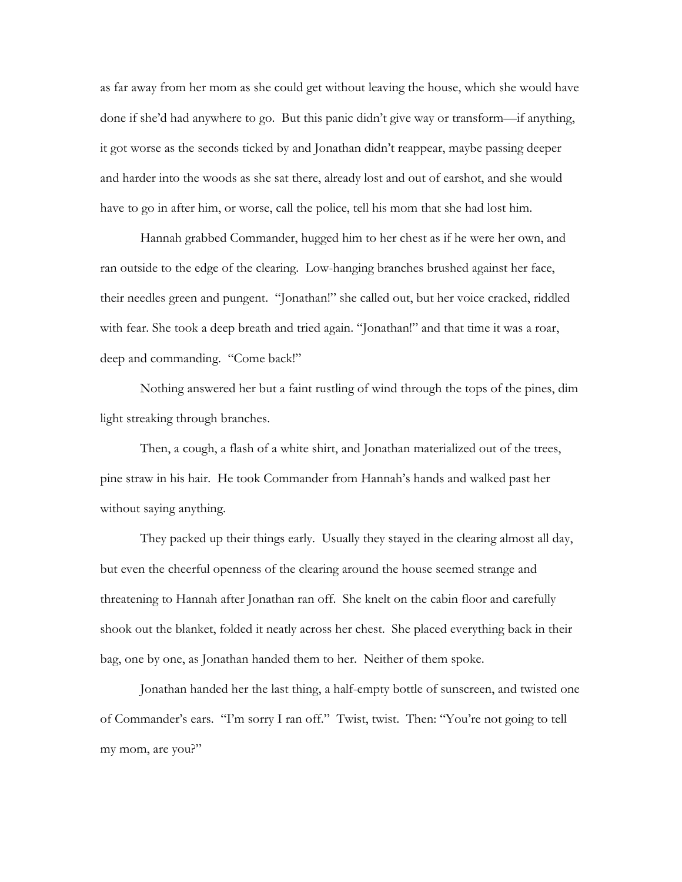as far away from her mom as she could get without leaving the house, which she would have done if she'd had anywhere to go. But this panic didn't give way or transform—if anything, it got worse as the seconds ticked by and Jonathan didn't reappear, maybe passing deeper and harder into the woods as she sat there, already lost and out of earshot, and she would have to go in after him, or worse, call the police, tell his mom that she had lost him.

Hannah grabbed Commander, hugged him to her chest as if he were her own, and ran outside to the edge of the clearing. Low-hanging branches brushed against her face, their needles green and pungent. "Jonathan!" she called out, but her voice cracked, riddled with fear. She took a deep breath and tried again. "Jonathan!" and that time it was a roar, deep and commanding. "Come back!"

Nothing answered her but a faint rustling of wind through the tops of the pines, dim light streaking through branches.

Then, a cough, a flash of a white shirt, and Jonathan materialized out of the trees, pine straw in his hair. He took Commander from Hannah's hands and walked past her without saying anything.

They packed up their things early. Usually they stayed in the clearing almost all day, but even the cheerful openness of the clearing around the house seemed strange and threatening to Hannah after Jonathan ran off. She knelt on the cabin floor and carefully shook out the blanket, folded it neatly across her chest. She placed everything back in their bag, one by one, as Jonathan handed them to her. Neither of them spoke.

Jonathan handed her the last thing, a half-empty bottle of sunscreen, and twisted one of Commander's ears. "I'm sorry I ran off." Twist, twist. Then: "You're not going to tell my mom, are you?"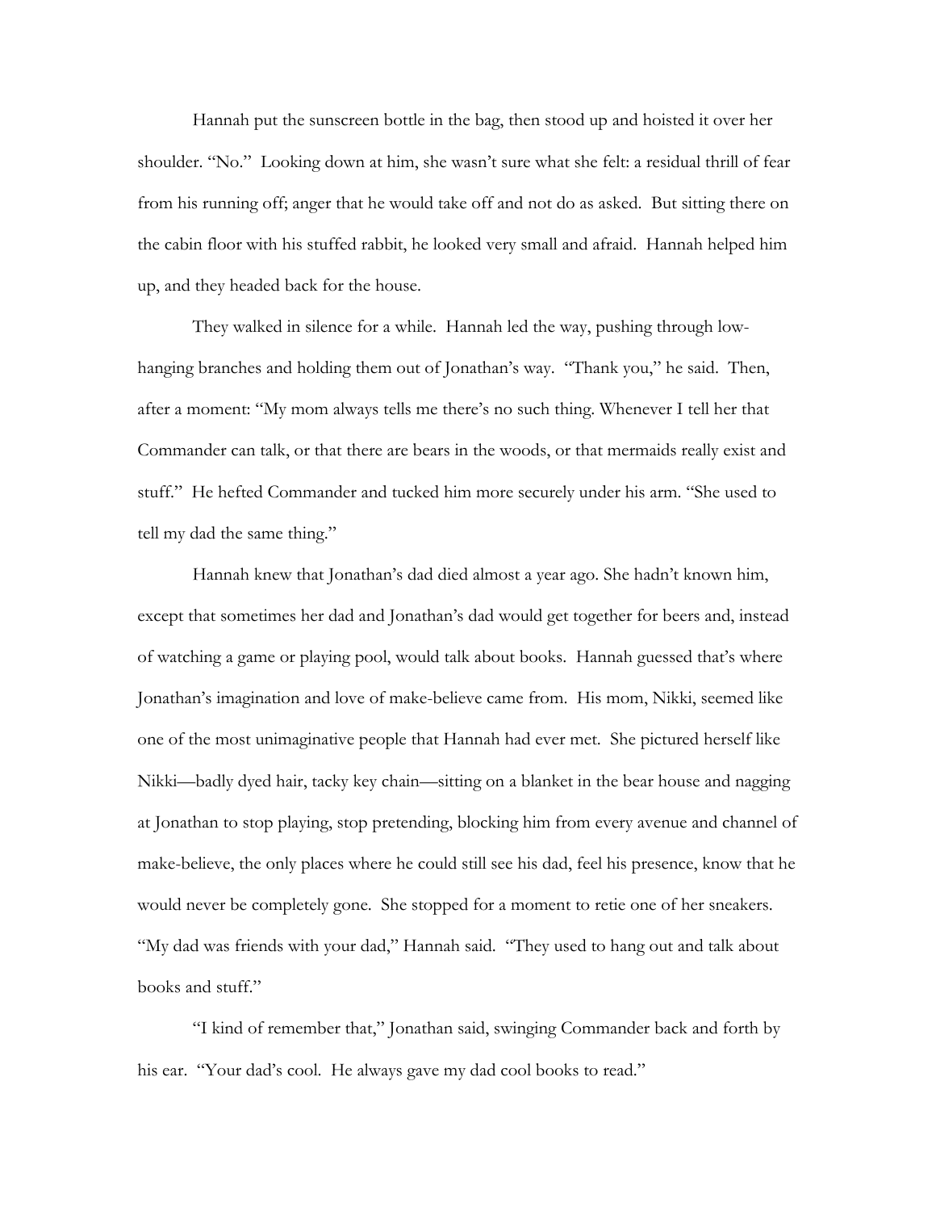Hannah put the sunscreen bottle in the bag, then stood up and hoisted it over her shoulder. "No." Looking down at him, she wasn't sure what she felt: a residual thrill of fear from his running off; anger that he would take off and not do as asked. But sitting there on the cabin floor with his stuffed rabbit, he looked very small and afraid. Hannah helped him up, and they headed back for the house.

They walked in silence for a while. Hannah led the way, pushing through low-hanging branches and holding them out of Jonathan's way. "Thank you," he said. Then, after a moment: "My mom always tells me there's no such thing. Whenever I tell her that Commander can talk, or that there are bears in the woods, or that mermaids really exist and stuff." He hefted Commander and tucked him more securely under his arm. "She used to tell my dad the same thing."

Hannah knew that Jonathan's dad died almost a year ago. She hadn't known him, except that sometimes her dad and Jonathan's dad would get together for beers and, instead of watching a game or playing pool, would talk about books. Hannah guessed that's where Jonathan's imagination and love of make-believe came from. His mom, Nikki, seemed like one of the most unimaginative people that Hannah had ever met. She pictured herself like Nikki—badly dyed hair, tacky key chain—sitting on a blanket in the bear house and nagging at Jonathan to stop playing, stop pretending, blocking him from every avenue and channel of make-believe, the only places where he could still see his dad, feel his presence, know that he would never be completely gone. She stopped for a moment to retie one of her sneakers. "My dad was friends with your dad," Hannah said. "They used to hang out and talk about books and stuff."

"I kind of remember that," Jonathan said, swinging Commander back and forth by his ear. "Your dad's cool. He always gave my dad cool books to read."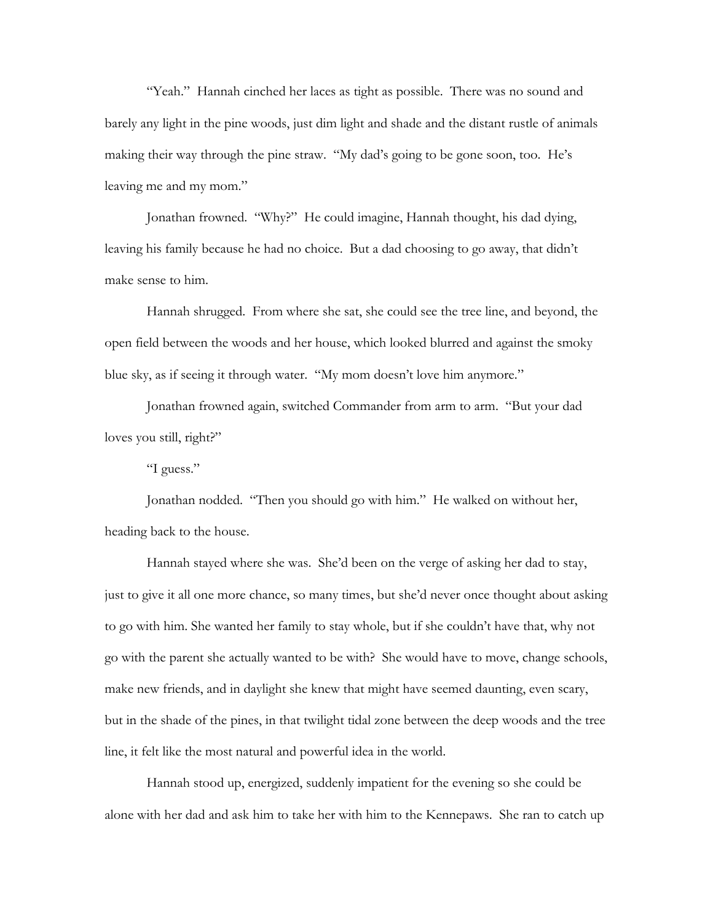"Yeah." Hannah cinched her laces as tight as possible. There was no sound and barely any light in the pine woods, just dim light and shade and the distant rustle of animals making their way through the pine straw. "My dad's going to be gone soon, too. He's leaving me and my mom."

Jonathan frowned. "Why?" He could imagine, Hannah thought, his dad dying, leaving his family because he had no choice. But a dad choosing to go away, that didn't make sense to him.

Hannah shrugged. From where she sat, she could see the tree line, and beyond, the open field between the woods and her house, which looked blurred and against the smoky blue sky, as if seeing it through water. "My mom doesn't love him anymore."

Jonathan frowned again, switched Commander from arm to arm. "But your dad loves you still, right?"

"I guess."

Jonathan nodded. "Then you should go with him." He walked on without her, heading back to the house.

Hannah stayed where she was. She'd been on the verge of asking her dad to stay, just to give it all one more chance, so many times, but she'd never once thought about asking to go with him. She wanted her family to stay whole, but if she couldn't have that, why not go with the parent she actually wanted to be with? She would have to move, change schools, make new friends, and in daylight she knew that might have seemed daunting, even scary, but in the shade of the pines, in that twilight tidal zone between the deep woods and the tree line, it felt like the most natural and powerful idea in the world.

Hannah stood up, energized, suddenly impatient for the evening so she could be alone with her dad and ask him to take her with him to the Kennepaws. She ran to catch up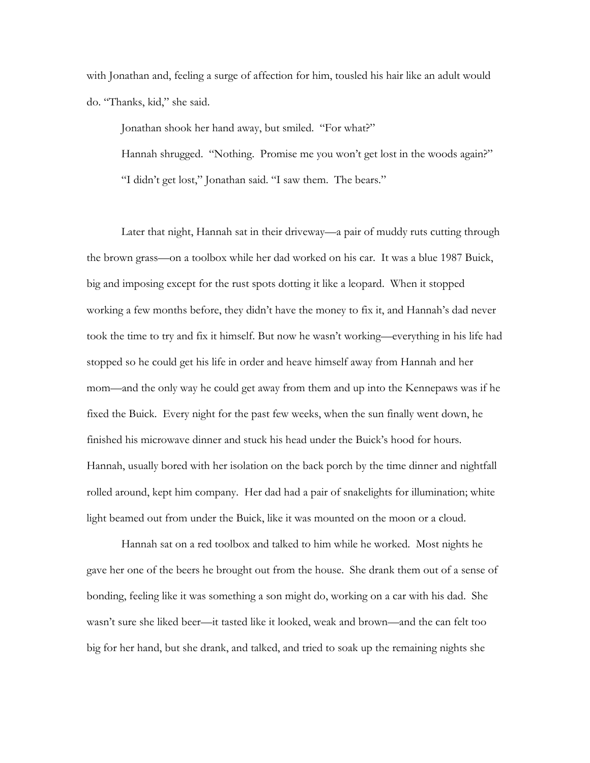with Jonathan and, feeling a surge of affection for him, tousled his hair like an adult would do. "Thanks, kid," she said.

Jonathan shook her hand away, but smiled. "For what?"

Hannah shrugged. "Nothing. Promise me you won't get lost in the woods again?"

"I didn't get lost," Jonathan said. "I saw them. The bears."

Later that night, Hannah sat in their driveway—a pair of muddy ruts cutting through the brown grass—on a toolbox while her dad worked on his car. It was a blue 1987 Buick, big and imposing except for the rust spots dotting it like a leopard. When it stopped working a few months before, they didn't have the money to fix it, and Hannah's dad never took the time to try and fix it himself. But now he wasn't working—everything in his life had stopped so he could get his life in order and heave himself away from Hannah and her mom—and the only way he could get away from them and up into the Kennepaws was if he fixed the Buick. Every night for the past few weeks, when the sun finally went down, he finished his microwave dinner and stuck his head under the Buick's hood for hours. Hannah, usually bored with her isolation on the back porch by the time dinner and nightfall rolled around, kept him company. Her dad had a pair of snakelights for illumination; white light beamed out from under the Buick, like it was mounted on the moon or a cloud.

Hannah sat on a red toolbox and talked to him while he worked. Most nights he gave her one of the beers he brought out from the house. She drank them out of a sense of bonding, feeling like it was something a son might do, working on a car with his dad. She wasn't sure she liked beer—it tasted like it looked, weak and brown—and the can felt too big for her hand, but she drank, and talked, and tried to soak up the remaining nights she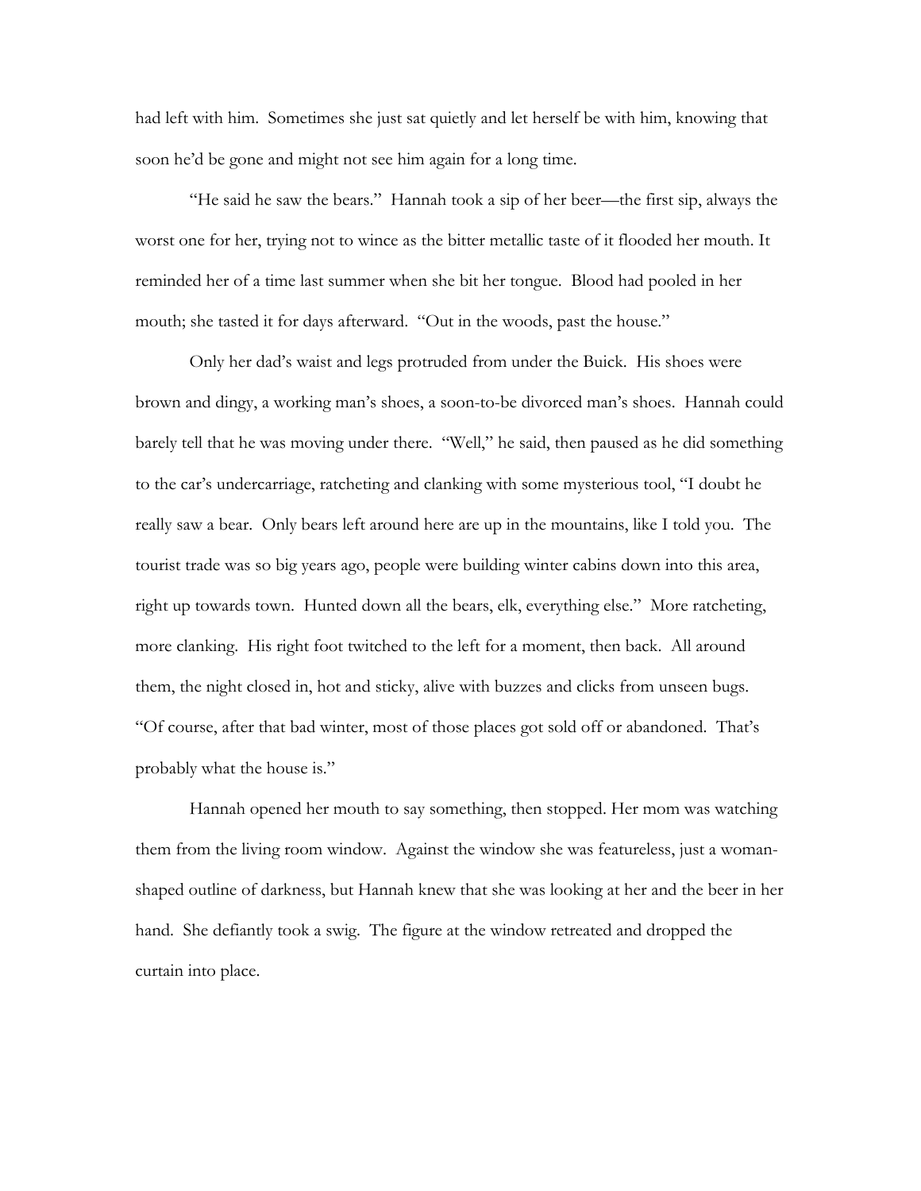had left with him. Sometimes she just sat quietly and let herself be with him, knowing that soon he'd be gone and might not see him again for a long time.

"He said he saw the bears." Hannah took a sip of her beer—the first sip, always the worst one for her, trying not to wince as the bitter metallic taste of it flooded her mouth. It reminded her of a time last summer when she bit her tongue. Blood had pooled in her mouth; she tasted it for days afterward. "Out in the woods, past the house."

Only her dad's waist and legs protruded from under the Buick. His shoes were brown and dingy, a working man's shoes, a soon-to-be divorced man's shoes. Hannah could barely tell that he was moving under there. "Well," he said, then paused as he did something to the car's undercarriage, ratcheting and clanking with some mysterious tool, "I doubt he really saw a bear. Only bears left around here are up in the mountains, like I told you. The tourist trade was so big years ago, people were building winter cabins down into this area, right up towards town. Hunted down all the bears, elk, everything else." More ratcheting, more clanking. His right foot twitched to the left for a moment, then back. All around them, the night closed in, hot and sticky, alive with buzzes and clicks from unseen bugs. "Of course, after that bad winter, most of those places got sold off or abandoned. That's probably what the house is."

Hannah opened her mouth to say something, then stopped. Her mom was watching them from the living room window. Against the window she was featureless, just a woman-shaped outline of darkness, but Hannah knew that she was looking at her and the beer in her hand. She defiantly took a swig. The figure at the window retreated and dropped the curtain into place.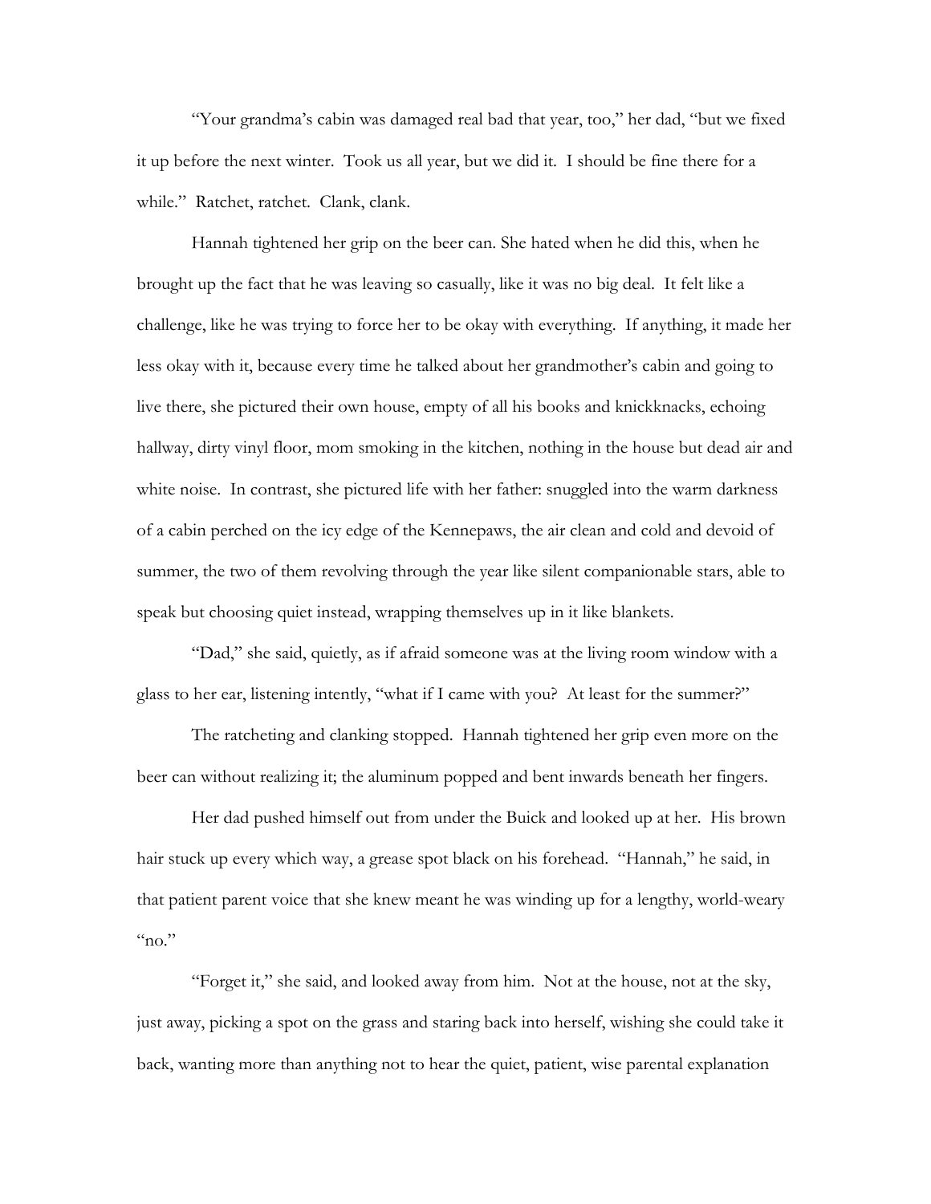"Your grandma's cabin was damaged real bad that year, too," her dad, "but we fixed it up before the next winter. Took us all year, but we did it. I should be fine there for a while." Ratchet, ratchet. Clank, clank.

Hannah tightened her grip on the beer can. She hated when he did this, when he brought up the fact that he was leaving so casually, like it was no big deal. It felt like a challenge, like he was trying to force her to be okay with everything. If anything, it made her less okay with it, because every time he talked about her grandmother's cabin and going to live there, she pictured their own house, empty of all his books and knickknacks, echoing hallway, dirty vinyl floor, mom smoking in the kitchen, nothing in the house but dead air and white noise. In contrast, she pictured life with her father: snuggled into the warm darkness of a cabin perched on the icy edge of the Kennepaws, the air clean and cold and devoid of summer, the two of them revolving through the year like silent companionable stars, able to speak but choosing quiet instead, wrapping themselves up in it like blankets.

"Dad," she said, quietly, as if afraid someone was at the living room window with a glass to her ear, listening intently, "what if I came with you? At least for the summer?"

The ratcheting and clanking stopped. Hannah tightened her grip even more on the beer can without realizing it; the aluminum popped and bent inwards beneath her fingers.

Her dad pushed himself out from under the Buick and looked up at her. His brown hair stuck up every which way, a grease spot black on his forehead. "Hannah," he said, in that patient parent voice that she knew meant he was winding up for a lengthy, world-weary "no."

"Forget it," she said, and looked away from him. Not at the house, not at the sky, just away, picking a spot on the grass and staring back into herself, wishing she could take it back, wanting more than anything not to hear the quiet, patient, wise parental explanation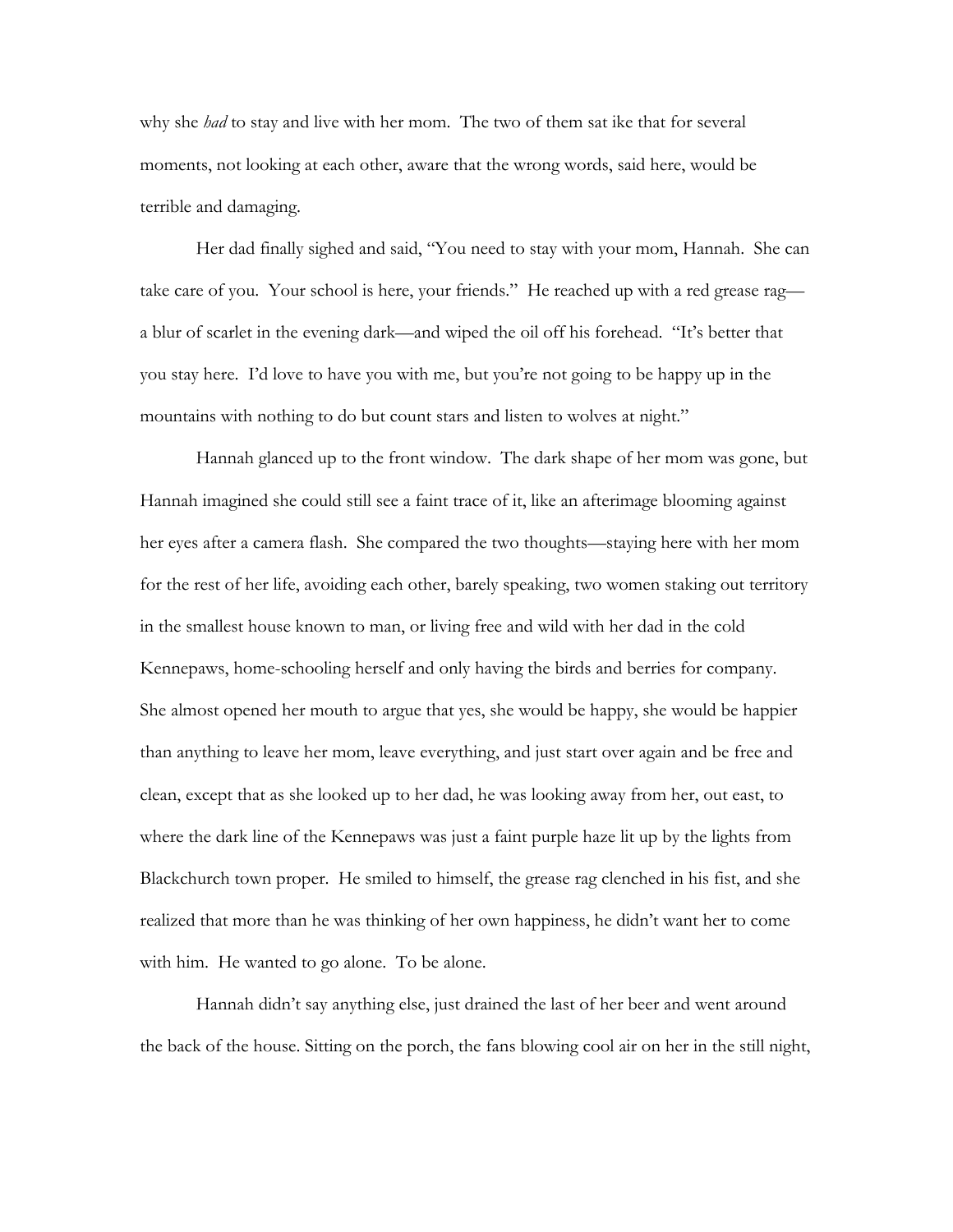why she *had* to stay and live with her mom. The two of them sat ike that for several moments, not looking at each other, aware that the wrong words, said here, would be terrible and damaging.

Her dad finally sighed and said, "You need to stay with your mom, Hannah. She can take care of you. Your school is here, your friends." He reached up with a red grease rag—a blur of scarlet in the evening dark—and wiped the oil off his forehead. "It's better that you stay here. I'd love to have you with me, but you're not going to be happy up in the mountains with nothing to do but count stars and listen to wolves at night."

Hannah glanced up to the front window. The dark shape of her mom was gone, but Hannah imagined she could still see a faint trace of it, like an afterimage blooming against her eyes after a camera flash. She compared the two thoughts—staying here with her mom for the rest of her life, avoiding each other, barely speaking, two women staking out territory in the smallest house known to man, or living free and wild with her dad in the cold Kennepaws, home-schooling herself and only having the birds and berries for company. She almost opened her mouth to argue that yes, she would be happy, she would be happier than anything to leave her mom, leave everything, and just start over again and be free and clean, except that as she looked up to her dad, he was looking away from her, out east, to where the dark line of the Kennepaws was just a faint purple haze lit up by the lights from Blackchurch town proper. He smiled to himself, the grease rag clenched in his fist, and she realized that more than he was thinking of her own happiness, he didn't want her to come with him. He wanted to go alone. To be alone.

Hannah didn't say anything else, just drained the last of her beer and went around the back of the house. Sitting on the porch, the fans blowing cool air on her in the still night,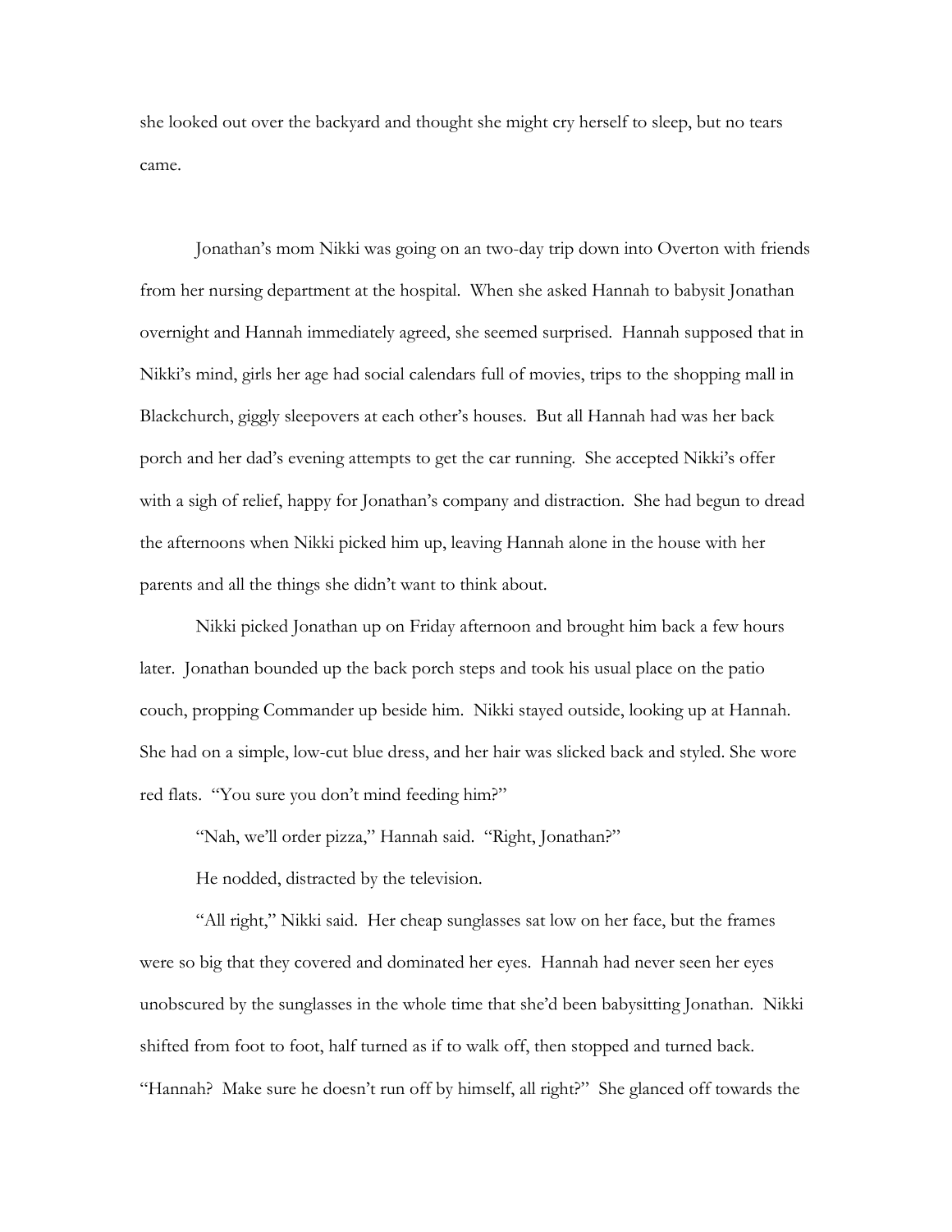she looked out over the backyard and thought she might cry herself to sleep, but no tears came.

Jonathan's mom Nikki was going on an two-day trip down into Overton with friends from her nursing department at the hospital. When she asked Hannah to babysit Jonathan overnight and Hannah immediately agreed, she seemed surprised. Hannah supposed that in Nikki's mind, girls her age had social calendars full of movies, trips to the shopping mall in Blackchurch, giggly sleepovers at each other's houses. But all Hannah had was her back porch and her dad's evening attempts to get the car running. She accepted Nikki's offer with a sigh of relief, happy for Jonathan's company and distraction. She had begun to dread the afternoons when Nikki picked him up, leaving Hannah alone in the house with her parents and all the things she didn't want to think about.

Nikki picked Jonathan up on Friday afternoon and brought him back a few hours later. Jonathan bounded up the back porch steps and took his usual place on the patio couch, propping Commander up beside him. Nikki stayed outside, looking up at Hannah. She had on a simple, low-cut blue dress, and her hair was slicked back and styled. She wore red flats. "You sure you don't mind feeding him?"

"Nah, we'll order pizza," Hannah said. "Right, Jonathan?"

He nodded, distracted by the television.

"All right," Nikki said. Her cheap sunglasses sat low on her face, but the frames were so big that they covered and dominated her eyes. Hannah had never seen her eyes unobscured by the sunglasses in the whole time that she'd been babysitting Jonathan. Nikki shifted from foot to foot, half turned as if to walk off, then stopped and turned back. "Hannah? Make sure he doesn't run off by himself, all right?" She glanced off towards the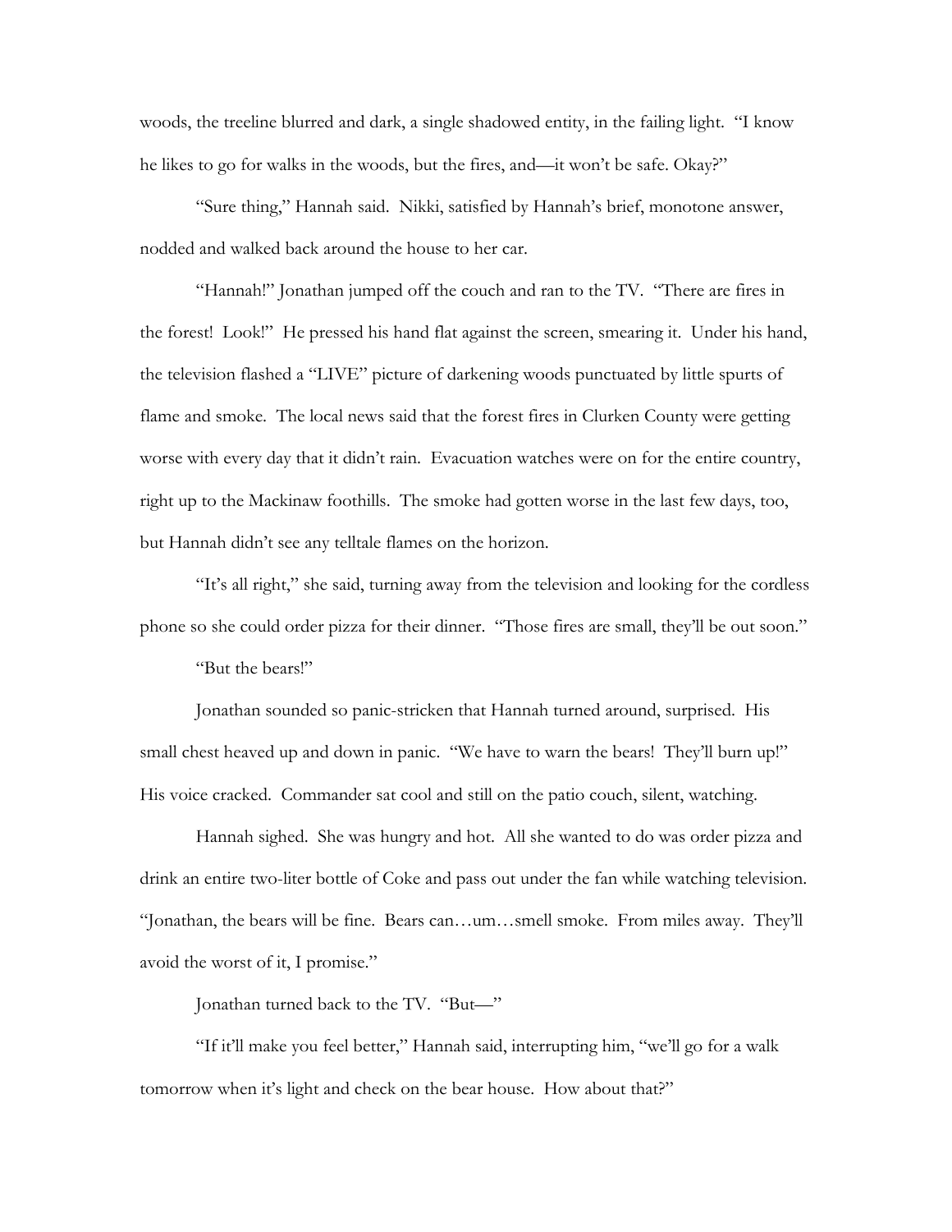woods, the treeline blurred and dark, a single shadowed entity, in the failing light. "I know he likes to go for walks in the woods, but the fires, and—it won't be safe. Okay?"

"Sure thing," Hannah said. Nikki, satisfied by Hannah's brief, monotone answer, nodded and walked back around the house to her car.

"Hannah!" Jonathan jumped off the couch and ran to the TV. "There are fires in the forest! Look!" He pressed his hand flat against the screen, smearing it. Under his hand, the television flashed a "LIVE" picture of darkening woods punctuated by little spurts of flame and smoke. The local news said that the forest fires in Clurken County were getting worse with every day that it didn't rain. Evacuation watches were on for the entire country, right up to the Mackinaw foothills. The smoke had gotten worse in the last few days, too, but Hannah didn't see any telltale flames on the horizon.

"It's all right," she said, turning away from the television and looking for the cordless phone so she could order pizza for their dinner. "Those fires are small, they'll be out soon."

"But the bears!"

Jonathan sounded so panic-stricken that Hannah turned around, surprised. His small chest heaved up and down in panic. "We have to warn the bears! They'll burn up!" His voice cracked. Commander sat cool and still on the patio couch, silent, watching.

Hannah sighed. She was hungry and hot. All she wanted to do was order pizza and drink an entire two-liter bottle of Coke and pass out under the fan while watching television. "Jonathan, the bears will be fine. Bears can…um…smell smoke. From miles away. They'll avoid the worst of it, I promise."

Jonathan turned back to the TV. "But—"

"If it'll make you feel better," Hannah said, interrupting him, "we'll go for a walk tomorrow when it's light and check on the bear house. How about that?"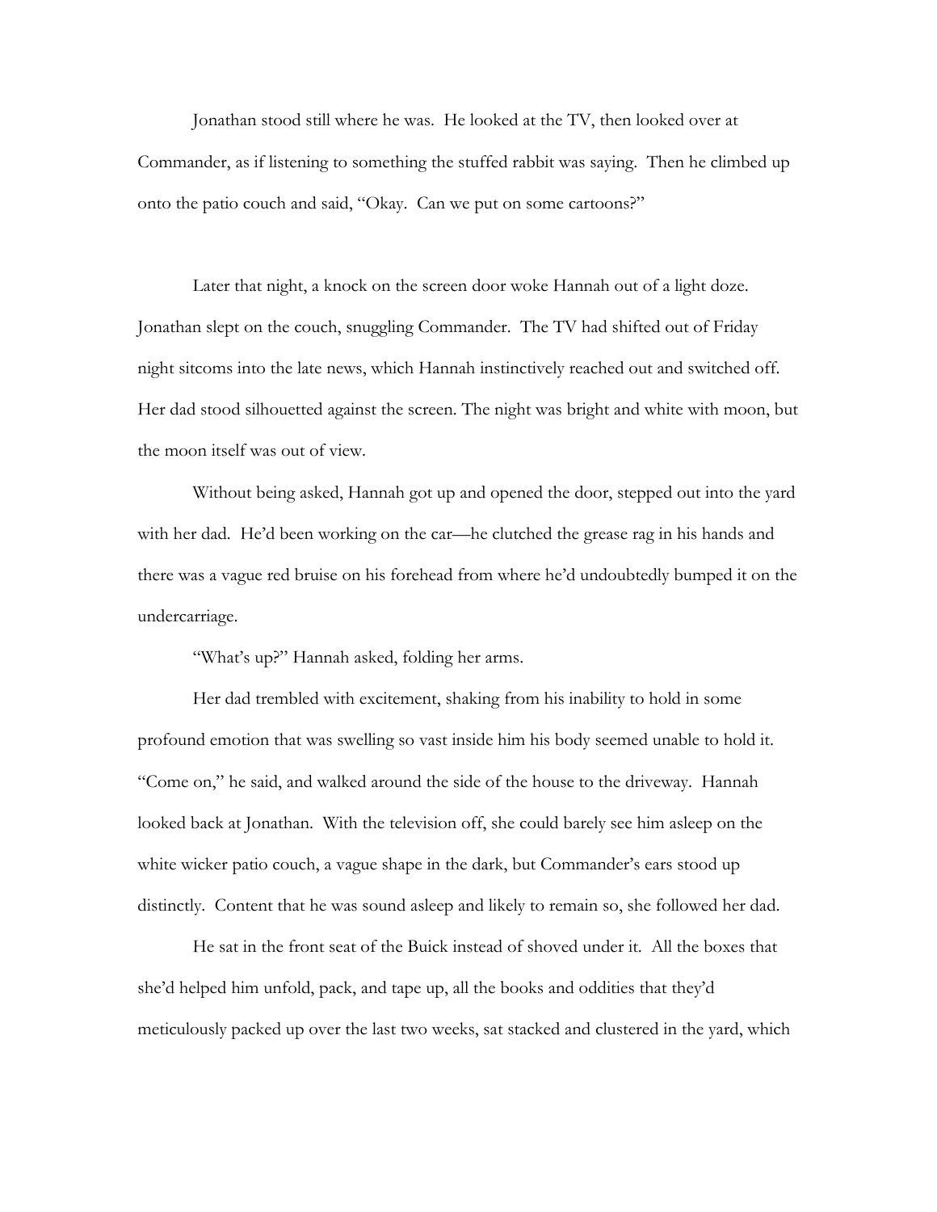Jonathan stood still where he was. He looked at the TV, then looked over at Commander, as if listening to something the stuffed rabbit was saying. Then he climbed up onto the patio couch and said, "Okay. Can we put on some cartoons?"

Later that night, a knock on the screen door woke Hannah out of a light doze. Jonathan slept on the couch, snuggling Commander. The TV had shifted out of Friday night sitcoms into the late news, which Hannah instinctively reached out and switched off. Her dad stood silhouetted against the screen. The night was bright and white with moon, but the moon itself was out of view.

Without being asked, Hannah got up and opened the door, stepped out into the yard with her dad. He'd been working on the car—he clutched the grease rag in his hands and there was a vague red bruise on his forehead from where he'd undoubtedly bumped it on the undercarriage.

"What's up?" Hannah asked, folding her arms.

Her dad trembled with excitement, shaking from his inability to hold in some profound emotion that was swelling so vast inside him his body seemed unable to hold it. "Come on," he said, and walked around the side of the house to the driveway. Hannah looked back at Jonathan. With the television off, she could barely see him asleep on the white wicker patio couch, a vague shape in the dark, but Commander's ears stood up distinctly. Content that he was sound asleep and likely to remain so, she followed her dad.

He sat in the front seat of the Buick instead of shoved under it. All the boxes that she'd helped him unfold, pack, and tape up, all the books and oddities that they'd meticulously packed up over the last two weeks, sat stacked and clustered in the yard, which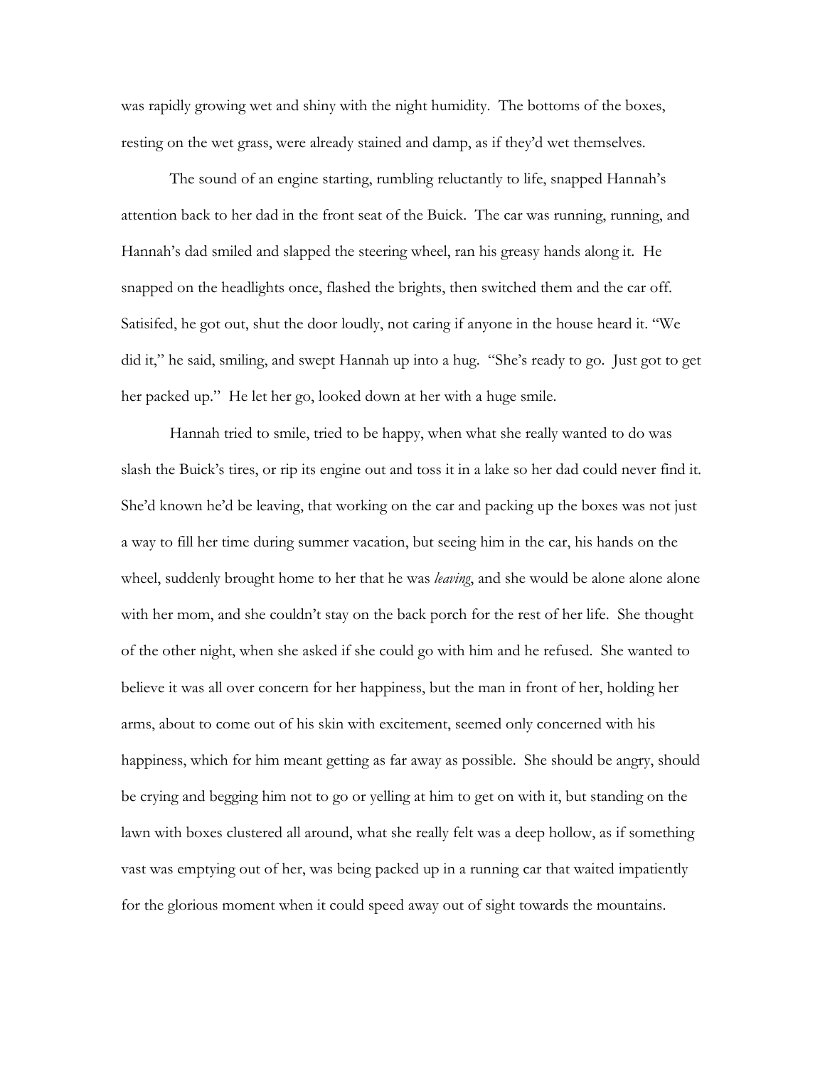was rapidly growing wet and shiny with the night humidity. The bottoms of the boxes, resting on the wet grass, were already stained and damp, as if they'd wet themselves.

The sound of an engine starting, rumbling reluctantly to life, snapped Hannah's attention back to her dad in the front seat of the Buick. The car was running, running, and Hannah's dad smiled and slapped the steering wheel, ran his greasy hands along it. He snapped on the headlights once, flashed the brights, then switched them and the car off. Satisifed, he got out, shut the door loudly, not caring if anyone in the house heard it. "We did it," he said, smiling, and swept Hannah up into a hug. "She's ready to go. Just got to get her packed up." He let her go, looked down at her with a huge smile.

Hannah tried to smile, tried to be happy, when what she really wanted to do was slash the Buick's tires, or rip its engine out and toss it in a lake so her dad could never find it. She'd known he'd be leaving, that working on the car and packing up the boxes was not just a way to fill her time during summer vacation, but seeing him in the car, his hands on the wheel, suddenly brought home to her that he was *leaving*, and she would be alone alone alone with her mom, and she couldn't stay on the back porch for the rest of her life. She thought of the other night, when she asked if she could go with him and he refused. She wanted to believe it was all over concern for her happiness, but the man in front of her, holding her arms, about to come out of his skin with excitement, seemed only concerned with his happiness, which for him meant getting as far away as possible. She should be angry, should be crying and begging him not to go or yelling at him to get on with it, but standing on the lawn with boxes clustered all around, what she really felt was a deep hollow, as if something vast was emptying out of her, was being packed up in a running car that waited impatiently for the glorious moment when it could speed away out of sight towards the mountains.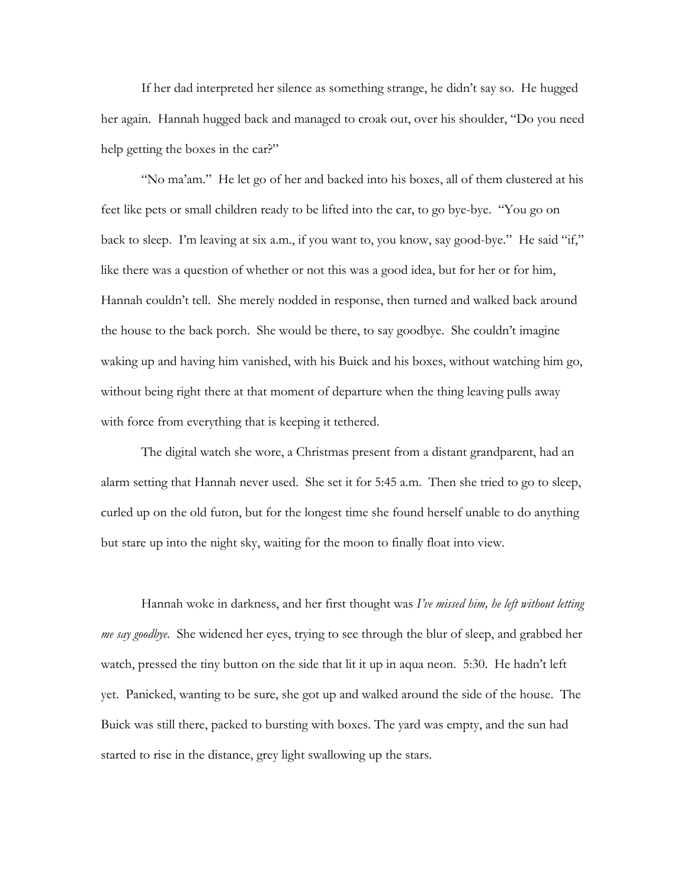If her dad interpreted her silence as something strange, he didn't say so. He hugged her again. Hannah hugged back and managed to croak out, over his shoulder, "Do you need help getting the boxes in the car?"

"No ma'am." He let go of her and backed into his boxes, all of them clustered at his feet like pets or small children ready to be lifted into the car, to go bye-bye. "You go on back to sleep. I'm leaving at six a.m., if you want to, you know, say good-bye." He said "if," like there was a question of whether or not this was a good idea, but for her or for him, Hannah couldn't tell. She merely nodded in response, then turned and walked back around the house to the back porch. She would be there, to say goodbye. She couldn't imagine waking up and having him vanished, with his Buick and his boxes, without watching him go, without being right there at that moment of departure when the thing leaving pulls away with force from everything that is keeping it tethered.

The digital watch she wore, a Christmas present from a distant grandparent, had an alarm setting that Hannah never used. She set it for 5:45 a.m. Then she tried to go to sleep, curled up on the old futon, but for the longest time she found herself unable to do anything but stare up into the night sky, waiting for the moon to finally float into view.

Hannah woke in darkness, and her first thought was *I've missed him, he left without letting me say goodbye.* She widened her eyes, trying to see through the blur of sleep, and grabbed her watch, pressed the tiny button on the side that lit it up in aqua neon. 5:30. He hadn't left yet. Panicked, wanting to be sure, she got up and walked around the side of the house. The Buick was still there, packed to bursting with boxes. The yard was empty, and the sun had started to rise in the distance, grey light swallowing up the stars.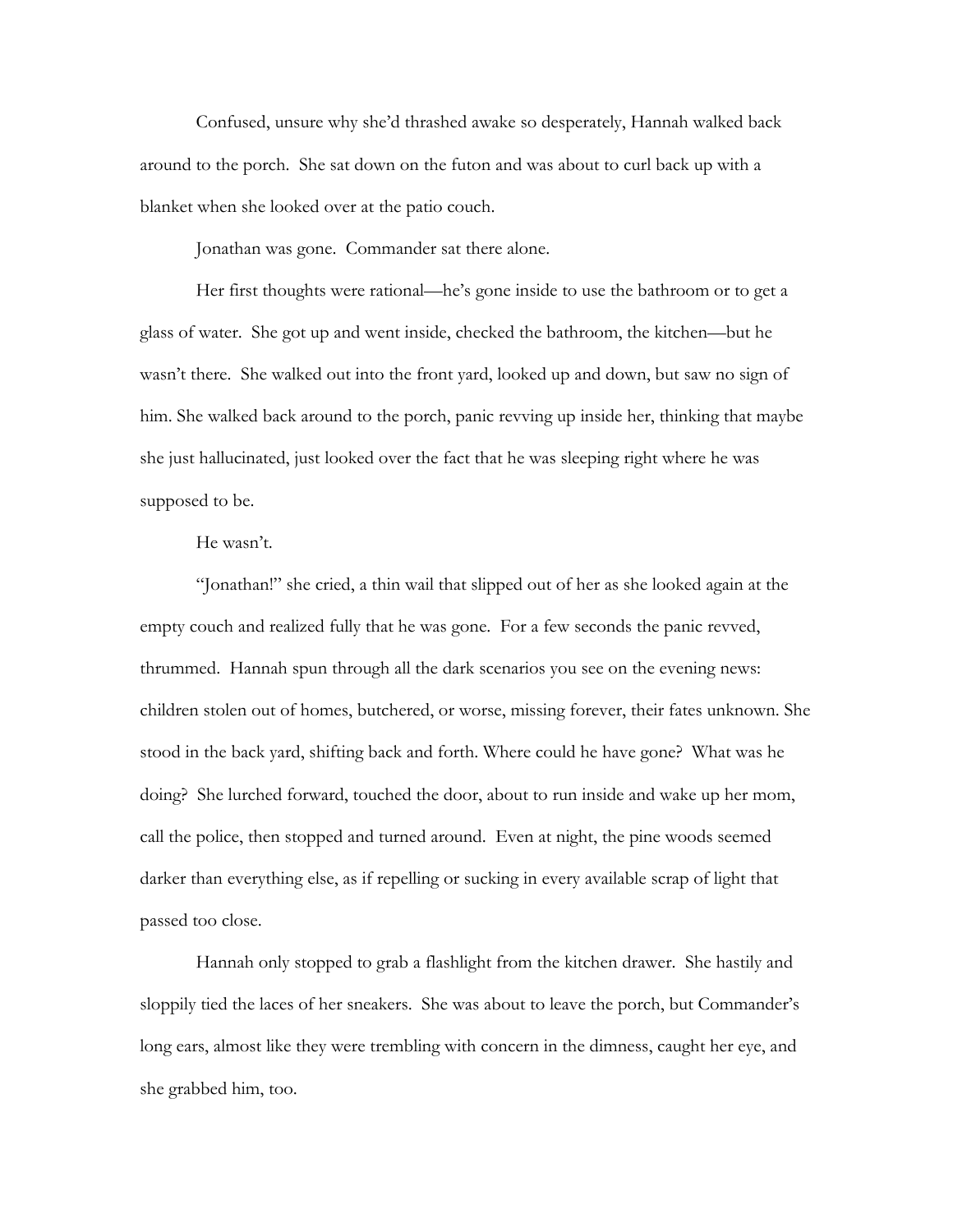Confused, unsure why she'd thrashed awake so desperately, Hannah walked back around to the porch. She sat down on the futon and was about to curl back up with a blanket when she looked over at the patio couch.

Jonathan was gone. Commander sat there alone.

Her first thoughts were rational—he's gone inside to use the bathroom or to get a glass of water. She got up and went inside, checked the bathroom, the kitchen—but he wasn't there. She walked out into the front yard, looked up and down, but saw no sign of him. She walked back around to the porch, panic revving up inside her, thinking that maybe she just hallucinated, just looked over the fact that he was sleeping right where he was supposed to be.

He wasn't.

"Jonathan!" she cried, a thin wail that slipped out of her as she looked again at the empty couch and realized fully that he was gone. For a few seconds the panic revved, thrummed. Hannah spun through all the dark scenarios you see on the evening news: children stolen out of homes, butchered, or worse, missing forever, their fates unknown. She stood in the back yard, shifting back and forth. Where could he have gone? What was he doing? She lurched forward, touched the door, about to run inside and wake up her mom, call the police, then stopped and turned around. Even at night, the pine woods seemed darker than everything else, as if repelling or sucking in every available scrap of light that passed too close.

Hannah only stopped to grab a flashlight from the kitchen drawer. She hastily and sloppily tied the laces of her sneakers. She was about to leave the porch, but Commander's long ears, almost like they were trembling with concern in the dimness, caught her eye, and she grabbed him, too.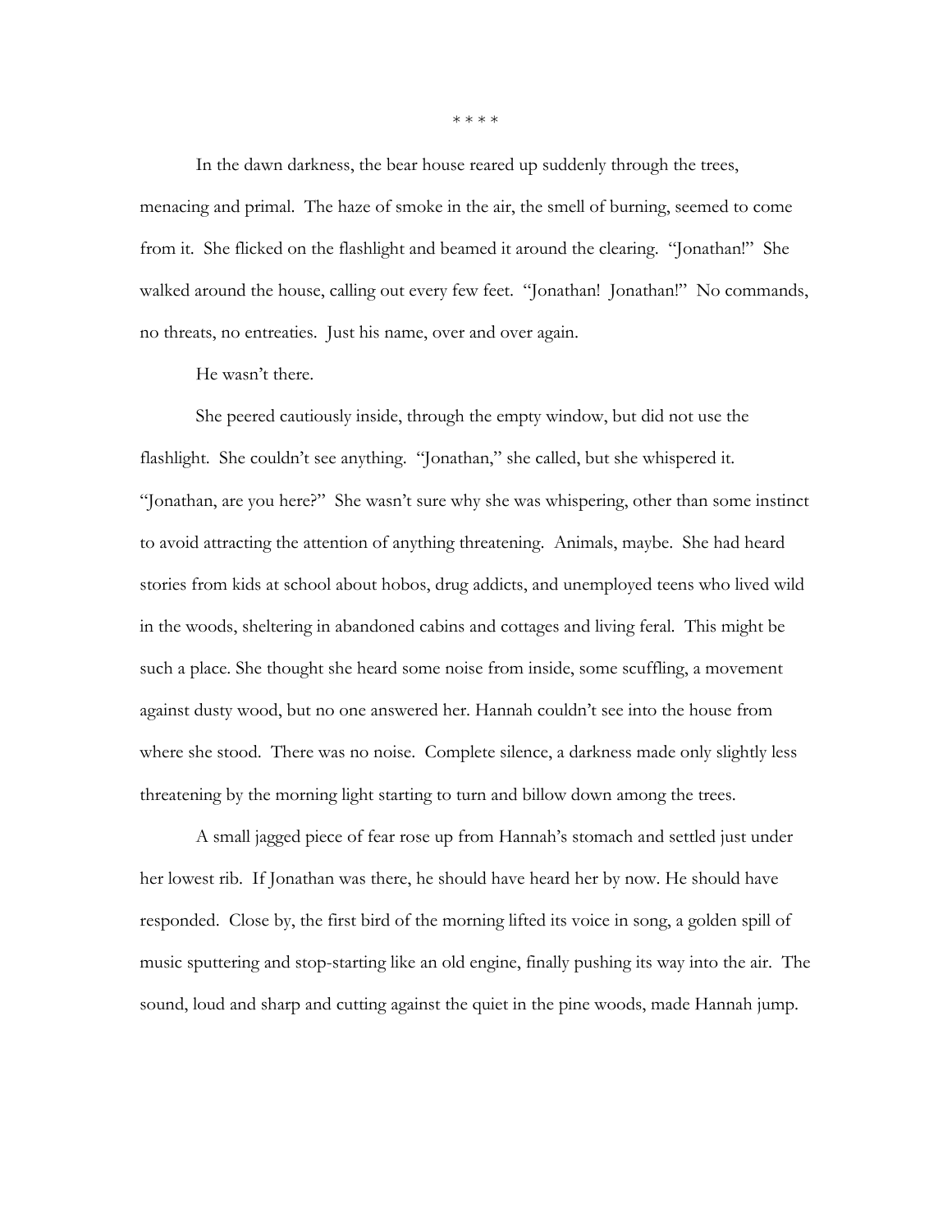\* \* \* \*

In the dawn darkness, the bear house reared up suddenly through the trees, menacing and primal. The haze of smoke in the air, the smell of burning, seemed to come from it. She flicked on the flashlight and beamed it around the clearing. "Jonathan!" She walked around the house, calling out every few feet. "Jonathan! Jonathan!" No commands, no threats, no entreaties. Just his name, over and over again.

He wasn't there.

She peered cautiously inside, through the empty window, but did not use the flashlight. She couldn't see anything. "Jonathan," she called, but she whispered it. "Jonathan, are you here?" She wasn't sure why she was whispering, other than some instinct to avoid attracting the attention of anything threatening. Animals, maybe. She had heard stories from kids at school about hobos, drug addicts, and unemployed teens who lived wild in the woods, sheltering in abandoned cabins and cottages and living feral. This might be such a place. She thought she heard some noise from inside, some scuffling, a movement against dusty wood, but no one answered her. Hannah couldn't see into the house from where she stood. There was no noise. Complete silence, a darkness made only slightly less threatening by the morning light starting to turn and billow down among the trees.

A small jagged piece of fear rose up from Hannah's stomach and settled just under her lowest rib. If Jonathan was there, he should have heard her by now. He should have responded. Close by, the first bird of the morning lifted its voice in song, a golden spill of music sputtering and stop-starting like an old engine, finally pushing its way into the air. The sound, loud and sharp and cutting against the quiet in the pine woods, made Hannah jump.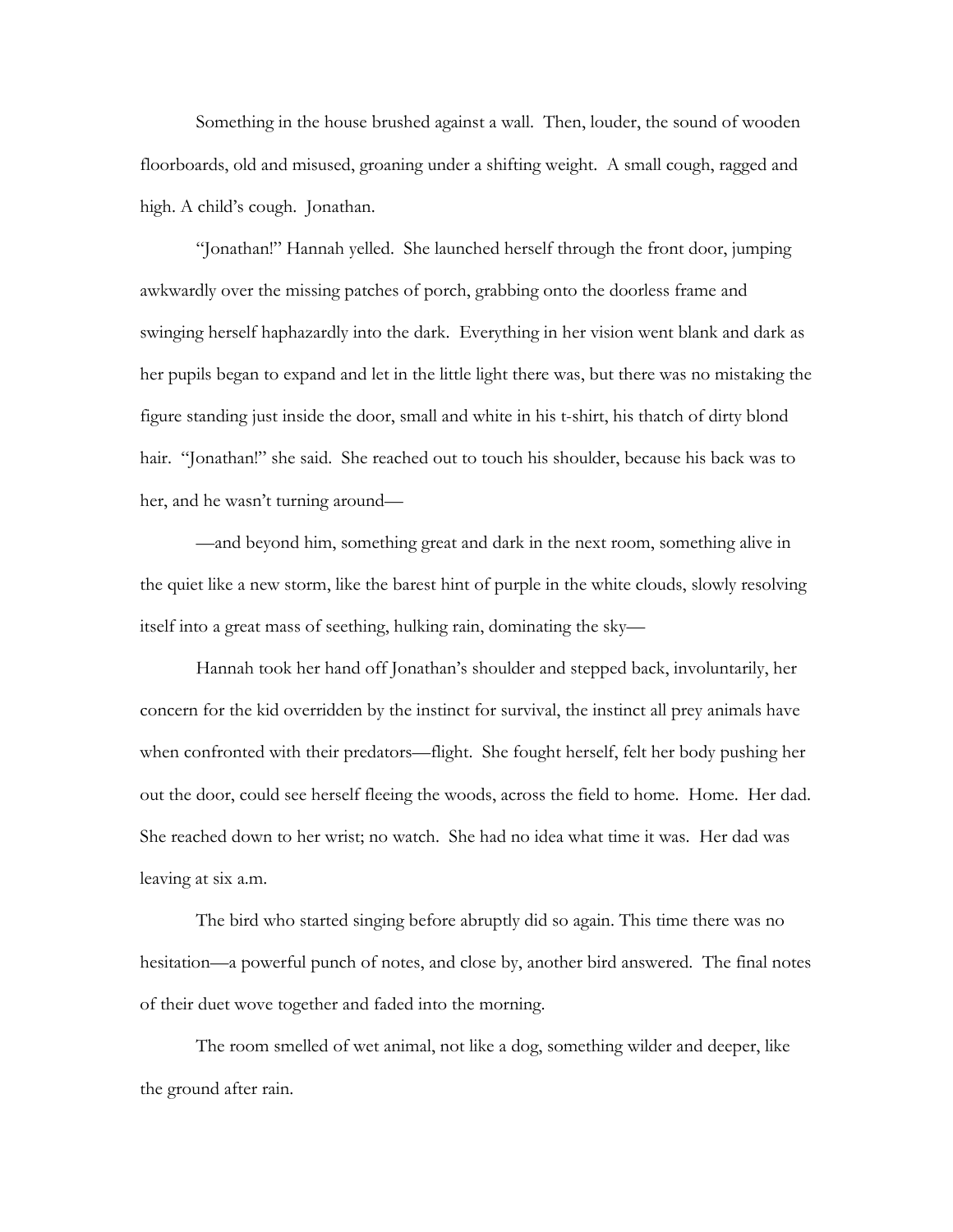Something in the house brushed against a wall. Then, louder, the sound of wooden floorboards, old and misused, groaning under a shifting weight. A small cough, ragged and high. A child's cough. Jonathan.

"Jonathan!" Hannah yelled. She launched herself through the front door, jumping awkwardly over the missing patches of porch, grabbing onto the doorless frame and swinging herself haphazardly into the dark. Everything in her vision went blank and dark as her pupils began to expand and let in the little light there was, but there was no mistaking the figure standing just inside the door, small and white in his t-shirt, his thatch of dirty blond hair. "Jonathan!" she said. She reached out to touch his shoulder, because his back was to her, and he wasn't turning around—

—and beyond him, something great and dark in the next room, something alive in the quiet like a new storm, like the barest hint of purple in the white clouds, slowly resolving itself into a great mass of seething, hulking rain, dominating the sky—

Hannah took her hand off Jonathan's shoulder and stepped back, involuntarily, her concern for the kid overridden by the instinct for survival, the instinct all prey animals have when confronted with their predators—flight. She fought herself, felt her body pushing her out the door, could see herself fleeing the woods, across the field to home. Home. Her dad. She reached down to her wrist; no watch. She had no idea what time it was. Her dad was leaving at six a.m.

The bird who started singing before abruptly did so again. This time there was no hesitation—a powerful punch of notes, and close by, another bird answered. The final notes of their duet wove together and faded into the morning.

The room smelled of wet animal, not like a dog, something wilder and deeper, like the ground after rain.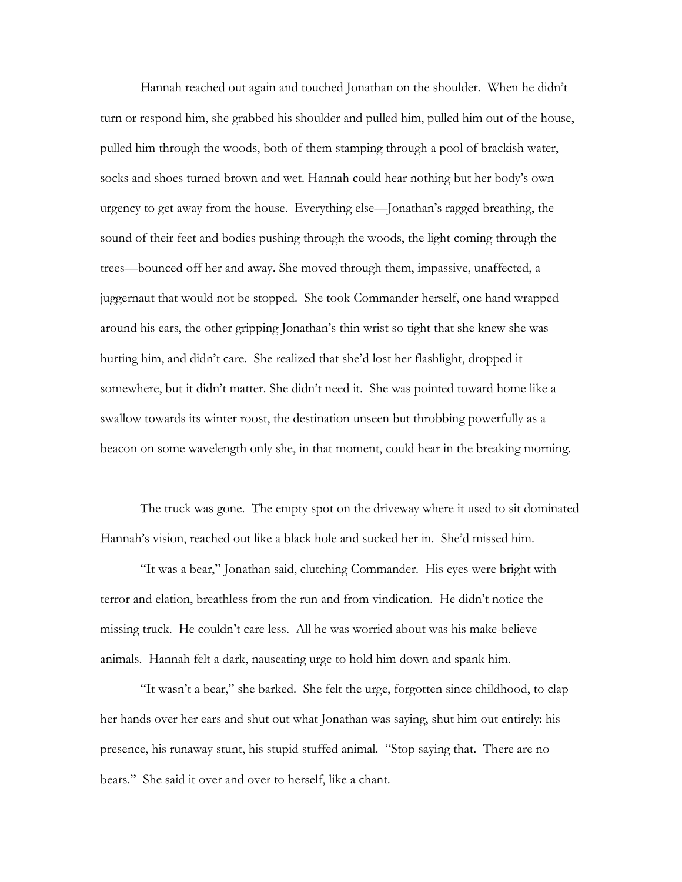Hannah reached out again and touched Jonathan on the shoulder. When he didn't turn or respond him, she grabbed his shoulder and pulled him, pulled him out of the house, pulled him through the woods, both of them stamping through a pool of brackish water, socks and shoes turned brown and wet. Hannah could hear nothing but her body's own urgency to get away from the house. Everything else—Jonathan's ragged breathing, the sound of their feet and bodies pushing through the woods, the light coming through the trees—bounced off her and away. She moved through them, impassive, unaffected, a juggernaut that would not be stopped. She took Commander herself, one hand wrapped around his ears, the other gripping Jonathan's thin wrist so tight that she knew she was hurting him, and didn't care. She realized that she'd lost her flashlight, dropped it somewhere, but it didn't matter. She didn't need it. She was pointed toward home like a swallow towards its winter roost, the destination unseen but throbbing powerfully as a beacon on some wavelength only she, in that moment, could hear in the breaking morning.

The truck was gone. The empty spot on the driveway where it used to sit dominated Hannah's vision, reached out like a black hole and sucked her in. She'd missed him.

"It was a bear," Jonathan said, clutching Commander. His eyes were bright with terror and elation, breathless from the run and from vindication. He didn't notice the missing truck. He couldn't care less. All he was worried about was his make-believe animals. Hannah felt a dark, nauseating urge to hold him down and spank him.

"It wasn't a bear," she barked. She felt the urge, forgotten since childhood, to clap her hands over her ears and shut out what Jonathan was saying, shut him out entirely: his presence, his runaway stunt, his stupid stuffed animal. "Stop saying that. There are no bears." She said it over and over to herself, like a chant.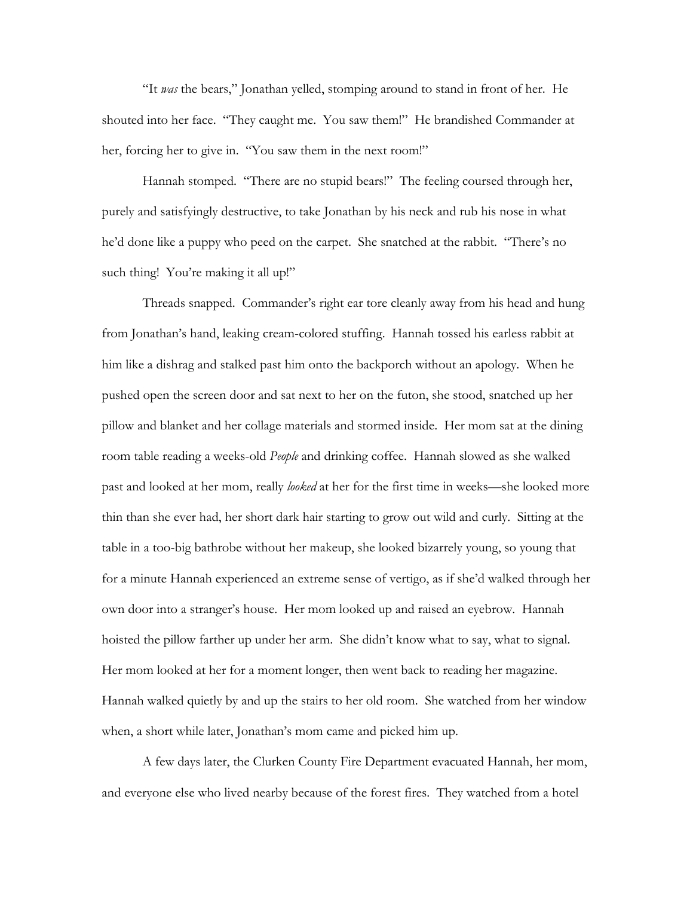"It *was* the bears," Jonathan yelled, stomping around to stand in front of her. He shouted into her face. "They caught me. You saw them!" He brandished Commander at her, forcing her to give in. "You saw them in the next room!"

Hannah stomped. "There are no stupid bears!" The feeling coursed through her, purely and satisfyingly destructive, to take Jonathan by his neck and rub his nose in what he'd done like a puppy who peed on the carpet. She snatched at the rabbit. "There's no such thing! You're making it all up!"

Threads snapped. Commander's right ear tore cleanly away from his head and hung from Jonathan's hand, leaking cream-colored stuffing. Hannah tossed his earless rabbit at him like a dishrag and stalked past him onto the backporch without an apology. When he pushed open the screen door and sat next to her on the futon, she stood, snatched up her pillow and blanket and her collage materials and stormed inside. Her mom sat at the dining room table reading a weeks-old *People* and drinking coffee. Hannah slowed as she walked past and looked at her mom, really *looked* at her for the first time in weeks—she looked more thin than she ever had, her short dark hair starting to grow out wild and curly. Sitting at the table in a too-big bathrobe without her makeup, she looked bizarrely young, so young that for a minute Hannah experienced an extreme sense of vertigo, as if she'd walked through her own door into a stranger's house. Her mom looked up and raised an eyebrow. Hannah hoisted the pillow farther up under her arm. She didn't know what to say, what to signal. Her mom looked at her for a moment longer, then went back to reading her magazine. Hannah walked quietly by and up the stairs to her old room. She watched from her window when, a short while later, Jonathan's mom came and picked him up.

A few days later, the Clurken County Fire Department evacuated Hannah, her mom, and everyone else who lived nearby because of the forest fires. They watched from a hotel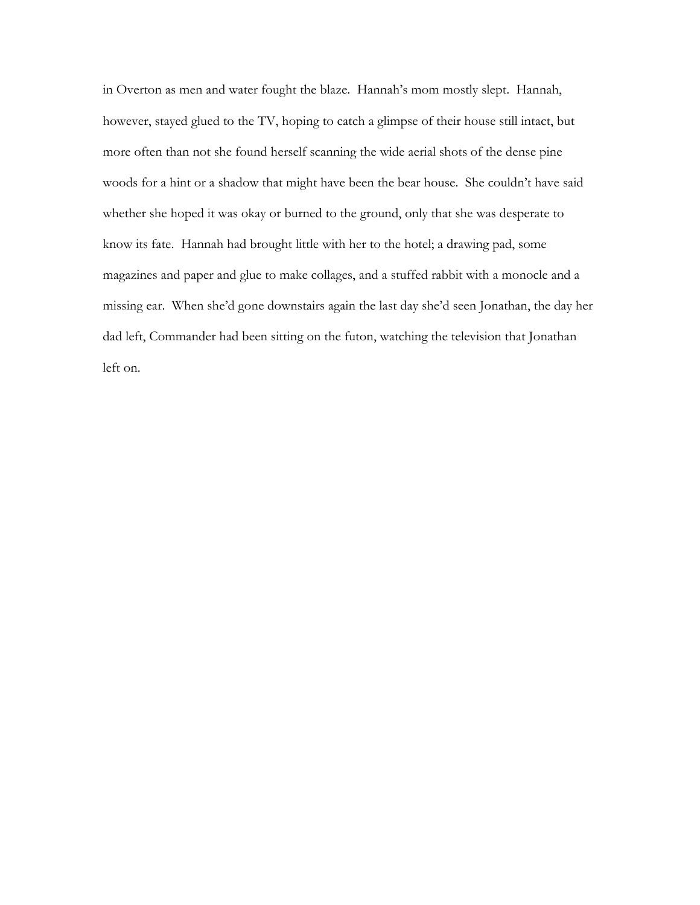in Overton as men and water fought the blaze. Hannah's mom mostly slept. Hannah, however, stayed glued to the TV, hoping to catch a glimpse of their house still intact, but more often than not she found herself scanning the wide aerial shots of the dense pine woods for a hint or a shadow that might have been the bear house. She couldn't have said whether she hoped it was okay or burned to the ground, only that she was desperate to know its fate. Hannah had brought little with her to the hotel; a drawing pad, some magazines and paper and glue to make collages, and a stuffed rabbit with a monocle and a missing ear. When she'd gone downstairs again the last day she'd seen Jonathan, the day her dad left, Commander had been sitting on the futon, watching the television that Jonathan left on.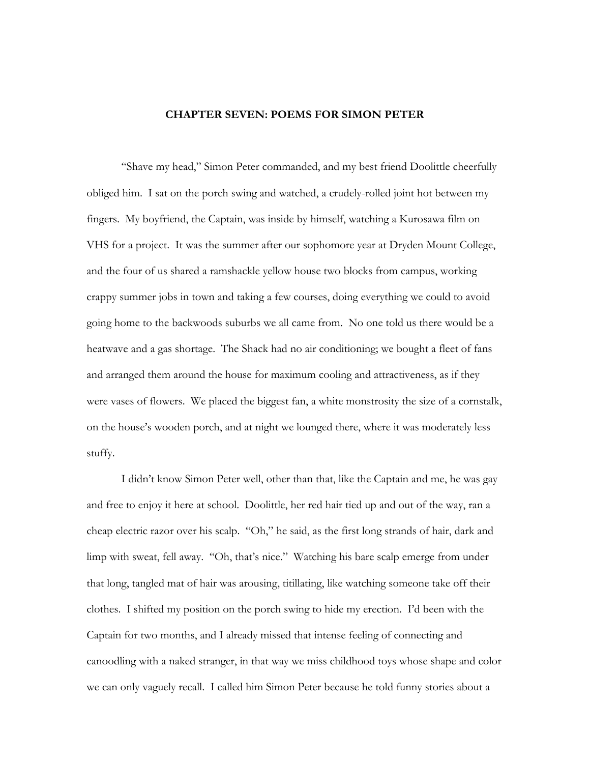# CHAPTER SEVEN: POEMS FOR SIMON PETER

"Shave my head," Simon Peter commanded, and my best friend Doolittle cheerfully obliged him. I sat on the porch swing and watched, a crudely-rolled joint hot between my fingers. My boyfriend, the Captain, was inside by himself, watching a Kurosawa film on VHS for a project. It was the summer after our sophomore year at Dryden Mount College, and the four of us shared a ramshackle yellow house two blocks from campus, working crappy summer jobs in town and taking a few courses, doing everything we could to avoid going home to the backwoods suburbs we all came from. No one told us there would be a heatwave and a gas shortage. The Shack had no air conditioning; we bought a fleet of fans and arranged them around the house for maximum cooling and attractiveness, as if they were vases of flowers. We placed the biggest fan, a white monstrosity the size of a cornstalk, on the house's wooden porch, and at night we lounged there, where it was moderately less stuffy.

I didn't know Simon Peter well, other than that, like the Captain and me, he was gay and free to enjoy it here at school. Doolittle, her red hair tied up and out of the way, ran a cheap electric razor over his scalp. "Oh," he said, as the first long strands of hair, dark and limp with sweat, fell away. "Oh, that's nice." Watching his bare scalp emerge from under that long, tangled mat of hair was arousing, titillating, like watching someone take off their clothes. I shifted my position on the porch swing to hide my erection. I'd been with the Captain for two months, and I already missed that intense feeling of connecting and canoodling with a naked stranger, in that way we miss childhood toys whose shape and color we can only vaguely recall. I called him Simon Peter because he told funny stories about a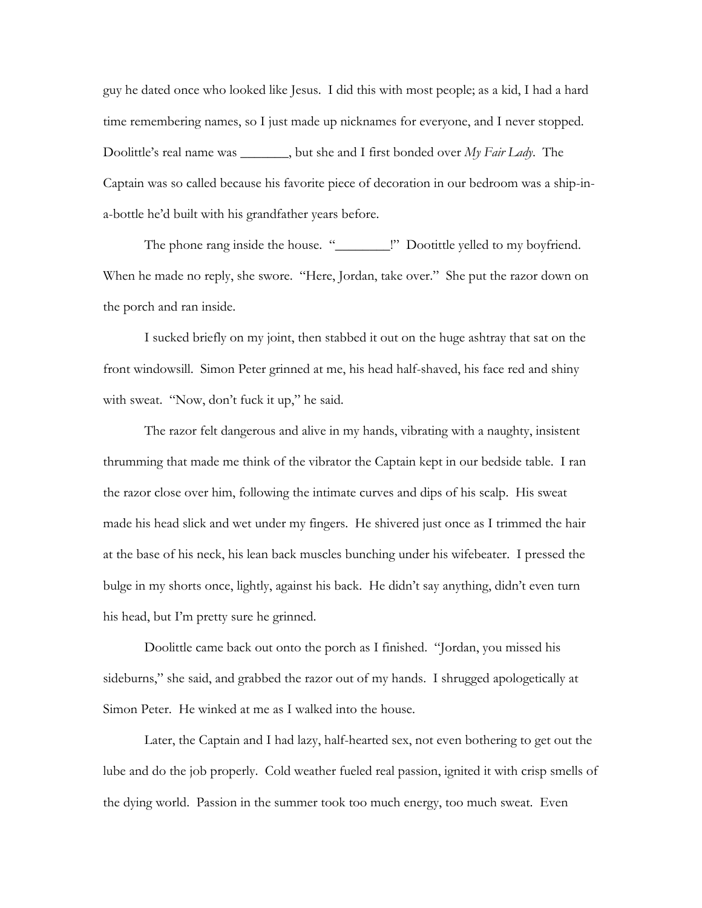guy he dated once who looked like Jesus. I did this with most people; as a kid, I had a hard time remembering names, so I just made up nicknames for everyone, and I never stopped. Doolittle's real name was _______, but she and I first bonded over *My Fair Lady*. The Captain was so called because his favorite piece of decoration in our bedroom was a ship-in-a-bottle he'd built with his grandfather years before.

The phone rang inside the house. "________!" Dootittle yelled to my boyfriend. When he made no reply, she swore. "Here, Jordan, take over." She put the razor down on the porch and ran inside.

I sucked briefly on my joint, then stabbed it out on the huge ashtray that sat on the front windowsill. Simon Peter grinned at me, his head half-shaved, his face red and shiny with sweat. "Now, don't fuck it up," he said.

The razor felt dangerous and alive in my hands, vibrating with a naughty, insistent thrumming that made me think of the vibrator the Captain kept in our bedside table. I ran the razor close over him, following the intimate curves and dips of his scalp. His sweat made his head slick and wet under my fingers. He shivered just once as I trimmed the hair at the base of his neck, his lean back muscles bunching under his wifebeater. I pressed the bulge in my shorts once, lightly, against his back. He didn't say anything, didn't even turn his head, but I'm pretty sure he grinned.

Doolittle came back out onto the porch as I finished. "Jordan, you missed his sideburns," she said, and grabbed the razor out of my hands. I shrugged apologetically at Simon Peter. He winked at me as I walked into the house.

Later, the Captain and I had lazy, half-hearted sex, not even bothering to get out the lube and do the job properly. Cold weather fueled real passion, ignited it with crisp smells of the dying world. Passion in the summer took too much energy, too much sweat. Even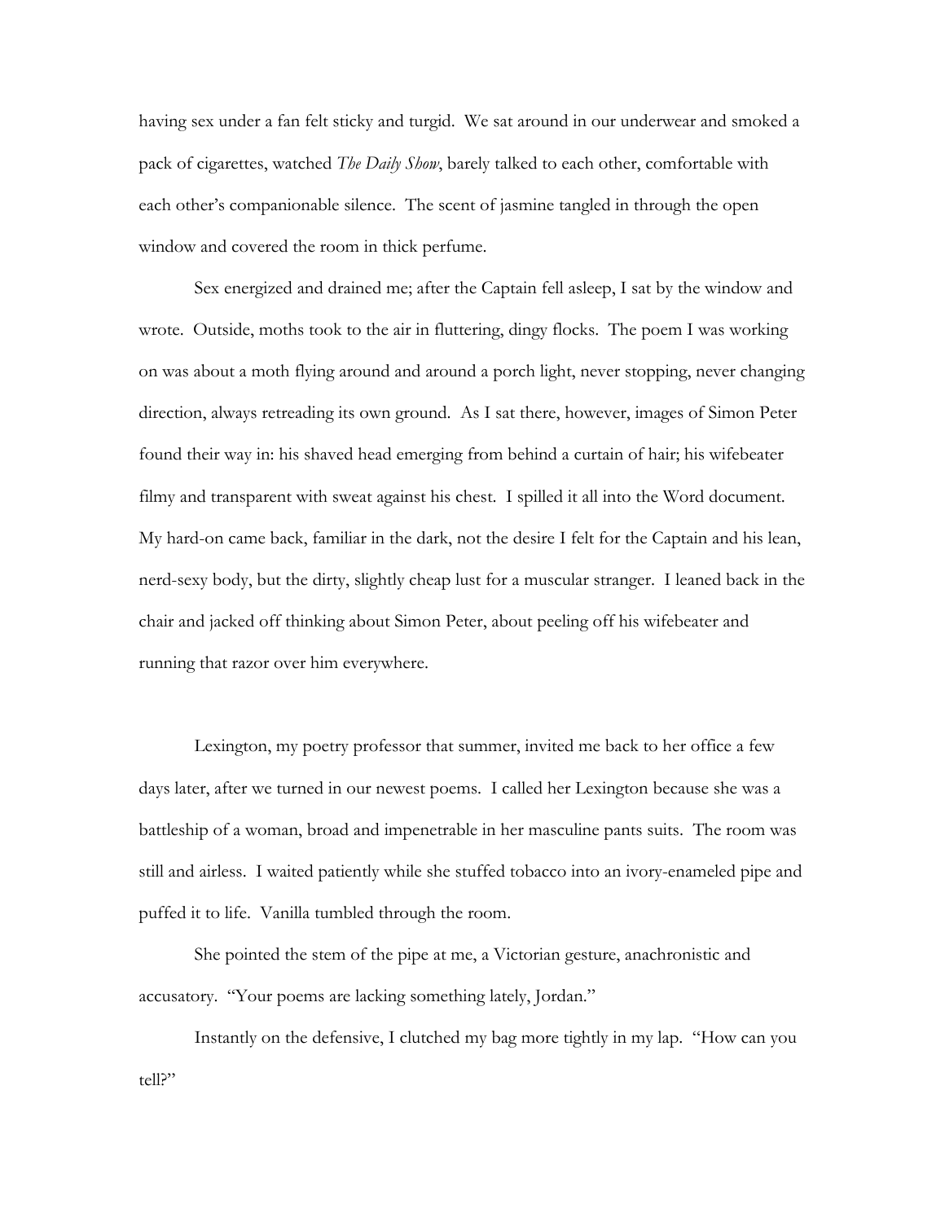having sex under a fan felt sticky and turgid. We sat around in our underwear and smoked a pack of cigarettes, watched *The Daily Show*, barely talked to each other, comfortable with each other's companionable silence. The scent of jasmine tangled in through the open window and covered the room in thick perfume.

Sex energized and drained me; after the Captain fell asleep, I sat by the window and wrote. Outside, moths took to the air in fluttering, dingy flocks. The poem I was working on was about a moth flying around and around a porch light, never stopping, never changing direction, always retreading its own ground. As I sat there, however, images of Simon Peter found their way in: his shaved head emerging from behind a curtain of hair; his wifebeater filmy and transparent with sweat against his chest. I spilled it all into the Word document. My hard-on came back, familiar in the dark, not the desire I felt for the Captain and his lean, nerd-sexy body, but the dirty, slightly cheap lust for a muscular stranger. I leaned back in the chair and jacked off thinking about Simon Peter, about peeling off his wifebeater and running that razor over him everywhere.

Lexington, my poetry professor that summer, invited me back to her office a few days later, after we turned in our newest poems. I called her Lexington because she was a battleship of a woman, broad and impenetrable in her masculine pants suits. The room was still and airless. I waited patiently while she stuffed tobacco into an ivory-enameled pipe and puffed it to life. Vanilla tumbled through the room.

She pointed the stem of the pipe at me, a Victorian gesture, anachronistic and accusatory. "Your poems are lacking something lately, Jordan."

Instantly on the defensive, I clutched my bag more tightly in my lap. "How can you tell?"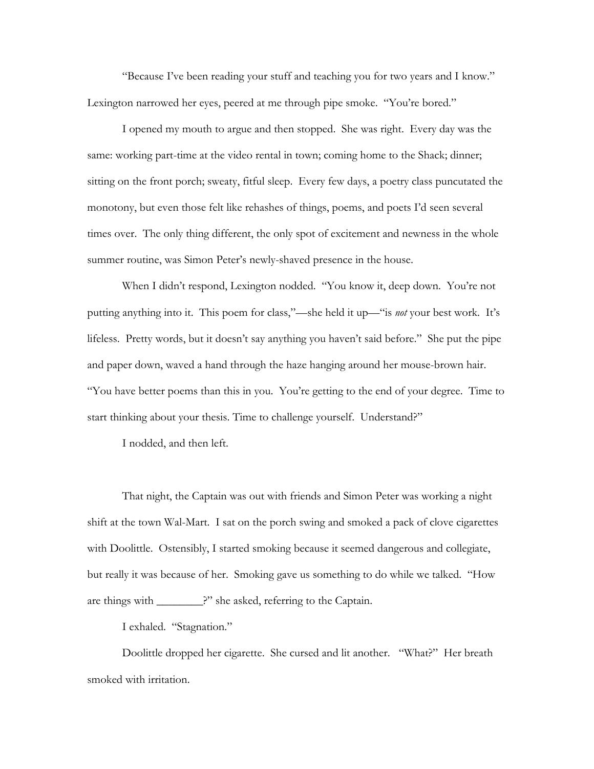"Because I've been reading your stuff and teaching you for two years and I know." Lexington narrowed her eyes, peered at me through pipe smoke. "You're bored."

I opened my mouth to argue and then stopped. She was right. Every day was the same: working part-time at the video rental in town; coming home to the Shack; dinner; sitting on the front porch; sweaty, fitful sleep. Every few days, a poetry class puncutated the monotony, but even those felt like rehashes of things, poems, and poets I'd seen several times over. The only thing different, the only spot of excitement and newness in the whole summer routine, was Simon Peter's newly-shaved presence in the house.

When I didn't respond, Lexington nodded. "You know it, deep down. You're not putting anything into it. This poem for class,"—she held it up—"is *not* your best work. It's lifeless. Pretty words, but it doesn't say anything you haven't said before." She put the pipe and paper down, waved a hand through the haze hanging around her mouse-brown hair. "You have better poems than this in you. You're getting to the end of your degree. Time to start thinking about your thesis. Time to challenge yourself. Understand?"

I nodded, and then left.

That night, the Captain was out with friends and Simon Peter was working a night shift at the town Wal-Mart. I sat on the porch swing and smoked a pack of clove cigarettes with Doolittle. Ostensibly, I started smoking because it seemed dangerous and collegiate, but really it was because of her. Smoking gave us something to do while we talked. "How are things with ________?" she asked, referring to the Captain.

I exhaled. "Stagnation."

Doolittle dropped her cigarette. She cursed and lit another. "What?" Her breath smoked with irritation.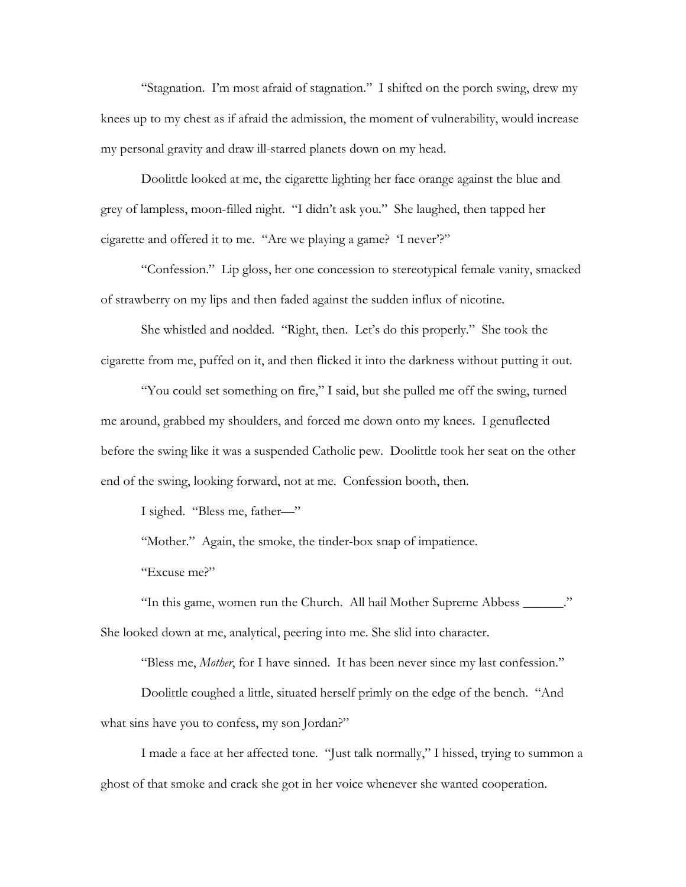"Stagnation. I'm most afraid of stagnation." I shifted on the porch swing, drew my knees up to my chest as if afraid the admission, the moment of vulnerability, would increase my personal gravity and draw ill-starred planets down on my head.

Doolittle looked at me, the cigarette lighting her face orange against the blue and grey of lampless, moon-filled night. "I didn't ask you." She laughed, then tapped her cigarette and offered it to me. "Are we playing a game? 'I never'?"

"Confession." Lip gloss, her one concession to stereotypical female vanity, smacked of strawberry on my lips and then faded against the sudden influx of nicotine.

She whistled and nodded. "Right, then. Let's do this properly." She took the cigarette from me, puffed on it, and then flicked it into the darkness without putting it out.

"You could set something on fire," I said, but she pulled me off the swing, turned me around, grabbed my shoulders, and forced me down onto my knees. I genuflected before the swing like it was a suspended Catholic pew. Doolittle took her seat on the other end of the swing, looking forward, not at me. Confession booth, then.

I sighed. "Bless me, father—"

"Mother." Again, the smoke, the tinder-box snap of impatience.

"Excuse me?"

"In this game, women run the Church. All hail Mother Supreme Abbess ______." She looked down at me, analytical, peering into me. She slid into character.

"Bless me, *Mother*, for I have sinned. It has been never since my last confession."

Doolittle coughed a little, situated herself primly on the edge of the bench. "And what sins have you to confess, my son Jordan?"

I made a face at her affected tone. "Just talk normally," I hissed, trying to summon a ghost of that smoke and crack she got in her voice whenever she wanted cooperation.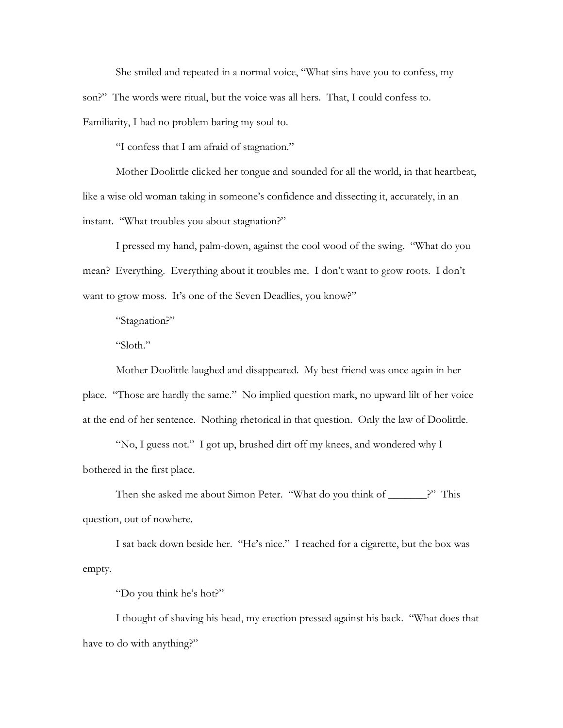She smiled and repeated in a normal voice, "What sins have you to confess, my son?" The words were ritual, but the voice was all hers. That, I could confess to. Familiarity, I had no problem baring my soul to.

"I confess that I am afraid of stagnation."

Mother Doolittle clicked her tongue and sounded for all the world, in that heartbeat, like a wise old woman taking in someone's confidence and dissecting it, accurately, in an instant. "What troubles you about stagnation?"

I pressed my hand, palm-down, against the cool wood of the swing. "What do you mean? Everything. Everything about it troubles me. I don't want to grow roots. I don't want to grow moss. It's one of the Seven Deadlies, you know?"

"Stagnation?"

"Sloth."

Mother Doolittle laughed and disappeared. My best friend was once again in her place. "Those are hardly the same." No implied question mark, no upward lilt of her voice at the end of her sentence. Nothing rhetorical in that question. Only the law of Doolittle.

"No, I guess not." I got up, brushed dirt off my knees, and wondered why I bothered in the first place.

Then she asked me about Simon Peter. "What do you think of _______?" This question, out of nowhere.

I sat back down beside her. "He's nice." I reached for a cigarette, but the box was empty.

"Do you think he's hot?"

I thought of shaving his head, my erection pressed against his back. "What does that have to do with anything?"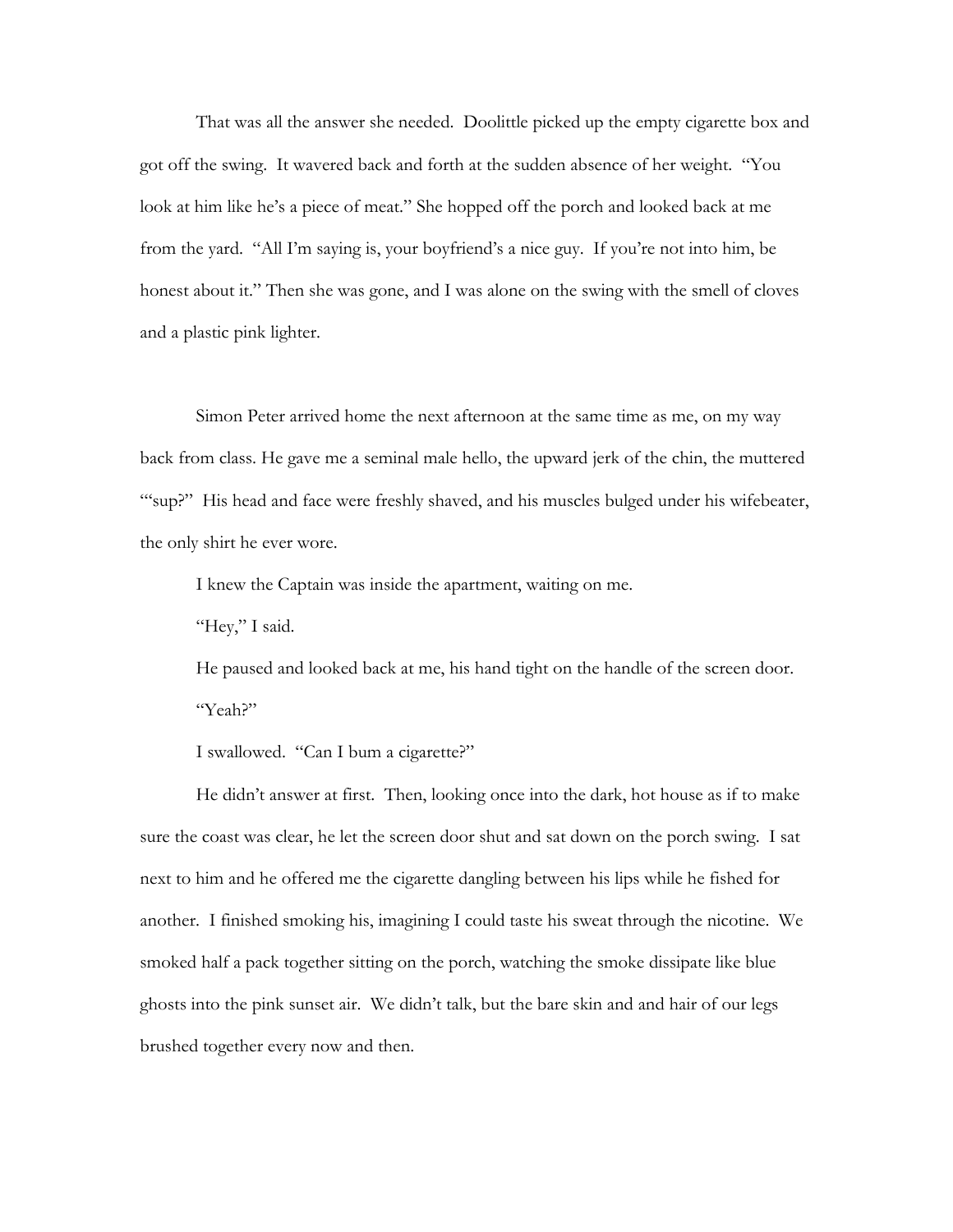That was all the answer she needed. Doolittle picked up the empty cigarette box and got off the swing. It wavered back and forth at the sudden absence of her weight. "You look at him like he's a piece of meat." She hopped off the porch and looked back at me from the yard. "All I'm saying is, your boyfriend's a nice guy. If you're not into him, be honest about it." Then she was gone, and I was alone on the swing with the smell of cloves and a plastic pink lighter.

Simon Peter arrived home the next afternoon at the same time as me, on my way back from class. He gave me a seminal male hello, the upward jerk of the chin, the muttered "'sup?" His head and face were freshly shaved, and his muscles bulged under his wifebeater, the only shirt he ever wore.

I knew the Captain was inside the apartment, waiting on me.

"Hey," I said.

He paused and looked back at me, his hand tight on the handle of the screen door. "Yeah?"

I swallowed. "Can I bum a cigarette?"

He didn't answer at first. Then, looking once into the dark, hot house as if to make sure the coast was clear, he let the screen door shut and sat down on the porch swing. I sat next to him and he offered me the cigarette dangling between his lips while he fished for another. I finished smoking his, imagining I could taste his sweat through the nicotine. We smoked half a pack together sitting on the porch, watching the smoke dissipate like blue ghosts into the pink sunset air. We didn't talk, but the bare skin and and hair of our legs brushed together every now and then.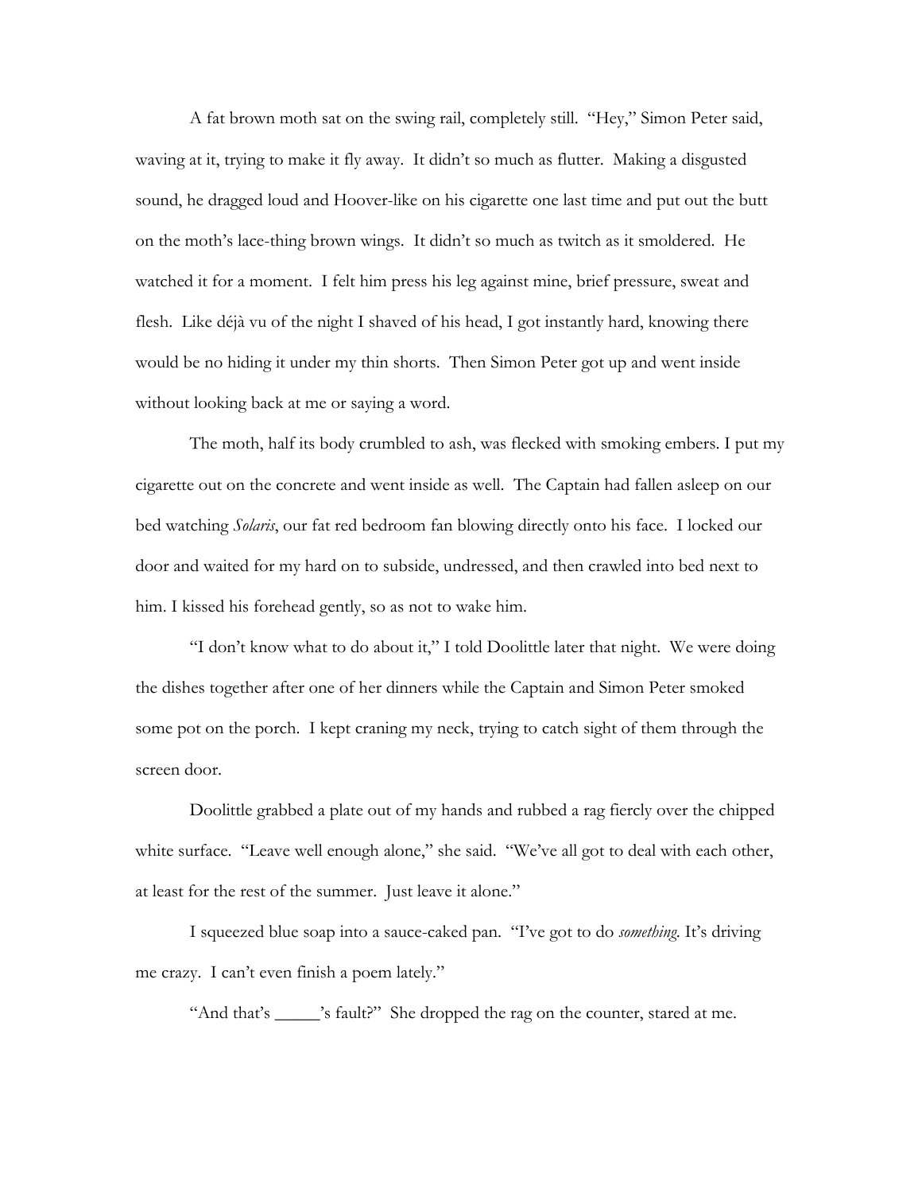A fat brown moth sat on the swing rail, completely still. "Hey," Simon Peter said, waving at it, trying to make it fly away. It didn't so much as flutter. Making a disgusted sound, he dragged loud and Hoover-like on his cigarette one last time and put out the butt on the moth's lace-thing brown wings. It didn't so much as twitch as it smoldered. He watched it for a moment. I felt him press his leg against mine, brief pressure, sweat and flesh. Like déjà vu of the night I shaved of his head, I got instantly hard, knowing there would be no hiding it under my thin shorts. Then Simon Peter got up and went inside without looking back at me or saying a word.

The moth, half its body crumbled to ash, was flecked with smoking embers. I put my cigarette out on the concrete and went inside as well. The Captain had fallen asleep on our bed watching *Solaris*, our fat red bedroom fan blowing directly onto his face. I locked our door and waited for my hard on to subside, undressed, and then crawled into bed next to him. I kissed his forehead gently, so as not to wake him.

"I don't know what to do about it," I told Doolittle later that night. We were doing the dishes together after one of her dinners while the Captain and Simon Peter smoked some pot on the porch. I kept craning my neck, trying to catch sight of them through the screen door.

Doolittle grabbed a plate out of my hands and rubbed a rag fiercly over the chipped white surface. "Leave well enough alone," she said. "We've all got to deal with each other, at least for the rest of the summer. Just leave it alone."

I squeezed blue soap into a sauce-caked pan. "I've got to do *something*. It's driving me crazy. I can't even finish a poem lately."

"And that's _____'s fault?" She dropped the rag on the counter, stared at me.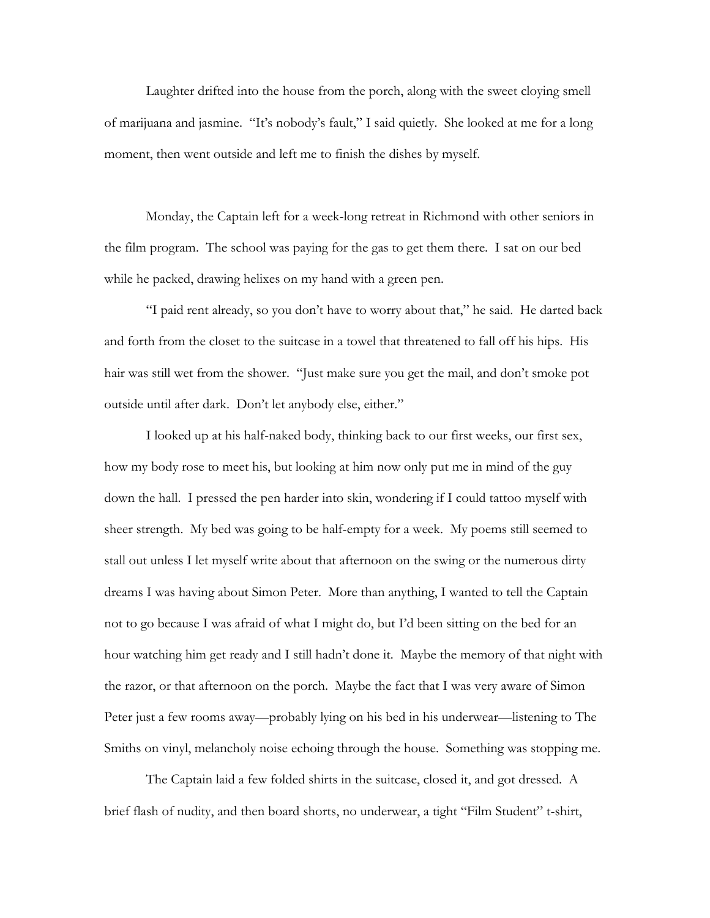Laughter drifted into the house from the porch, along with the sweet cloying smell of marijuana and jasmine. "It's nobody's fault," I said quietly. She looked at me for a long moment, then went outside and left me to finish the dishes by myself.

Monday, the Captain left for a week-long retreat in Richmond with other seniors in the film program. The school was paying for the gas to get them there. I sat on our bed while he packed, drawing helixes on my hand with a green pen.

"I paid rent already, so you don't have to worry about that," he said. He darted back and forth from the closet to the suitcase in a towel that threatened to fall off his hips. His hair was still wet from the shower. "Just make sure you get the mail, and don't smoke pot outside until after dark. Don't let anybody else, either."

I looked up at his half-naked body, thinking back to our first weeks, our first sex, how my body rose to meet his, but looking at him now only put me in mind of the guy down the hall. I pressed the pen harder into skin, wondering if I could tattoo myself with sheer strength. My bed was going to be half-empty for a week. My poems still seemed to stall out unless I let myself write about that afternoon on the swing or the numerous dirty dreams I was having about Simon Peter. More than anything, I wanted to tell the Captain not to go because I was afraid of what I might do, but I'd been sitting on the bed for an hour watching him get ready and I still hadn't done it. Maybe the memory of that night with the razor, or that afternoon on the porch. Maybe the fact that I was very aware of Simon Peter just a few rooms away—probably lying on his bed in his underwear—listening to The Smiths on vinyl, melancholy noise echoing through the house. Something was stopping me.

The Captain laid a few folded shirts in the suitcase, closed it, and got dressed. A brief flash of nudity, and then board shorts, no underwear, a tight "Film Student" t-shirt,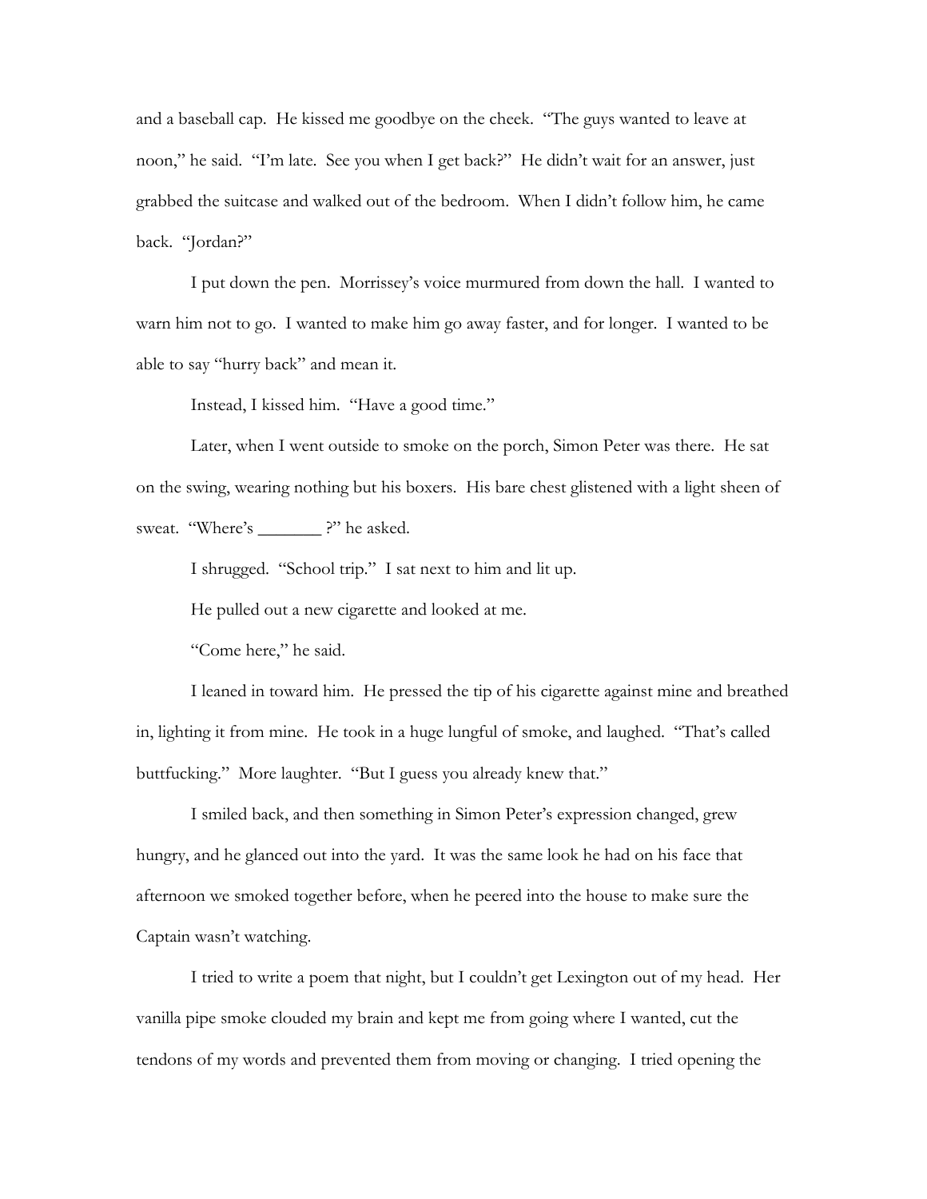and a baseball cap. He kissed me goodbye on the cheek. "The guys wanted to leave at noon," he said. "I'm late. See you when I get back?" He didn't wait for an answer, just grabbed the suitcase and walked out of the bedroom. When I didn't follow him, he came back. "Jordan?"

I put down the pen. Morrissey's voice murmured from down the hall. I wanted to warn him not to go. I wanted to make him go away faster, and for longer. I wanted to be able to say "hurry back" and mean it.

Instead, I kissed him. "Have a good time."

Later, when I went outside to smoke on the porch, Simon Peter was there. He sat on the swing, wearing nothing but his boxers. His bare chest glistened with a light sheen of sweat. "Where's _______ ?" he asked.

I shrugged. "School trip." I sat next to him and lit up.

He pulled out a new cigarette and looked at me.

"Come here," he said.

I leaned in toward him. He pressed the tip of his cigarette against mine and breathed in, lighting it from mine. He took in a huge lungful of smoke, and laughed. "That's called buttfucking." More laughter. "But I guess you already knew that."

I smiled back, and then something in Simon Peter's expression changed, grew hungry, and he glanced out into the yard. It was the same look he had on his face that afternoon we smoked together before, when he peered into the house to make sure the Captain wasn't watching.

I tried to write a poem that night, but I couldn't get Lexington out of my head. Her vanilla pipe smoke clouded my brain and kept me from going where I wanted, cut the tendons of my words and prevented them from moving or changing. I tried opening the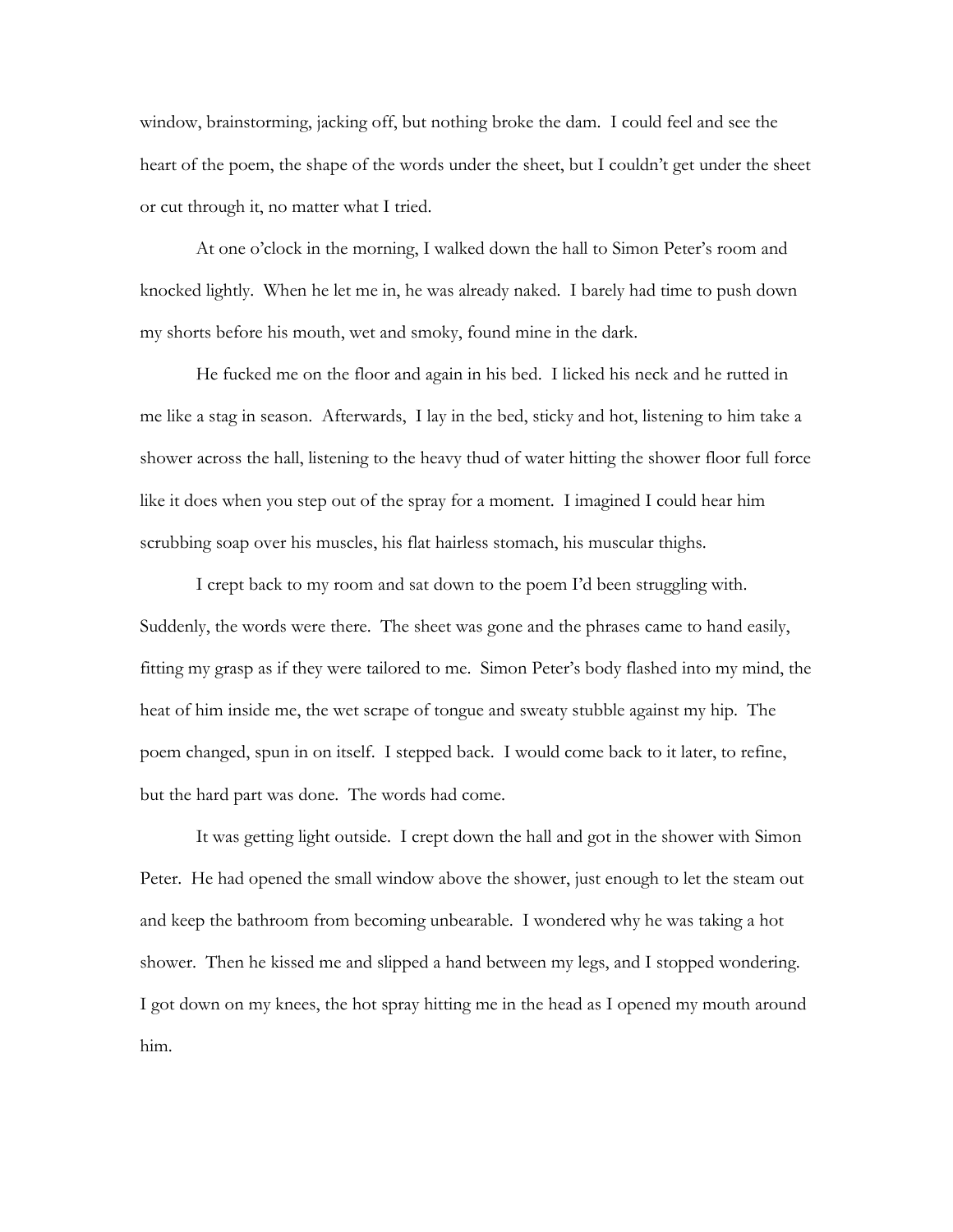window, brainstorming, jacking off, but nothing broke the dam. I could feel and see the heart of the poem, the shape of the words under the sheet, but I couldn't get under the sheet or cut through it, no matter what I tried.

At one o'clock in the morning, I walked down the hall to Simon Peter's room and knocked lightly. When he let me in, he was already naked. I barely had time to push down my shorts before his mouth, wet and smoky, found mine in the dark.

He fucked me on the floor and again in his bed. I licked his neck and he rutted in me like a stag in season. Afterwards, I lay in the bed, sticky and hot, listening to him take a shower across the hall, listening to the heavy thud of water hitting the shower floor full force like it does when you step out of the spray for a moment. I imagined I could hear him scrubbing soap over his muscles, his flat hairless stomach, his muscular thighs.

I crept back to my room and sat down to the poem I'd been struggling with. Suddenly, the words were there. The sheet was gone and the phrases came to hand easily, fitting my grasp as if they were tailored to me. Simon Peter's body flashed into my mind, the heat of him inside me, the wet scrape of tongue and sweaty stubble against my hip. The poem changed, spun in on itself. I stepped back. I would come back to it later, to refine, but the hard part was done. The words had come.

It was getting light outside. I crept down the hall and got in the shower with Simon Peter. He had opened the small window above the shower, just enough to let the steam out and keep the bathroom from becoming unbearable. I wondered why he was taking a hot shower. Then he kissed me and slipped a hand between my legs, and I stopped wondering. I got down on my knees, the hot spray hitting me in the head as I opened my mouth around him.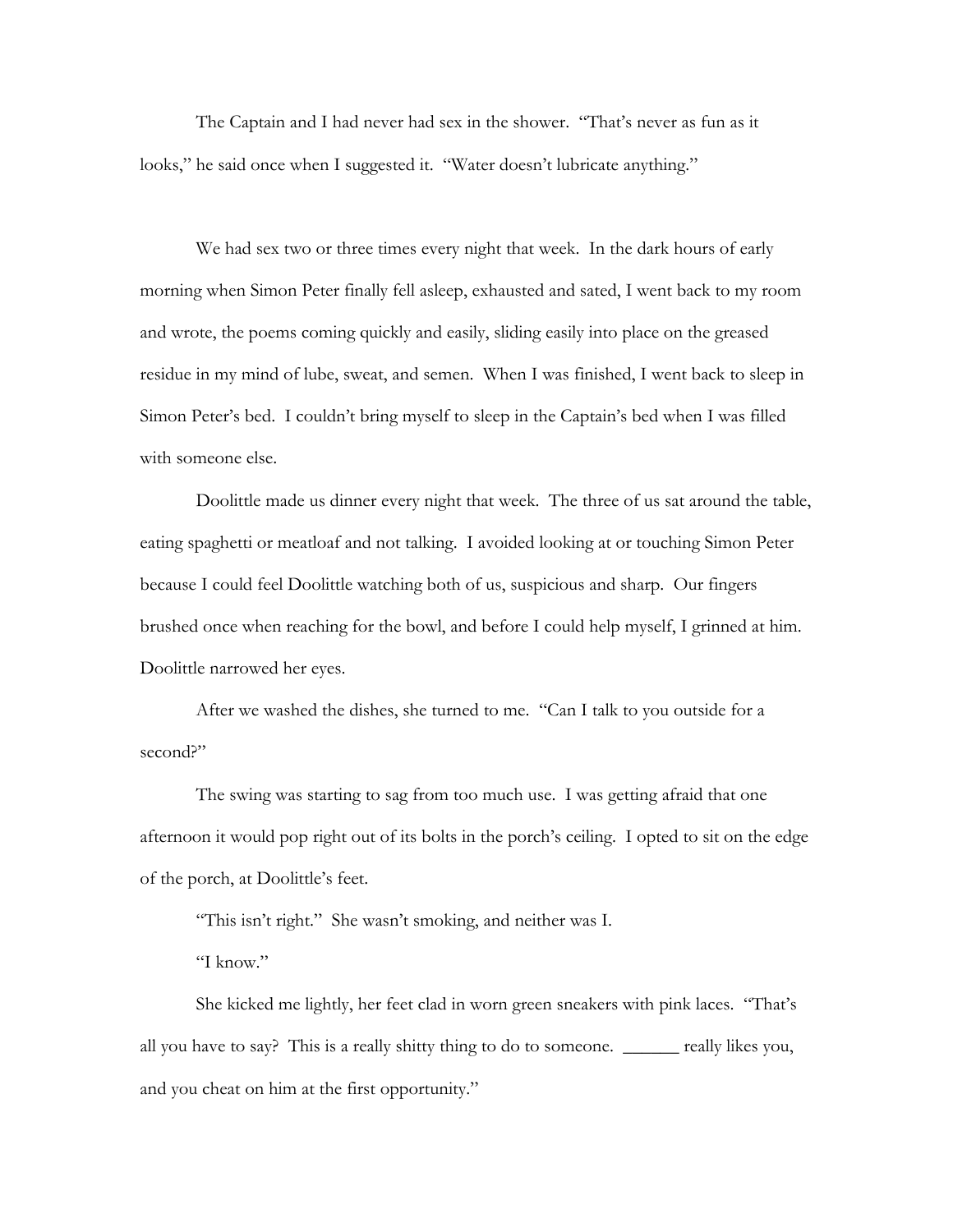The Captain and I had never had sex in the shower. "That's never as fun as it looks," he said once when I suggested it. "Water doesn't lubricate anything."

We had sex two or three times every night that week. In the dark hours of early morning when Simon Peter finally fell asleep, exhausted and sated, I went back to my room and wrote, the poems coming quickly and easily, sliding easily into place on the greased residue in my mind of lube, sweat, and semen. When I was finished, I went back to sleep in Simon Peter's bed. I couldn't bring myself to sleep in the Captain's bed when I was filled with someone else.

Doolittle made us dinner every night that week. The three of us sat around the table, eating spaghetti or meatloaf and not talking. I avoided looking at or touching Simon Peter because I could feel Doolittle watching both of us, suspicious and sharp. Our fingers brushed once when reaching for the bowl, and before I could help myself, I grinned at him. Doolittle narrowed her eyes.

After we washed the dishes, she turned to me. "Can I talk to you outside for a second?"

The swing was starting to sag from too much use. I was getting afraid that one afternoon it would pop right out of its bolts in the porch's ceiling. I opted to sit on the edge of the porch, at Doolittle's feet.

"This isn't right." She wasn't smoking, and neither was I.

"I know."

She kicked me lightly, her feet clad in worn green sneakers with pink laces. "That's all you have to say? This is a really shitty thing to do to someone. ______ really likes you, and you cheat on him at the first opportunity."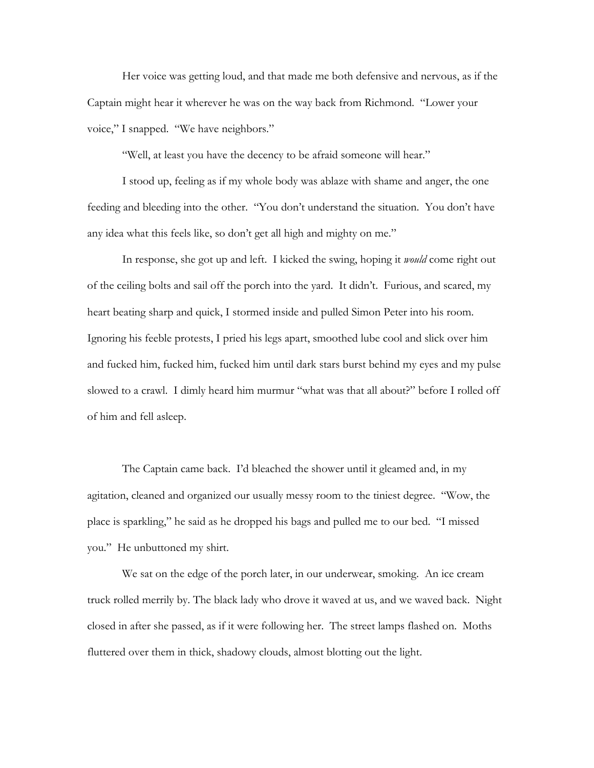Her voice was getting loud, and that made me both defensive and nervous, as if the Captain might hear it wherever he was on the way back from Richmond. "Lower your voice," I snapped. "We have neighbors."

"Well, at least you have the decency to be afraid someone will hear."

I stood up, feeling as if my whole body was ablaze with shame and anger, the one feeding and bleeding into the other. "You don't understand the situation. You don't have any idea what this feels like, so don't get all high and mighty on me."

In response, she got up and left. I kicked the swing, hoping it *would* come right out of the ceiling bolts and sail off the porch into the yard. It didn't. Furious, and scared, my heart beating sharp and quick, I stormed inside and pulled Simon Peter into his room. Ignoring his feeble protests, I pried his legs apart, smoothed lube cool and slick over him and fucked him, fucked him, fucked him until dark stars burst behind my eyes and my pulse slowed to a crawl. I dimly heard him murmur "what was that all about?" before I rolled off of him and fell asleep.

The Captain came back. I'd bleached the shower until it gleamed and, in my agitation, cleaned and organized our usually messy room to the tiniest degree. "Wow, the place is sparkling," he said as he dropped his bags and pulled me to our bed. "I missed you." He unbuttoned my shirt.

We sat on the edge of the porch later, in our underwear, smoking. An ice cream truck rolled merrily by. The black lady who drove it waved at us, and we waved back. Night closed in after she passed, as if it were following her. The street lamps flashed on. Moths fluttered over them in thick, shadowy clouds, almost blotting out the light.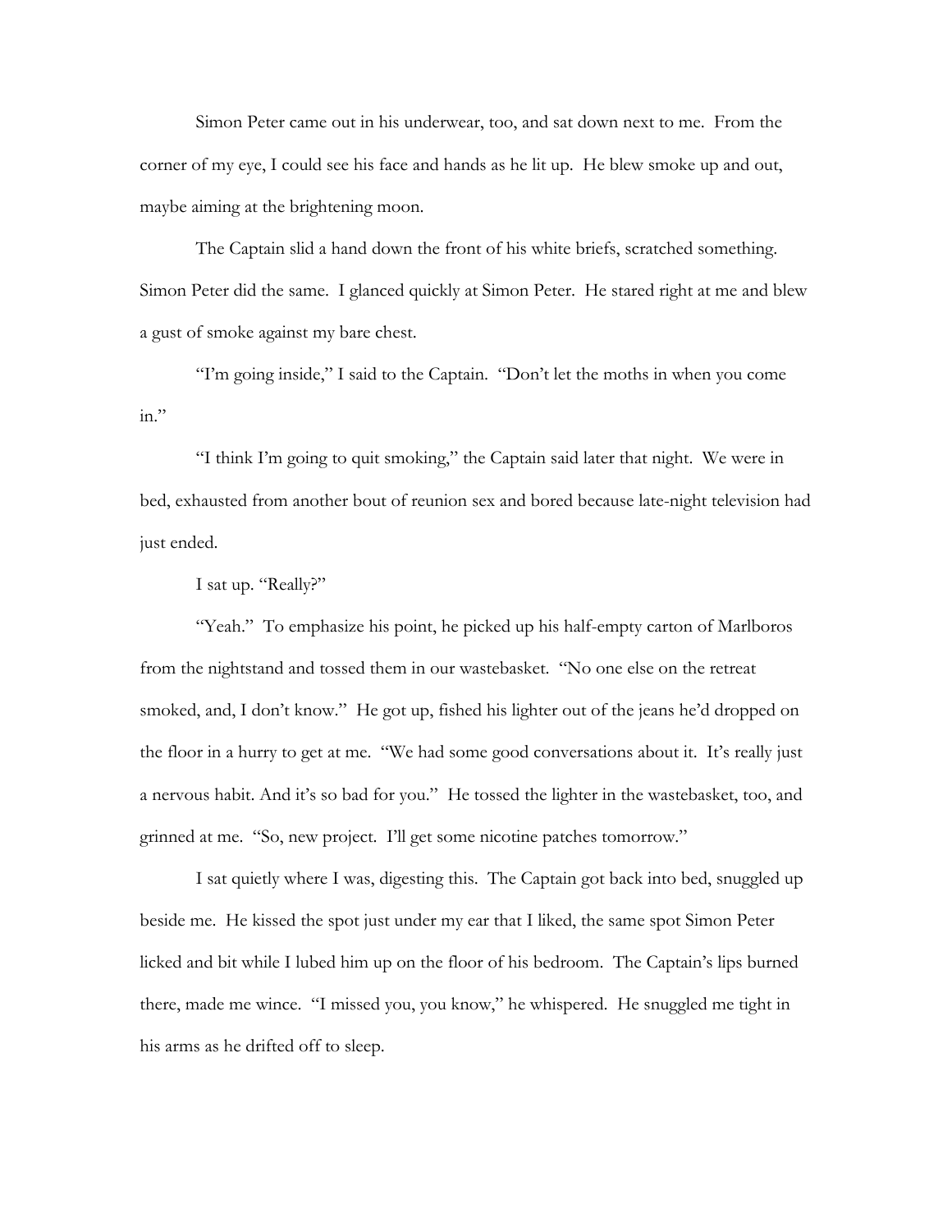Simon Peter came out in his underwear, too, and sat down next to me. From the corner of my eye, I could see his face and hands as he lit up. He blew smoke up and out, maybe aiming at the brightening moon.

The Captain slid a hand down the front of his white briefs, scratched something. Simon Peter did the same. I glanced quickly at Simon Peter. He stared right at me and blew a gust of smoke against my bare chest.

"I'm going inside," I said to the Captain. "Don't let the moths in when you come in."

"I think I'm going to quit smoking," the Captain said later that night. We were in bed, exhausted from another bout of reunion sex and bored because late-night television had just ended.

I sat up. "Really?"

"Yeah." To emphasize his point, he picked up his half-empty carton of Marlboros from the nightstand and tossed them in our wastebasket. "No one else on the retreat smoked, and, I don't know." He got up, fished his lighter out of the jeans he'd dropped on the floor in a hurry to get at me. "We had some good conversations about it. It's really just a nervous habit. And it's so bad for you." He tossed the lighter in the wastebasket, too, and grinned at me. "So, new project. I'll get some nicotine patches tomorrow."

I sat quietly where I was, digesting this. The Captain got back into bed, snuggled up beside me. He kissed the spot just under my ear that I liked, the same spot Simon Peter licked and bit while I lubed him up on the floor of his bedroom. The Captain's lips burned there, made me wince. "I missed you, you know," he whispered. He snuggled me tight in his arms as he drifted off to sleep.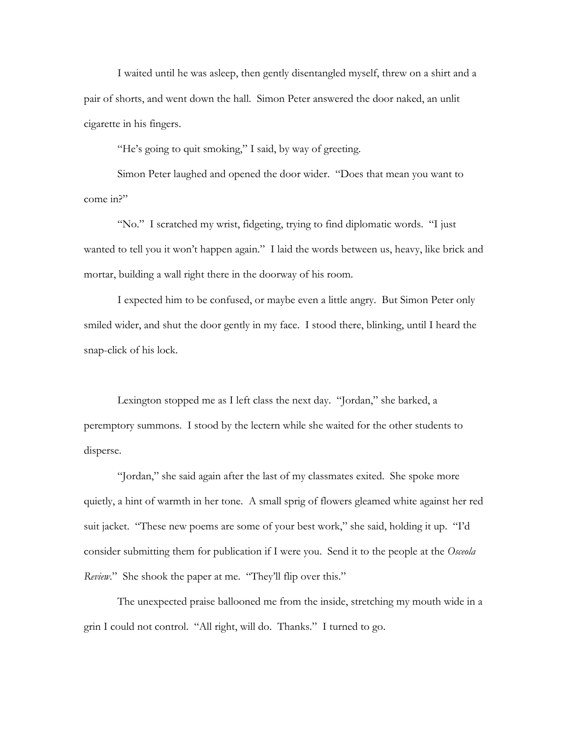I waited until he was asleep, then gently disentangled myself, threw on a shirt and a pair of shorts, and went down the hall. Simon Peter answered the door naked, an unlit cigarette in his fingers.

"He's going to quit smoking," I said, by way of greeting.

Simon Peter laughed and opened the door wider. "Does that mean you want to come in?"

"No." I scratched my wrist, fidgeting, trying to find diplomatic words. "I just wanted to tell you it won't happen again." I laid the words between us, heavy, like brick and mortar, building a wall right there in the doorway of his room.

I expected him to be confused, or maybe even a little angry. But Simon Peter only smiled wider, and shut the door gently in my face. I stood there, blinking, until I heard the snap-click of his lock.

Lexington stopped me as I left class the next day. "Jordan," she barked, a peremptory summons. I stood by the lectern while she waited for the other students to disperse.

"Jordan," she said again after the last of my classmates exited. She spoke more quietly, a hint of warmth in her tone. A small sprig of flowers gleamed white against her red suit jacket. "These new poems are some of your best work," she said, holding it up. "I'd consider submitting them for publication if I were you. Send it to the people at the *Osceola Review*." She shook the paper at me. "They'll flip over this."

The unexpected praise ballooned me from the inside, stretching my mouth wide in a grin I could not control. "All right, will do. Thanks." I turned to go.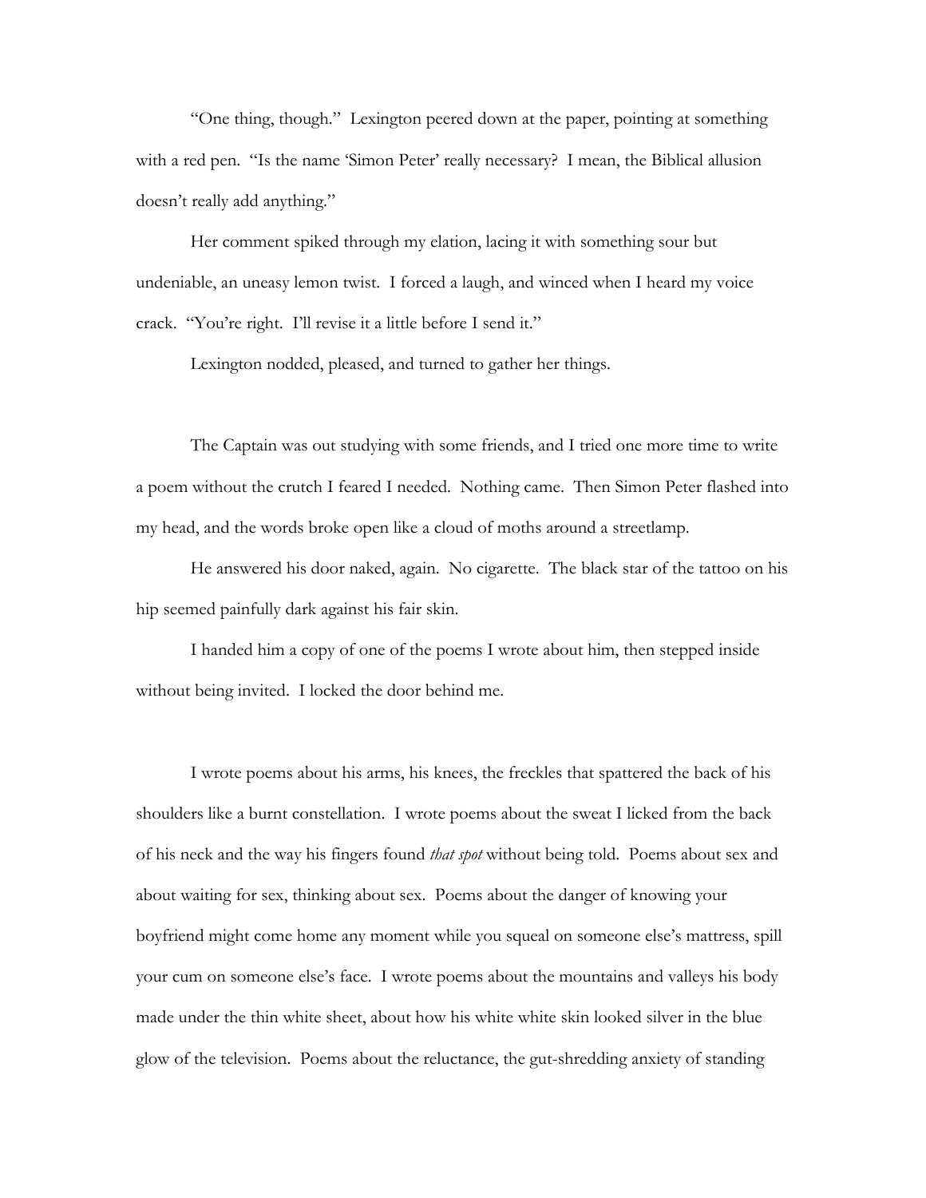"One thing, though." Lexington peered down at the paper, pointing at something with a red pen. "Is the name 'Simon Peter' really necessary? I mean, the Biblical allusion doesn't really add anything."

Her comment spiked through my elation, lacing it with something sour but undeniable, an uneasy lemon twist. I forced a laugh, and winced when I heard my voice crack. "You're right. I'll revise it a little before I send it."

Lexington nodded, pleased, and turned to gather her things.

The Captain was out studying with some friends, and I tried one more time to write a poem without the crutch I feared I needed. Nothing came. Then Simon Peter flashed into my head, and the words broke open like a cloud of moths around a streetlamp.

He answered his door naked, again. No cigarette. The black star of the tattoo on his hip seemed painfully dark against his fair skin.

I handed him a copy of one of the poems I wrote about him, then stepped inside without being invited. I locked the door behind me.

I wrote poems about his arms, his knees, the freckles that spattered the back of his shoulders like a burnt constellation. I wrote poems about the sweat I licked from the back of his neck and the way his fingers found *that spot* without being told. Poems about sex and about waiting for sex, thinking about sex. Poems about the danger of knowing your boyfriend might come home any moment while you squeal on someone else's mattress, spill your cum on someone else's face. I wrote poems about the mountains and valleys his body made under the thin white sheet, about how his white white skin looked silver in the blue glow of the television. Poems about the reluctance, the gut-shredding anxiety of standing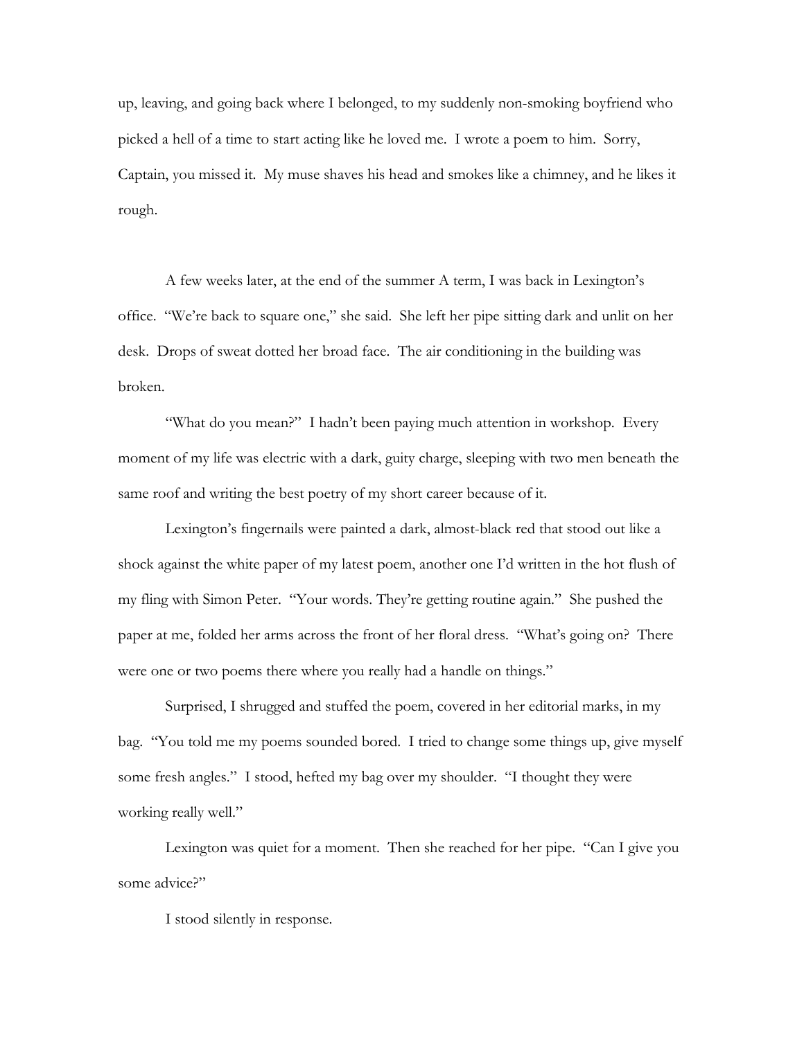up, leaving, and going back where I belonged, to my suddenly non-smoking boyfriend who picked a hell of a time to start acting like he loved me. I wrote a poem to him. Sorry, Captain, you missed it. My muse shaves his head and smokes like a chimney, and he likes it rough.

A few weeks later, at the end of the summer A term, I was back in Lexington's office. "We're back to square one," she said. She left her pipe sitting dark and unlit on her desk. Drops of sweat dotted her broad face. The air conditioning in the building was broken.

"What do you mean?" I hadn't been paying much attention in workshop. Every moment of my life was electric with a dark, guity charge, sleeping with two men beneath the same roof and writing the best poetry of my short career because of it.

Lexington's fingernails were painted a dark, almost-black red that stood out like a shock against the white paper of my latest poem, another one I'd written in the hot flush of my fling with Simon Peter. "Your words. They're getting routine again." She pushed the paper at me, folded her arms across the front of her floral dress. "What's going on? There were one or two poems there where you really had a handle on things."

Surprised, I shrugged and stuffed the poem, covered in her editorial marks, in my bag. "You told me my poems sounded bored. I tried to change some things up, give myself some fresh angles." I stood, hefted my bag over my shoulder. "I thought they were working really well."

Lexington was quiet for a moment. Then she reached for her pipe. "Can I give you some advice?"

I stood silently in response.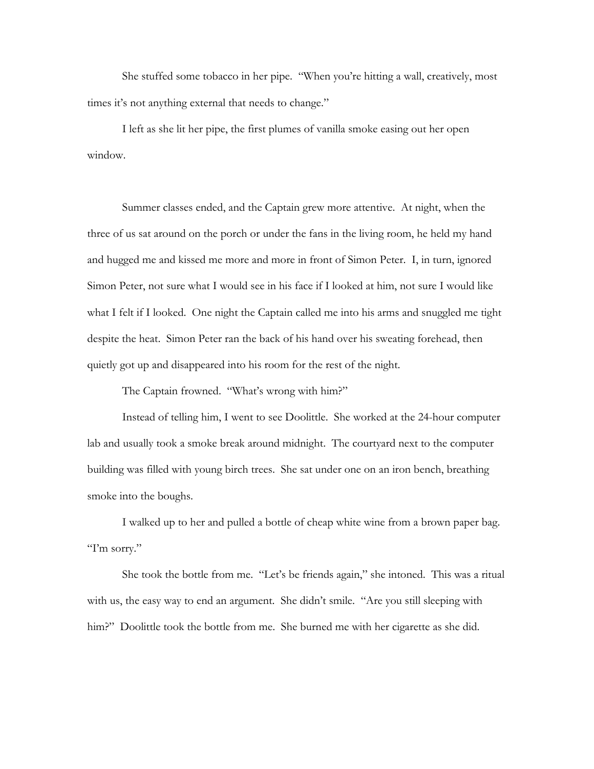She stuffed some tobacco in her pipe. "When you're hitting a wall, creatively, most times it's not anything external that needs to change."

I left as she lit her pipe, the first plumes of vanilla smoke easing out her open window.

Summer classes ended, and the Captain grew more attentive. At night, when the three of us sat around on the porch or under the fans in the living room, he held my hand and hugged me and kissed me more and more in front of Simon Peter. I, in turn, ignored Simon Peter, not sure what I would see in his face if I looked at him, not sure I would like what I felt if I looked. One night the Captain called me into his arms and snuggled me tight despite the heat. Simon Peter ran the back of his hand over his sweating forehead, then quietly got up and disappeared into his room for the rest of the night.

The Captain frowned. "What's wrong with him?"

Instead of telling him, I went to see Doolittle. She worked at the 24-hour computer lab and usually took a smoke break around midnight. The courtyard next to the computer building was filled with young birch trees. She sat under one on an iron bench, breathing smoke into the boughs.

I walked up to her and pulled a bottle of cheap white wine from a brown paper bag. "I'm sorry."

She took the bottle from me. "Let's be friends again," she intoned. This was a ritual with us, the easy way to end an argument. She didn't smile. "Are you still sleeping with him?" Doolittle took the bottle from me. She burned me with her cigarette as she did.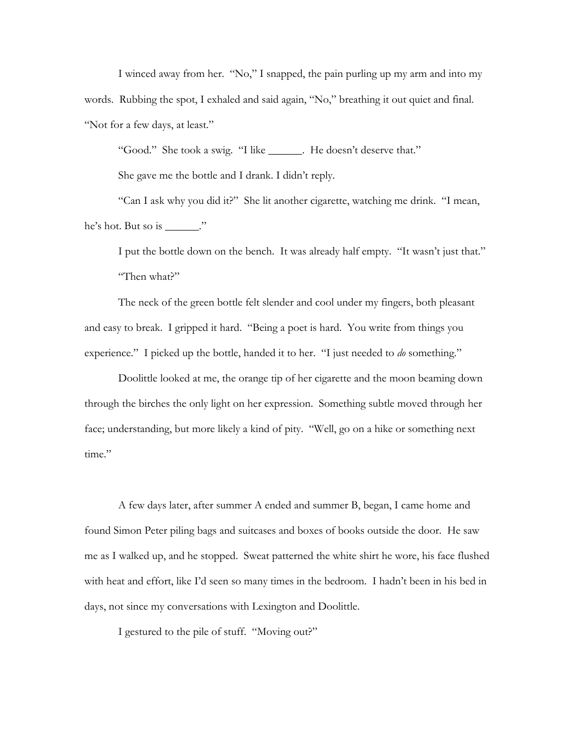I winced away from her. "No," I snapped, the pain purling up my arm and into my words. Rubbing the spot, I exhaled and said again, "No," breathing it out quiet and final. "Not for a few days, at least."

"Good." She took a swig. "I like ______. He doesn't deserve that."

She gave me the bottle and I drank. I didn't reply.

"Can I ask why you did it?" She lit another cigarette, watching me drink. "I mean, he's hot. But so is ______."

I put the bottle down on the bench. It was already half empty. "It wasn't just that."

"Then what?"

The neck of the green bottle felt slender and cool under my fingers, both pleasant and easy to break. I gripped it hard. "Being a poet is hard. You write from things you experience." I picked up the bottle, handed it to her. "I just needed to *do* something."

Doolittle looked at me, the orange tip of her cigarette and the moon beaming down through the birches the only light on her expression. Something subtle moved through her face; understanding, but more likely a kind of pity. "Well, go on a hike or something next time."

A few days later, after summer A ended and summer B, began, I came home and found Simon Peter piling bags and suitcases and boxes of books outside the door. He saw me as I walked up, and he stopped. Sweat patterned the white shirt he wore, his face flushed with heat and effort, like I'd seen so many times in the bedroom. I hadn't been in his bed in days, not since my conversations with Lexington and Doolittle.

I gestured to the pile of stuff. "Moving out?"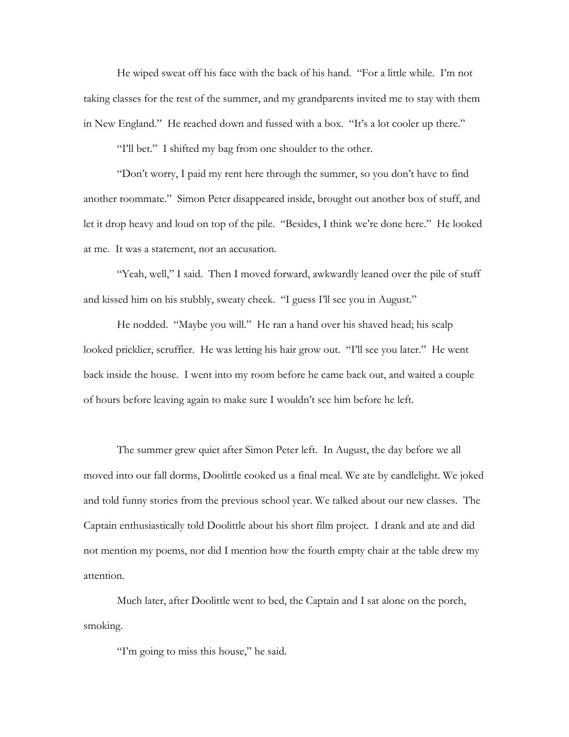He wiped sweat off his face with the back of his hand. "For a little while. I'm not taking classes for the rest of the summer, and my grandparents invited me to stay with them in New England." He reached down and fussed with a box. "It's a lot cooler up there."

"I'll bet." I shifted my bag from one shoulder to the other.

"Don't worry, I paid my rent here through the summer, so you don't have to find another roommate." Simon Peter disappeared inside, brought out another box of stuff, and let it drop heavy and loud on top of the pile. "Besides, I think we're done here." He looked at me. It was a statement, not an accusation.

"Yeah, well," I said. Then I moved forward, awkwardly leaned over the pile of stuff and kissed him on his stubbly, sweaty cheek. "I guess I'll see you in August."

He nodded. "Maybe you will." He ran a hand over his shaved head; his scalp looked pricklier, scruffier. He was letting his hair grow out. "I'll see you later." He went back inside the house. I went into my room before he came back out, and waited a couple of hours before leaving again to make sure I wouldn't see him before he left.

The summer grew quiet after Simon Peter left. In August, the day before we all moved into our fall dorms, Doolittle cooked us a final meal. We ate by candlelight. We joked and told funny stories from the previous school year. We talked about our new classes. The Captain enthusiastically told Doolittle about his short film project. I drank and ate and did not mention my poems, nor did I mention how the fourth empty chair at the table drew my attention.

Much later, after Doolittle went to bed, the Captain and I sat alone on the porch, smoking.

"I'm going to miss this house," he said.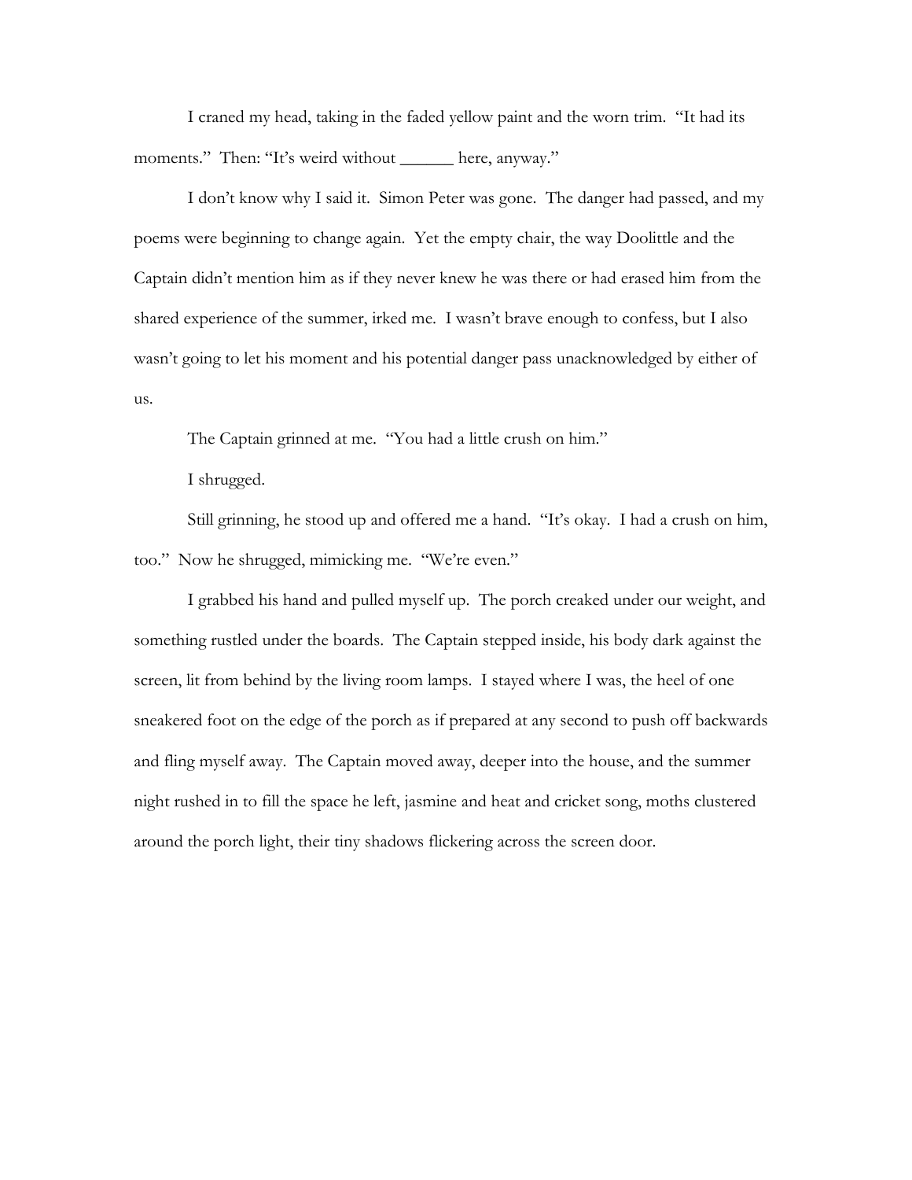I craned my head, taking in the faded yellow paint and the worn trim. "It had its moments." Then: "It's weird without ______ here, anyway."

I don't know why I said it. Simon Peter was gone. The danger had passed, and my poems were beginning to change again. Yet the empty chair, the way Doolittle and the Captain didn't mention him as if they never knew he was there or had erased him from the shared experience of the summer, irked me. I wasn't brave enough to confess, but I also wasn't going to let his moment and his potential danger pass unacknowledged by either of us.

The Captain grinned at me. "You had a little crush on him."

I shrugged.

Still grinning, he stood up and offered me a hand. "It's okay. I had a crush on him, too." Now he shrugged, mimicking me. "We're even."

I grabbed his hand and pulled myself up. The porch creaked under our weight, and something rustled under the boards. The Captain stepped inside, his body dark against the screen, lit from behind by the living room lamps. I stayed where I was, the heel of one sneakered foot on the edge of the porch as if prepared at any second to push off backwards and fling myself away. The Captain moved away, deeper into the house, and the summer night rushed in to fill the space he left, jasmine and heat and cricket song, moths clustered around the porch light, their tiny shadows flickering across the screen door.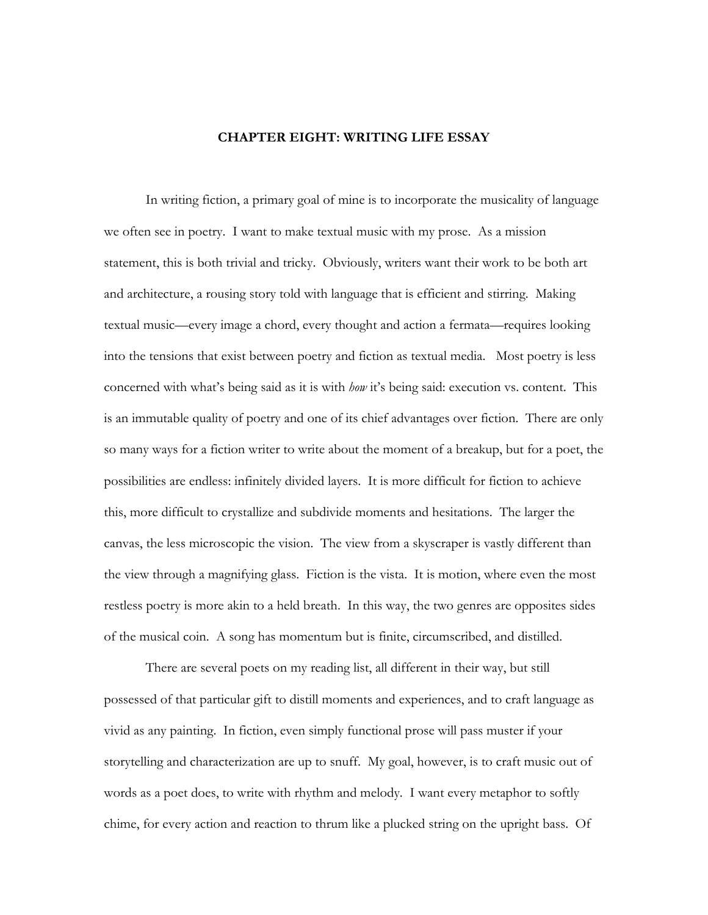# CHAPTER EIGHT: WRITING LIFE ESSAY

In writing fiction, a primary goal of mine is to incorporate the musicality of language we often see in poetry. I want to make textual music with my prose. As a mission statement, this is both trivial and tricky. Obviously, writers want their work to be both art and architecture, a rousing story told with language that is efficient and stirring. Making textual music—every image a chord, every thought and action a fermata—requires looking into the tensions that exist between poetry and fiction as textual media. Most poetry is less concerned with what's being said as it is with *how* it's being said: execution vs. content. This is an immutable quality of poetry and one of its chief advantages over fiction. There are only so many ways for a fiction writer to write about the moment of a breakup, but for a poet, the possibilities are endless: infinitely divided layers. It is more difficult for fiction to achieve this, more difficult to crystallize and subdivide moments and hesitations. The larger the canvas, the less microscopic the vision. The view from a skyscraper is vastly different than the view through a magnifying glass. Fiction is the vista. It is motion, where even the most restless poetry is more akin to a held breath. In this way, the two genres are opposites sides of the musical coin. A song has momentum but is finite, circumscribed, and distilled.

There are several poets on my reading list, all different in their way, but still possessed of that particular gift to distill moments and experiences, and to craft language as vivid as any painting. In fiction, even simply functional prose will pass muster if your storytelling and characterization are up to snuff. My goal, however, is to craft music out of words as a poet does, to write with rhythm and melody. I want every metaphor to softly chime, for every action and reaction to thrum like a plucked string on the upright bass. Of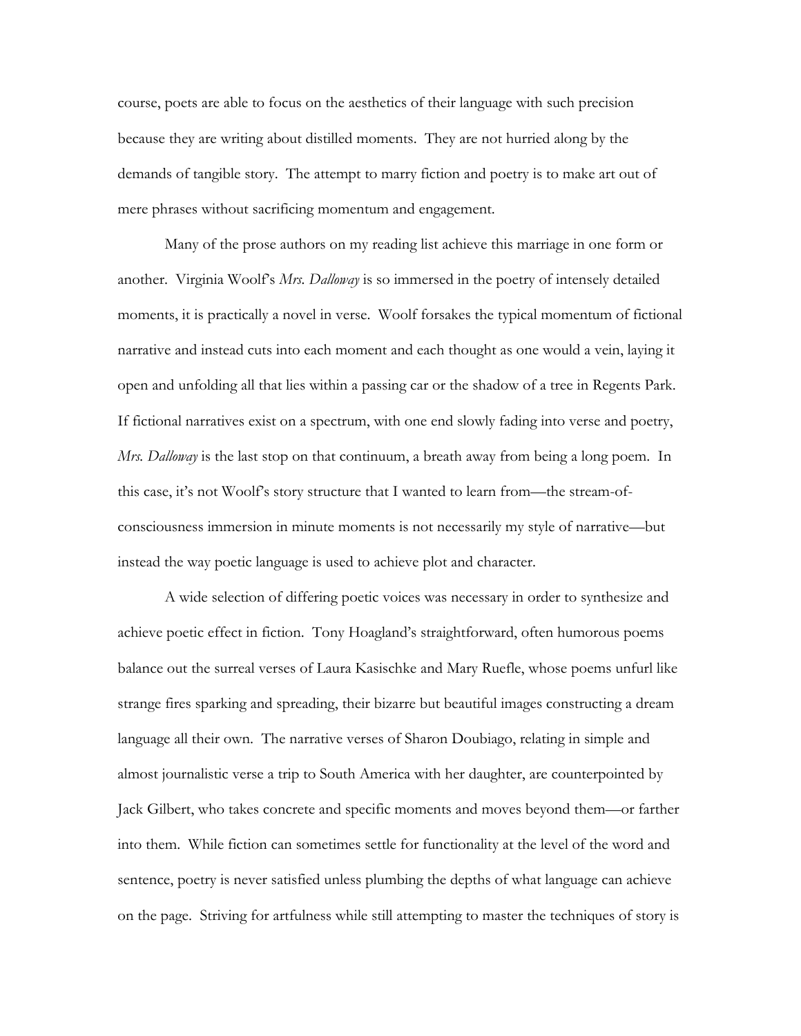course, poets are able to focus on the aesthetics of their language with such precision because they are writing about distilled moments. They are not hurried along by the demands of tangible story. The attempt to marry fiction and poetry is to make art out of mere phrases without sacrificing momentum and engagement.

Many of the prose authors on my reading list achieve this marriage in one form or another. Virginia Woolf's *Mrs. Dalloway* is so immersed in the poetry of intensely detailed moments, it is practically a novel in verse. Woolf forsakes the typical momentum of fictional narrative and instead cuts into each moment and each thought as one would a vein, laying it open and unfolding all that lies within a passing car or the shadow of a tree in Regents Park. If fictional narratives exist on a spectrum, with one end slowly fading into verse and poetry, *Mrs. Dalloway* is the last stop on that continuum, a breath away from being a long poem. In this case, it's not Woolf's story structure that I wanted to learn from—the stream-of-consciousness immersion in minute moments is not necessarily my style of narrative—but instead the way poetic language is used to achieve plot and character.

A wide selection of differing poetic voices was necessary in order to synthesize and achieve poetic effect in fiction. Tony Hoagland's straightforward, often humorous poems balance out the surreal verses of Laura Kasischke and Mary Ruefle, whose poems unfurl like strange fires sparking and spreading, their bizarre but beautiful images constructing a dream language all their own. The narrative verses of Sharon Doubiago, relating in simple and almost journalistic verse a trip to South America with her daughter, are counterpointed by Jack Gilbert, who takes concrete and specific moments and moves beyond them—or farther into them. While fiction can sometimes settle for functionality at the level of the word and sentence, poetry is never satisfied unless plumbing the depths of what language can achieve on the page. Striving for artfulness while still attempting to master the techniques of story is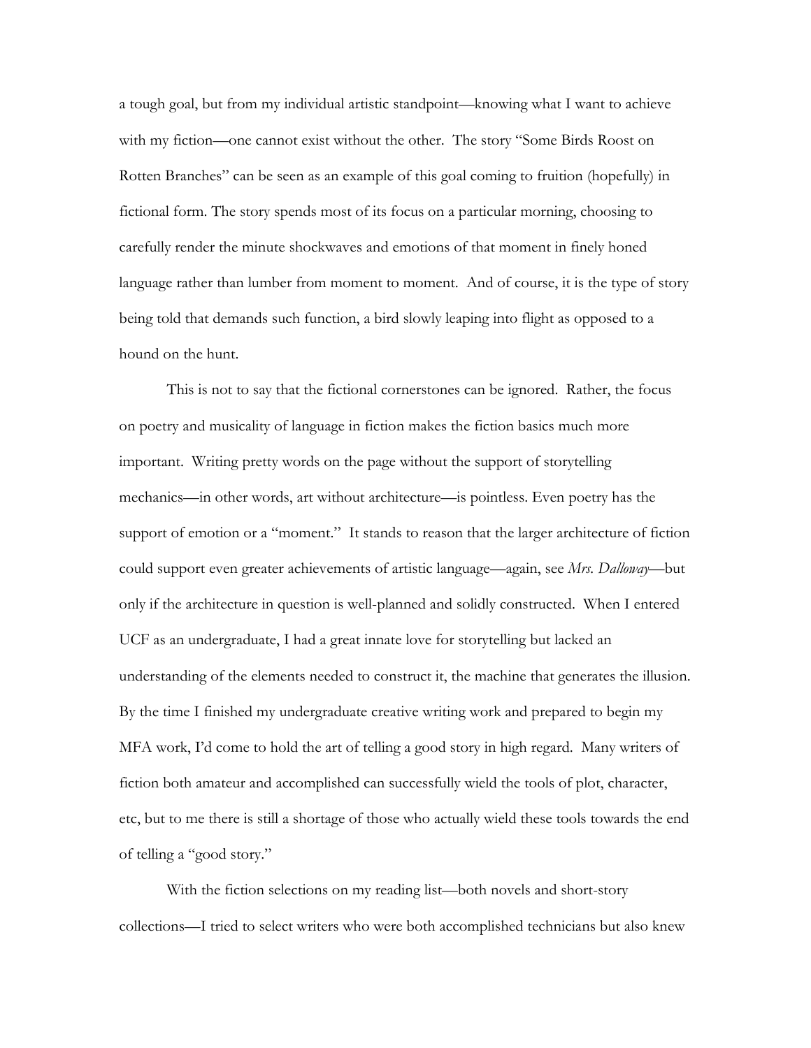a tough goal, but from my individual artistic standpoint—knowing what I want to achieve with my fiction—one cannot exist without the other. The story "Some Birds Roost on Rotten Branches" can be seen as an example of this goal coming to fruition (hopefully) in fictional form. The story spends most of its focus on a particular morning, choosing to carefully render the minute shockwaves and emotions of that moment in finely honed language rather than lumber from moment to moment. And of course, it is the type of story being told that demands such function, a bird slowly leaping into flight as opposed to a hound on the hunt.

This is not to say that the fictional cornerstones can be ignored. Rather, the focus on poetry and musicality of language in fiction makes the fiction basics much more important. Writing pretty words on the page without the support of storytelling mechanics—in other words, art without architecture—is pointless. Even poetry has the support of emotion or a "moment." It stands to reason that the larger architecture of fiction could support even greater achievements of artistic language—again, see *Mrs. Dalloway*—but only if the architecture in question is well-planned and solidly constructed. When I entered UCF as an undergraduate, I had a great innate love for storytelling but lacked an understanding of the elements needed to construct it, the machine that generates the illusion. By the time I finished my undergraduate creative writing work and prepared to begin my MFA work, I'd come to hold the art of telling a good story in high regard. Many writers of fiction both amateur and accomplished can successfully wield the tools of plot, character, etc, but to me there is still a shortage of those who actually wield these tools towards the end of telling a "good story."

With the fiction selections on my reading list—both novels and short-story collections—I tried to select writers who were both accomplished technicians but also knew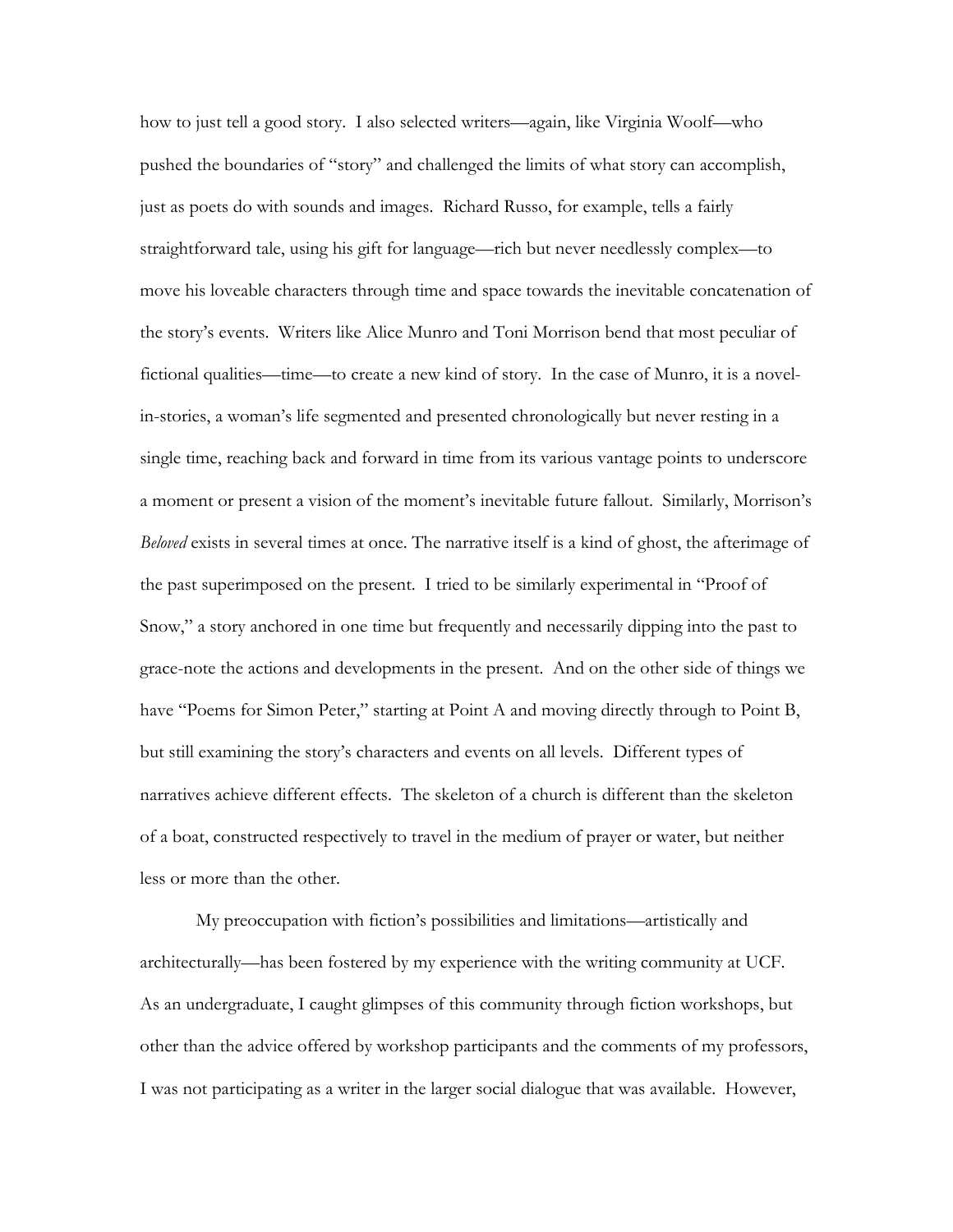how to just tell a good story. I also selected writers—again, like Virginia Woolf—who pushed the boundaries of "story" and challenged the limits of what story can accomplish, just as poets do with sounds and images. Richard Russo, for example, tells a fairly straightforward tale, using his gift for language—rich but never needlessly complex—to move his loveable characters through time and space towards the inevitable concatenation of the story's events. Writers like Alice Munro and Toni Morrison bend that most peculiar of fictional qualities—time—to create a new kind of story. In the case of Munro, it is a novel-in-stories, a woman's life segmented and presented chronologically but never resting in a single time, reaching back and forward in time from its various vantage points to underscore a moment or present a vision of the moment's inevitable future fallout. Similarly, Morrison's *Beloved* exists in several times at once. The narrative itself is a kind of ghost, the afterimage of the past superimposed on the present. I tried to be similarly experimental in "Proof of Snow," a story anchored in one time but frequently and necessarily dipping into the past to grace-note the actions and developments in the present. And on the other side of things we have "Poems for Simon Peter," starting at Point A and moving directly through to Point B, but still examining the story's characters and events on all levels. Different types of narratives achieve different effects. The skeleton of a church is different than the skeleton of a boat, constructed respectively to travel in the medium of prayer or water, but neither less or more than the other.

My preoccupation with fiction's possibilities and limitations—artistically and architecturally—has been fostered by my experience with the writing community at UCF. As an undergraduate, I caught glimpses of this community through fiction workshops, but other than the advice offered by workshop participants and the comments of my professors, I was not participating as a writer in the larger social dialogue that was available. However,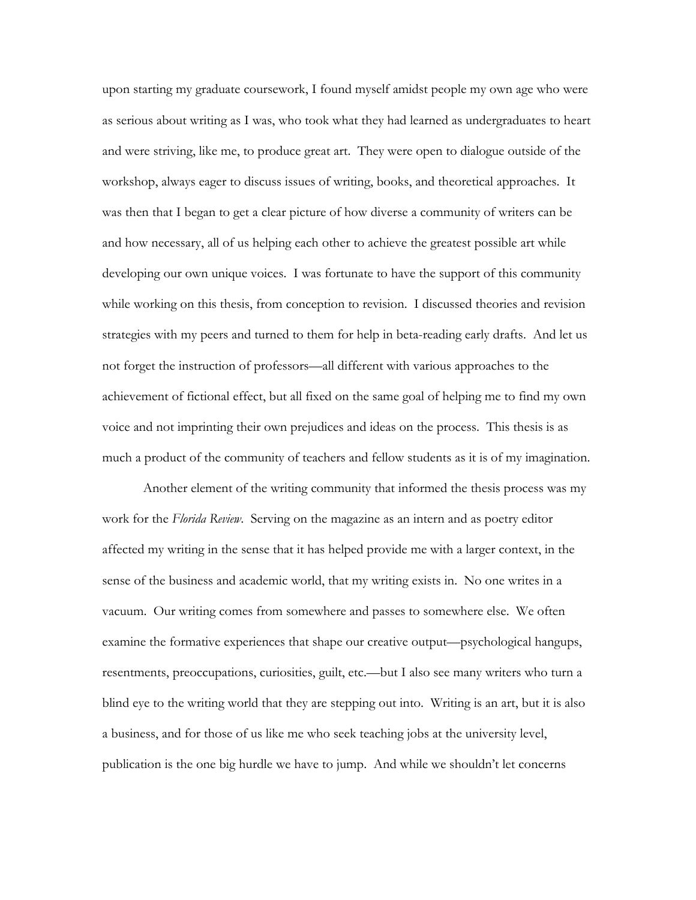upon starting my graduate coursework, I found myself amidst people my own age who were as serious about writing as I was, who took what they had learned as undergraduates to heart and were striving, like me, to produce great art. They were open to dialogue outside of the workshop, always eager to discuss issues of writing, books, and theoretical approaches. It was then that I began to get a clear picture of how diverse a community of writers can be and how necessary, all of us helping each other to achieve the greatest possible art while developing our own unique voices. I was fortunate to have the support of this community while working on this thesis, from conception to revision. I discussed theories and revision strategies with my peers and turned to them for help in beta-reading early drafts. And let us not forget the instruction of professors—all different with various approaches to the achievement of fictional effect, but all fixed on the same goal of helping me to find my own voice and not imprinting their own prejudices and ideas on the process. This thesis is as much a product of the community of teachers and fellow students as it is of my imagination.

Another element of the writing community that informed the thesis process was my work for the *Florida Review*. Serving on the magazine as an intern and as poetry editor affected my writing in the sense that it has helped provide me with a larger context, in the sense of the business and academic world, that my writing exists in. No one writes in a vacuum. Our writing comes from somewhere and passes to somewhere else. We often examine the formative experiences that shape our creative output—psychological hangups, resentments, preoccupations, curiosities, guilt, etc.—but I also see many writers who turn a blind eye to the writing world that they are stepping out into. Writing is an art, but it is also a business, and for those of us like me who seek teaching jobs at the university level, publication is the one big hurdle we have to jump. And while we shouldn't let concerns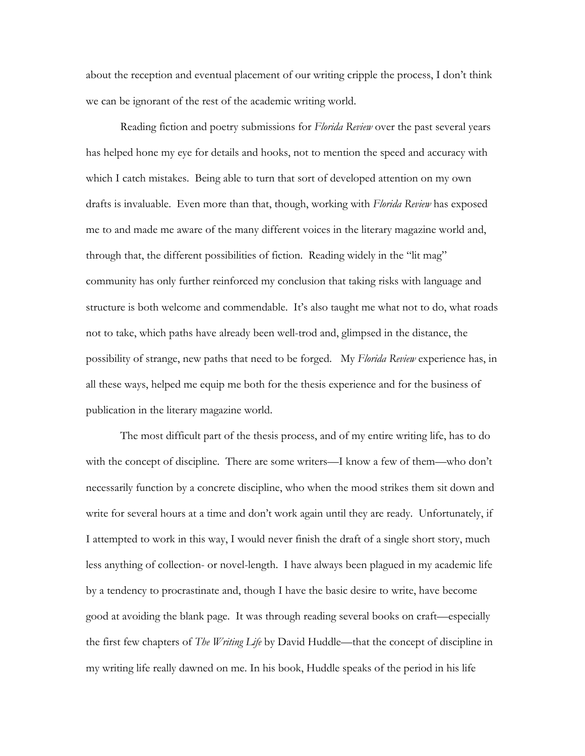about the reception and eventual placement of our writing cripple the process, I don't think we can be ignorant of the rest of the academic writing world.

Reading fiction and poetry submissions for *Florida Review* over the past several years has helped hone my eye for details and hooks, not to mention the speed and accuracy with which I catch mistakes. Being able to turn that sort of developed attention on my own drafts is invaluable. Even more than that, though, working with *Florida Review* has exposed me to and made me aware of the many different voices in the literary magazine world and, through that, the different possibilities of fiction. Reading widely in the "lit mag" community has only further reinforced my conclusion that taking risks with language and structure is both welcome and commendable. It's also taught me what not to do, what roads not to take, which paths have already been well-trod and, glimpsed in the distance, the possibility of strange, new paths that need to be forged. My *Florida Review* experience has, in all these ways, helped me equip me both for the thesis experience and for the business of publication in the literary magazine world.

The most difficult part of the thesis process, and of my entire writing life, has to do with the concept of discipline. There are some writers—I know a few of them—who don't necessarily function by a concrete discipline, who when the mood strikes them sit down and write for several hours at a time and don't work again until they are ready. Unfortunately, if I attempted to work in this way, I would never finish the draft of a single short story, much less anything of collection- or novel-length. I have always been plagued in my academic life by a tendency to procrastinate and, though I have the basic desire to write, have become good at avoiding the blank page. It was through reading several books on craft—especially the first few chapters of *The Writing Life* by David Huddle—that the concept of discipline in my writing life really dawned on me. In his book, Huddle speaks of the period in his life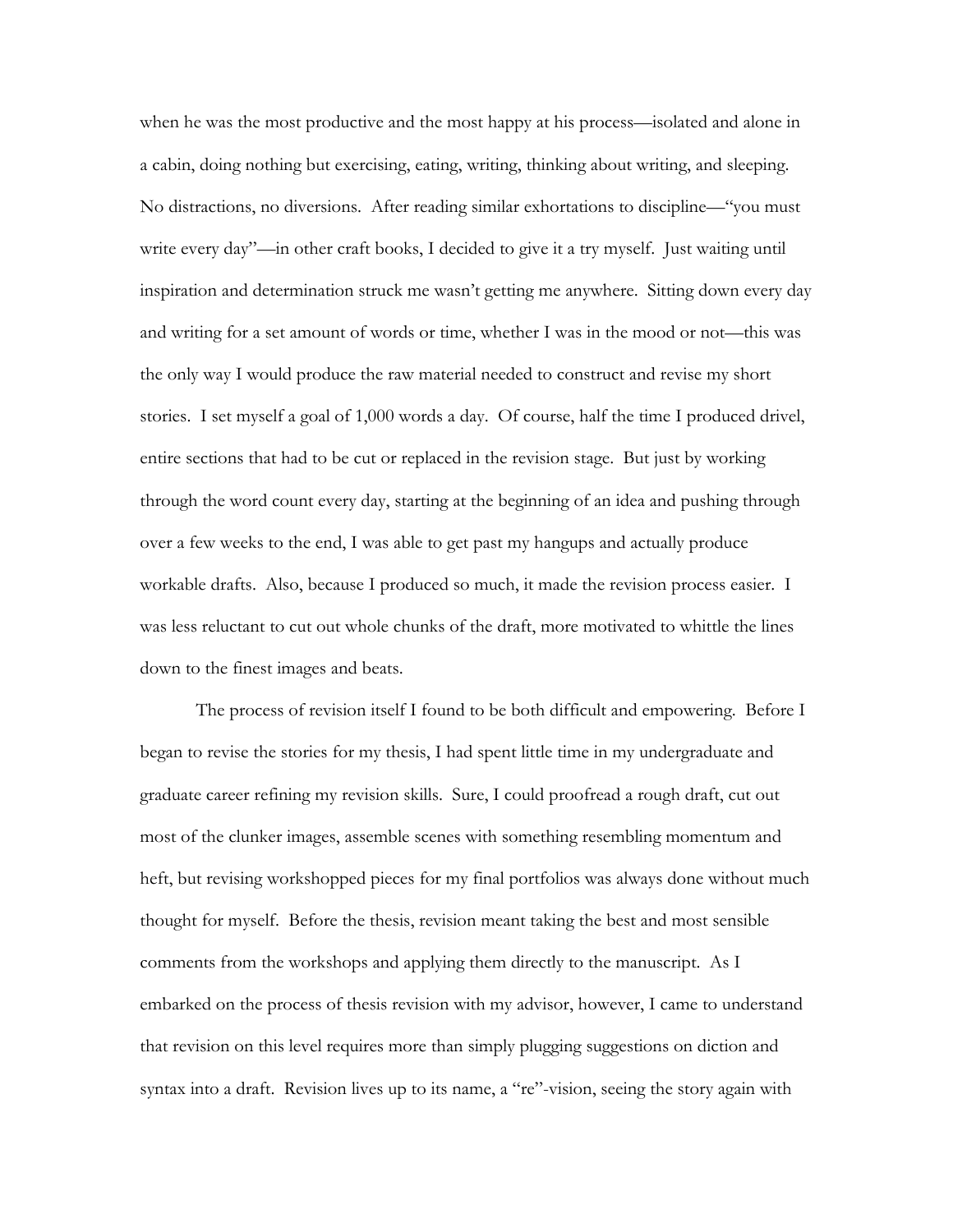when he was the most productive and the most happy at his process—isolated and alone in a cabin, doing nothing but exercising, eating, writing, thinking about writing, and sleeping. No distractions, no diversions. After reading similar exhortations to discipline—"you must write every day"—in other craft books, I decided to give it a try myself. Just waiting until inspiration and determination struck me wasn't getting me anywhere. Sitting down every day and writing for a set amount of words or time, whether I was in the mood or not—this was the only way I would produce the raw material needed to construct and revise my short stories. I set myself a goal of 1,000 words a day. Of course, half the time I produced drivel, entire sections that had to be cut or replaced in the revision stage. But just by working through the word count every day, starting at the beginning of an idea and pushing through over a few weeks to the end, I was able to get past my hangups and actually produce workable drafts. Also, because I produced so much, it made the revision process easier. I was less reluctant to cut out whole chunks of the draft, more motivated to whittle the lines down to the finest images and beats.

The process of revision itself I found to be both difficult and empowering. Before I began to revise the stories for my thesis, I had spent little time in my undergraduate and graduate career refining my revision skills. Sure, I could proofread a rough draft, cut out most of the clunker images, assemble scenes with something resembling momentum and heft, but revising workshopped pieces for my final portfolios was always done without much thought for myself. Before the thesis, revision meant taking the best and most sensible comments from the workshops and applying them directly to the manuscript. As I embarked on the process of thesis revision with my advisor, however, I came to understand that revision on this level requires more than simply plugging suggestions on diction and syntax into a draft. Revision lives up to its name, a "re"-vision, seeing the story again with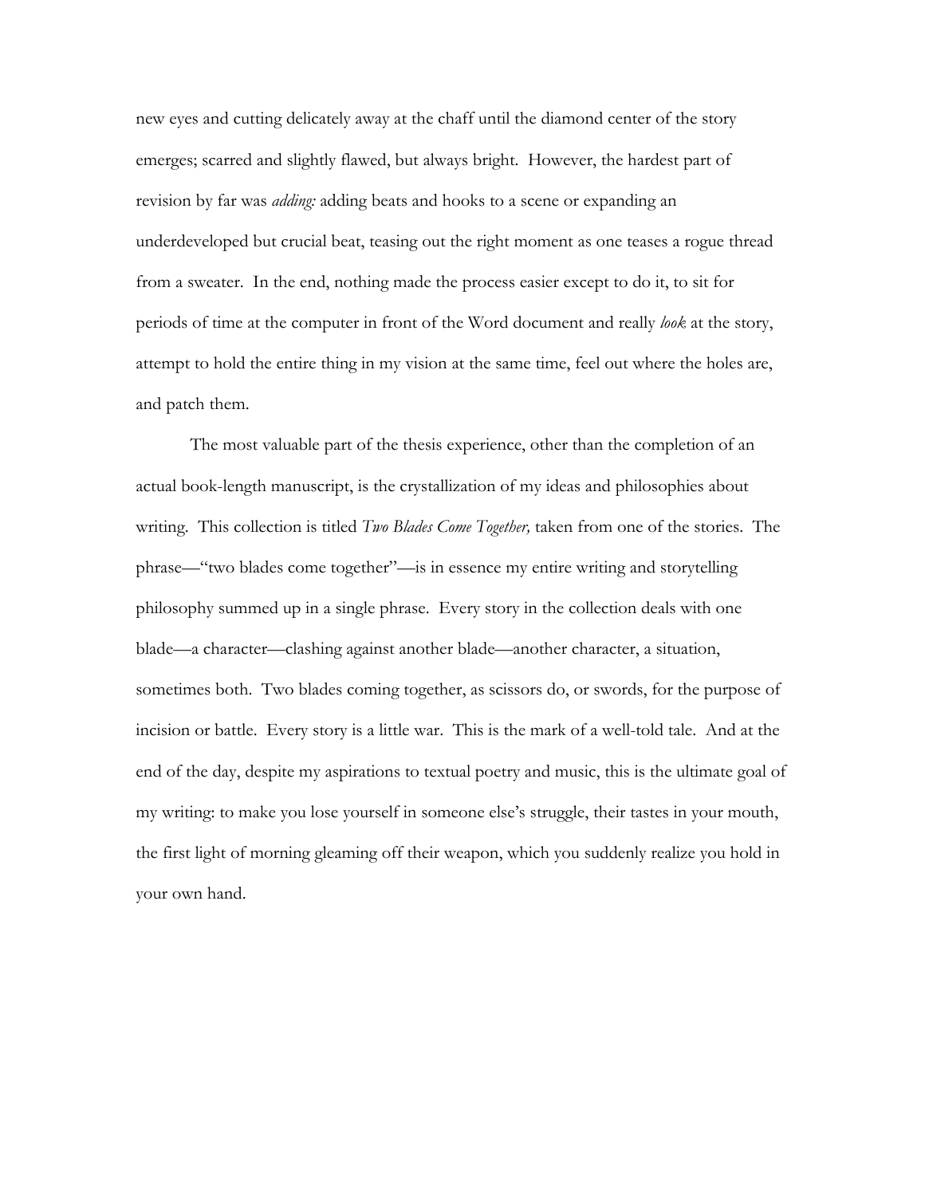new eyes and cutting delicately away at the chaff until the diamond center of the story emerges; scarred and slightly flawed, but always bright. However, the hardest part of revision by far was *adding:* adding beats and hooks to a scene or expanding an underdeveloped but crucial beat, teasing out the right moment as one teases a rogue thread from a sweater. In the end, nothing made the process easier except to do it, to sit for periods of time at the computer in front of the Word document and really *look* at the story, attempt to hold the entire thing in my vision at the same time, feel out where the holes are, and patch them.

The most valuable part of the thesis experience, other than the completion of an actual book-length manuscript, is the crystallization of my ideas and philosophies about writing. This collection is titled *Two Blades Come Together,* taken from one of the stories. The phrase—"two blades come together"—is in essence my entire writing and storytelling philosophy summed up in a single phrase. Every story in the collection deals with one blade—a character—clashing against another blade—another character, a situation, sometimes both. Two blades coming together, as scissors do, or swords, for the purpose of incision or battle. Every story is a little war. This is the mark of a well-told tale. And at the end of the day, despite my aspirations to textual poetry and music, this is the ultimate goal of my writing: to make you lose yourself in someone else's struggle, their tastes in your mouth, the first light of morning gleaming off their weapon, which you suddenly realize you hold in your own hand.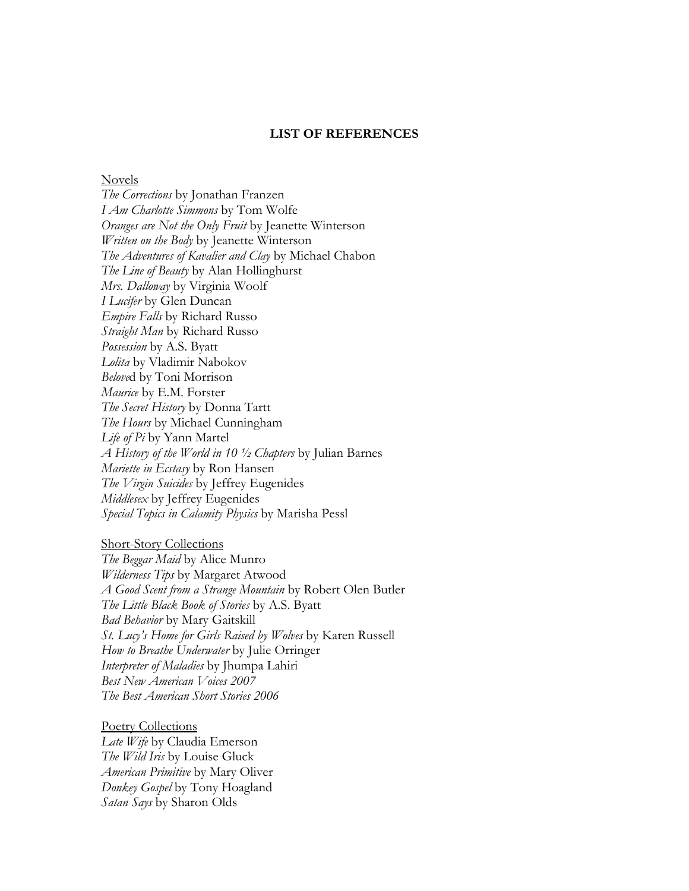# LIST OF REFERENCES

Novels

*The Corrections* by Jonathan Franzen
*I Am Charlotte Simmons* by Tom Wolfe
*Oranges are Not the Only Fruit* by Jeanette Winterson
*Written on the Body* by Jeanette Winterson
*The Adventures of Kavalier and Clay* by Michael Chabon
*The Line of Beauty* by Alan Hollinghurst
*Mrs. Dalloway* by Virginia Woolf
*I Lucifer* by Glen Duncan
*Empire Falls* by Richard Russo
*Straight Man* by Richard Russo
*Possession* by A.S. Byatt
*Lolita* by Vladimir Nabokov
*Belove*d by Toni Morrison
*Maurice* by E.M. Forster
*The Secret History* by Donna Tartt
*The Hours* by Michael Cunningham
*Life of Pi* by Yann Martel
*A History of the World in 10 ½ Chapters* by Julian Barnes
*Mariette in Ecstasy* by Ron Hansen
*The Virgin Suicides* by Jeffrey Eugenides
*Middlesex* by Jeffrey Eugenides
*Special Topics in Calamity Physics* by Marisha Pessl

Short-Story Collections

*The Beggar Maid* by Alice Munro
*Wilderness Tips* by Margaret Atwood
*A Good Scent from a Strange Mountain* by Robert Olen Butler
*The Little Black Book of Stories* by A.S. Byatt
*Bad Behavior* by Mary Gaitskill
*St. Lucy's Home for Girls Raised by Wolves* by Karen Russell
*How to Breathe Underwater* by Julie Orringer
*Interpreter of Maladies* by Jhumpa Lahiri
*Best New American Voices 2007*
*The Best American Short Stories 2006*

Poetry Collections

*Late Wife* by Claudia Emerson
*The Wild Iris* by Louise Gluck
*American Primitive* by Mary Oliver
*Donkey Gospel* by Tony Hoagland
*Satan Says* by Sharon Olds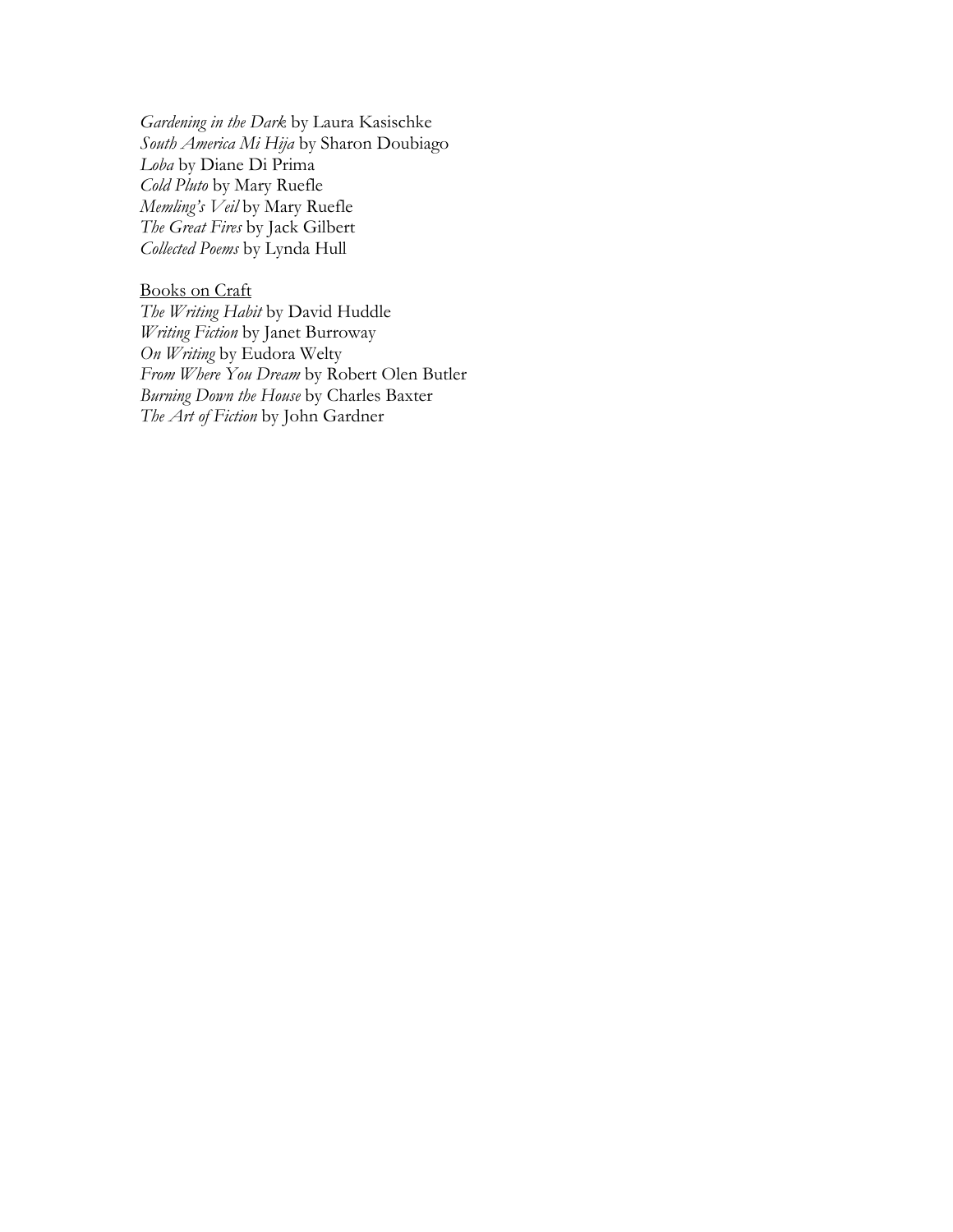*Gardening in the Dark* by Laura Kasischke
*South America Mi Hija* by Sharon Doubiago
*Loba* by Diane Di Prima
*Cold Pluto* by Mary Ruefle
*Memling's Veil* by Mary Ruefle
*The Great Fires* by Jack Gilbert
*Collected Poems* by Lynda Hull

<u>Books on Craft</u>
*The Writing Habit* by David Huddle
*Writing Fiction* by Janet Burroway
*On Writing* by Eudora Welty
*From Where You Dream* by Robert Olen Butler
*Burning Down the House* by Charles Baxter
*The Art of Fiction* by John Gardner